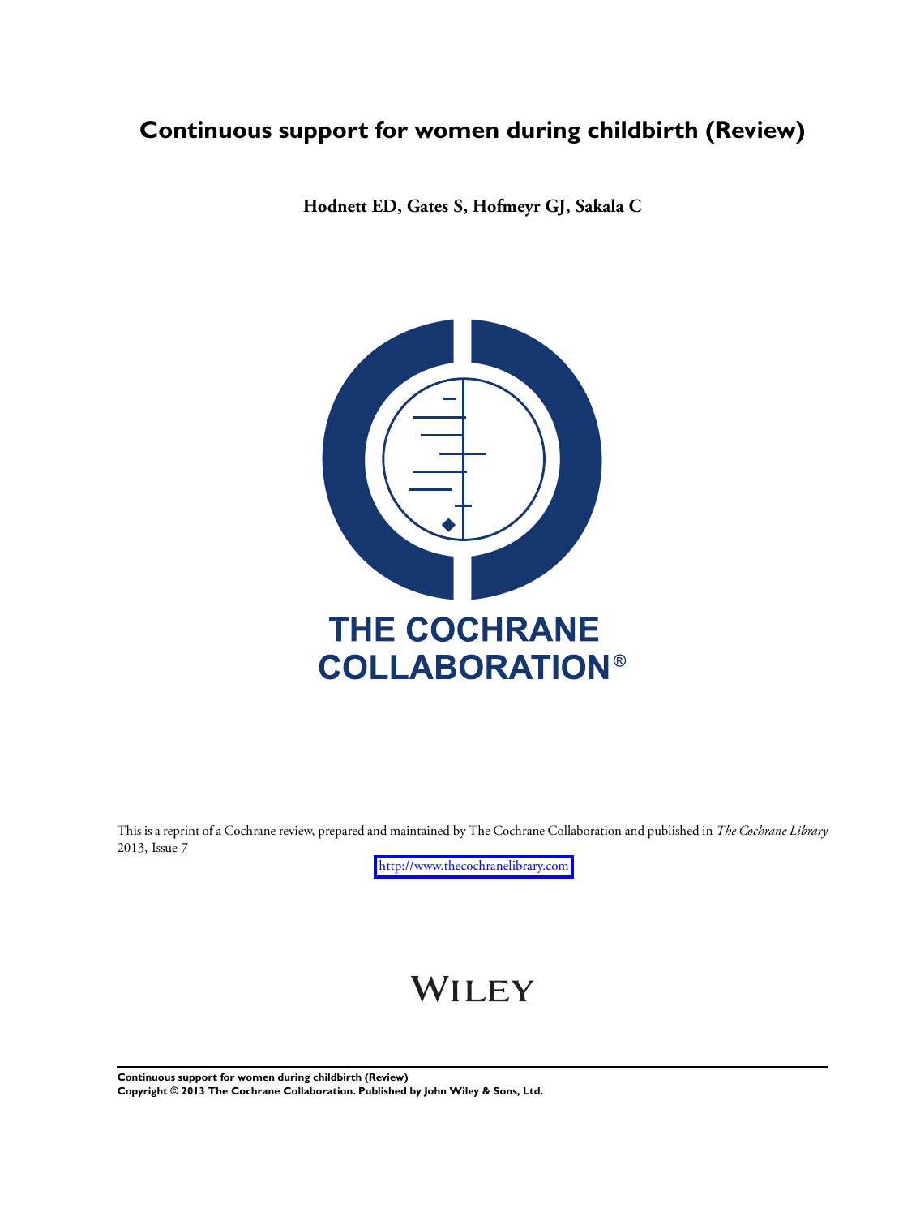# Continuous support for women during childbirth (Review)

**Hodnett ED, Gates S, Hofmeyr GJ, Sakala C**

THE COCHRANE COLLABORATION®

This is a reprint of a Cochrane review, prepared and maintained by The Cochrane Collaboration and published in *The Cochrane Library* 2013, Issue 7

http://www.thecochranelibrary.com

WILEY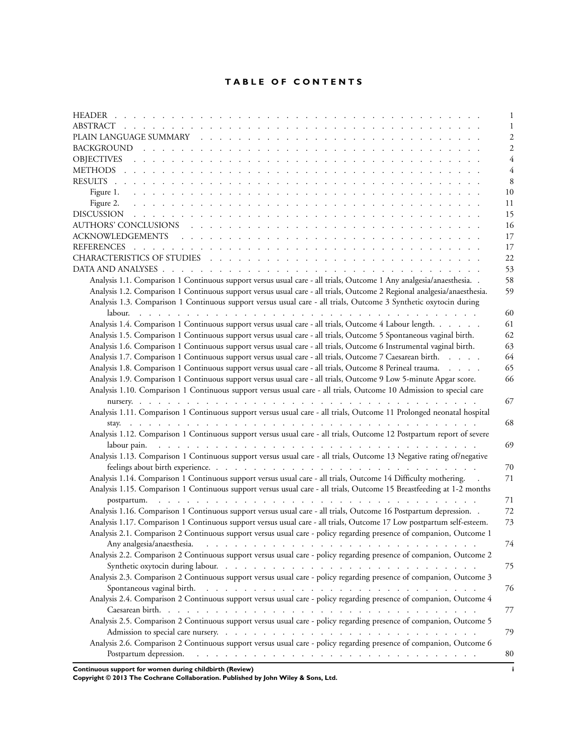# TABLE OF CONTENTS

| | |
|---|---|
| HEADER | 1 |
| ABSTRACT | 1 |
| PLAIN LANGUAGE SUMMARY | 2 |
| BACKGROUND | 2 |
| OBJECTIVES | 4 |
| METHODS | 4 |
| RESULTS | 8 |
| Figure 1. | 10 |
| Figure 2. | 11 |
| DISCUSSION | 15 |
| AUTHORS' CONCLUSIONS | 16 |
| ACKNOWLEDGEMENTS | 17 |
| REFERENCES | 17 |
| CHARACTERISTICS OF STUDIES | 22 |
| DATA AND ANALYSES | 53 |
| Analysis 1.1. Comparison 1 Continuous support versus usual care - all trials, Outcome 1 Any analgesia/anaesthesia. | 58 |
| Analysis 1.2. Comparison 1 Continuous support versus usual care - all trials, Outcome 2 Regional analgesia/anaesthesia. | 59 |
| Analysis 1.3. Comparison 1 Continuous support versus usual care - all trials, Outcome 3 Synthetic oxytocin during labour. | 60 |
| Analysis 1.4. Comparison 1 Continuous support versus usual care - all trials, Outcome 4 Labour length. | 61 |
| Analysis 1.5. Comparison 1 Continuous support versus usual care - all trials, Outcome 5 Spontaneous vaginal birth. | 62 |
| Analysis 1.6. Comparison 1 Continuous support versus usual care - all trials, Outcome 6 Instrumental vaginal birth. | 63 |
| Analysis 1.7. Comparison 1 Continuous support versus usual care - all trials, Outcome 7 Caesarean birth. | 64 |
| Analysis 1.8. Comparison 1 Continuous support versus usual care - all trials, Outcome 8 Perineal trauma. | 65 |
| Analysis 1.9. Comparison 1 Continuous support versus usual care - all trials, Outcome 9 Low 5-minute Apgar score. | 66 |
| Analysis 1.10. Comparison 1 Continuous support versus usual care - all trials, Outcome 10 Admission to special care nursery. | 67 |
| Analysis 1.11. Comparison 1 Continuous support versus usual care - all trials, Outcome 11 Prolonged neonatal hospital stay. | 68 |
| Analysis 1.12. Comparison 1 Continuous support versus usual care - all trials, Outcome 12 Postpartum report of severe labour pain. | 69 |
| Analysis 1.13. Comparison 1 Continuous support versus usual care - all trials, Outcome 13 Negative rating of/negative feelings about birth experience. | 70 |
| Analysis 1.14. Comparison 1 Continuous support versus usual care - all trials, Outcome 14 Difficulty mothering. | 71 |
| Analysis 1.15. Comparison 1 Continuous support versus usual care - all trials, Outcome 15 Breastfeeding at 1-2 months postpartum. | 71 |
| Analysis 1.16. Comparison 1 Continuous support versus usual care - all trials, Outcome 16 Postpartum depression. | 72 |
| Analysis 1.17. Comparison 1 Continuous support versus usual care - all trials, Outcome 17 Low postpartum self-esteem. | 73 |
| Analysis 2.1. Comparison 2 Continuous support versus usual care - policy regarding presence of companion, Outcome 1 Any analgesia/anaesthesia. | 74 |
| Analysis 2.2. Comparison 2 Continuous support versus usual care - policy regarding presence of companion, Outcome 2 Synthetic oxytocin during labour. | 75 |
| Analysis 2.3. Comparison 2 Continuous support versus usual care - policy regarding presence of companion, Outcome 3 Spontaneous vaginal birth. | 76 |
| Analysis 2.4. Comparison 2 Continuous support versus usual care - policy regarding presence of companion, Outcome 4 Caesarean birth. | 77 |
| Analysis 2.5. Comparison 2 Continuous support versus usual care - policy regarding presence of companion, Outcome 5 Admission to special care nursery. | 79 |
| Analysis 2.6. Comparison 2 Continuous support versus usual care - policy regarding presence of companion, Outcome 6 Postpartum depression. | 80 |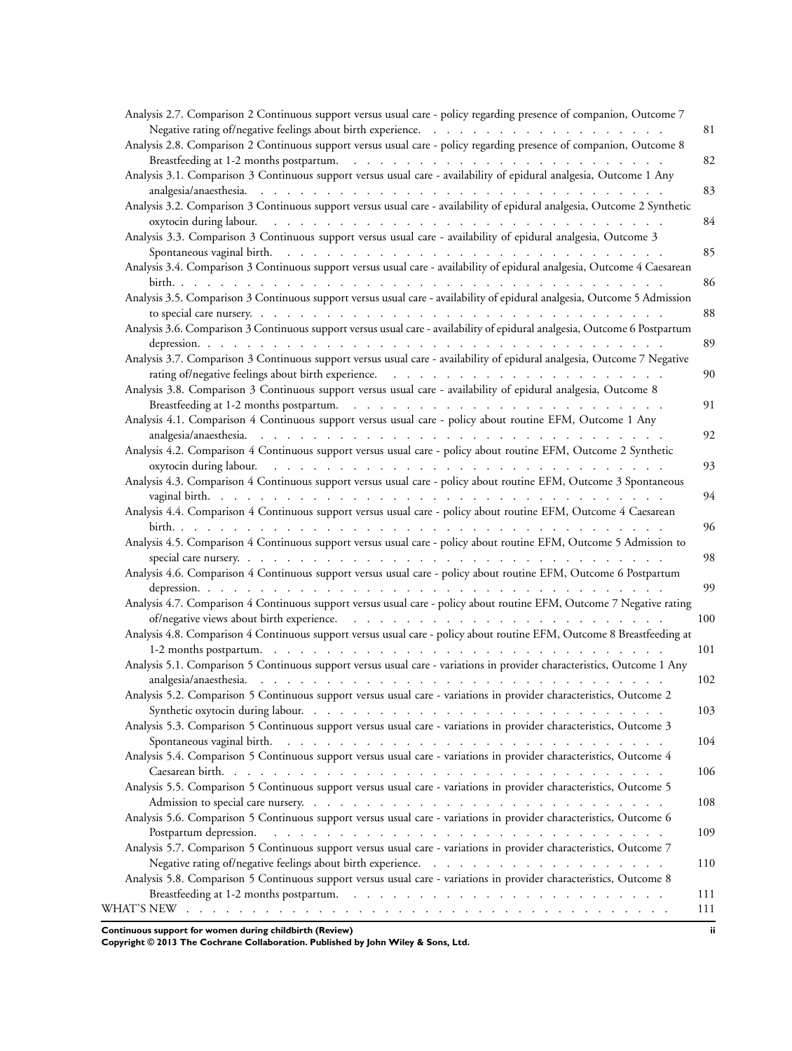Analysis 2.7. Comparison 2 Continuous support versus usual care - policy regarding presence of companion, Outcome 7 Negative rating of/negative feelings about birth experience. . . . . . . . . . . . . . . . . . . . 81

Analysis 2.8. Comparison 2 Continuous support versus usual care - policy regarding presence of companion, Outcome 8 Breastfeeding at 1-2 months postpartum. . . . . . . . . . . . . . . . . . . . . . . . . . 82

Analysis 3.1. Comparison 3 Continuous support versus usual care - availability of epidural analgesia, Outcome 1 Any analgesia/anaesthesia. . . . . . . . . . . . . . . . . . . . . . . . . . . . . . . . . 83

Analysis 3.2. Comparison 3 Continuous support versus usual care - availability of epidural analgesia, Outcome 2 Synthetic oxytocin during labour. . . . . . . . . . . . . . . . . . . . . . . . . . . . . . . . 84

Analysis 3.3. Comparison 3 Continuous support versus usual care - availability of epidural analgesia, Outcome 3 Spontaneous vaginal birth. . . . . . . . . . . . . . . . . . . . . . . . . . . . . . . 85

Analysis 3.4. Comparison 3 Continuous support versus usual care - availability of epidural analgesia, Outcome 4 Caesarean birth. . . . . . . . . . . . . . . . . . . . . . . . . . . . . . . . . . . . . 86

Analysis 3.5. Comparison 3 Continuous support versus usual care - availability of epidural analgesia, Outcome 5 Admission to special care nursery. . . . . . . . . . . . . . . . . . . . . . . . . . . . . . . . . 88

Analysis 3.6. Comparison 3 Continuous support versus usual care - availability of epidural analgesia, Outcome 6 Postpartum depression. . . . . . . . . . . . . . . . . . . . . . . . . . . . . . . . . . . . . 89

Analysis 3.7. Comparison 3 Continuous support versus usual care - availability of epidural analgesia, Outcome 7 Negative rating of/negative feelings about birth experience. . . . . . . . . . . . . . . . . . . . . . . 90

Analysis 3.8. Comparison 3 Continuous support versus usual care - availability of epidural analgesia, Outcome 8 Breastfeeding at 1-2 months postpartum. . . . . . . . . . . . . . . . . . . . . . . . . . 91

Analysis 4.1. Comparison 4 Continuous support versus usual care - policy about routine EFM, Outcome 1 Any analgesia/anaesthesia. . . . . . . . . . . . . . . . . . . . . . . . . . . . . . . . . 92

Analysis 4.2. Comparison 4 Continuous support versus usual care - policy about routine EFM, Outcome 2 Synthetic oxytocin during labour. . . . . . . . . . . . . . . . . . . . . . . . . . . . . . . . 93

Analysis 4.3. Comparison 4 Continuous support versus usual care - policy about routine EFM, Outcome 3 Spontaneous vaginal birth. . . . . . . . . . . . . . . . . . . . . . . . . . . . . . . . . . . 94

Analysis 4.4. Comparison 4 Continuous support versus usual care - policy about routine EFM, Outcome 4 Caesarean birth. . . . . . . . . . . . . . . . . . . . . . . . . . . . . . . . . . . . . 96

Analysis 4.5. Comparison 4 Continuous support versus usual care - policy about routine EFM, Outcome 5 Admission to special care nursery. . . . . . . . . . . . . . . . . . . . . . . . . . . . . . . . . 98

Analysis 4.6. Comparison 4 Continuous support versus usual care - policy about routine EFM, Outcome 6 Postpartum depression. . . . . . . . . . . . . . . . . . . . . . . . . . . . . . . . . . . . 99

Analysis 4.7. Comparison 4 Continuous support versus usual care - policy about routine EFM, Outcome 7 Negative rating of/negative views about birth experience. . . . . . . . . . . . . . . . . . . . . . . . 100

Analysis 4.8. Comparison 4 Continuous support versus usual care - policy about routine EFM, Outcome 8 Breastfeeding at 1-2 months postpartum. . . . . . . . . . . . . . . . . . . . . . . . . . . . . . 101

Analysis 5.1. Comparison 5 Continuous support versus usual care - variations in provider characteristics, Outcome 1 Any analgesia/anaesthesia. . . . . . . . . . . . . . . . . . . . . . . . . . . . . . . . . 102

Analysis 5.2. Comparison 5 Continuous support versus usual care - variations in provider characteristics, Outcome 2 Synthetic oxytocin during labour. . . . . . . . . . . . . . . . . . . . . . . . . . . . . 103

Analysis 5.3. Comparison 5 Continuous support versus usual care - variations in provider characteristics, Outcome 3 Spontaneous vaginal birth. . . . . . . . . . . . . . . . . . . . . . . . . . . . . . . 104

Analysis 5.4. Comparison 5 Continuous support versus usual care - variations in provider characteristics, Outcome 4 Caesarean birth. . . . . . . . . . . . . . . . . . . . . . . . . . . . . . . . . . . 106

Analysis 5.5. Comparison 5 Continuous support versus usual care - variations in provider characteristics, Outcome 5 Admission to special care nursery. . . . . . . . . . . . . . . . . . . . . . . . . . . . . 108

Analysis 5.6. Comparison 5 Continuous support versus usual care - variations in provider characteristics, Outcome 6 Postpartum depression. . . . . . . . . . . . . . . . . . . . . . . . . . . . . . . . 109

Analysis 5.7. Comparison 5 Continuous support versus usual care - variations in provider characteristics, Outcome 7 Negative rating of/negative feelings about birth experience. . . . . . . . . . . . . . . . . . . . 110

Analysis 5.8. Comparison 5 Continuous support versus usual care - variations in provider characteristics, Outcome 8 Breastfeeding at 1-2 months postpartum. . . . . . . . . . . . . . . . . . . . . . . . . . 111

WHAT'S NEW . . . . . . . . . . . . . . . . . . . . . . . . . . . . . . . . . . . . . . 111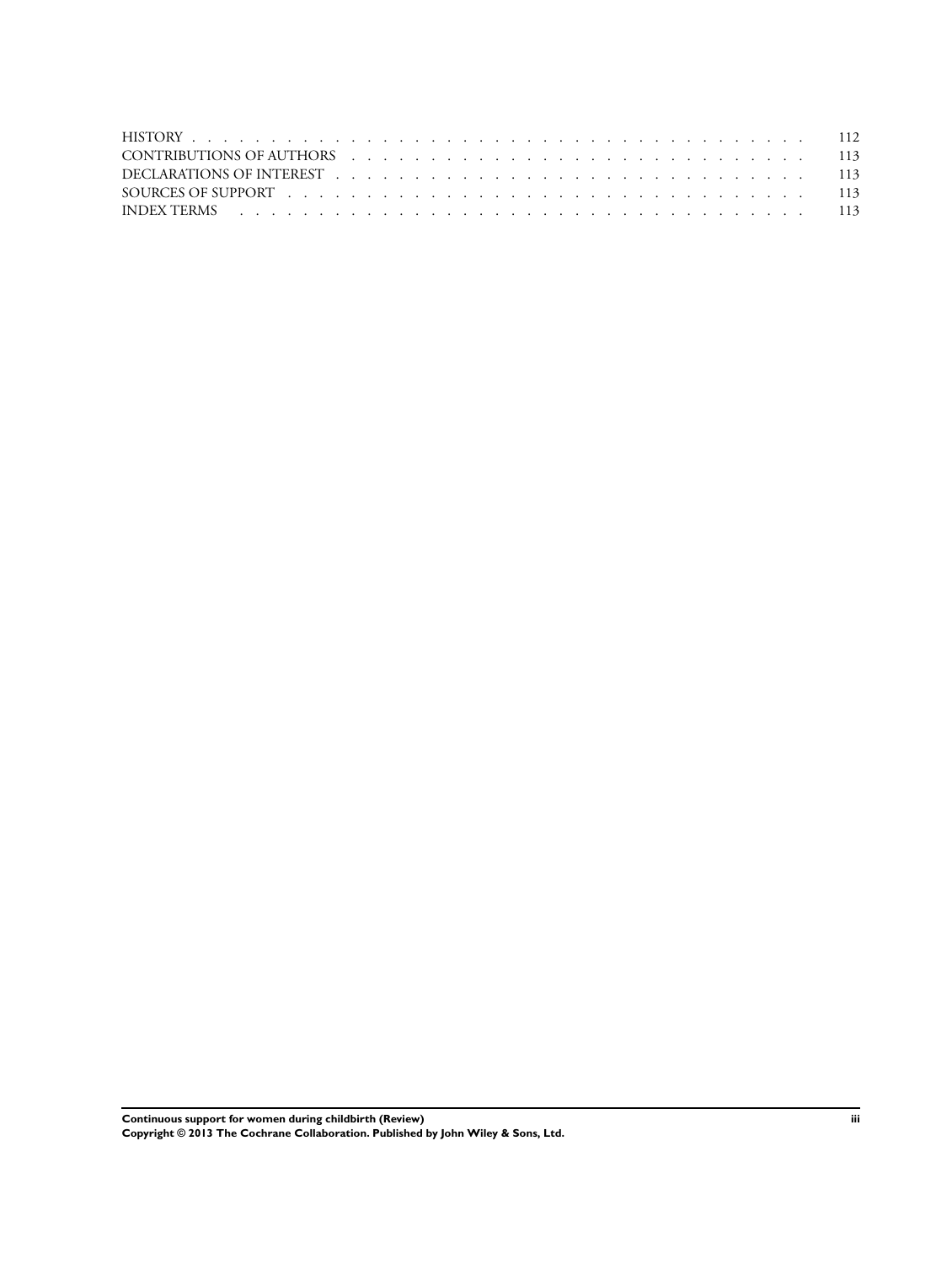HISTORY . . . . . . . . . . . . . . . . . . . . . . . . . . . . . . . . . 112
CONTRIBUTIONS OF AUTHORS . . . . . . . . . . . . . . . . . . . . . . . . . . 113
DECLARATIONS OF INTEREST . . . . . . . . . . . . . . . . . . . . . . . . . . 113
SOURCES OF SUPPORT . . . . . . . . . . . . . . . . . . . . . . . . . . . . 113
INDEX TERMS . . . . . . . . . . . . . . . . . . . . . . . . . . . . . . . 113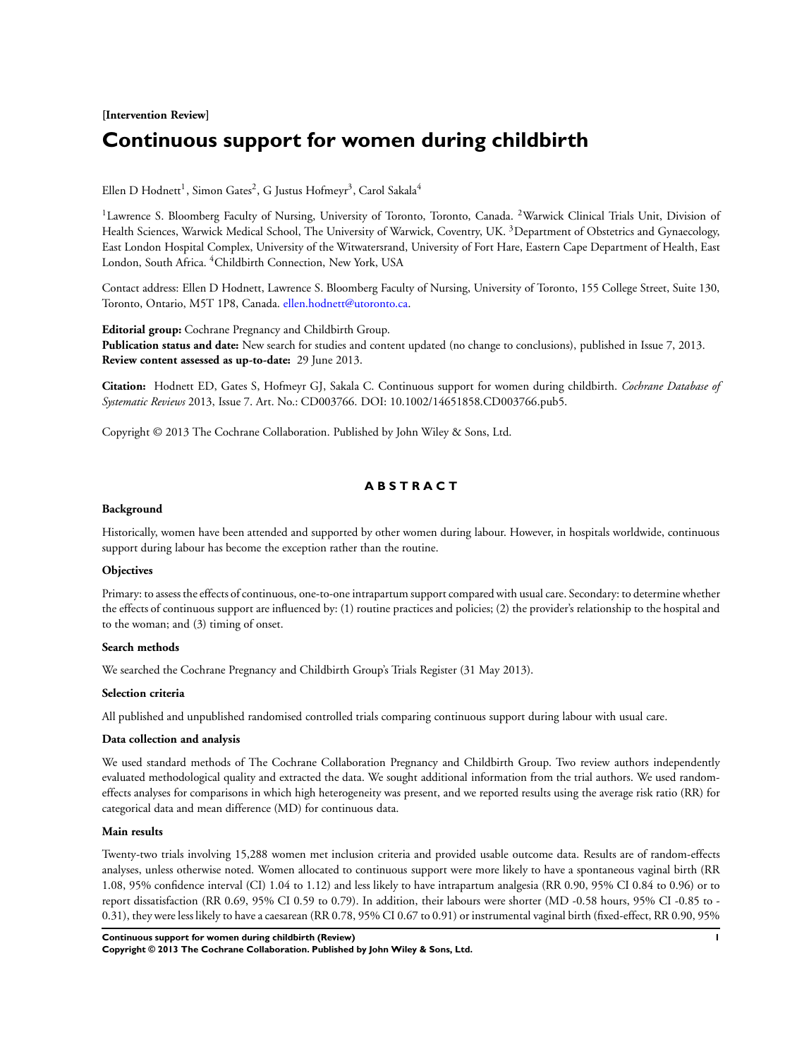**[Intervention Review]**

# Continuous support for women during childbirth

Ellen D Hodnett[1], Simon Gates[2], G Justus Hofmeyr[3], Carol Sakala[4]

[1]Lawrence S. Bloomberg Faculty of Nursing, University of Toronto, Toronto, Canada. [2]Warwick Clinical Trials Unit, Division of Health Sciences, Warwick Medical School, The University of Warwick, Coventry, UK. [3]Department of Obstetrics and Gynaecology, East London Hospital Complex, University of the Witwatersrand, University of Fort Hare, Eastern Cape Department of Health, East London, South Africa. [4]Childbirth Connection, New York, USA

Contact address: Ellen D Hodnett, Lawrence S. Bloomberg Faculty of Nursing, University of Toronto, 155 College Street, Suite 130, Toronto, Ontario, M5T 1P8, Canada. ellen.hodnett@utoronto.ca.

**Editorial group:** Cochrane Pregnancy and Childbirth Group.
**Publication status and date:** New search for studies and content updated (no change to conclusions), published in Issue 7, 2013.
**Review content assessed as up-to-date:** 29 June 2013.

**Citation:** Hodnett ED, Gates S, Hofmeyr GJ, Sakala C. Continuous support for women during childbirth. *Cochrane Database of Systematic Reviews* 2013, Issue 7. Art. No.: CD003766. DOI: 10.1002/14651858.CD003766.pub5.

Copyright © 2013 The Cochrane Collaboration. Published by John Wiley & Sons, Ltd.

## ABSTRACT

### Background

Historically, women have been attended and supported by other women during labour. However, in hospitals worldwide, continuous support during labour has become the exception rather than the routine.

### Objectives

Primary: to assess the effects of continuous, one-to-one intrapartum support compared with usual care. Secondary: to determine whether the effects of continuous support are influenced by: (1) routine practices and policies; (2) the provider's relationship to the hospital and to the woman; and (3) timing of onset.

### Search methods

We searched the Cochrane Pregnancy and Childbirth Group's Trials Register (31 May 2013).

### Selection criteria

All published and unpublished randomised controlled trials comparing continuous support during labour with usual care.

### Data collection and analysis

We used standard methods of The Cochrane Collaboration Pregnancy and Childbirth Group. Two review authors independently evaluated methodological quality and extracted the data. We sought additional information from the trial authors. We used random-effects analyses for comparisons in which high heterogeneity was present, and we reported results using the average risk ratio (RR) for categorical data and mean difference (MD) for continuous data.

### Main results

Twenty-two trials involving 15,288 women met inclusion criteria and provided usable outcome data. Results are of random-effects analyses, unless otherwise noted. Women allocated to continuous support were more likely to have a spontaneous vaginal birth (RR 1.08, 95% confidence interval (CI) 1.04 to 1.12) and less likely to have intrapartum analgesia (RR 0.90, 95% CI 0.84 to 0.96) or to report dissatisfaction (RR 0.69, 95% CI 0.59 to 0.79). In addition, their labours were shorter (MD -0.58 hours, 95% CI -0.85 to -0.31), they were less likely to have a caesarean (RR 0.78, 95% CI 0.67 to 0.91) or instrumental vaginal birth (fixed-effect, RR 0.90, 95%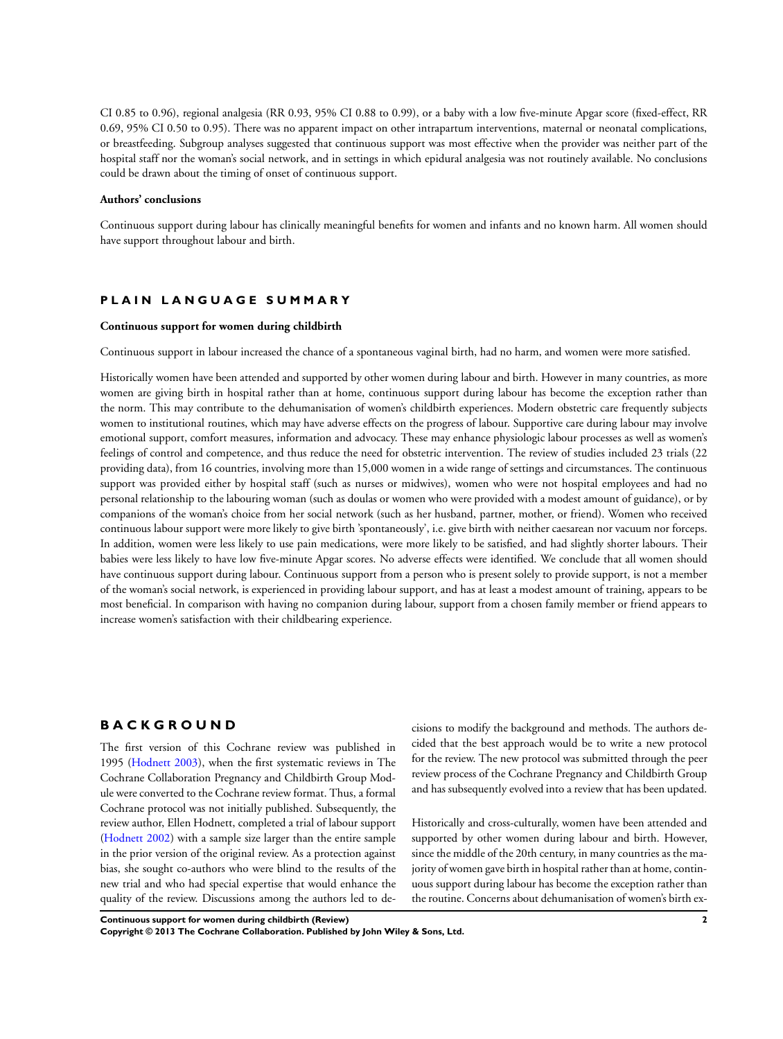CI 0.85 to 0.96), regional analgesia (RR 0.93, 95% CI 0.88 to 0.99), or a baby with a low five-minute Apgar score (fixed-effect, RR 0.69, 95% CI 0.50 to 0.95). There was no apparent impact on other intrapartum interventions, maternal or neonatal complications, or breastfeeding. Subgroup analyses suggested that continuous support was most effective when the provider was neither part of the hospital staff nor the woman's social network, and in settings in which epidural analgesia was not routinely available. No conclusions could be drawn about the timing of onset of continuous support.

**Authors' conclusions**

Continuous support during labour has clinically meaningful benefits for women and infants and no known harm. All women should have support throughout labour and birth.

## PLAIN LANGUAGE SUMMARY

**Continuous support for women during childbirth**

Continuous support in labour increased the chance of a spontaneous vaginal birth, had no harm, and women were more satisfied.

Historically women have been attended and supported by other women during labour and birth. However in many countries, as more women are giving birth in hospital rather than at home, continuous support during labour has become the exception rather than the norm. This may contribute to the dehumanisation of women's childbirth experiences. Modern obstetric care frequently subjects women to institutional routines, which may have adverse effects on the progress of labour. Supportive care during labour may involve emotional support, comfort measures, information and advocacy. These may enhance physiologic labour processes as well as women's feelings of control and competence, and thus reduce the need for obstetric intervention. The review of studies included 23 trials (22 providing data), from 16 countries, involving more than 15,000 women in a wide range of settings and circumstances. The continuous support was provided either by hospital staff (such as nurses or midwives), women who were not hospital employees and had no personal relationship to the labouring woman (such as doulas or women who were provided with a modest amount of guidance), or by companions of the woman's choice from her social network (such as her husband, partner, mother, or friend). Women who received continuous labour support were more likely to give birth 'spontaneously', i.e. give birth with neither caesarean nor vacuum nor forceps. In addition, women were less likely to use pain medications, were more likely to be satisfied, and had slightly shorter labours. Their babies were less likely to have low five-minute Apgar scores. No adverse effects were identified. We conclude that all women should have continuous support during labour. Continuous support from a person who is present solely to provide support, is not a member of the woman's social network, is experienced in providing labour support, and has at least a modest amount of training, appears to be most beneficial. In comparison with having no companion during labour, support from a chosen family member or friend appears to increase women's satisfaction with their childbearing experience.

## BACKGROUND

The first version of this Cochrane review was published in 1995 (Hodnett 2003), when the first systematic reviews in The Cochrane Collaboration Pregnancy and Childbirth Group Module were converted to the Cochrane review format. Thus, a formal Cochrane protocol was not initially published. Subsequently, the review author, Ellen Hodnett, completed a trial of labour support (Hodnett 2002) with a sample size larger than the entire sample in the prior version of the original review. As a protection against bias, she sought co-authors who were blind to the results of the new trial and who had special expertise that would enhance the quality of the review. Discussions among the authors led to decisions to modify the background and methods. The authors decided that the best approach would be to write a new protocol for the review. The new protocol was submitted through the peer review process of the Cochrane Pregnancy and Childbirth Group and has subsequently evolved into a review that has been updated.

Historically and cross-culturally, women have been attended and supported by other women during labour and birth. However, since the middle of the 20th century, in many countries as the majority of women gave birth in hospital rather than at home, continuous support during labour has become the exception rather than the routine. Concerns about dehumanisation of women's birth ex-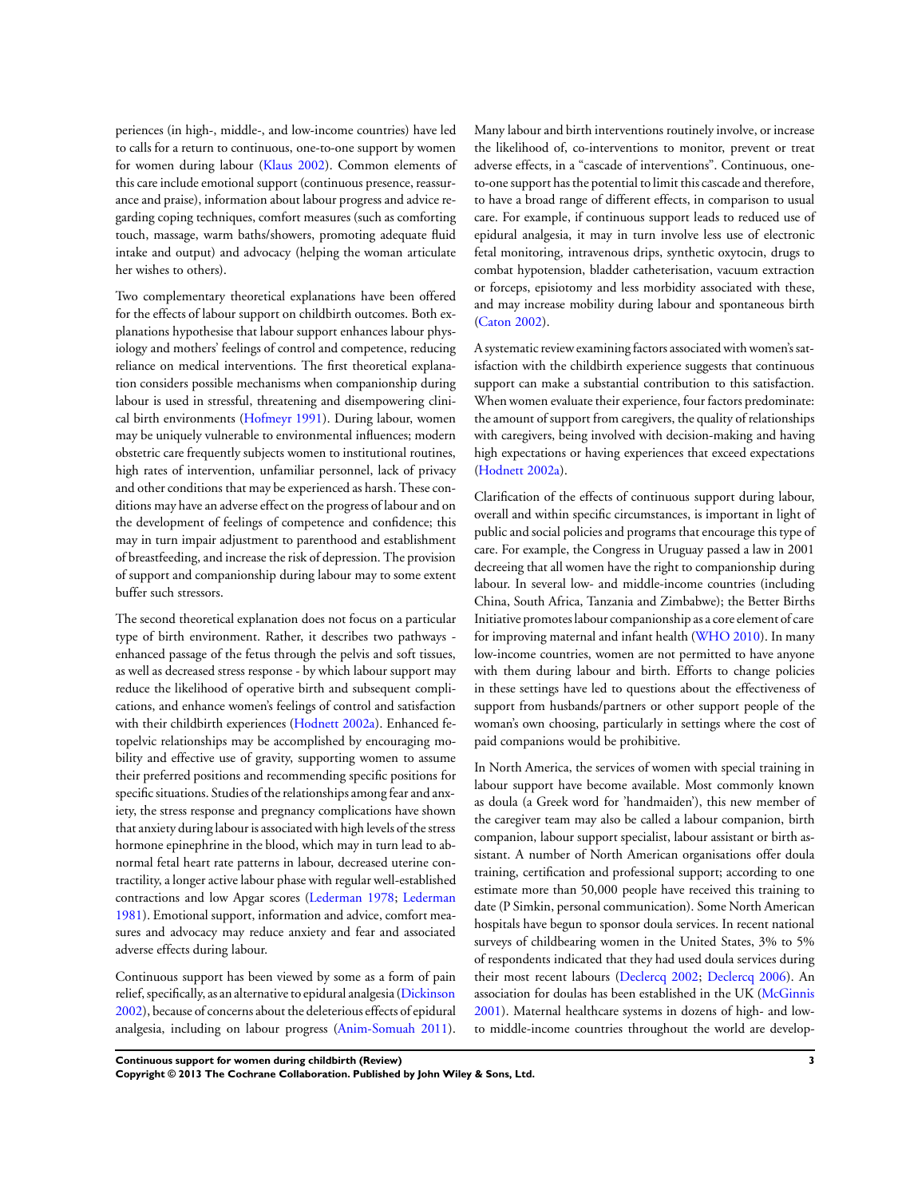periences (in high-, middle-, and low-income countries) have led to calls for a return to continuous, one-to-one support by women for women during labour (Klaus 2002). Common elements of this care include emotional support (continuous presence, reassurance and praise), information about labour progress and advice regarding coping techniques, comfort measures (such as comforting touch, massage, warm baths/showers, promoting adequate fluid intake and output) and advocacy (helping the woman articulate her wishes to others).

Two complementary theoretical explanations have been offered for the effects of labour support on childbirth outcomes. Both explanations hypothesise that labour support enhances labour physiology and mothers' feelings of control and competence, reducing reliance on medical interventions. The first theoretical explanation considers possible mechanisms when companionship during labour is used in stressful, threatening and disempowering clinical birth environments (Hofmeyr 1991). During labour, women may be uniquely vulnerable to environmental influences; modern obstetric care frequently subjects women to institutional routines, high rates of intervention, unfamiliar personnel, lack of privacy and other conditions that may be experienced as harsh. These conditions may have an adverse effect on the progress of labour and on the development of feelings of competence and confidence; this may in turn impair adjustment to parenthood and establishment of breastfeeding, and increase the risk of depression. The provision of support and companionship during labour may to some extent buffer such stressors.

The second theoretical explanation does not focus on a particular type of birth environment. Rather, it describes two pathways - enhanced passage of the fetus through the pelvis and soft tissues, as well as decreased stress response - by which labour support may reduce the likelihood of operative birth and subsequent complications, and enhance women's feelings of control and satisfaction with their childbirth experiences (Hodnett 2002a). Enhanced fetopelvic relationships may be accomplished by encouraging mobility and effective use of gravity, supporting women to assume their preferred positions and recommending specific positions for specific situations. Studies of the relationships among fear and anxiety, the stress response and pregnancy complications have shown that anxiety during labour is associated with high levels of the stress hormone epinephrine in the blood, which may in turn lead to abnormal fetal heart rate patterns in labour, decreased uterine contractility, a longer active labour phase with regular well-established contractions and low Apgar scores (Lederman 1978; Lederman 1981). Emotional support, information and advice, comfort measures and advocacy may reduce anxiety and fear and associated adverse effects during labour.

Continuous support has been viewed by some as a form of pain relief, specifically, as an alternative to epidural analgesia (Dickinson 2002), because of concerns about the deleterious effects of epidural analgesia, including on labour progress (Anim-Somuah 2011). Many labour and birth interventions routinely involve, or increase the likelihood of, co-interventions to monitor, prevent or treat adverse effects, in a "cascade of interventions". Continuous, one-to-one support has the potential to limit this cascade and therefore, to have a broad range of different effects, in comparison to usual care. For example, if continuous support leads to reduced use of epidural analgesia, it may in turn involve less use of electronic fetal monitoring, intravenous drips, synthetic oxytocin, drugs to combat hypotension, bladder catheterisation, vacuum extraction or forceps, episiotomy and less morbidity associated with these, and may increase mobility during labour and spontaneous birth (Caton 2002).

A systematic review examining factors associated with women's satisfaction with the childbirth experience suggests that continuous support can make a substantial contribution to this satisfaction. When women evaluate their experience, four factors predominate: the amount of support from caregivers, the quality of relationships with caregivers, being involved with decision-making and having high expectations or having experiences that exceed expectations (Hodnett 2002a).

Clarification of the effects of continuous support during labour, overall and within specific circumstances, is important in light of public and social policies and programs that encourage this type of care. For example, the Congress in Uruguay passed a law in 2001 decreeing that all women have the right to companionship during labour. In several low- and middle-income countries (including China, South Africa, Tanzania and Zimbabwe); the Better Births Initiative promotes labour companionship as a core element of care for improving maternal and infant health (WHO 2010). In many low-income countries, women are not permitted to have anyone with them during labour and birth. Efforts to change policies in these settings have led to questions about the effectiveness of support from husbands/partners or other support people of the woman's own choosing, particularly in settings where the cost of paid companions would be prohibitive.

In North America, the services of women with special training in labour support have become available. Most commonly known as doula (a Greek word for 'handmaiden'), this new member of the caregiver team may also be called a labour companion, birth companion, labour support specialist, labour assistant or birth assistant. A number of North American organisations offer doula training, certification and professional support; according to one estimate more than 50,000 people have received this training to date (P Simkin, personal communication). Some North American hospitals have begun to sponsor doula services. In recent national surveys of childbearing women in the United States, 3% to 5% of respondents indicated that they had used doula services during their most recent labours (Declercq 2002; Declercq 2006). An association for doulas has been established in the UK (McGinnis 2001). Maternal healthcare systems in dozens of high- and low- to middle-income countries throughout the world are develop-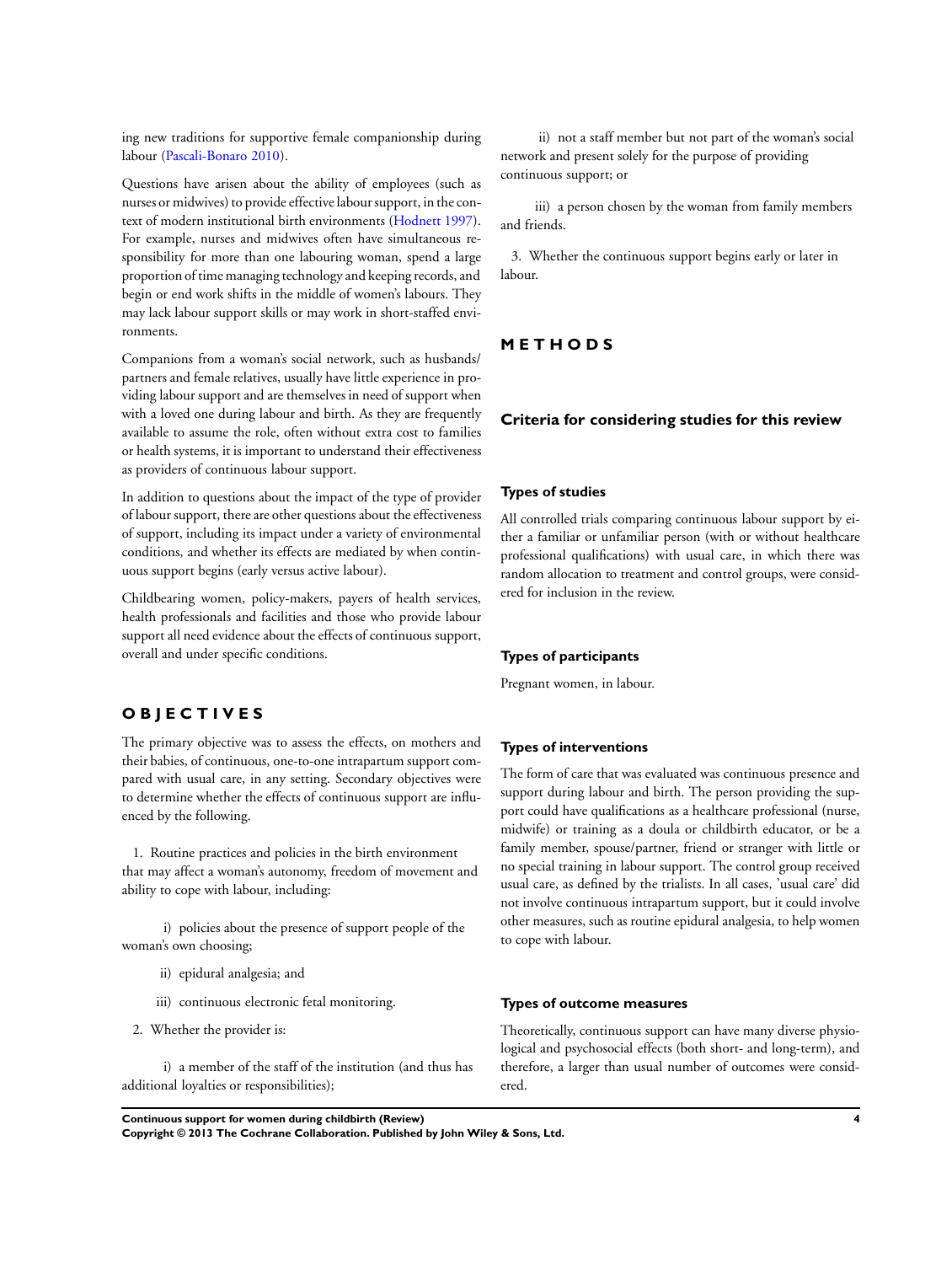ing new traditions for supportive female companionship during labour (Pascali-Bonaro 2010).

Questions have arisen about the ability of employees (such as nurses or midwives) to provide effective labour support, in the context of modern institutional birth environments (Hodnett 1997). For example, nurses and midwives often have simultaneous responsibility for more than one labouring woman, spend a large proportion of time managing technology and keeping records, and begin or end work shifts in the middle of women's labours. They may lack labour support skills or may work in short-staffed environments.

Companions from a woman's social network, such as husbands/ partners and female relatives, usually have little experience in providing labour support and are themselves in need of support when with a loved one during labour and birth. As they are frequently available to assume the role, often without extra cost to families or health systems, it is important to understand their effectiveness as providers of continuous labour support.

In addition to questions about the impact of the type of provider of labour support, there are other questions about the effectiveness of support, including its impact under a variety of environmental conditions, and whether its effects are mediated by when continuous support begins (early versus active labour).

Childbearing women, policy-makers, payers of health services, health professionals and facilities and those who provide labour support all need evidence about the effects of continuous support, overall and under specific conditions.

# OBJECTIVES

The primary objective was to assess the effects, on mothers and their babies, of continuous, one-to-one intrapartum support compared with usual care, in any setting. Secondary objectives were to determine whether the effects of continuous support are influenced by the following.

1. Routine practices and policies in the birth environment that may affect a woman's autonomy, freedom of movement and ability to cope with labour, including:

    i) policies about the presence of support people of the woman's own choosing;

    ii) epidural analgesia; and

    iii) continuous electronic fetal monitoring.

2. Whether the provider is:

    i) a member of the staff of the institution (and thus has additional loyalties or responsibilities);

    ii) not a staff member but not part of the woman's social network and present solely for the purpose of providing continuous support; or

    iii) a person chosen by the woman from family members and friends.

3. Whether the continuous support begins early or later in labour.

# METHODS

## Criteria for considering studies for this review

### Types of studies

All controlled trials comparing continuous labour support by either a familiar or unfamiliar person (with or without healthcare professional qualifications) with usual care, in which there was random allocation to treatment and control groups, were considered for inclusion in the review.

### Types of participants

Pregnant women, in labour.

### Types of interventions

The form of care that was evaluated was continuous presence and support during labour and birth. The person providing the support could have qualifications as a healthcare professional (nurse, midwife) or training as a doula or childbirth educator, or be a family member, spouse/partner, friend or stranger with little or no special training in labour support. The control group received usual care, as defined by the trialists. In all cases, 'usual care' did not involve continuous intrapartum support, but it could involve other measures, such as routine epidural analgesia, to help women to cope with labour.

### Types of outcome measures

Theoretically, continuous support can have many diverse physiological and psychosocial effects (both short- and long-term), and therefore, a larger than usual number of outcomes were considered.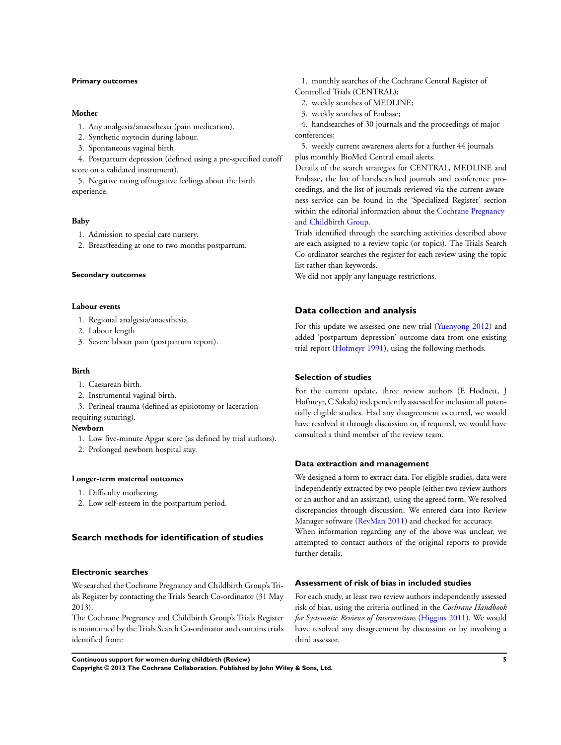#### Primary outcomes

##### Mother

1. Any analgesia/anaesthesia (pain medication).
2. Synthetic oxytocin during labour.
3. Spontaneous vaginal birth.
4. Postpartum depression (defined using a pre-specified cutoff score on a validated instrument).
5. Negative rating of/negative feelings about the birth experience.

##### Baby

1. Admission to special care nursery.
2. Breastfeeding at one to two months postpartum.

#### Secondary outcomes

##### Labour events

1. Regional analgesia/anaesthesia.
2. Labour length
3. Severe labour pain (postpartum report).

##### Birth

1. Caesarean birth.
2. Instrumental vaginal birth.
3. Perineal trauma (defined as episiotomy or laceration requiring suturing).

##### Newborn

1. Low five-minute Apgar score (as defined by trial authors).
2. Prolonged newborn hospital stay.

##### Longer-term maternal outcomes

1. Difficulty mothering.
2. Low self-esteem in the postpartum period.

## Search methods for identification of studies

### Electronic searches

We searched the Cochrane Pregnancy and Childbirth Group's Trials Register by contacting the Trials Search Co-ordinator (31 May 2013).

The Cochrane Pregnancy and Childbirth Group's Trials Register is maintained by the Trials Search Co-ordinator and contains trials identified from:

1. monthly searches of the Cochrane Central Register of Controlled Trials (CENTRAL);
2. weekly searches of MEDLINE;
3. weekly searches of Embase;
4. handsearches of 30 journals and the proceedings of major conferences;
5. weekly current awareness alerts for a further 44 journals plus monthly BioMed Central email alerts.

Details of the search strategies for CENTRAL, MEDLINE and Embase, the list of handsearched journals and conference proceedings, and the list of journals reviewed via the current awareness service can be found in the 'Specialized Register' section within the editorial information about the Cochrane Pregnancy and Childbirth Group.

Trials identified through the searching activities described above are each assigned to a review topic (or topics). The Trials Search Co-ordinator searches the register for each review using the topic list rather than keywords.

We did not apply any language restrictions.

## Data collection and analysis

For this update we assessed one new trial (Yuenyong 2012) and added 'postpartum depression' outcome data from one existing trial report (Hofmeyr 1991), using the following methods.

### Selection of studies

For the current update, three review authors (E Hodnett, J Hofmeyr, C Sakala) independently assessed for inclusion all potentially eligible studies. Had any disagreement occurred, we would have resolved it through discussion or, if required, we would have consulted a third member of the review team.

### Data extraction and management

We designed a form to extract data. For eligible studies, data were independently extracted by two people (either two review authors or an author and an assistant), using the agreed form. We resolved discrepancies through discussion. We entered data into Review Manager software (RevMan 2011) and checked for accuracy.

When information regarding any of the above was unclear, we attempted to contact authors of the original reports to provide further details.

### Assessment of risk of bias in included studies

For each study, at least two review authors independently assessed risk of bias, using the criteria outlined in the *Cochrane Handbook for Systematic Reviews of Interventions* (Higgins 2011). We would have resolved any disagreement by discussion or by involving a third assessor.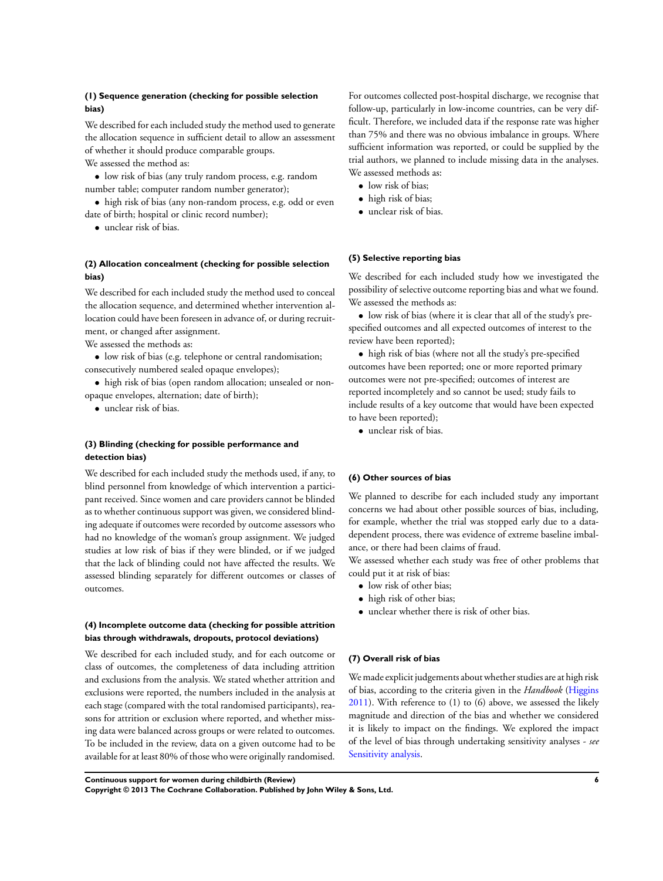#### (1) Sequence generation (checking for possible selection bias)

We described for each included study the method used to generate the allocation sequence in sufficient detail to allow an assessment of whether it should produce comparable groups.

We assessed the method as:

- low risk of bias (any truly random process, e.g. random number table; computer random number generator);
- high risk of bias (any non-random process, e.g. odd or even date of birth; hospital or clinic record number);
- unclear risk of bias.

#### (2) Allocation concealment (checking for possible selection bias)

We described for each included study the method used to conceal the allocation sequence, and determined whether intervention allocation could have been foreseen in advance of, or during recruitment, or changed after assignment.

We assessed the methods as:

- low risk of bias (e.g. telephone or central randomisation; consecutively numbered sealed opaque envelopes);
- high risk of bias (open random allocation; unsealed or non-opaque envelopes, alternation; date of birth);
- unclear risk of bias.

#### (3) Blinding (checking for possible performance and detection bias)

We described for each included study the methods used, if any, to blind personnel from knowledge of which intervention a participant received. Since women and care providers cannot be blinded as to whether continuous support was given, we considered blinding adequate if outcomes were recorded by outcome assessors who had no knowledge of the woman's group assignment. We judged studies at low risk of bias if they were blinded, or if we judged that the lack of blinding could not have affected the results. We assessed blinding separately for different outcomes or classes of outcomes.

#### (4) Incomplete outcome data (checking for possible attrition bias through withdrawals, dropouts, protocol deviations)

We described for each included study, and for each outcome or class of outcomes, the completeness of data including attrition and exclusions from the analysis. We stated whether attrition and exclusions were reported, the numbers included in the analysis at each stage (compared with the total randomised participants), reasons for attrition or exclusion where reported, and whether missing data were balanced across groups or were related to outcomes. To be included in the review, data on a given outcome had to be available for at least 80% of those who were originally randomised. For outcomes collected post-hospital discharge, we recognise that follow-up, particularly in low-income countries, can be very difficult. Therefore, we included data if the response rate was higher than 75% and there was no obvious imbalance in groups. Where sufficient information was reported, or could be supplied by the trial authors, we planned to include missing data in the analyses. We assessed methods as:

- low risk of bias;
- high risk of bias;
- unclear risk of bias.

#### (5) Selective reporting bias

We described for each included study how we investigated the possibility of selective outcome reporting bias and what we found. We assessed the methods as:

- low risk of bias (where it is clear that all of the study's pre-specified outcomes and all expected outcomes of interest to the review have been reported);
- high risk of bias (where not all the study's pre-specified outcomes have been reported; one or more reported primary outcomes were not pre-specified; outcomes of interest are reported incompletely and so cannot be used; study fails to include results of a key outcome that would have been expected to have been reported);
- unclear risk of bias.

#### (6) Other sources of bias

We planned to describe for each included study any important concerns we had about other possible sources of bias, including, for example, whether the trial was stopped early due to a data-dependent process, there was evidence of extreme baseline imbalance, or there had been claims of fraud.

We assessed whether each study was free of other problems that could put it at risk of bias:

- low risk of other bias;
- high risk of other bias;
- unclear whether there is risk of other bias.

#### (7) Overall risk of bias

We made explicit judgements about whether studies are at high risk of bias, according to the criteria given in the *Handbook* (Higgins 2011). With reference to (1) to (6) above, we assessed the likely magnitude and direction of the bias and whether we considered it is likely to impact on the findings. We explored the impact of the level of bias through undertaking sensitivity analyses - *see* Sensitivity analysis.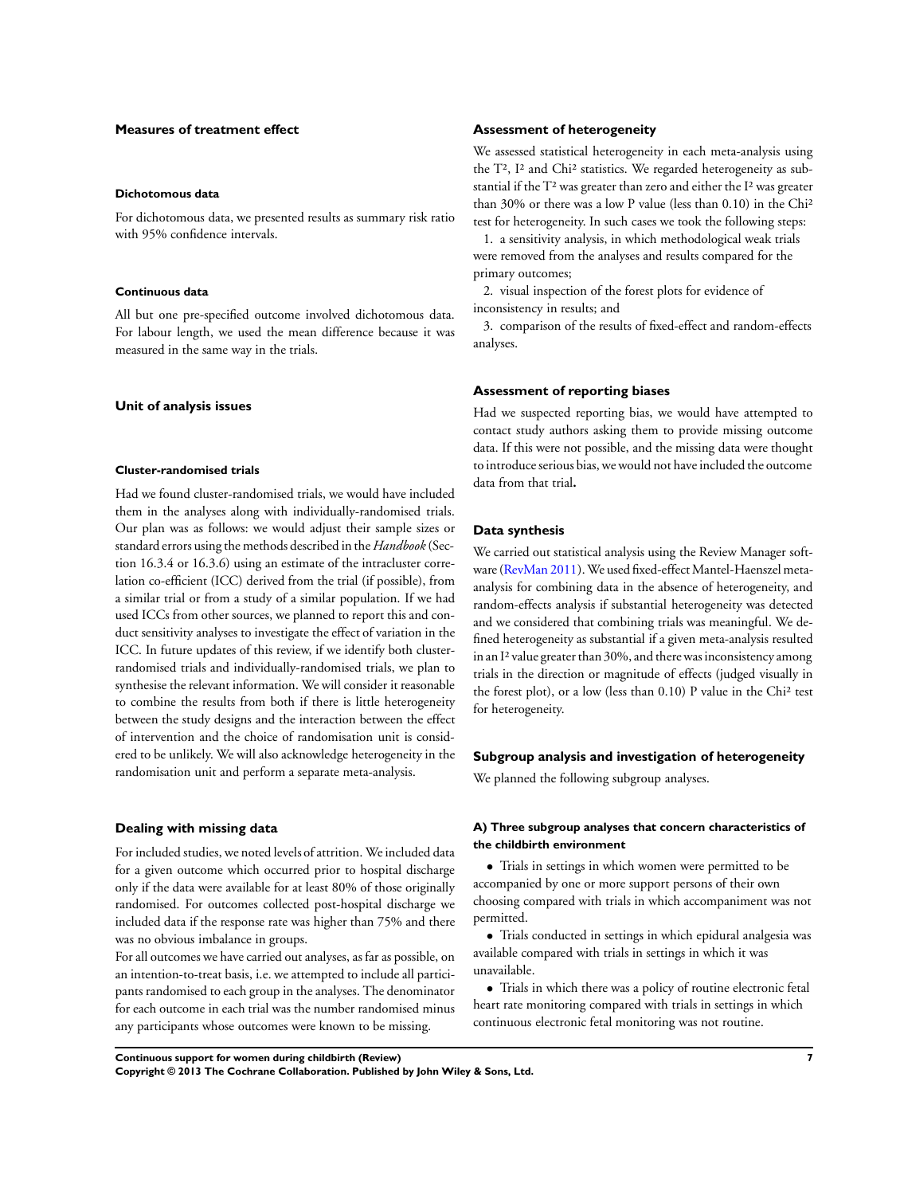### Measures of treatment effect

#### Dichotomous data

For dichotomous data, we presented results as summary risk ratio with 95% confidence intervals.

#### Continuous data

All but one pre-specified outcome involved dichotomous data. For labour length, we used the mean difference because it was measured in the same way in the trials.

### Unit of analysis issues

#### Cluster-randomised trials

Had we found cluster-randomised trials, we would have included them in the analyses along with individually-randomised trials. Our plan was as follows: we would adjust their sample sizes or standard errors using the methods described in the *Handbook* (Section 16.3.4 or 16.3.6) using an estimate of the intracluster correlation co-efficient (ICC) derived from the trial (if possible), from a similar trial or from a study of a similar population. If we had used ICCs from other sources, we planned to report this and conduct sensitivity analyses to investigate the effect of variation in the ICC. In future updates of this review, if we identify both cluster-randomised trials and individually-randomised trials, we plan to synthesise the relevant information. We will consider it reasonable to combine the results from both if there is little heterogeneity between the study designs and the interaction between the effect of intervention and the choice of randomisation unit is considered to be unlikely. We will also acknowledge heterogeneity in the randomisation unit and perform a separate meta-analysis.

### Dealing with missing data

For included studies, we noted levels of attrition. We included data for a given outcome which occurred prior to hospital discharge only if the data were available for at least 80% of those originally randomised. For outcomes collected post-hospital discharge we included data if the response rate was higher than 75% and there was no obvious imbalance in groups.

For all outcomes we have carried out analyses, as far as possible, on an intention-to-treat basis, i.e. we attempted to include all participants randomised to each group in the analyses. The denominator for each outcome in each trial was the number randomised minus any participants whose outcomes were known to be missing.

### Assessment of heterogeneity

We assessed statistical heterogeneity in each meta-analysis using the $T^2$, $I^2$ and $Chi^2$ statistics. We regarded heterogeneity as substantial if the $T^2$ was greater than zero and either the $I^2$ was greater than 30% or there was a low P value (less than 0.10) in the $Chi^2$ test for heterogeneity. In such cases we took the following steps:

1. a sensitivity analysis, in which methodological weak trials were removed from the analyses and results compared for the primary outcomes;
2. visual inspection of the forest plots for evidence of inconsistency in results; and
3. comparison of the results of fixed-effect and random-effects analyses.

### Assessment of reporting biases

Had we suspected reporting bias, we would have attempted to contact study authors asking them to provide missing outcome data. If this were not possible, and the missing data were thought to introduce serious bias, we would not have included the outcome data from that trial**.**

### Data synthesis

We carried out statistical analysis using the Review Manager software (RevMan 2011). We used fixed-effect Mantel-Haenszel meta-analysis for combining data in the absence of heterogeneity, and random-effects analysis if substantial heterogeneity was detected and we considered that combining trials was meaningful. We defined heterogeneity as substantial if a given meta-analysis resulted in an $I^2$ value greater than 30%, and there was inconsistency among trials in the direction or magnitude of effects (judged visually in the forest plot), or a low (less than 0.10) P value in the $Chi^2$ test for heterogeneity.

### Subgroup analysis and investigation of heterogeneity

We planned the following subgroup analyses.

#### A) Three subgroup analyses that concern characteristics of the childbirth environment

- Trials in settings in which women were permitted to be accompanied by one or more support persons of their own choosing compared with trials in which accompaniment was not permitted.
- Trials conducted in settings in which epidural analgesia was available compared with trials in settings in which it was unavailable.
- Trials in which there was a policy of routine electronic fetal heart rate monitoring compared with trials in settings in which continuous electronic fetal monitoring was not routine.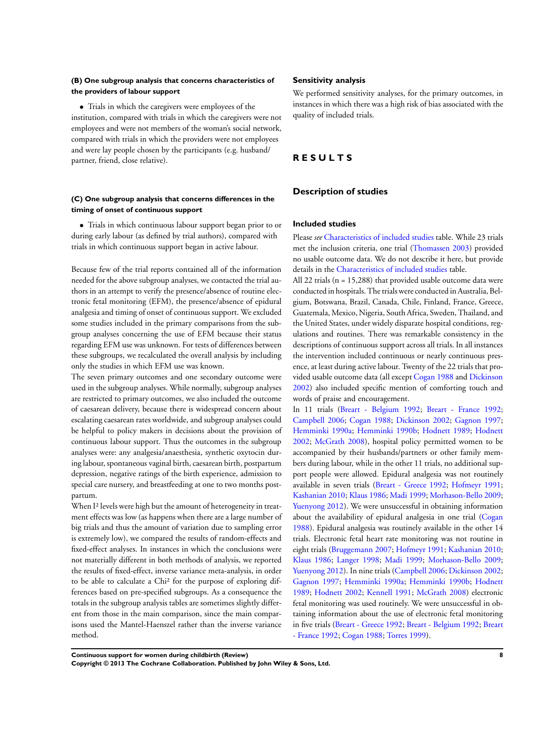#### (B) One subgroup analysis that concerns characteristics of the providers of labour support

- Trials in which the caregivers were employees of the institution, compared with trials in which the caregivers were not employees and were not members of the woman's social network, compared with trials in which the providers were not employees and were lay people chosen by the participants (e.g. husband/partner, friend, close relative).

#### (C) One subgroup analysis that concerns differences in the timing of onset of continuous support

- Trials in which continuous labour support began prior to or during early labour (as defined by trial authors), compared with trials in which continuous support began in active labour.

Because few of the trial reports contained all of the information needed for the above subgroup analyses, we contacted the trial authors in an attempt to verify the presence/absence of routine electronic fetal monitoring (EFM), the presence/absence of epidural analgesia and timing of onset of continuous support. We excluded some studies included in the primary comparisons from the subgroup analyses concerning the use of EFM because their status regarding EFM use was unknown. For tests of differences between these subgroups, we recalculated the overall analysis by including only the studies in which EFM use was known.

The seven primary outcomes and one secondary outcome were used in the subgroup analyses. While normally, subgroup analyses are restricted to primary outcomes, we also included the outcome of caesarean delivery, because there is widespread concern about escalating caesarean rates worldwide, and subgroup analyses could be helpful to policy makers in decisions about the provision of continuous labour support. Thus the outcomes in the subgroup analyses were: any analgesia/anaesthesia, synthetic oxytocin during labour, spontaneous vaginal birth, caesarean birth, postpartum depression, negative ratings of the birth experience, admission to special care nursery, and breastfeeding at one to two months postpartum.

When $I^2$ levels were high but the amount of heterogeneity in treatment effects was low (as happens when there are a large number of big trials and thus the amount of variation due to sampling error is extremely low), we compared the results of random-effects and fixed-effect analyses. In instances in which the conclusions were not materially different in both methods of analysis, we reported the results of fixed-effect, inverse variance meta-analysis, in order to be able to calculate a $Chi^2$ for the purpose of exploring differences based on pre-specified subgroups. As a consequence the totals in the subgroup analysis tables are sometimes slightly different from those in the main comparison, since the main comparisons used the Mantel-Haenszel rather than the inverse variance method.

### Sensitivity analysis

We performed sensitivity analyses, for the primary outcomes, in instances in which there was a high risk of bias associated with the quality of included trials.

# RESULTS

## Description of studies

### Included studies

Please *see* Characteristics of included studies table. While 23 trials met the inclusion criteria, one trial (Thomassen 2003) provided no usable outcome data. We do not describe it here, but provide details in the Characteristics of included studies table.

All 22 trials (n = 15,288) that provided usable outcome data were conducted in hospitals. The trials were conducted in Australia, Belgium, Botswana, Brazil, Canada, Chile, Finland, France, Greece, Guatemala, Mexico, Nigeria, South Africa, Sweden, Thailand, and the United States, under widely disparate hospital conditions, regulations and routines. There was remarkable consistency in the descriptions of continuous support across all trials. In all instances the intervention included continuous or nearly continuous presence, at least during active labour. Twenty of the 22 trials that provided usable outcome data (all except Cogan 1988 and Dickinson 2002) also included specific mention of comforting touch and words of praise and encouragement.

In 11 trials (Breart - Belgium 1992; Breart - France 1992; Campbell 2006; Cogan 1988; Dickinson 2002; Gagnon 1997; Hemminki 1990a; Hemminki 1990b; Hodnett 1989; Hodnett 2002; McGrath 2008), hospital policy permitted women to be accompanied by their husbands/partners or other family members during labour, while in the other 11 trials, no additional support people were allowed. Epidural analgesia was not routinely available in seven trials (Breart - Greece 1992; Hofmeyr 1991; Kashanian 2010; Klaus 1986; Madi 1999; Morhason-Bello 2009; Yuenyong 2012). We were unsuccessful in obtaining information about the availability of epidural analgesia in one trial (Cogan 1988). Epidural analgesia was routinely available in the other 14 trials. Electronic fetal heart rate monitoring was not routine in eight trials (Bruggemann 2007; Hofmeyr 1991; Kashanian 2010; Klaus 1986; Langer 1998; Madi 1999; Morhason-Bello 2009; Yuenyong 2012). In nine trials (Campbell 2006; Dickinson 2002; Gagnon 1997; Hemminki 1990a; Hemminki 1990b; Hodnett 1989; Hodnett 2002; Kennell 1991; McGrath 2008) electronic fetal monitoring was used routinely. We were unsuccessful in obtaining information about the use of electronic fetal monitoring in five trials (Breart - Greece 1992; Breart - Belgium 1992; Breart - France 1992; Cogan 1988; Torres 1999).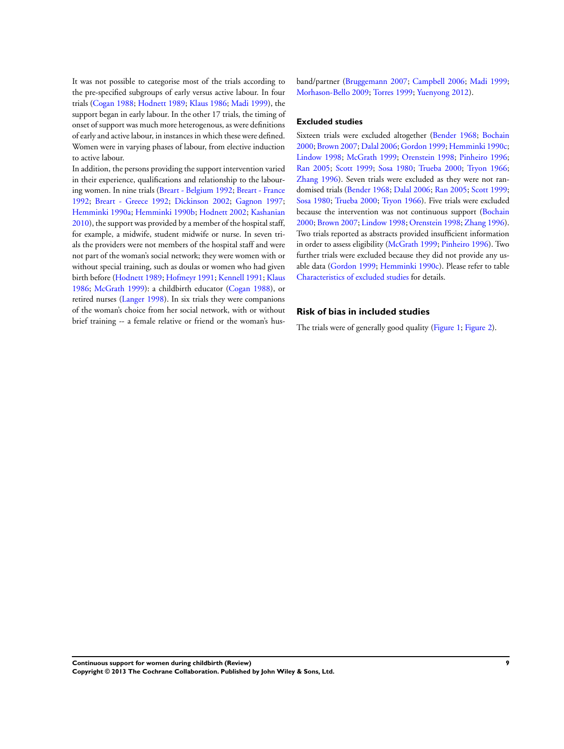It was not possible to categorise most of the trials according to the pre-specified subgroups of early versus active labour. In four trials (Cogan 1988; Hodnett 1989; Klaus 1986; Madi 1999), the support began in early labour. In the other 17 trials, the timing of onset of support was much more heterogenous, as were definitions of early and active labour, in instances in which these were defined. Women were in varying phases of labour, from elective induction to active labour.

In addition, the persons providing the support intervention varied in their experience, qualifications and relationship to the labouring women. In nine trials (Breart - Belgium 1992; Breart - France 1992; Breart - Greece 1992; Dickinson 2002; Gagnon 1997; Hemminki 1990a; Hemminki 1990b; Hodnett 2002; Kashanian 2010), the support was provided by a member of the hospital staff, for example, a midwife, student midwife or nurse. In seven trials the providers were not members of the hospital staff and were not part of the woman's social network; they were women with or without special training, such as doulas or women who had given birth before (Hodnett 1989; Hofmeyr 1991; Kennell 1991; Klaus 1986; McGrath 1999): a childbirth educator (Cogan 1988), or retired nurses (Langer 1998). In six trials they were companions of the woman's choice from her social network, with or without brief training -- a female relative or friend or the woman's husband/partner (Bruggemann 2007; Campbell 2006; Madi 1999; Morhason-Bello 2009; Torres 1999; Yuenyong 2012).

### Excluded studies

Sixteen trials were excluded altogether (Bender 1968; Bochain 2000; Brown 2007; Dalal 2006; Gordon 1999; Hemminki 1990c; Lindow 1998; McGrath 1999; Orenstein 1998; Pinheiro 1996; Ran 2005; Scott 1999; Sosa 1980; Trueba 2000; Tryon 1966; Zhang 1996). Seven trials were excluded as they were not randomised trials (Bender 1968; Dalal 2006; Ran 2005; Scott 1999; Sosa 1980; Trueba 2000; Tryon 1966). Five trials were excluded because the intervention was not continuous support (Bochain 2000; Brown 2007; Lindow 1998; Orenstein 1998; Zhang 1996). Two trials reported as abstracts provided insufficient information in order to assess eligibility (McGrath 1999; Pinheiro 1996). Two further trials were excluded because they did not provide any usable data (Gordon 1999; Hemminki 1990c). Please refer to table Characteristics of excluded studies for details.

## Risk of bias in included studies

The trials were of generally good quality (Figure 1; Figure 2).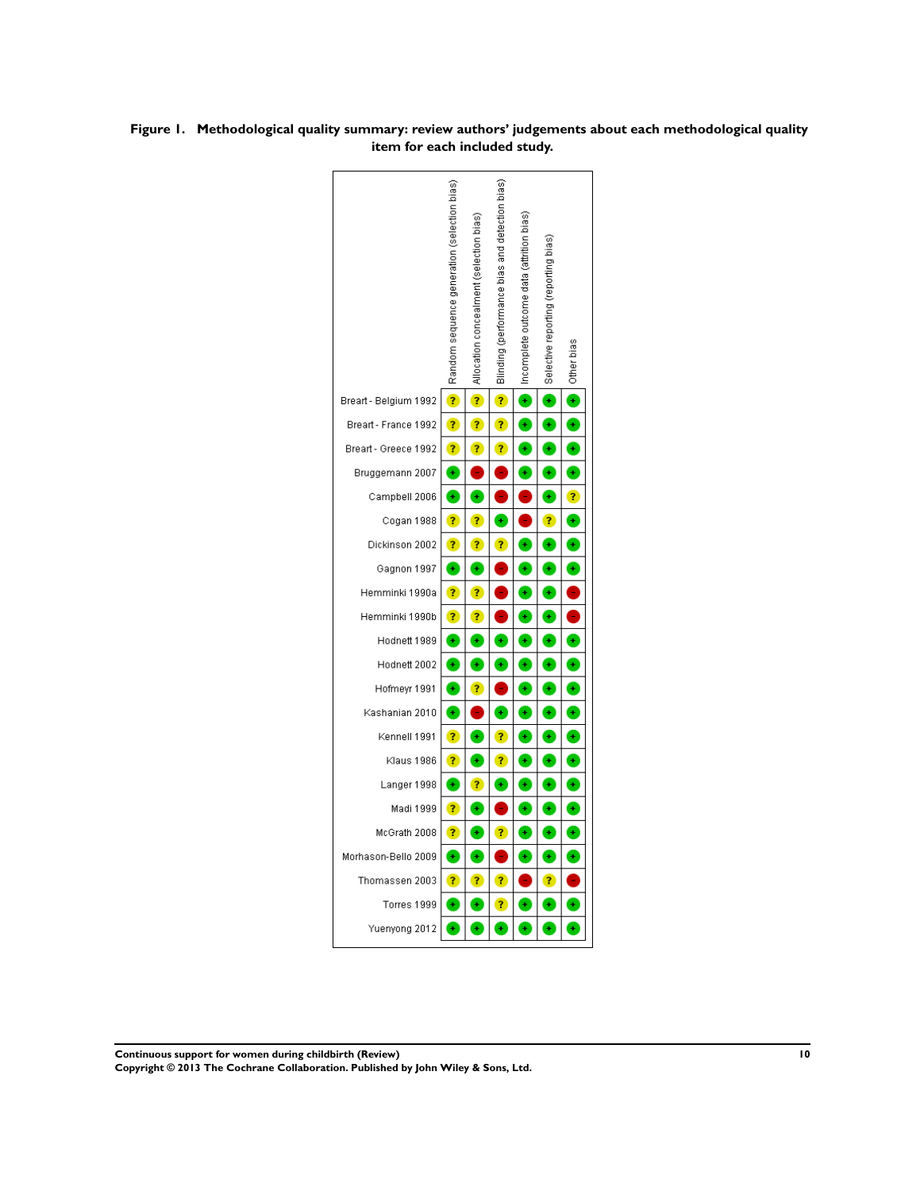**Figure 1. Methodological quality summary: review authors' judgements about each methodological quality item for each included study.**

| | Random sequence generation (selection bias) | Allocation concealment (selection bias) | Blinding (performance bias and detection bias) | Incomplete outcome data (attrition bias) | Selective reporting (reporting bias) | Other bias |
|---|---|---|---|---|---|---|
| Breart - Belgium 1992 | ? | ? | ? | + | + | + |
| Breart - France 1992 | ? | ? | ? | + | + | + |
| Breart - Greece 1992 | ? | ? | ? | + | + | + |
| Bruggemann 2007 | + | - | - | + | + | + |
| Campbell 2006 | + | + | - | - | + | ? |
| Cogan 1988 | ? | ? | + | - | ? | + |
| Dickinson 2002 | ? | ? | ? | + | + | + |
| Gagnon 1997 | + | + | - | + | + | + |
| Hemminki 1990a | ? | ? | - | + | + | - |
| Hemminki 1990b | ? | ? | - | + | + | - |
| Hodnett 1989 | + | + | + | + | + | + |
| Hodnett 2002 | + | + | + | + | + | + |
| Hofmeyr 1991 | + | ? | - | + | + | + |
| Kashanian 2010 | + | - | + | + | + | + |
| Kennell 1991 | ? | + | ? | + | + | + |
| Klaus 1986 | ? | + | ? | + | + | + |
| Langer 1998 | + | ? | + | + | + | + |
| Madi 1999 | ? | + | - | + | + | + |
| McGrath 2008 | ? | + | ? | + | + | + |
| Morhason-Bello 2009 | + | + | - | + | + | + |
| Thomassen 2003 | ? | ? | ? | - | ? | - |
| Torres 1999 | + | + | ? | + | + | + |
| Yuenyong 2012 | + | + | + | + | + | + |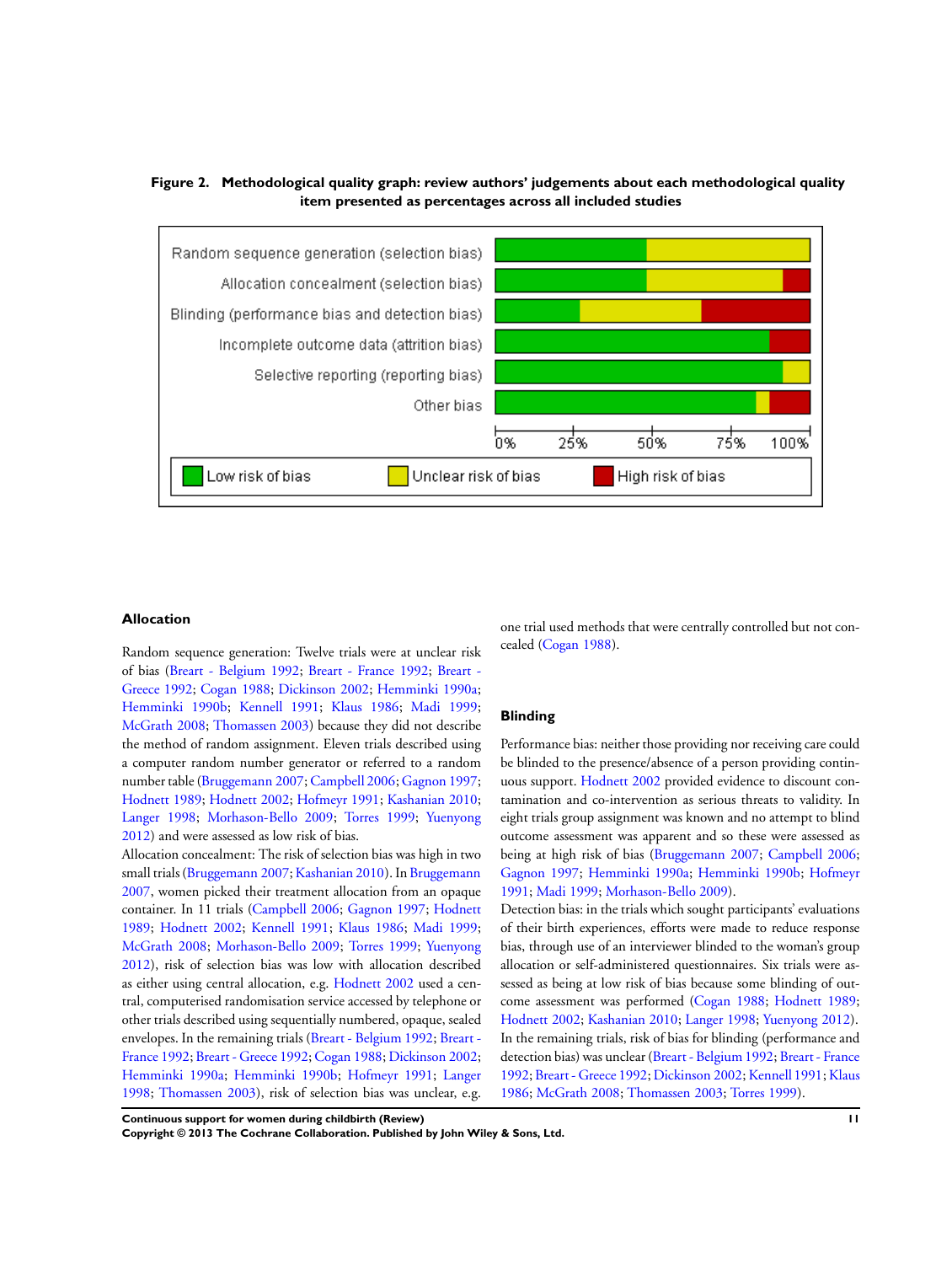**Figure 2. Methodological quality graph: review authors' judgements about each methodological quality item presented as percentages across all included studies**

## Allocation

Random sequence generation: Twelve trials were at unclear risk of bias (Breart - Belgium 1992; Breart - France 1992; Breart - Greece 1992; Cogan 1988; Dickinson 2002; Hemminki 1990a; Hemminki 1990b; Kennell 1991; Klaus 1986; Madi 1999; McGrath 2008; Thomassen 2003) because they did not describe the method of random assignment. Eleven trials described using a computer random number generator or referred to a random number table (Bruggemann 2007; Campbell 2006; Gagnon 1997; Hodnett 1989; Hodnett 2002; Hofmeyr 1991; Kashanian 2010; Langer 1998; Morhason-Bello 2009; Torres 1999; Yuenyong 2012) and were assessed as low risk of bias.

Allocation concealment: The risk of selection bias was high in two small trials (Bruggemann 2007; Kashanian 2010). In Bruggemann 2007, women picked their treatment allocation from an opaque container. In 11 trials (Campbell 2006; Gagnon 1997; Hodnett 1989; Hodnett 2002; Kennell 1991; Klaus 1986; Madi 1999; McGrath 2008; Morhason-Bello 2009; Torres 1999; Yuenyong 2012), risk of selection bias was low with allocation described as either using central allocation, e.g. Hodnett 2002 used a central, computerised randomisation service accessed by telephone or other trials described using sequentially numbered, opaque, sealed envelopes. In the remaining trials (Breart - Belgium 1992; Breart - France 1992; Breart - Greece 1992; Cogan 1988; Dickinson 2002; Hemminki 1990a; Hemminki 1990b; Hofmeyr 1991; Langer 1998; Thomassen 2003), risk of selection bias was unclear, e.g. one trial used methods that were centrally controlled but not concealed (Cogan 1988).

## Blinding

Performance bias: neither those providing nor receiving care could be blinded to the presence/absence of a person providing continuous support. Hodnett 2002 provided evidence to discount contamination and co-intervention as serious threats to validity. In eight trials group assignment was known and no attempt to blind outcome assessment was apparent and so these were assessed as being at high risk of bias (Bruggemann 2007; Campbell 2006; Gagnon 1997; Hemminki 1990a; Hemminki 1990b; Hofmeyr 1991; Madi 1999; Morhason-Bello 2009).

Detection bias: in the trials which sought participants' evaluations of their birth experiences, efforts were made to reduce response bias, through use of an interviewer blinded to the woman's group allocation or self-administered questionnaires. Six trials were assessed as being at low risk of bias because some blinding of outcome assessment was performed (Cogan 1988; Hodnett 1989; Hodnett 2002; Kashanian 2010; Langer 1998; Yuenyong 2012).

In the remaining trials, risk of bias for blinding (performance and detection bias) was unclear (Breart - Belgium 1992; Breart - France 1992; Breart - Greece 1992; Dickinson 2002; Kennell 1991; Klaus 1986; McGrath 2008; Thomassen 2003; Torres 1999).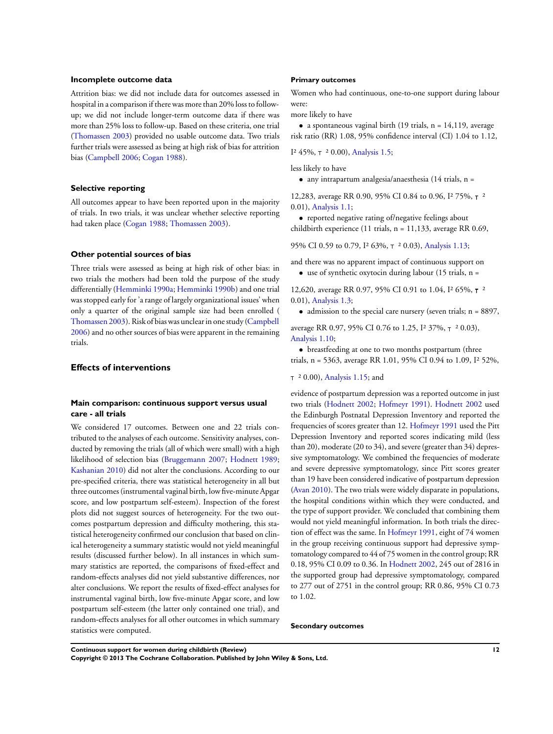### Incomplete outcome data

Attrition bias: we did not include data for outcomes assessed in hospital in a comparison if there was more than 20% loss to follow-up; we did not include longer-term outcome data if there was more than 25% loss to follow-up. Based on these criteria, one trial (Thomassen 2003) provided no usable outcome data. Two trials further trials were assessed as being at high risk of bias for attrition bias (Campbell 2006; Cogan 1988).

### Selective reporting

All outcomes appear to have been reported upon in the majority of trials. In two trials, it was unclear whether selective reporting had taken place (Cogan 1988; Thomassen 2003).

### Other potential sources of bias

Three trials were assessed as being at high risk of other bias: in two trials the mothers had been told the purpose of the study differentially (Hemminki 1990a; Hemminki 1990b) and one trial was stopped early for 'a range of largely organizational issues' when only a quarter of the original sample size had been enrolled ( Thomassen 2003). Risk of bias was unclear in one study (Campbell 2006) and no other sources of bias were apparent in the remaining trials.

## Effects of interventions

### Main comparison: continuous support versus usual care - all trials

We considered 17 outcomes. Between one and 22 trials contributed to the analyses of each outcome. Sensitivity analyses, conducted by removing the trials (all of which were small) with a high likelihood of selection bias (Bruggemann 2007; Hodnett 1989; Kashanian 2010) did not alter the conclusions. According to our pre-specified criteria, there was statistical heterogeneity in all but three outcomes (instrumental vaginal birth, low five-minute Apgar score, and low postpartum self-esteem). Inspection of the forest plots did not suggest sources of heterogeneity. For the two outcomes postpartum depression and difficulty mothering, this statistical heterogeneity confirmed our conclusion that based on clinical heterogeneity a summary statistic would not yield meaningful results (discussed further below). In all instances in which summary statistics are reported, the comparisons of fixed-effect and random-effects analyses did not yield substantive differences, nor alter conclusions. We report the results of fixed-effect analyses for instrumental vaginal birth, low five-minute Apgar score, and low postpartum self-esteem (the latter only contained one trial), and random-effects analyses for all other outcomes in which summary statistics were computed.

### Primary outcomes

Women who had continuous, one-to-one support during labour were:

more likely to have

- a spontaneous vaginal birth (19 trials, n = 14,119, average risk ratio (RR) 1.08, 95% confidence interval (CI) 1.04 to 1.12, $I^2$ 45%, $T^2$ 0.00), Analysis 1.5;

less likely to have

- any intrapartum analgesia/anaesthesia (14 trials, n = 12,283, average RR 0.90, 95% CI 0.84 to 0.96, $I^2$ 75%, $T^2$ 0.01), Analysis 1.1;
- reported negative rating of/negative feelings about childbirth experience (11 trials, n = 11,133, average RR 0.69, 95% CI 0.59 to 0.79, $I^2$ 63%, $T^2$ 0.03), Analysis 1.13;

and there was no apparent impact of continuous support on

- use of synthetic oxytocin during labour (15 trials, n = 12,620, average RR 0.97, 95% CI 0.91 to 1.04, $I^2$ 65%, $T^2$ 0.01), Analysis 1.3;
- admission to the special care nursery (seven trials; n = 8897, average RR 0.97, 95% CI 0.76 to 1.25, $I^2$ 37%, $T^2$ 0.03), Analysis 1.10;
- breastfeeding at one to two months postpartum (three trials, n = 5363, average RR 1.01, 95% CI 0.94 to 1.09, $I^2$ 52%, $T^2$ 0.00), Analysis 1.15; and

evidence of postpartum depression was a reported outcome in just two trials (Hodnett 2002; Hofmeyr 1991). Hodnett 2002 used the Edinburgh Postnatal Depression Inventory and reported the frequencies of scores greater than 12. Hofmeyr 1991 used the Pitt Depression Inventory and reported scores indicating mild (less than 20), moderate (20 to 34), and severe (greater than 34) depressive symptomatology. We combined the frequencies of moderate and severe depressive symptomatology, since Pitt scores greater than 19 have been considered indicative of postpartum depression (Avan 2010). The two trials were widely disparate in populations, the hospital conditions within which they were conducted, and the type of support provider. We concluded that combining them would not yield meaningful information. In both trials the direction of effect was the same. In Hofmeyr 1991, eight of 74 women in the group receiving continuous support had depressive symptomatology compared to 44 of 75 women in the control group; RR 0.18, 95% CI 0.09 to 0.36. In Hodnett 2002, 245 out of 2816 in the supported group had depressive symptomatology, compared to 277 out of 2751 in the control group; RR 0.86, 95% CI 0.73 to 1.02.

### Secondary outcomes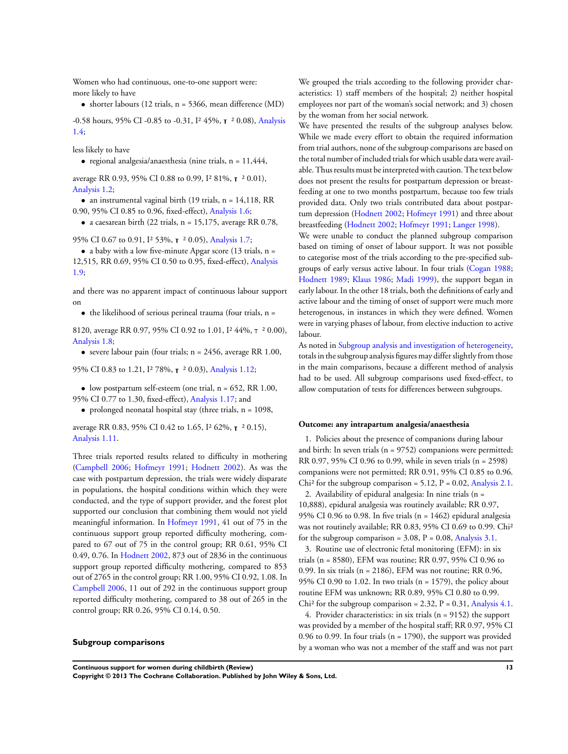Women who had continuous, one-to-one support were:
more likely to have

- shorter labours (12 trials, n = 5366, mean difference (MD) -0.58 hours, 95% CI -0.85 to -0.31, $I^2$ 45%, $\tau^2$ 0.08), Analysis 1.4;

less likely to have

- regional analgesia/anaesthesia (nine trials, n = 11,444, average RR 0.93, 95% CI 0.88 to 0.99, $I^2$ 81%, $\tau^2$ 0.01), Analysis 1.2;
- an instrumental vaginal birth (19 trials, n = 14,118, RR 0.90, 95% CI 0.85 to 0.96, fixed-effect), Analysis 1.6;
- a caesarean birth (22 trials, n = 15,175, average RR 0.78, 95% CI 0.67 to 0.91, $I^2$ 53%, $\tau^2$ 0.05), Analysis 1.7;
- a baby with a low five-minute Apgar score (13 trials, n = 12,515, RR 0.69, 95% CI 0.50 to 0.95, fixed-effect), Analysis 1.9;

and there was no apparent impact of continuous labour support on

- the likelihood of serious perineal trauma (four trials, n = 8120, average RR 0.97, 95% CI 0.92 to 1.01, $I^2$ 44%, $\tau^2$ 0.00), Analysis 1.8;
- severe labour pain (four trials; n = 2456, average RR 1.00, 95% CI 0.83 to 1.21, $I^2$ 78%, $\tau^2$ 0.03), Analysis 1.12;
- low postpartum self-esteem (one trial, n = 652, RR 1.00, 95% CI 0.77 to 1.30, fixed-effect), Analysis 1.17; and
- prolonged neonatal hospital stay (three trials, n = 1098, average RR 0.83, 95% CI 0.42 to 1.65, $I^2$ 62%, $\tau^2$ 0.15), Analysis 1.11.

Three trials reported results related to difficulty in mothering (Campbell 2006; Hofmeyr 1991; Hodnett 2002). As was the case with postpartum depression, the trials were widely disparate in populations, the hospital conditions within which they were conducted, and the type of support provider, and the forest plot supported our conclusion that combining them would not yield meaningful information. In Hofmeyr 1991, 41 out of 75 in the continuous support group reported difficulty mothering, compared to 67 out of 75 in the control group; RR 0.61, 95% CI 0.49, 0.76. In Hodnett 2002, 873 out of 2836 in the continuous support group reported difficulty mothering, compared to 853 out of 2765 in the control group; RR 1.00, 95% CI 0.92, 1.08. In Campbell 2006, 11 out of 292 in the continuous support group reported difficulty mothering, compared to 38 out of 265 in the control group; RR 0.26, 95% CI 0.14, 0.50.

## Subgroup comparisons

We grouped the trials according to the following provider characteristics: 1) staff members of the hospital; 2) neither hospital employees nor part of the woman's social network; and 3) chosen by the woman from her social network.

We have presented the results of the subgroup analyses below. While we made every effort to obtain the required information from trial authors, none of the subgroup comparisons are based on the total number of included trials for which usable data were available. Thus results must be interpreted with caution. The text below does not present the results for postpartum depression or breastfeeding at one to two months postpartum, because too few trials provided data. Only two trials contributed data about postpartum depression (Hodnett 2002; Hofmeyr 1991) and three about breastfeeding (Hodnett 2002; Hofmeyr 1991; Langer 1998).

We were unable to conduct the planned subgroup comparison based on timing of onset of labour support. It was not possible to categorise most of the trials according to the pre-specified subgroups of early versus active labour. In four trials (Cogan 1988; Hodnett 1989; Klaus 1986; Madi 1999), the support began in early labour. In the other 18 trials, both the definitions of early and active labour and the timing of onset of support were much more heterogenous, in instances in which they were defined. Women were in varying phases of labour, from elective induction to active labour.

As noted in Subgroup analysis and investigation of heterogeneity, totals in the subgroup analysis figures may differ slightly from those in the main comparisons, because a different method of analysis had to be used. All subgroup comparisons used fixed-effect, to allow computation of tests for differences between subgroups.

### Outcome: any intrapartum analgesia/anaesthesia

1. Policies about the presence of companions during labour and birth: In seven trials (n = 9752) companions were permitted; RR 0.97, 95% CI 0.96 to 0.99, while in seven trials (n = 2598) companions were not permitted; RR 0.91, 95% CI 0.85 to 0.96. $Chi^2$ for the subgroup comparison = 5.12, P = 0.02, Analysis 2.1.
2. Availability of epidural analgesia: In nine trials (n = 10,888), epidural analgesia was routinely available; RR 0.97, 95% CI 0.96 to 0.98. In five trials (n = 1462) epidural analgesia was not routinely available; RR 0.83, 95% CI 0.69 to 0.99. $Chi^2$ for the subgroup comparison = 3.08, P = 0.08, Analysis 3.1.
3. Routine use of electronic fetal monitoring (EFM): in six trials (n = 8580), EFM was routine; RR 0.97, 95% CI 0.96 to 0.99. In six trials (n = 2186), EFM was not routine; RR 0.96, 95% CI 0.90 to 1.02. In two trials (n = 1579), the policy about routine EFM was unknown; RR 0.89, 95% CI 0.80 to 0.99. $Chi^2$ for the subgroup comparison = 2.32, P = 0.31, Analysis 4.1.
4. Provider characteristics: in six trials (n = 9152) the support was provided by a member of the hospital staff; RR 0.97, 95% CI 0.96 to 0.99. In four trials (n = 1790), the support was provided by a woman who was not a member of the staff and was not part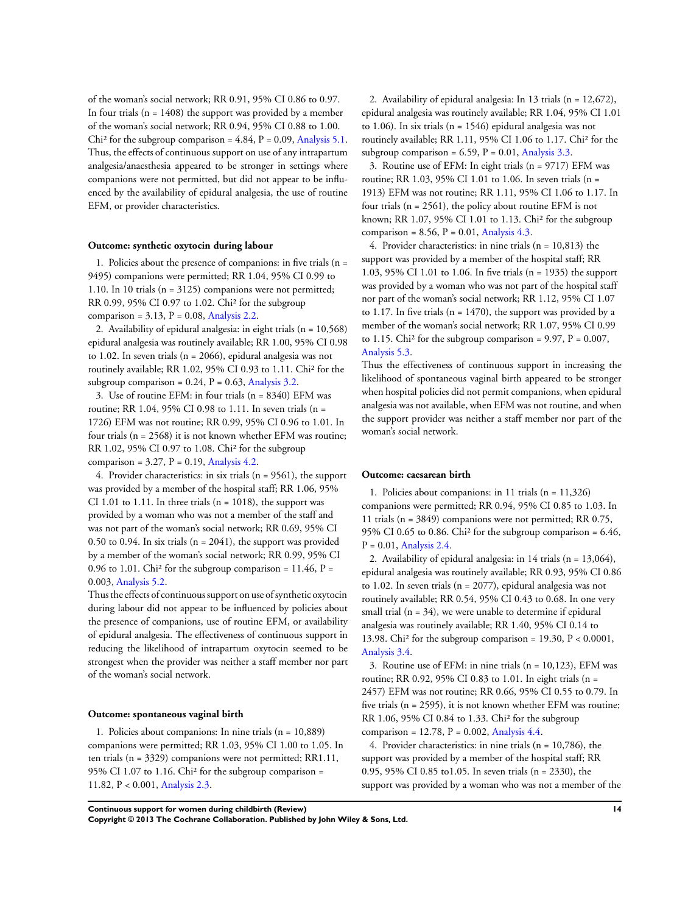of the woman's social network; RR 0.91, 95% CI 0.86 to 0.97. In four trials (n = 1408) the support was provided by a member of the woman's social network; RR 0.94, 95% CI 0.88 to 1.00. Chi² for the subgroup comparison = 4.84, P = 0.09, Analysis 5.1. Thus, the effects of continuous support on use of any intrapartum analgesia/anaesthesia appeared to be stronger in settings where companions were not permitted, but did not appear to be influenced by the availability of epidural analgesia, the use of routine EFM, or provider characteristics.

#### Outcome: synthetic oxytocin during labour

1. Policies about the presence of companions: in five trials (n = 9495) companions were permitted; RR 1.04, 95% CI 0.99 to 1.10. In 10 trials (n = 3125) companions were not permitted; RR 0.99, 95% CI 0.97 to 1.02. Chi² for the subgroup comparison = 3.13, P = 0.08, Analysis 2.2.
2. Availability of epidural analgesia: in eight trials (n = 10,568) epidural analgesia was routinely available; RR 1.00, 95% CI 0.98 to 1.02. In seven trials (n = 2066), epidural analgesia was not routinely available; RR 1.02, 95% CI 0.93 to 1.11. Chi² for the subgroup comparison = 0.24, P = 0.63, Analysis 3.2.
3. Use of routine EFM: in four trials (n = 8340) EFM was routine; RR 1.04, 95% CI 0.98 to 1.11. In seven trials (n = 1726) EFM was not routine; RR 0.99, 95% CI 0.96 to 1.01. In four trials (n = 2568) it is not known whether EFM was routine; RR 1.02, 95% CI 0.97 to 1.08. Chi² for the subgroup comparison = 3.27, P = 0.19, Analysis 4.2.
4. Provider characteristics: in six trials (n = 9561), the support was provided by a member of the hospital staff; RR 1.06, 95% CI 1.01 to 1.11. In three trials (n = 1018), the support was provided by a woman who was not a member of the staff and was not part of the woman's social network; RR 0.69, 95% CI 0.50 to 0.94. In six trials (n = 2041), the support was provided by a member of the woman's social network; RR 0.99, 95% CI 0.96 to 1.01. Chi² for the subgroup comparison = 11.46, P = 0.003, Analysis 5.2.

Thus the effects of continuous support on use of synthetic oxytocin during labour did not appear to be influenced by policies about the presence of companions, use of routine EFM, or availability of epidural analgesia. The effectiveness of continuous support in reducing the likelihood of intrapartum oxytocin seemed to be strongest when the provider was neither a staff member nor part of the woman's social network.

#### Outcome: spontaneous vaginal birth

1. Policies about companions: In nine trials (n = 10,889) companions were permitted; RR 1.03, 95% CI 1.00 to 1.05. In ten trials (n = 3329) companions were not permitted; RR1.11, 95% CI 1.07 to 1.16. Chi² for the subgroup comparison = 11.82, P < 0.001, Analysis 2.3.
2. Availability of epidural analgesia: In 13 trials (n = 12,672), epidural analgesia was routinely available; RR 1.04, 95% CI 1.01 to 1.06). In six trials (n = 1546) epidural analgesia was not routinely available; RR 1.11, 95% CI 1.06 to 1.17. Chi² for the subgroup comparison = 6.59, P = 0.01, Analysis 3.3.
3. Routine use of EFM: In eight trials (n = 9717) EFM was routine; RR 1.03, 95% CI 1.01 to 1.06. In seven trials (n = 1913) EFM was not routine; RR 1.11, 95% CI 1.06 to 1.17. In four trials (n = 2561), the policy about routine EFM is not known; RR 1.07, 95% CI 1.01 to 1.13. Chi² for the subgroup comparison = 8.56, P = 0.01, Analysis 4.3.
4. Provider characteristics: in nine trials (n = 10,813) the support was provided by a member of the hospital staff; RR 1.03, 95% CI 1.01 to 1.06. In five trials (n = 1935) the support was provided by a woman who was not part of the hospital staff nor part of the woman's social network; RR 1.12, 95% CI 1.07 to 1.17. In five trials (n = 1470), the support was provided by a member of the woman's social network; RR 1.07, 95% CI 0.99 to 1.15. Chi² for the subgroup comparison = 9.97, P = 0.007, Analysis 5.3.

Thus the effectiveness of continuous support in increasing the likelihood of spontaneous vaginal birth appeared to be stronger when hospital policies did not permit companions, when epidural analgesia was not available, when EFM was not routine, and when the support provider was neither a staff member nor part of the woman's social network.

#### Outcome: caesarean birth

1. Policies about companions: in 11 trials (n = 11,326) companions were permitted; RR 0.94, 95% CI 0.85 to 1.03. In 11 trials (n = 3849) companions were not permitted; RR 0.75, 95% CI 0.65 to 0.86. Chi² for the subgroup comparison = 6.46, P = 0.01, Analysis 2.4.
2. Availability of epidural analgesia: in 14 trials (n = 13,064), epidural analgesia was routinely available; RR 0.93, 95% CI 0.86 to 1.02. In seven trials (n = 2077), epidural analgesia was not routinely available; RR 0.54, 95% CI 0.43 to 0.68. In one very small trial (n = 34), we were unable to determine if epidural analgesia was routinely available; RR 1.40, 95% CI 0.14 to 13.98. Chi² for the subgroup comparison = 19.30, P < 0.0001, Analysis 3.4.
3. Routine use of EFM: in nine trials (n = 10,123), EFM was routine; RR 0.92, 95% CI 0.83 to 1.01. In eight trials (n = 2457) EFM was not routine; RR 0.66, 95% CI 0.55 to 0.79. In five trials (n = 2595), it is not known whether EFM was routine; RR 1.06, 95% CI 0.84 to 1.33. Chi² for the subgroup comparison = 12.78, P = 0.002, Analysis 4.4.
4. Provider characteristics: in nine trials (n = 10,786), the support was provided by a member of the hospital staff; RR 0.95, 95% CI 0.85 to1.05. In seven trials (n = 2330), the support was provided by a woman who was not a member of the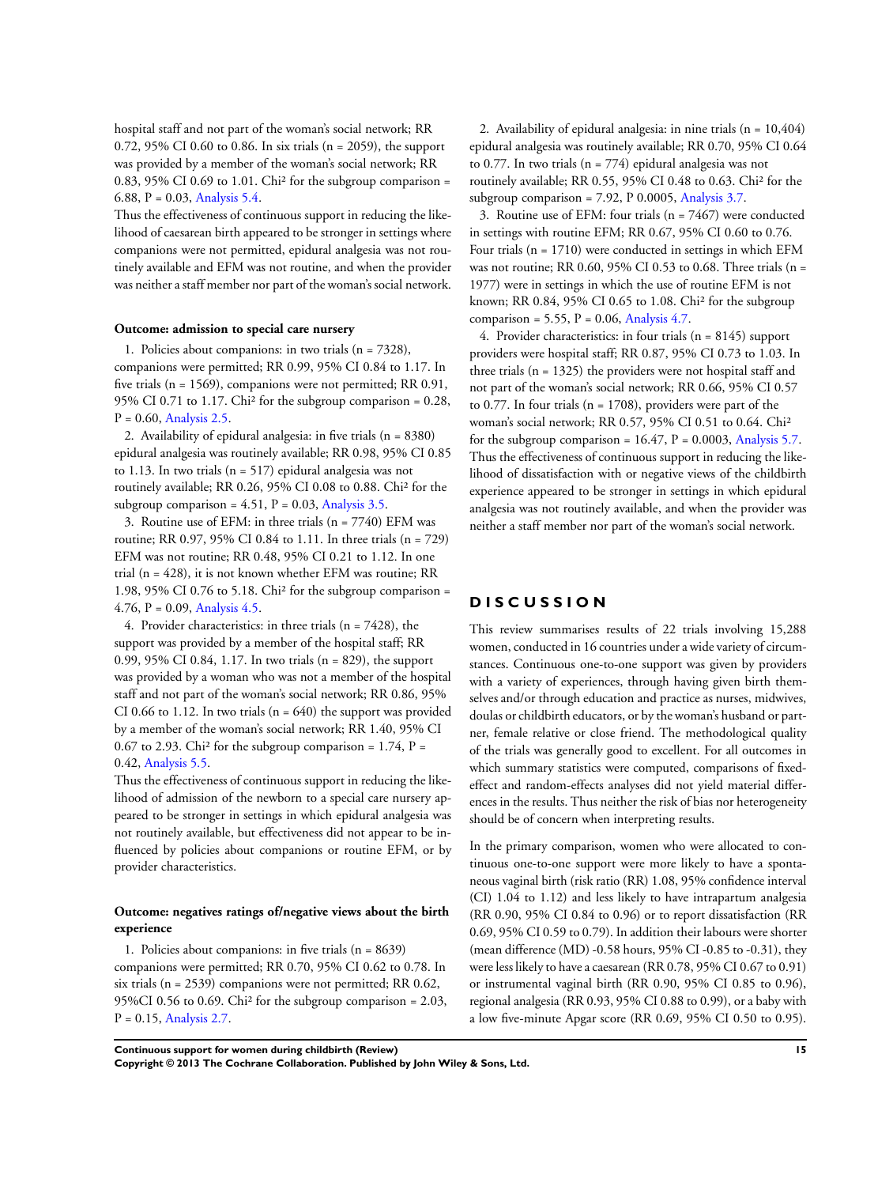hospital staff and not part of the woman's social network; RR 0.72, 95% CI 0.60 to 0.86. In six trials (n = 2059), the support was provided by a member of the woman's social network; RR 0.83, 95% CI 0.69 to 1.01. Chi² for the subgroup comparison = 6.88, P = 0.03, Analysis 5.4.

Thus the effectiveness of continuous support in reducing the likelihood of caesarean birth appeared to be stronger in settings where companions were not permitted, epidural analgesia was not routinely available and EFM was not routine, and when the provider was neither a staff member nor part of the woman's social network.

**Outcome: admission to special care nursery**

1. Policies about companions: in two trials (n = 7328), companions were permitted; RR 0.99, 95% CI 0.84 to 1.17. In five trials (n = 1569), companions were not permitted; RR 0.91, 95% CI 0.71 to 1.17. Chi² for the subgroup comparison = 0.28, P = 0.60, Analysis 2.5.

2. Availability of epidural analgesia: in five trials (n = 8380) epidural analgesia was routinely available; RR 0.98, 95% CI 0.85 to 1.13. In two trials (n = 517) epidural analgesia was not routinely available; RR 0.26, 95% CI 0.08 to 0.88. Chi² for the subgroup comparison = 4.51, P = 0.03, Analysis 3.5.

3. Routine use of EFM: in three trials (n = 7740) EFM was routine; RR 0.97, 95% CI 0.84 to 1.11. In three trials (n = 729) EFM was not routine; RR 0.48, 95% CI 0.21 to 1.12. In one trial (n = 428), it is not known whether EFM was routine; RR 1.98, 95% CI 0.76 to 5.18. Chi² for the subgroup comparison = 4.76, P = 0.09, Analysis 4.5.

4. Provider characteristics: in three trials (n = 7428), the support was provided by a member of the hospital staff; RR 0.99, 95% CI 0.84, 1.17. In two trials (n = 829), the support was provided by a woman who was not a member of the hospital staff and not part of the woman's social network; RR 0.86, 95% CI 0.66 to 1.12. In two trials (n = 640) the support was provided by a member of the woman's social network; RR 1.40, 95% CI 0.67 to 2.93. Chi² for the subgroup comparison = 1.74, P = 0.42, Analysis 5.5.

Thus the effectiveness of continuous support in reducing the likelihood of admission of the newborn to a special care nursery appeared to be stronger in settings in which epidural analgesia was not routinely available, but effectiveness did not appear to be influenced by policies about companions or routine EFM, or by provider characteristics.

**Outcome: negatives ratings of/negative views about the birth experience**

1. Policies about companions: in five trials (n = 8639) companions were permitted; RR 0.70, 95% CI 0.62 to 0.78. In six trials (n = 2539) companions were not permitted; RR 0.62, 95%CI 0.56 to 0.69. Chi² for the subgroup comparison = 2.03, P = 0.15, Analysis 2.7.

2. Availability of epidural analgesia: in nine trials (n = 10,404) epidural analgesia was routinely available; RR 0.70, 95% CI 0.64 to 0.77. In two trials (n = 774) epidural analgesia was not routinely available; RR 0.55, 95% CI 0.48 to 0.63. Chi² for the subgroup comparison = 7.92, P 0.0005, Analysis 3.7.

3. Routine use of EFM: four trials (n = 7467) were conducted in settings with routine EFM; RR 0.67, 95% CI 0.60 to 0.76. Four trials (n = 1710) were conducted in settings in which EFM was not routine; RR 0.60, 95% CI 0.53 to 0.68. Three trials (n = 1977) were in settings in which the use of routine EFM is not known; RR 0.84, 95% CI 0.65 to 1.08. Chi² for the subgroup comparison = 5.55, P = 0.06, Analysis 4.7.

4. Provider characteristics: in four trials (n = 8145) support providers were hospital staff; RR 0.87, 95% CI 0.73 to 1.03. In three trials (n = 1325) the providers were not hospital staff and not part of the woman's social network; RR 0.66, 95% CI 0.57 to 0.77. In four trials (n = 1708), providers were part of the woman's social network; RR 0.57, 95% CI 0.51 to 0.64. Chi² for the subgroup comparison = 16.47, P = 0.0003, Analysis 5.7.

Thus the effectiveness of continuous support in reducing the likelihood of dissatisfaction with or negative views of the childbirth experience appeared to be stronger in settings in which epidural analgesia was not routinely available, and when the provider was neither a staff member nor part of the woman's social network.

# DISCUSSION

This review summarises results of 22 trials involving 15,288 women, conducted in 16 countries under a wide variety of circumstances. Continuous one-to-one support was given by providers with a variety of experiences, through having given birth themselves and/or through education and practice as nurses, midwives, doulas or childbirth educators, or by the woman's husband or partner, female relative or close friend. The methodological quality of the trials was generally good to excellent. For all outcomes in which summary statistics were computed, comparisons of fixed-effect and random-effects analyses did not yield material differences in the results. Thus neither the risk of bias nor heterogeneity should be of concern when interpreting results.

In the primary comparison, women who were allocated to continuous one-to-one support were more likely to have a spontaneous vaginal birth (risk ratio (RR) 1.08, 95% confidence interval (CI) 1.04 to 1.12) and less likely to have intrapartum analgesia (RR 0.90, 95% CI 0.84 to 0.96) or to report dissatisfaction (RR 0.69, 95% CI 0.59 to 0.79). In addition their labours were shorter (mean difference (MD) -0.58 hours, 95% CI -0.85 to -0.31), they were less likely to have a caesarean (RR 0.78, 95% CI 0.67 to 0.91) or instrumental vaginal birth (RR 0.90, 95% CI 0.85 to 0.96), regional analgesia (RR 0.93, 95% CI 0.88 to 0.99), or a baby with a low five-minute Apgar score (RR 0.69, 95% CI 0.50 to 0.95).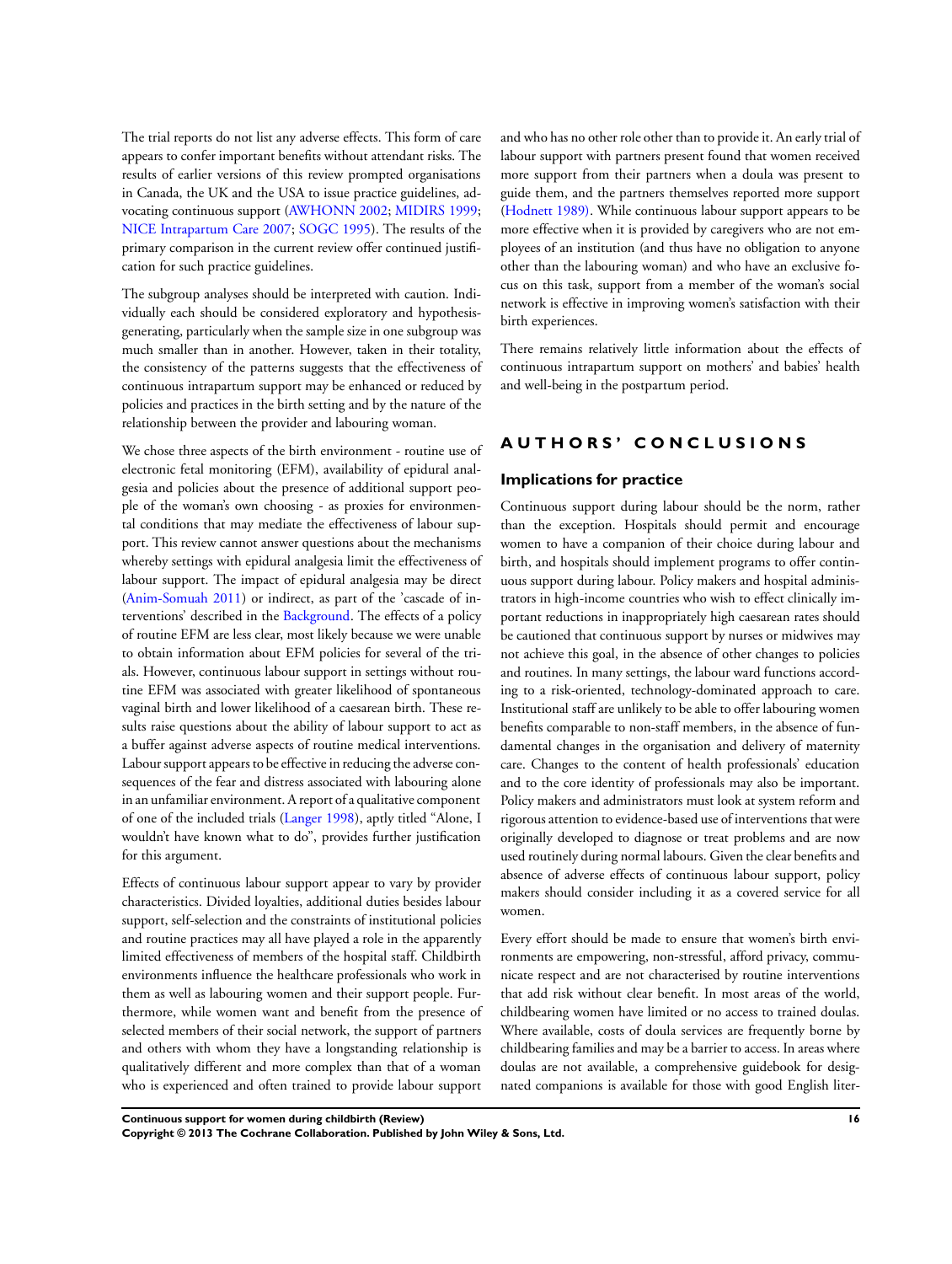The trial reports do not list any adverse effects. This form of care appears to confer important benefits without attendant risks. The results of earlier versions of this review prompted organisations in Canada, the UK and the USA to issue practice guidelines, advocating continuous support (AWHONN 2002; MIDIRS 1999; NICE Intrapartum Care 2007; SOGC 1995). The results of the primary comparison in the current review offer continued justification for such practice guidelines.

The subgroup analyses should be interpreted with caution. Individually each should be considered exploratory and hypothesis-generating, particularly when the sample size in one subgroup was much smaller than in another. However, taken in their totality, the consistency of the patterns suggests that the effectiveness of continuous intrapartum support may be enhanced or reduced by policies and practices in the birth setting and by the nature of the relationship between the provider and labouring woman.

We chose three aspects of the birth environment - routine use of electronic fetal monitoring (EFM), availability of epidural analgesia and policies about the presence of additional support people of the woman's own choosing - as proxies for environmental conditions that may mediate the effectiveness of labour support. This review cannot answer questions about the mechanisms whereby settings with epidural analgesia limit the effectiveness of labour support. The impact of epidural analgesia may be direct (Anim-Somuah 2011) or indirect, as part of the 'cascade of interventions' described in the Background. The effects of a policy of routine EFM are less clear, most likely because we were unable to obtain information about EFM policies for several of the trials. However, continuous labour support in settings without routine EFM was associated with greater likelihood of spontaneous vaginal birth and lower likelihood of a caesarean birth. These results raise questions about the ability of labour support to act as a buffer against adverse aspects of routine medical interventions. Labour support appears to be effective in reducing the adverse consequences of the fear and distress associated with labouring alone in an unfamiliar environment. A report of a qualitative component of one of the included trials (Langer 1998), aptly titled "Alone, I wouldn't have known what to do", provides further justification for this argument.

Effects of continuous labour support appear to vary by provider characteristics. Divided loyalties, additional duties besides labour support, self-selection and the constraints of institutional policies and routine practices may all have played a role in the apparently limited effectiveness of members of the hospital staff. Childbirth environments influence the healthcare professionals who work in them as well as labouring women and their support people. Furthermore, while women want and benefit from the presence of selected members of their social network, the support of partners and others with whom they have a longstanding relationship is qualitatively different and more complex than that of a woman who is experienced and often trained to provide labour support and who has no other role other than to provide it. An early trial of labour support with partners present found that women received more support from their partners when a doula was present to guide them, and the partners themselves reported more support (Hodnett 1989). While continuous labour support appears to be more effective when it is provided by caregivers who are not employees of an institution (and thus have no obligation to anyone other than the labouring woman) and who have an exclusive focus on this task, support from a member of the woman's social network is effective in improving women's satisfaction with their birth experiences.

There remains relatively little information about the effects of continuous intrapartum support on mothers' and babies' health and well-being in the postpartum period.

# AUTHORS' CONCLUSIONS

## Implications for practice

Continuous support during labour should be the norm, rather than the exception. Hospitals should permit and encourage women to have a companion of their choice during labour and birth, and hospitals should implement programs to offer continuous support during labour. Policy makers and hospital administrators in high-income countries who wish to effect clinically important reductions in inappropriately high caesarean rates should be cautioned that continuous support by nurses or midwives may not achieve this goal, in the absence of other changes to policies and routines. In many settings, the labour ward functions according to a risk-oriented, technology-dominated approach to care. Institutional staff are unlikely to be able to offer labouring women benefits comparable to non-staff members, in the absence of fundamental changes in the organisation and delivery of maternity care. Changes to the content of health professionals' education and to the core identity of professionals may also be important. Policy makers and administrators must look at system reform and rigorous attention to evidence-based use of interventions that were originally developed to diagnose or treat problems and are now used routinely during normal labours. Given the clear benefits and absence of adverse effects of continuous labour support, policy makers should consider including it as a covered service for all women.

Every effort should be made to ensure that women's birth environments are empowering, non-stressful, afford privacy, communicate respect and are not characterised by routine interventions that add risk without clear benefit. In most areas of the world, childbearing women have limited or no access to trained doulas. Where available, costs of doula services are frequently borne by childbearing families and may be a barrier to access. In areas where doulas are not available, a comprehensive guidebook for designated companions is available for those with good English liter-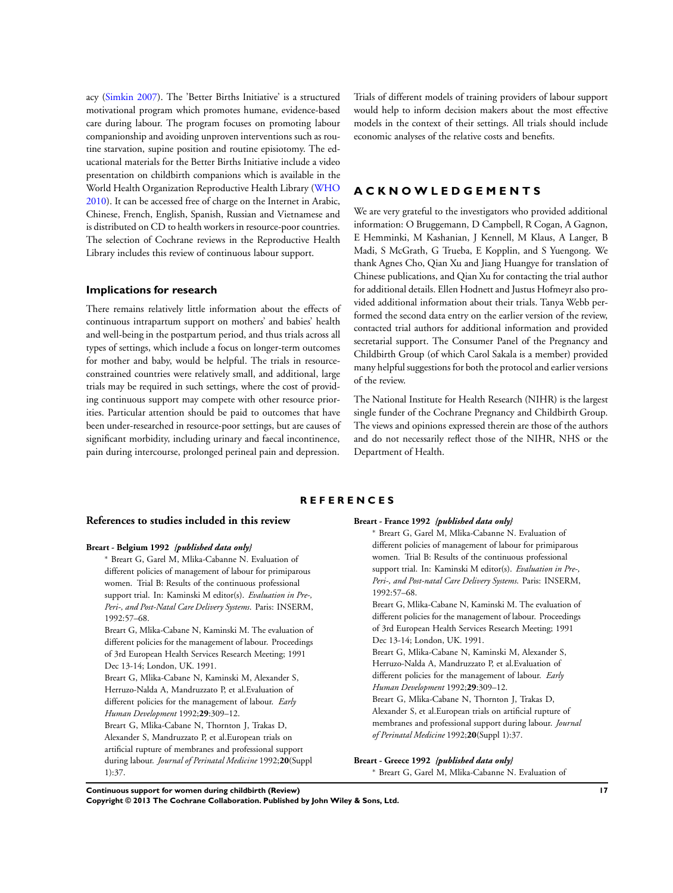acy (Simkin 2007). The 'Better Births Initiative' is a structured motivational program which promotes humane, evidence-based care during labour. The program focuses on promoting labour companionship and avoiding unproven interventions such as routine starvation, supine position and routine episiotomy. The educational materials for the Better Births Initiative include a video presentation on childbirth companions which is available in the World Health Organization Reproductive Health Library (WHO 2010). It can be accessed free of charge on the Internet in Arabic, Chinese, French, English, Spanish, Russian and Vietnamese and is distributed on CD to health workers in resource-poor countries. The selection of Cochrane reviews in the Reproductive Health Library includes this review of continuous labour support.

### Implications for research

There remains relatively little information about the effects of continuous intrapartum support on mothers' and babies' health and well-being in the postpartum period, and thus trials across all types of settings, which include a focus on longer-term outcomes for mother and baby, would be helpful. The trials in resource-constrained countries were relatively small, and additional, large trials may be required in such settings, where the cost of providing continuous support may compete with other resource priorities. Particular attention should be paid to outcomes that have been under-researched in resource-poor settings, but are causes of significant morbidity, including urinary and faecal incontinence, pain during intercourse, prolonged perineal pain and depression.

Trials of different models of training providers of labour support would help to inform decision makers about the most effective models in the context of their settings. All trials should include economic analyses of the relative costs and benefits.

## ACKNOWLEDGEMENTS

We are very grateful to the investigators who provided additional information: O Bruggemann, D Campbell, R Cogan, A Gagnon, E Hemminki, M Kashanian, J Kennell, M Klaus, A Langer, B Madi, S McGrath, G Trueba, E Kopplin, and S Yuengong. We thank Agnes Cho, Qian Xu and Jiang Huangye for translation of Chinese publications, and Qian Xu for contacting the trial author for additional details. Ellen Hodnett and Justus Hofmeyr also provided additional information about their trials. Tanya Webb performed the second data entry on the earlier version of the review, contacted trial authors for additional information and provided secretarial support. The Consumer Panel of the Pregnancy and Childbirth Group (of which Carol Sakala is a member) provided many helpful suggestions for both the protocol and earlier versions of the review.

The National Institute for Health Research (NIHR) is the largest single funder of the Cochrane Pregnancy and Childbirth Group. The views and opinions expressed therein are those of the authors and do not necessarily reflect those of the NIHR, NHS or the Department of Health.

## REFERENCES

### References to studies included in this review

**Breart - Belgium 1992** *{published data only}*

* Breart G, Garel M, Mlika-Cabanne N. Evaluation of different policies of management of labour for primiparous women. Trial B: Results of the continuous professional support trial. In: Kaminski M editor(s). *Evaluation in Pre-, Peri-, and Post-Natal Care Delivery Systems*. Paris: INSERM, 1992:57–68.

Breart G, Mlika-Cabane N, Kaminski M. The evaluation of different policies for the management of labour. Proceedings of 3rd European Health Services Research Meeting; 1991 Dec 13-14; London, UK. 1991.

Breart G, Mlika-Cabane N, Kaminski M, Alexander S, Herruzo-Nalda A, Mandruzzato P, et al. Evaluation of different policies for the management of labour. *Early Human Development* 1992;**29**:309–12.

Breart G, Mlika-Cabane N, Thornton J, Trakas D, Alexander S, Mandruzzato P, et al. European trials on artificial rupture of membranes and professional support during labour. *Journal of Perinatal Medicine* 1992;**20**(Suppl 1):37.

**Breart - France 1992** *{published data only}*

* Breart G, Garel M, Mlika-Cabanne N. Evaluation of different policies of management of labour for primiparous women. Trial B: Results of the continuous professional support trial. In: Kaminski M editor(s). *Evaluation in Pre-, Peri-, and Post-natal Care Delivery Systems*. Paris: INSERM, 1992:57–68.

Breart G, Mlika-Cabane N, Kaminski M. The evaluation of different policies for the management of labour. Proceedings of 3rd European Health Services Research Meeting; 1991 Dec 13-14; London, UK. 1991.

Breart G, Mlika-Cabane N, Kaminski M, Alexander S, Herruzo-Nalda A, Mandruzzato P, et al. Evaluation of different policies for the management of labour. *Early Human Development* 1992;**29**:309–12.

Breart G, Mlika-Cabane N, Thornton J, Trakas D, Alexander S, et al. European trials on artificial rupture of membranes and professional support during labour. *Journal of Perinatal Medicine* 1992;**20**(Suppl 1):37.

**Breart - Greece 1992** *{published data only}*

* Breart G, Garel M, Mlika-Cabanne N. Evaluation of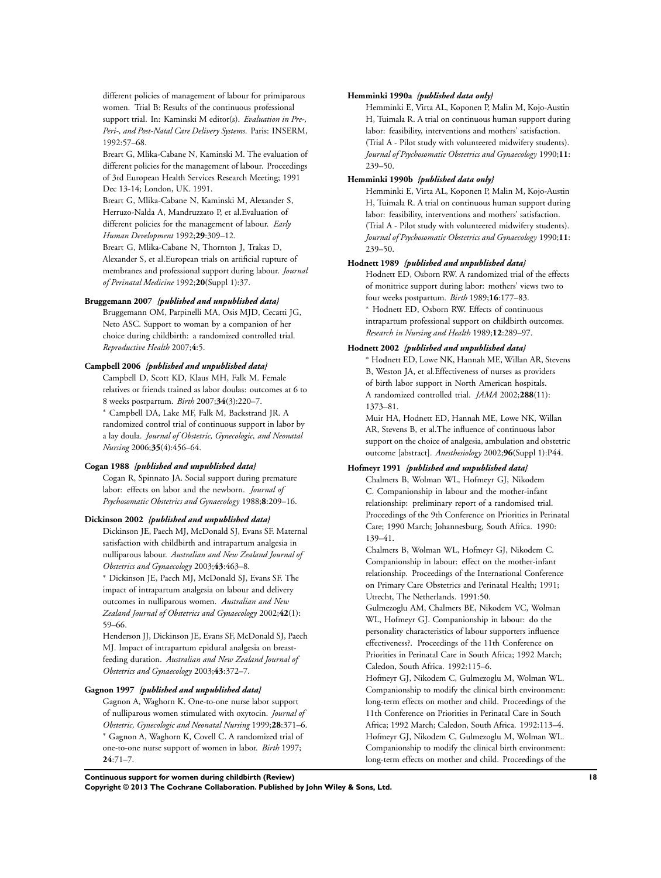different policies of management of labour for primiparous women. Trial B: Results of the continuous professional support trial. In: Kaminski M editor(s). *Evaluation in Pre-, Peri-, and Post-Natal Care Delivery Systems*. Paris: INSERM, 1992:57–68.

Breart G, Mlika-Cabane N, Kaminski M. The evaluation of different policies for the management of labour. Proceedings of 3rd European Health Services Research Meeting; 1991 Dec 13-14; London, UK. 1991.

Breart G, Mlika-Cabane N, Kaminski M, Alexander S, Herruzo-Nalda A, Mandruzzato P, et al.Evaluation of different policies for the management of labour. *Early Human Development* 1992;**29**:309–12.

Breart G, Mlika-Cabane N, Thornton J, Trakas D, Alexander S, et al.European trials on artificial rupture of membranes and professional support during labour. *Journal of Perinatal Medicine* 1992;**20**(Suppl 1):37.

**Bruggemann 2007** *{published and unpublished data}*

Bruggemann OM, Parpinelli MA, Osis MJD, Cecatti JG, Neto ASC. Support to woman by a companion of her choice during childbirth: a randomized controlled trial. *Reproductive Health* 2007;**4**:5.

**Campbell 2006** *{published and unpublished data}*

Campbell D, Scott KD, Klaus MH, Falk M. Female relatives or friends trained as labor doulas: outcomes at 6 to 8 weeks postpartum. *Birth* 2007;**34**(3):220–7.

* Campbell DA, Lake MF, Falk M, Backstrand JR. A randomized control trial of continuous support in labor by a lay doula. *Journal of Obstetric, Gynecologic, and Neonatal Nursing* 2006;**35**(4):456–64.

**Cogan 1988** *{published and unpublished data}*

Cogan R, Spinnato JA. Social support during premature labor: effects on labor and the newborn. *Journal of Psychosomatic Obstetrics and Gynaecology* 1988;**8**:209–16.

**Dickinson 2002** *{published and unpublished data}*

Dickinson JE, Paech MJ, McDonald SJ, Evans SF. Maternal satisfaction with childbirth and intrapartum analgesia in nulliparous labour. *Australian and New Zealand Journal of Obstetrics and Gynaecology* 2003;**43**:463–8.

* Dickinson JE, Paech MJ, McDonald SJ, Evans SF. The impact of intrapartum analgesia on labour and delivery outcomes in nulliparous women. *Australian and New Zealand Journal of Obstetrics and Gynaecology* 2002;**42**(1): 59–66.

Henderson JJ, Dickinson JE, Evans SF, McDonald SJ, Paech MJ. Impact of intrapartum epidural analgesia on breast-feeding duration. *Australian and New Zealand Journal of Obstetrics and Gynaecology* 2003;**43**:372–7.

**Gagnon 1997** *{published and unpublished data}*

Gagnon A, Waghorn K. One-to-one nurse labor support of nulliparous women stimulated with oxytocin. *Journal of Obstetric, Gynecologic and Neonatal Nursing* 1999;**28**:371–6.

* Gagnon A, Waghorn K, Covell C. A randomized trial of one-to-one nurse support of women in labor. *Birth* 1997; **24**:71–7.

**Hemminki 1990a** *{published data only}*

Hemminki E, Virta AL, Koponen P, Malin M, Kojo-Austin H, Tuimala R. A trial on continuous human support during labor: feasibility, interventions and mothers' satisfaction. (Trial A - Pilot study with volunteered midwifery students). *Journal of Psychosomatic Obstetrics and Gynaecology* 1990;**11**: 239–50.

**Hemminki 1990b** *{published data only}*

Hemminki E, Virta AL, Koponen P, Malin M, Kojo-Austin H, Tuimala R. A trial on continuous human support during labor: feasibility, interventions and mothers' satisfaction. (Trial A - Pilot study with volunteered midwifery students). *Journal of Psychosomatic Obstetrics and Gynaecology* 1990;**11**: 239–50.

**Hodnett 1989** *{published and unpublished data}*

Hodnett ED, Osborn RW. A randomized trial of the effects of monitrice support during labor: mothers' views two to four weeks postpartum. *Birth* 1989;**16**:177–83.

* Hodnett ED, Osborn RW. Effects of continuous intrapartum professional support on childbirth outcomes. *Research in Nursing and Health* 1989;**12**:289–97.

**Hodnett 2002** *{published and unpublished data}*

* Hodnett ED, Lowe NK, Hannah ME, Willan AR, Stevens B, Weston JA, et al.Effectiveness of nurses as providers of birth labor support in North American hospitals. A randomized controlled trial. *JAMA* 2002;**288**(11): 1373–81.

Muir HA, Hodnett ED, Hannah ME, Lowe NK, Willan AR, Stevens B, et al.The influence of continuous labor support on the choice of analgesia, ambulation and obstetric outcome [abstract]. *Anesthesiology* 2002;**96**(Suppl 1):P44.

**Hofmeyr 1991** *{published and unpublished data}*

Chalmers B, Wolman WL, Hofmeyr GJ, Nikodem C. Companionship in labour and the mother-infant relationship: preliminary report of a randomised trial. Proceedings of the 9th Conference on Priorities in Perinatal Care; 1990 March; Johannesburg, South Africa. 1990: 139–41.

Chalmers B, Wolman WL, Hofmeyr GJ, Nikodem C. Companionship in labour: effect on the mother-infant relationship. Proceedings of the International Conference on Primary Care Obstetrics and Perinatal Health; 1991; Utrecht, The Netherlands. 1991:50.

Gulmezoglu AM, Chalmers BE, Nikodem VC, Wolman WL, Hofmeyr GJ. Companionship in labour: do the personality characteristics of labour supporters influence effectiveness?. Proceedings of the 11th Conference on Priorities in Perinatal Care in South Africa; 1992 March; Caledon, South Africa. 1992:115–6.

Hofmeyr GJ, Nikodem C, Gulmezoglu M, Wolman WL. Companionship to modify the clinical birth environment: long-term effects on mother and child. Proceedings of the 11th Conference on Priorities in Perinatal Care in South Africa; 1992 March; Caledon, South Africa. 1992:113–4.

Hofmeyr GJ, Nikodem C, Gulmezoglu M, Wolman WL. Companionship to modify the clinical birth environment: long-term effects on mother and child. Proceedings of the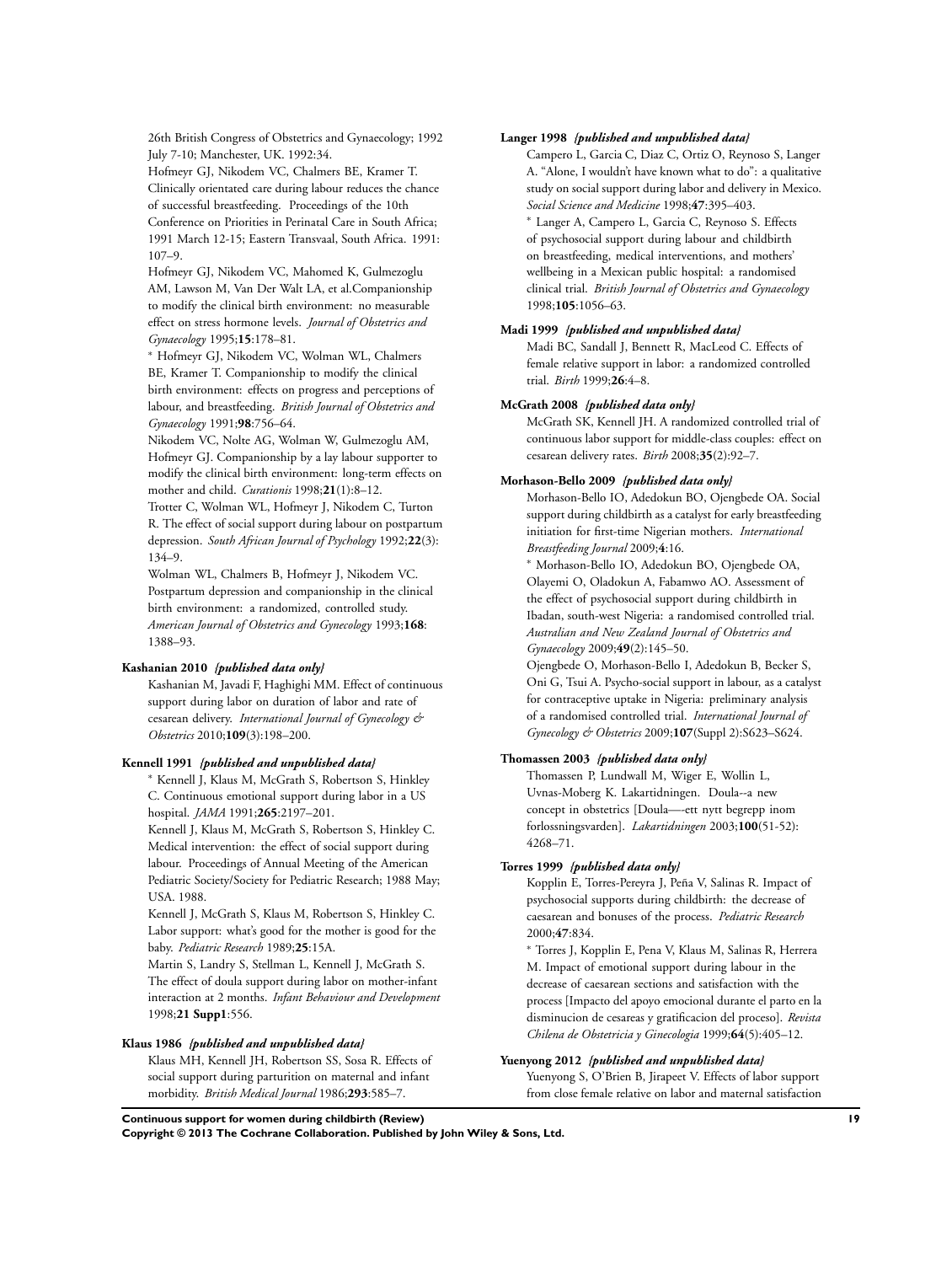26th British Congress of Obstetrics and Gynaecology; 1992 July 7-10; Manchester, UK. 1992:34.

Hofmeyr GJ, Nikodem VC, Chalmers BE, Kramer T. Clinically orientated care during labour reduces the chance of successful breastfeeding. Proceedings of the 10th Conference on Priorities in Perinatal Care in South Africa; 1991 March 12-15; Eastern Transvaal, South Africa. 1991: 107–9.

Hofmeyr GJ, Nikodem VC, Mahomed K, Gulmezoglu AM, Lawson M, Van Der Walt LA, et al.Companionship to modify the clinical birth environment: no measurable effect on stress hormone levels. *Journal of Obstetrics and Gynaecology* 1995;**15**:178–81.

* Hofmeyr GJ, Nikodem VC, Wolman WL, Chalmers BE, Kramer T. Companionship to modify the clinical birth environment: effects on progress and perceptions of labour, and breastfeeding. *British Journal of Obstetrics and Gynaecology* 1991;**98**:756–64.

Nikodem VC, Nolte AG, Wolman W, Gulmezoglu AM, Hofmeyr GJ. Companionship by a lay labour supporter to modify the clinical birth environment: long-term effects on mother and child. *Curationis* 1998;**21**(1):8–12.

Trotter C, Wolman WL, Hofmeyr J, Nikodem C, Turton R. The effect of social support during labour on postpartum depression. *South African Journal of Psychology* 1992;**22**(3): 134–9.

Wolman WL, Chalmers B, Hofmeyr J, Nikodem VC. Postpartum depression and companionship in the clinical birth environment: a randomized, controlled study. *American Journal of Obstetrics and Gynecology* 1993;**168**: 1388–93.

**Kashanian 2010** *{published data only}*

Kashanian M, Javadi F, Haghighi MM. Effect of continuous support during labor on duration of labor and rate of cesarean delivery. *International Journal of Gynecology & Obstetrics* 2010;**109**(3):198–200.

**Kennell 1991** *{published and unpublished data}*

* Kennell J, Klaus M, McGrath S, Robertson S, Hinkley C. Continuous emotional support during labor in a US hospital. *JAMA* 1991;**265**:2197–201.

Kennell J, Klaus M, McGrath S, Robertson S, Hinkley C. Medical intervention: the effect of social support during labour. Proceedings of Annual Meeting of the American Pediatric Society/Society for Pediatric Research; 1988 May; USA. 1988.

Kennell J, McGrath S, Klaus M, Robertson S, Hinkley C. Labor support: what's good for the mother is good for the baby. *Pediatric Research* 1989;**25**:15A.

Martin S, Landry S, Stellman L, Kennell J, McGrath S. The effect of doula support during labor on mother-infant interaction at 2 months. *Infant Behaviour and Development* 1998;**21 Supp1**:556.

**Klaus 1986** *{published and unpublished data}*

Klaus MH, Kennell JH, Robertson SS, Sosa R. Effects of social support during parturition on maternal and infant morbidity. *British Medical Journal* 1986;**293**:585–7.

**Langer 1998** *{published and unpublished data}*

Campero L, Garcia C, Diaz C, Ortiz O, Reynoso S, Langer A. "Alone, I wouldn't have known what to do": a qualitative study on social support during labor and delivery in Mexico. *Social Science and Medicine* 1998;**47**:395–403.

* Langer A, Campero L, Garcia C, Reynoso S. Effects of psychosocial support during labour and childbirth on breastfeeding, medical interventions, and mothers' wellbeing in a Mexican public hospital: a randomised clinical trial. *British Journal of Obstetrics and Gynaecology* 1998;**105**:1056–63.

**Madi 1999** *{published and unpublished data}*

Madi BC, Sandall J, Bennett R, MacLeod C. Effects of female relative support in labor: a randomized controlled trial. *Birth* 1999;**26**:4–8.

**McGrath 2008** *{published data only}*

McGrath SK, Kennell JH. A randomized controlled trial of continuous labor support for middle-class couples: effect on cesarean delivery rates. *Birth* 2008;**35**(2):92–7.

**Morhason-Bello 2009** *{published data only}*

Morhason-Bello IO, Adedokun BO, Ojengbede OA. Social support during childbirth as a catalyst for early breastfeeding initiation for first-time Nigerian mothers. *International Breastfeeding Journal* 2009;**4**:16.

* Morhason-Bello IO, Adedokun BO, Ojengbede OA, Olayemi O, Oladokun A, Fabamwo AO. Assessment of the effect of psychosocial support during childbirth in Ibadan, south-west Nigeria: a randomised controlled trial. *Australian and New Zealand Journal of Obstetrics and Gynaecology* 2009;**49**(2):145–50.

Ojengbede O, Morhason-Bello I, Adedokun B, Becker S, Oni G, Tsui A. Psycho-social support in labour, as a catalyst for contraceptive uptake in Nigeria: preliminary analysis of a randomised controlled trial. *International Journal of Gynecology & Obstetrics* 2009;**107**(Suppl 2):S623–S624.

**Thomassen 2003** *{published data only}*

Thomassen P, Lundwall M, Wiger E, Wollin L, Uvnas-Moberg K. Lakartidningen. Doula--a new concept in obstetrics [Doula—-ett nytt begrepp inom forlossningsvarden]. *Lakartidningen* 2003;**100**(51-52): 4268–71.

**Torres 1999** *{published data only}*

Kopplin E, Torres-Pereyra J, Peña V, Salinas R. Impact of psychosocial supports during childbirth: the decrease of caesarean and bonuses of the process. *Pediatric Research* 2000;**47**:834.

* Torres J, Kopplin E, Pena V, Klaus M, Salinas R, Herrera M. Impact of emotional support during labour in the decrease of caesarean sections and satisfaction with the process [Impacto del apoyo emocional durante el parto en la disminucion de cesareas y gratificacion del proceso]. *Revista Chilena de Obstetricia y Ginecologia* 1999;**64**(5):405–12.

**Yuenyong 2012** *{published and unpublished data}*

Yuenyong S, O'Brien B, Jirapeet V. Effects of labor support from close female relative on labor and maternal satisfaction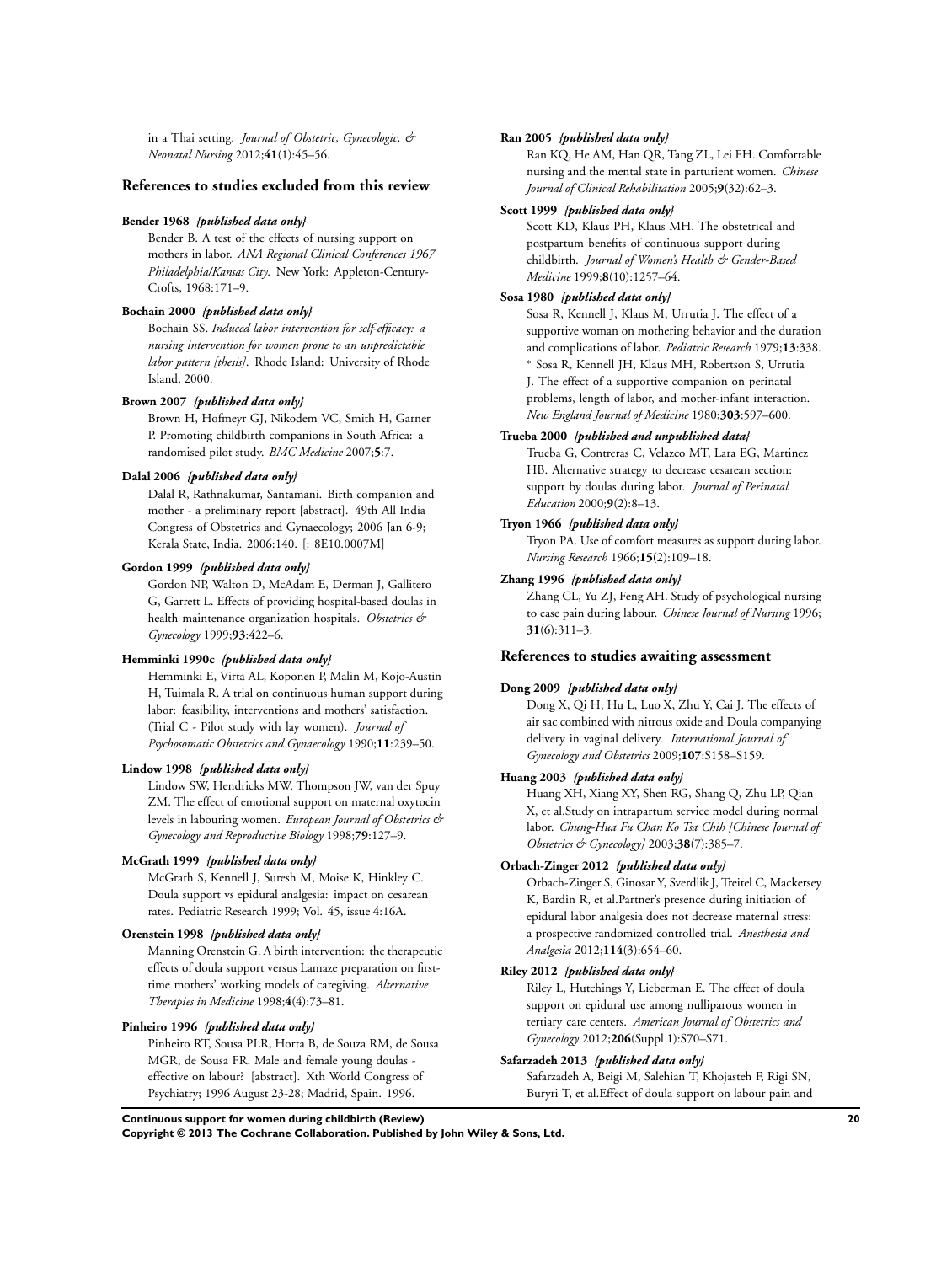in a Thai setting. *Journal of Obstetric, Gynecologic, & Neonatal Nursing* 2012;**41**(1):45–56.

## References to studies excluded from this review

**Bender 1968** *{published data only}*

Bender B. A test of the effects of nursing support on mothers in labor. *ANA Regional Clinical Conferences 1967 Philadelphia/Kansas City*. New York: Appleton-Century-Crofts, 1968:171–9.

**Bochain 2000** *{published data only}*

Bochain SS. *Induced labor intervention for self-efficacy: a nursing intervention for women prone to an unpredictable labor pattern [thesis]*. Rhode Island: University of Rhode Island, 2000.

**Brown 2007** *{published data only}*

Brown H, Hofmeyr GJ, Nikodem VC, Smith H, Garner P. Promoting childbirth companions in South Africa: a randomised pilot study. *BMC Medicine* 2007;**5**:7.

**Dalal 2006** *{published data only}*

Dalal R, Rathnakumar, Santamani. Birth companion and mother - a preliminary report [abstract]. 49th All India Congress of Obstetrics and Gynaecology; 2006 Jan 6-9; Kerala State, India. 2006:140. [: 8E10.0007M]

**Gordon 1999** *{published data only}*

Gordon NP, Walton D, McAdam E, Derman J, Gallitero G, Garrett L. Effects of providing hospital-based doulas in health maintenance organization hospitals. *Obstetrics & Gynecology* 1999;**93**:422–6.

**Hemminki 1990c** *{published data only}*

Hemminki E, Virta AL, Koponen P, Malin M, Kojo-Austin H, Tuimala R. A trial on continuous human support during labor: feasibility, interventions and mothers' satisfaction. (Trial C - Pilot study with lay women). *Journal of Psychosomatic Obstetrics and Gynaecology* 1990;**11**:239–50.

**Lindow 1998** *{published data only}*

Lindow SW, Hendricks MW, Thompson JW, van der Spuy ZM. The effect of emotional support on maternal oxytocin levels in labouring women. *European Journal of Obstetrics & Gynecology and Reproductive Biology* 1998;**79**:127–9.

**McGrath 1999** *{published data only}*

McGrath S, Kennell J, Suresh M, Moise K, Hinkley C. Doula support vs epidural analgesia: impact on cesarean rates. Pediatric Research 1999; Vol. 45, issue 4:16A.

**Orenstein 1998** *{published data only}*

Manning Orenstein G. A birth intervention: the therapeutic effects of doula support versus Lamaze preparation on first-time mothers' working models of caregiving. *Alternative Therapies in Medicine* 1998;**4**(4):73–81.

**Pinheiro 1996** *{published data only}*

Pinheiro RT, Sousa PLR, Horta B, de Souza RM, de Sousa MGR, de Sousa FR. Male and female young doulas - effective on labour? [abstract]. Xth World Congress of Psychiatry; 1996 August 23-28; Madrid, Spain. 1996.

**Ran 2005** *{published data only}*

Ran KQ, He AM, Han QR, Tang ZL, Lei FH. Comfortable nursing and the mental state in parturient women. *Chinese Journal of Clinical Rehabilitation* 2005;**9**(32):62–3.

**Scott 1999** *{published data only}*

Scott KD, Klaus PH, Klaus MH. The obstetrical and postpartum benefits of continuous support during childbirth. *Journal of Women's Health & Gender-Based Medicine* 1999;**8**(10):1257–64.

**Sosa 1980** *{published data only}*

Sosa R, Kennell J, Klaus M, Urrutia J. The effect of a supportive woman on mothering behavior and the duration and complications of labor. *Pediatric Research* 1979;**13**:338.
* Sosa R, Kennell JH, Klaus MH, Robertson S, Urrutia J. The effect of a supportive companion on perinatal problems, length of labor, and mother-infant interaction. *New England Journal of Medicine* 1980;**303**:597–600.

**Trueba 2000** *{published and unpublished data}*

Trueba G, Contreras C, Velazco MT, Lara EG, Martinez HB. Alternative strategy to decrease cesarean section: support by doulas during labor. *Journal of Perinatal Education* 2000;**9**(2):8–13.

**Tryon 1966** *{published data only}*

Tryon PA. Use of comfort measures as support during labor. *Nursing Research* 1966;**15**(2):109–18.

**Zhang 1996** *{published data only}*

Zhang CL, Yu ZJ, Feng AH. Study of psychological nursing to ease pain during labour. *Chinese Journal of Nursing* 1996; **31**(6):311–3.

## References to studies awaiting assessment

**Dong 2009** *{published data only}*

Dong X, Qi H, Hu L, Luo X, Zhu Y, Cai J. The effects of air sac combined with nitrous oxide and Doula companying delivery in vaginal delivery. *International Journal of Gynecology and Obstetrics* 2009;**107**:S158–S159.

**Huang 2003** *{published data only}*

Huang XH, Xiang XY, Shen RG, Shang Q, Zhu LP, Qian X, et al.Study on intrapartum service model during normal labor. *Chung-Hua Fu Chan Ko Tsa Chih [Chinese Journal of Obstetrics & Gynecology]* 2003;**38**(7):385–7.

**Orbach-Zinger 2012** *{published data only}*

Orbach-Zinger S, Ginosar Y, Sverdlik J, Treitel C, Mackersey K, Bardin R, et al.Partner's presence during initiation of epidural labor analgesia does not decrease maternal stress: a prospective randomized controlled trial. *Anesthesia and Analgesia* 2012;**114**(3):654–60.

**Riley 2012** *{published data only}*

Riley L, Hutchings Y, Lieberman E. The effect of doula support on epidural use among nulliparous women in tertiary care centers. *American Journal of Obstetrics and Gynecology* 2012;**206**(Suppl 1):S70–S71.

**Safarzadeh 2013** *{published data only}*

Safarzadeh A, Beigi M, Salehian T, Khojasteh F, Rigi SN, Buryri T, et al.Effect of doula support on labour pain and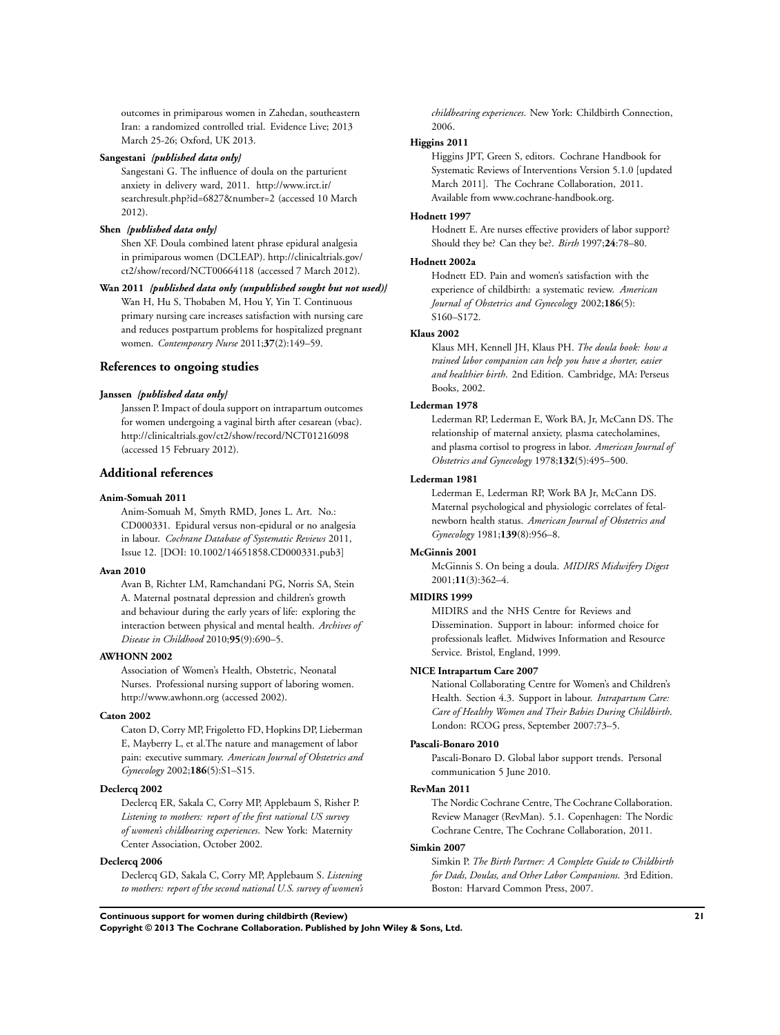outcomes in primiparous women in Zahedan, southeastern Iran: a randomized controlled trial. Evidence Live; 2013 March 25-26; Oxford, UK 2013.

**Sangestani** *{published data only}*

Sangestani G. The influence of doula on the parturient anxiety in delivery ward, 2011. http://www.irct.ir/searchresult.php?id=6827&number=2 (accessed 10 March 2012).

**Shen** *{published data only}*

Shen XF. Doula combined latent phrase epidural analgesia in primiparous women (DCLEAP). http://clinicaltrials.gov/ct2/show/record/NCT00664118 (accessed 7 March 2012).

**Wan 2011** *{published data only (unpublished sought but not used)}*

Wan H, Hu S, Thobaben M, Hou Y, Yin T. Continuous primary nursing care increases satisfaction with nursing care and reduces postpartum problems for hospitalized pregnant women. *Contemporary Nurse* 2011;**37**(2):149–59.

## References to ongoing studies

**Janssen** *{published data only}*

Janssen P. Impact of doula support on intrapartum outcomes for women undergoing a vaginal birth after cesarean (vbac). http://clinicaltrials.gov/ct2/show/record/NCT01216098 (accessed 15 February 2012).

## Additional references

**Anim-Somuah 2011**

Anim-Somuah M, Smyth RMD, Jones L. Art. No.: CD000331. Epidural versus non-epidural or no analgesia in labour. *Cochrane Database of Systematic Reviews* 2011, Issue 12. [DOI: 10.1002/14651858.CD000331.pub3]

**Avan 2010**

Avan B, Richter LM, Ramchandani PG, Norris SA, Stein A. Maternal postnatal depression and children's growth and behaviour during the early years of life: exploring the interaction between physical and mental health. *Archives of Disease in Childhood* 2010;**95**(9):690–5.

**AWHONN 2002**

Association of Women's Health, Obstetric, Neonatal Nurses. Professional nursing support of laboring women. http://www.awhonn.org (accessed 2002).

**Caton 2002**

Caton D, Corry MP, Frigoletto FD, Hopkins DP, Lieberman E, Mayberry L, et al.The nature and management of labor pain: executive summary. *American Journal of Obstetrics and Gynecology* 2002;**186**(5):S1–S15.

**Declercq 2002**

Declercq ER, Sakala C, Corry MP, Applebaum S, Risher P. *Listening to mothers: report of the first national US survey of women's childbearing experiences*. New York: Maternity Center Association, October 2002.

**Declercq 2006**

Declercq GD, Sakala C, Corry MP, Applebaum S. *Listening to mothers: report of the second national U.S. survey of women's childbearing experiences*. New York: Childbirth Connection, 2006.

**Higgins 2011**

Higgins JPT, Green S, editors. Cochrane Handbook for Systematic Reviews of Interventions Version 5.1.0 [updated March 2011]. The Cochrane Collaboration, 2011. Available from www.cochrane-handbook.org.

**Hodnett 1997**

Hodnett E. Are nurses effective providers of labor support? Should they be? Can they be?. *Birth* 1997;**24**:78–80.

**Hodnett 2002a**

Hodnett ED. Pain and women's satisfaction with the experience of childbirth: a systematic review. *American Journal of Obstetrics and Gynecology* 2002;**186**(5): S160–S172.

**Klaus 2002**

Klaus MH, Kennell JH, Klaus PH. *The doula book: how a trained labor companion can help you have a shorter, easier and healthier birth*. 2nd Edition. Cambridge, MA: Perseus Books, 2002.

**Lederman 1978**

Lederman RP, Lederman E, Work BA, Jr, McCann DS. The relationship of maternal anxiety, plasma catecholamines, and plasma cortisol to progress in labor. *American Journal of Obstetrics and Gynecology* 1978;**132**(5):495–500.

**Lederman 1981**

Lederman E, Lederman RP, Work BA Jr, McCann DS. Maternal psychological and physiologic correlates of fetal-newborn health status. *American Journal of Obstetrics and Gynecology* 1981;**139**(8):956–8.

**McGinnis 2001**

McGinnis S. On being a doula. *MIDIRS Midwifery Digest* 2001;**11**(3):362–4.

**MIDIRS 1999**

MIDIRS and the NHS Centre for Reviews and Dissemination. Support in labour: informed choice for professionals leaflet. Midwives Information and Resource Service. Bristol, England, 1999.

**NICE Intrapartum Care 2007**

National Collaborating Centre for Women's and Children's Health. Section 4.3. Support in labour. *Intrapartum Care: Care of Healthy Women and Their Babies During Childbirth*. London: RCOG press, September 2007:73–5.

**Pascali-Bonaro 2010**

Pascali-Bonaro D. Global labor support trends. Personal communication 5 June 2010.

**RevMan 2011**

The Nordic Cochrane Centre, The Cochrane Collaboration. Review Manager (RevMan). 5.1. Copenhagen: The Nordic Cochrane Centre, The Cochrane Collaboration, 2011.

**Simkin 2007**

Simkin P. *The Birth Partner: A Complete Guide to Childbirth for Dads, Doulas, and Other Labor Companions*. 3rd Edition. Boston: Harvard Common Press, 2007.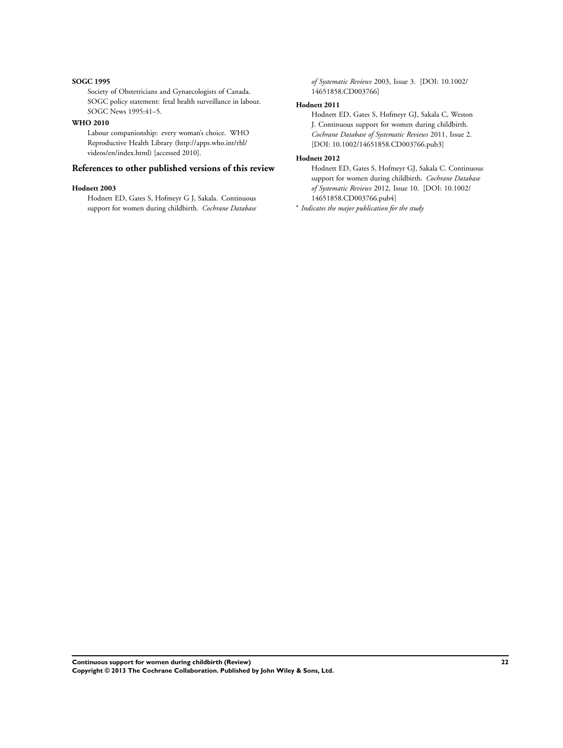**SOGC 1995**

Society of Obstetricians and Gynaecologists of Canada. SOGC policy statement: fetal health surveillance in labour. SOGC News 1995:41–5.

**WHO 2010**

Labour companionship: every woman's choice. WHO Reproductive Health Library (http://apps.who.int/rhl/videos/en/index.html) [accessed 2010].

## References to other published versions of this review

**Hodnett 2003**

Hodnett ED, Gates S, Hofmeyr G J, Sakala. Continuous support for women during childbirth. *Cochrane Database of Systematic Reviews* 2003, Issue 3. [DOI: 10.1002/14651858.CD003766]

**Hodnett 2011**

Hodnett ED, Gates S, Hofmeyr GJ, Sakala C, Weston J. Continuous support for women during childbirth. *Cochrane Database of Systematic Reviews* 2011, Issue 2. [DOI: 10.1002/14651858.CD003766.pub3]

**Hodnett 2012**

Hodnett ED, Gates S, Hofmeyr GJ, Sakala C. Continuous support for women during childbirth. *Cochrane Database of Systematic Reviews* 2012, Issue 10. [DOI: 10.1002/14651858.CD003766.pub4]

* *Indicates the major publication for the study*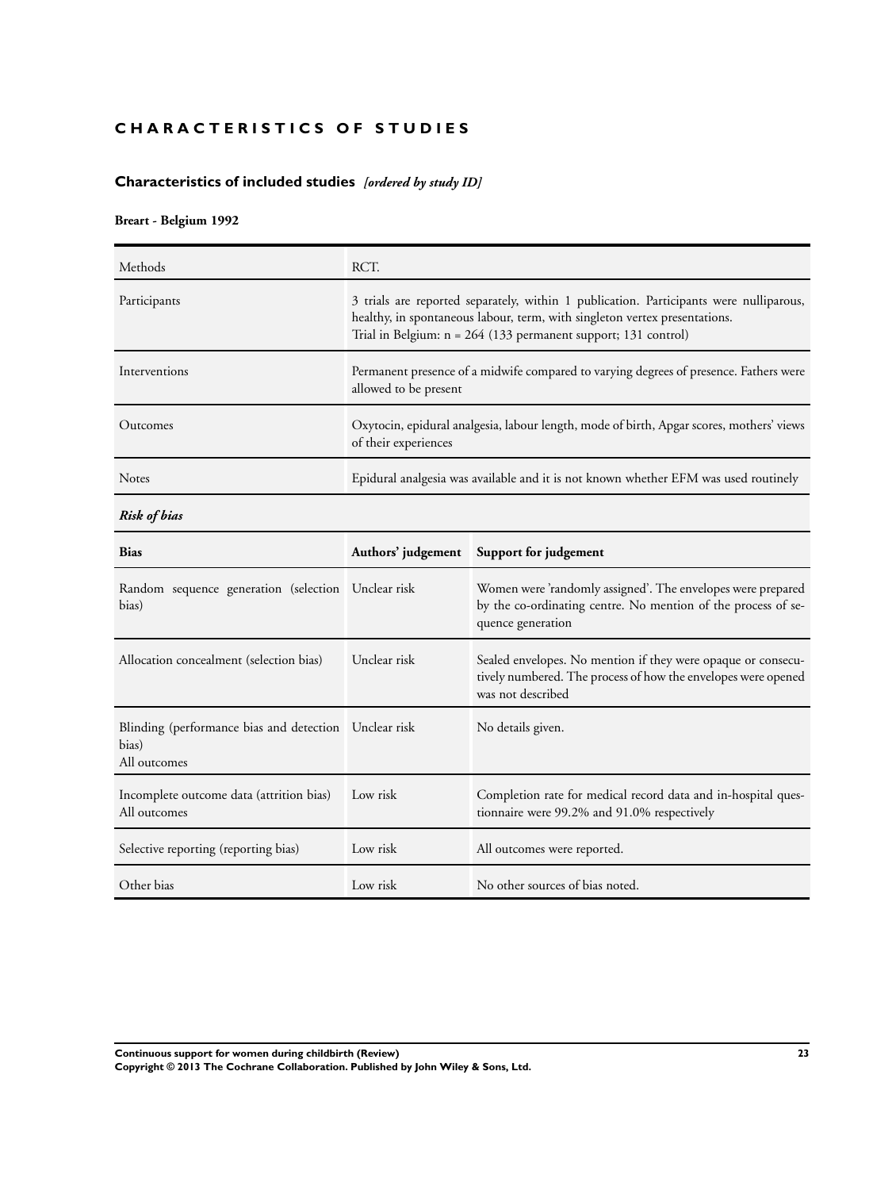# CHARACTERISTICS OF STUDIES

## Characteristics of included studies *[ordered by study ID]*

### Breart - Belgium 1992

| | |
|---|---|
| Methods | RCT. |
| Participants | 3 trials are reported separately, within 1 publication. Participants were nulliparous, healthy, in spontaneous labour, term, with singleton vertex presentations.<br>Trial in Belgium: n = 264 (133 permanent support; 131 control) |
| Interventions | Permanent presence of a midwife compared to varying degrees of presence. Fathers were allowed to be present |
| Outcomes | Oxytocin, epidural analgesia, labour length, mode of birth, Apgar scores, mothers' views of their experiences |
| Notes | Epidural analgesia was available and it is not known whether EFM was used routinely |

***Risk of bias***

| Bias | Authors' judgement | Support for judgement |
|---|---|---|
| Random sequence generation (selection bias) | Unclear risk | Women were 'randomly assigned'. The envelopes were prepared by the co-ordinating centre. No mention of the process of sequence generation |
| Allocation concealment (selection bias) | Unclear risk | Sealed envelopes. No mention if they were opaque or consecutively numbered. The process of how the envelopes were opened was not described |
| Blinding (performance bias and detection bias)<br>All outcomes | Unclear risk | No details given. |
| Incomplete outcome data (attrition bias)<br>All outcomes | Low risk | Completion rate for medical record data and in-hospital questionnaire were 99.2% and 91.0% respectively |
| Selective reporting (reporting bias) | Low risk | All outcomes were reported. |
| Other bias | Low risk | No other sources of bias noted. |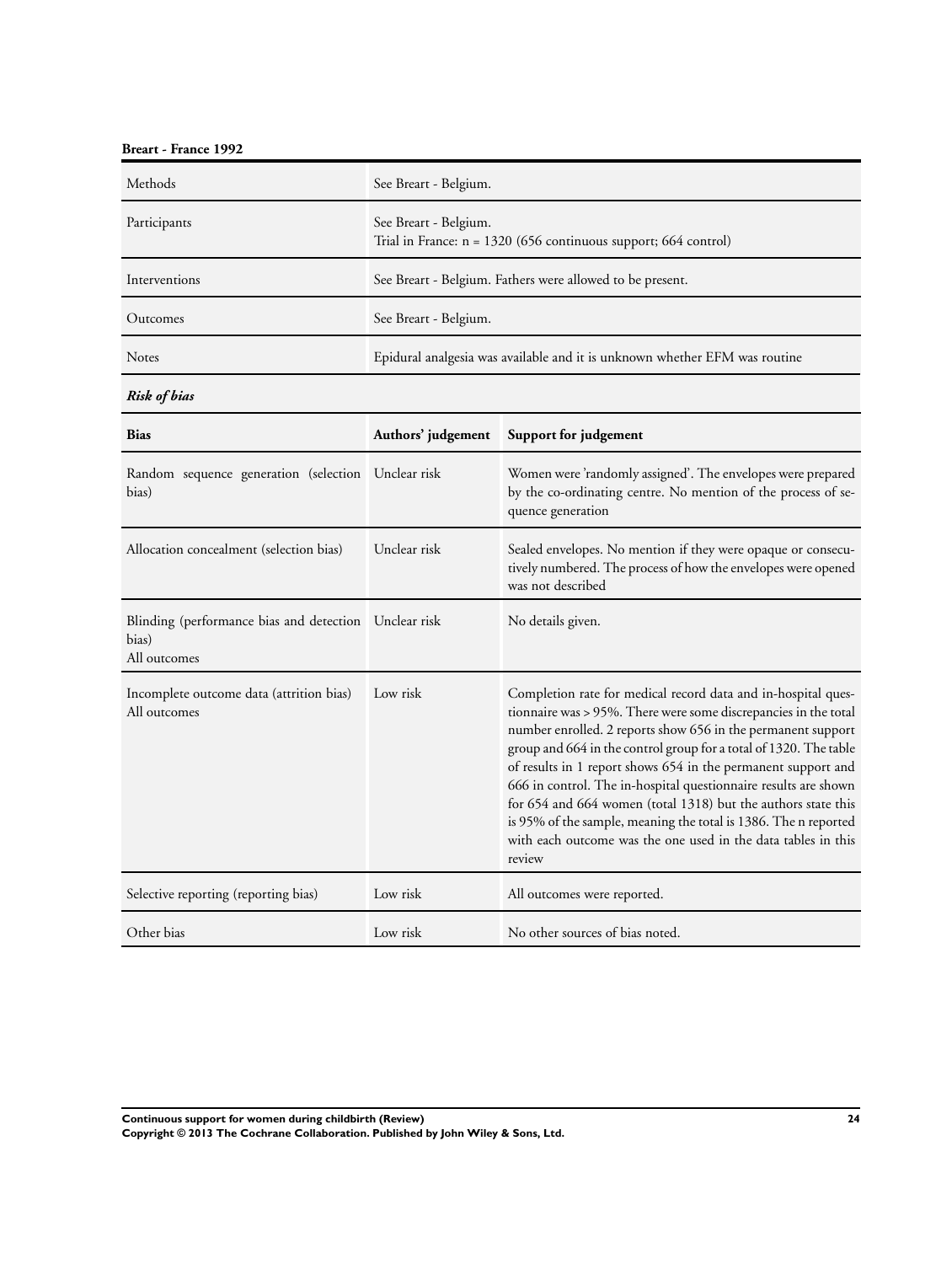**Breart - France 1992**

| | |
|---|---|
| Methods | See Breart - Belgium. |
| Participants | See Breart - Belgium.<br>Trial in France: n = 1320 (656 continuous support; 664 control) |
| Interventions | See Breart - Belgium. Fathers were allowed to be present. |
| Outcomes | See Breart - Belgium. |
| Notes | Epidural analgesia was available and it is unknown whether EFM was routine |

***Risk of bias***

| Bias | Authors' judgement | Support for judgement |
|---|---|---|
| Random sequence generation (selection bias) | Unclear risk | Women were 'randomly assigned'. The envelopes were prepared by the co-ordinating centre. No mention of the process of sequence generation |
| Allocation concealment (selection bias) | Unclear risk | Sealed envelopes. No mention if they were opaque or consecutively numbered. The process of how the envelopes were opened was not described |
| Blinding (performance bias and detection bias)<br>All outcomes | Unclear risk | No details given. |
| Incomplete outcome data (attrition bias)<br>All outcomes | Low risk | Completion rate for medical record data and in-hospital questionnaire was > 95%. There were some discrepancies in the total number enrolled. 2 reports show 656 in the permanent support group and 664 in the control group for a total of 1320. The table of results in 1 report shows 654 in the permanent support and 666 in control. The in-hospital questionnaire results are shown for 654 and 664 women (total 1318) but the authors state this is 95% of the sample, meaning the total is 1386. The n reported with each outcome was the one used in the data tables in this review |
| Selective reporting (reporting bias) | Low risk | All outcomes were reported. |
| Other bias | Low risk | No other sources of bias noted. |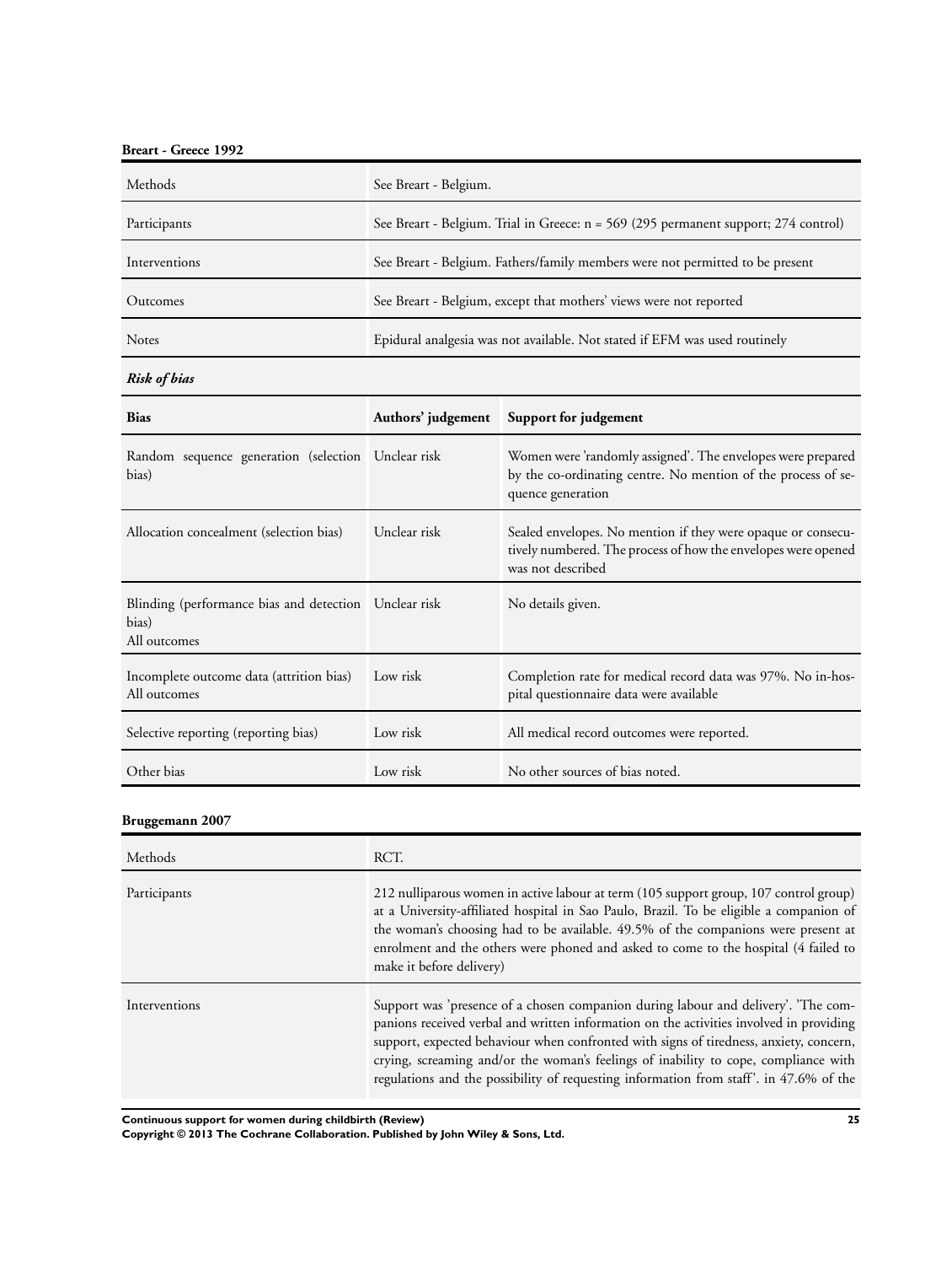**Breart - Greece 1992**

| | |
|---|---|
| Methods | See Breart - Belgium. |
| Participants | See Breart - Belgium. Trial in Greece: n = 569 (295 permanent support; 274 control) |
| Interventions | See Breart - Belgium. Fathers/family members were not permitted to be present |
| Outcomes | See Breart - Belgium, except that mothers' views were not reported |
| Notes | Epidural analgesia was not available. Not stated if EFM was used routinely |

***Risk of bias***

| Bias | Authors' judgement | Support for judgement |
|---|---|---|
| Random sequence generation (selection bias) | Unclear risk | Women were 'randomly assigned'. The envelopes were prepared by the co-ordinating centre. No mention of the process of sequence generation |
| Allocation concealment (selection bias) | Unclear risk | Sealed envelopes. No mention if they were opaque or consecutively numbered. The process of how the envelopes were opened was not described |
| Blinding (performance bias and detection bias) All outcomes | Unclear risk | No details given. |
| Incomplete outcome data (attrition bias) All outcomes | Low risk | Completion rate for medical record data was 97%. No in-hospital questionnaire data were available |
| Selective reporting (reporting bias) | Low risk | All medical record outcomes were reported. |
| Other bias | Low risk | No other sources of bias noted. |

**Bruggemann 2007**

| | |
|---|---|
| Methods | RCT. |
| Participants | 212 nulliparous women in active labour at term (105 support group, 107 control group) at a University-affiliated hospital in Sao Paulo, Brazil. To be eligible a companion of the woman's choosing had to be available. 49.5% of the companions were present at enrolment and the others were phoned and asked to come to the hospital (4 failed to make it before delivery) |
| Interventions | Support was 'presence of a chosen companion during labour and delivery'. 'The companions received verbal and written information on the activities involved in providing support, expected behaviour when confronted with signs of tiredness, anxiety, concern, crying, screaming and/or the woman's feelings of inability to cope, compliance with regulations and the possibility of requesting information from staff'. in 47.6% of the |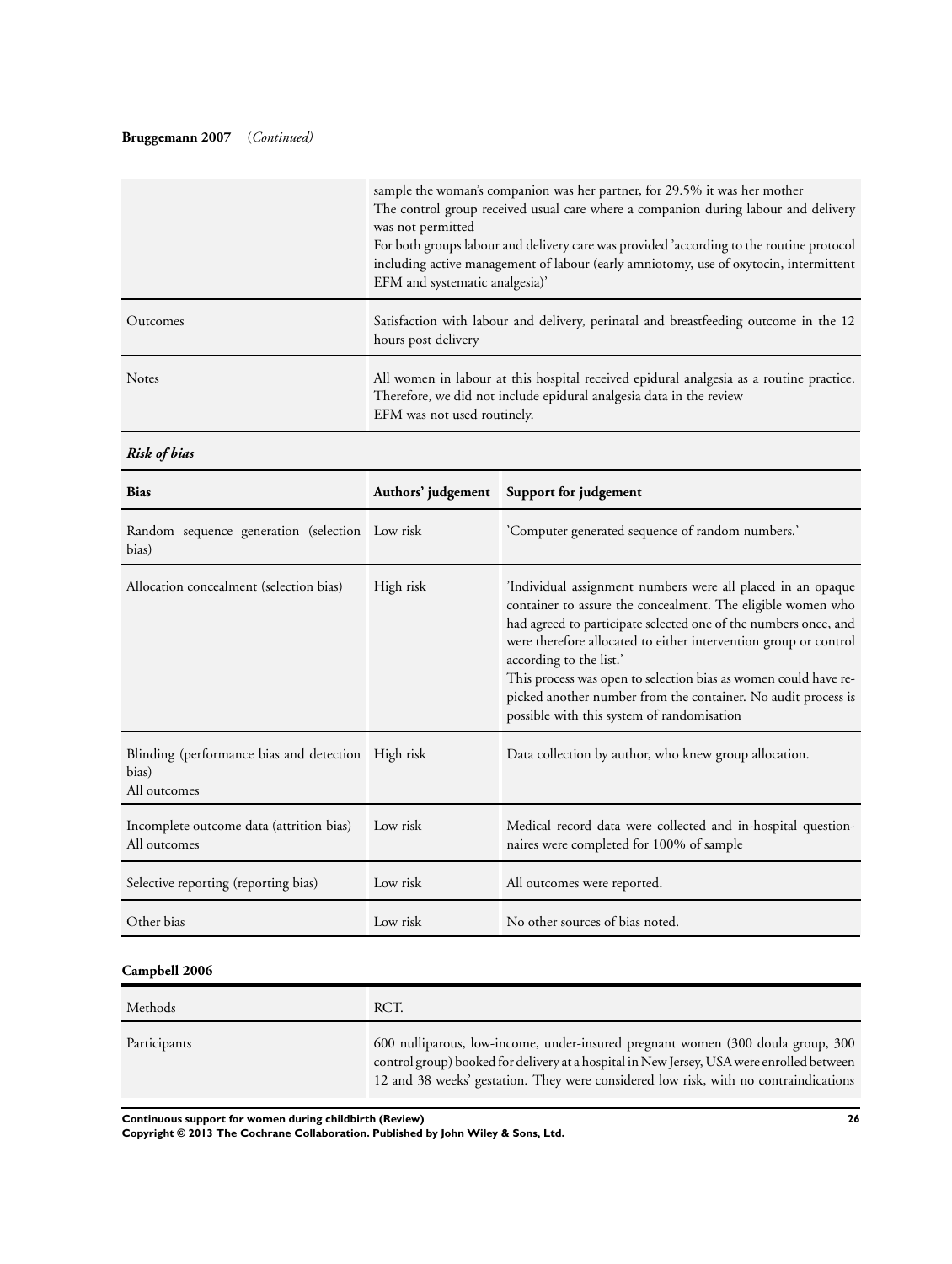**Bruggemann 2007** (*Continued*)

| | |
|---|---|
| | sample the woman's companion was her partner, for 29.5% it was her mother<br>The control group received usual care where a companion during labour and delivery was not permitted<br>For both groups labour and delivery care was provided 'according to the routine protocol including active management of labour (early amniotomy, use of oxytocin, intermittent EFM and systematic analgesia)' |
| Outcomes | Satisfaction with labour and delivery, perinatal and breastfeeding outcome in the 12 hours post delivery |
| Notes | All women in labour at this hospital received epidural analgesia as a routine practice. Therefore, we did not include epidural analgesia data in the review<br>EFM was not used routinely. |

***Risk of bias***

| Bias | Authors' judgement | Support for judgement |
|---|---|---|
| Random sequence generation (selection bias) | Low risk | 'Computer generated sequence of random numbers.' |
| Allocation concealment (selection bias) | High risk | 'Individual assignment numbers were all placed in an opaque container to assure the concealment. The eligible women who had agreed to participate selected one of the numbers once, and were therefore allocated to either intervention group or control according to the list.'<br>This process was open to selection bias as women could have re-picked another number from the container. No audit process is possible with this system of randomisation |
| Blinding (performance bias and detection bias)<br>All outcomes | High risk | Data collection by author, who knew group allocation. |
| Incomplete outcome data (attrition bias)<br>All outcomes | Low risk | Medical record data were collected and in-hospital questionnaires were completed for 100% of sample |
| Selective reporting (reporting bias) | Low risk | All outcomes were reported. |
| Other bias | Low risk | No other sources of bias noted. |

**Campbell 2006**

| | |
|---|---|
| Methods | RCT. |
| Participants | 600 nulliparous, low-income, under-insured pregnant women (300 doula group, 300 control group) booked for delivery at a hospital in New Jersey, USA were enrolled between 12 and 38 weeks' gestation. They were considered low risk, with no contraindications |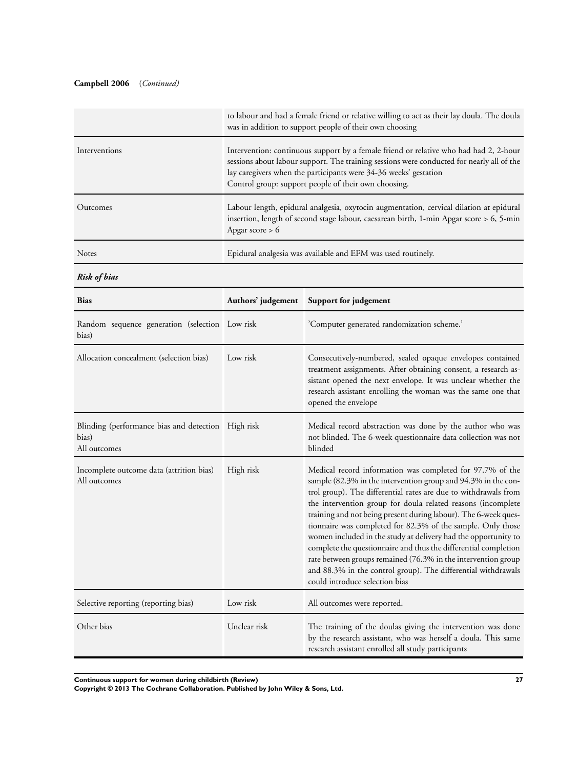**Campbell 2006** (*Continued*)

| | |
|---|---|
| | to labour and had a female friend or relative willing to act as their lay doula. The doula was in addition to support people of their own choosing |
| Interventions | Intervention: continuous support by a female friend or relative who had had 2, 2-hour sessions about labour support. The training sessions were conducted for nearly all of the lay caregivers when the participants were 34-36 weeks' gestation<br>Control group: support people of their own choosing. |
| Outcomes | Labour length, epidural analgesia, oxytocin augmentation, cervical dilation at epidural insertion, length of second stage labour, caesarean birth, 1-min Apgar score > 6, 5-min Apgar score > 6 |
| Notes | Epidural analgesia was available and EFM was used routinely. |

***Risk of bias***

| Bias | Authors' judgement | Support for judgement |
|---|---|---|
| Random sequence generation (selection bias) | Low risk | 'Computer generated randomization scheme.' |
| Allocation concealment (selection bias) | Low risk | Consecutively-numbered, sealed opaque envelopes contained treatment assignments. After obtaining consent, a research assistant opened the next envelope. It was unclear whether the research assistant enrolling the woman was the same one that opened the envelope |
| Blinding (performance bias and detection bias)<br>All outcomes | High risk | Medical record abstraction was done by the author who was not blinded. The 6-week questionnaire data collection was not blinded |
| Incomplete outcome data (attrition bias)<br>All outcomes | High risk | Medical record information was completed for 97.7% of the sample (82.3% in the intervention group and 94.3% in the control group). The differential rates are due to withdrawals from the intervention group for doula related reasons (incomplete training and not being present during labour). The 6-week questionnaire was completed for 82.3% of the sample. Only those women included in the study at delivery had the opportunity to complete the questionnaire and thus the differential completion rate between groups remained (76.3% in the intervention group and 88.3% in the control group). The differential withdrawals could introduce selection bias |
| Selective reporting (reporting bias) | Low risk | All outcomes were reported. |
| Other bias | Unclear risk | The training of the doulas giving the intervention was done by the research assistant, who was herself a doula. This same research assistant enrolled all study participants |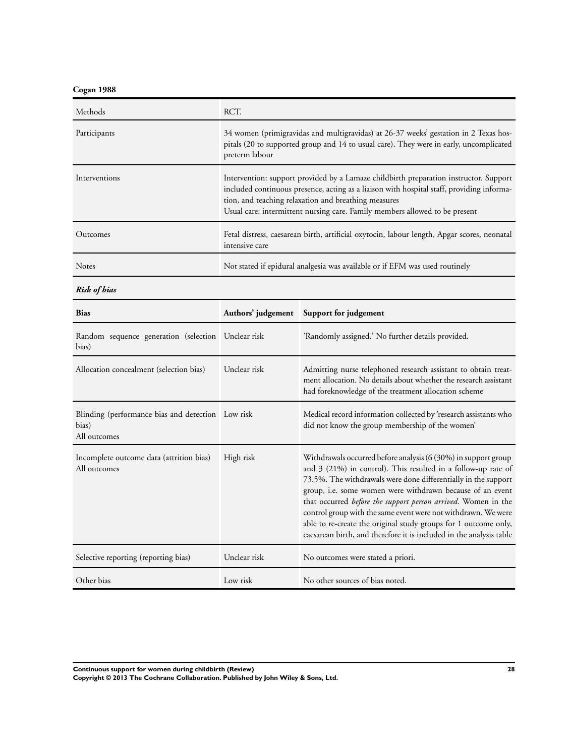**Cogan 1988**

| | |
|---|---|
| Methods | RCT. |
| Participants | 34 women (primigravidas and multigravidas) at 26-37 weeks' gestation in 2 Texas hospitals (20 to supported group and 14 to usual care). They were in early, uncomplicated preterm labour |
| Interventions | Intervention: support provided by a Lamaze childbirth preparation instructor. Support included continuous presence, acting as a liaison with hospital staff, providing information, and teaching relaxation and breathing measures<br>Usual care: intermittent nursing care. Family members allowed to be present |
| Outcomes | Fetal distress, caesarean birth, artificial oxytocin, labour length, Apgar scores, neonatal intensive care |
| Notes | Not stated if epidural analgesia was available or if EFM was used routinely |

***Risk of bias***

| Bias | Authors' judgement | Support for judgement |
|---|---|---|
| Random sequence generation (selection bias) | Unclear risk | 'Randomly assigned.' No further details provided. |
| Allocation concealment (selection bias) | Unclear risk | Admitting nurse telephoned research assistant to obtain treatment allocation. No details about whether the research assistant had foreknowledge of the treatment allocation scheme |
| Blinding (performance bias and detection bias)<br>All outcomes | Low risk | Medical record information collected by 'research assistants who did not know the group membership of the women' |
| Incomplete outcome data (attrition bias)<br>All outcomes | High risk | Withdrawals occurred before analysis (6 (30%) in support group and 3 (21%) in control). This resulted in a follow-up rate of 73.5%. The withdrawals were done differentially in the support group, i.e. some women were withdrawn because of an event that occurred *before the support person arrived*. Women in the control group with the same event were not withdrawn. We were able to re-create the original study groups for 1 outcome only, caesarean birth, and therefore it is included in the analysis table |
| Selective reporting (reporting bias) | Unclear risk | No outcomes were stated a priori. |
| Other bias | Low risk | No other sources of bias noted. |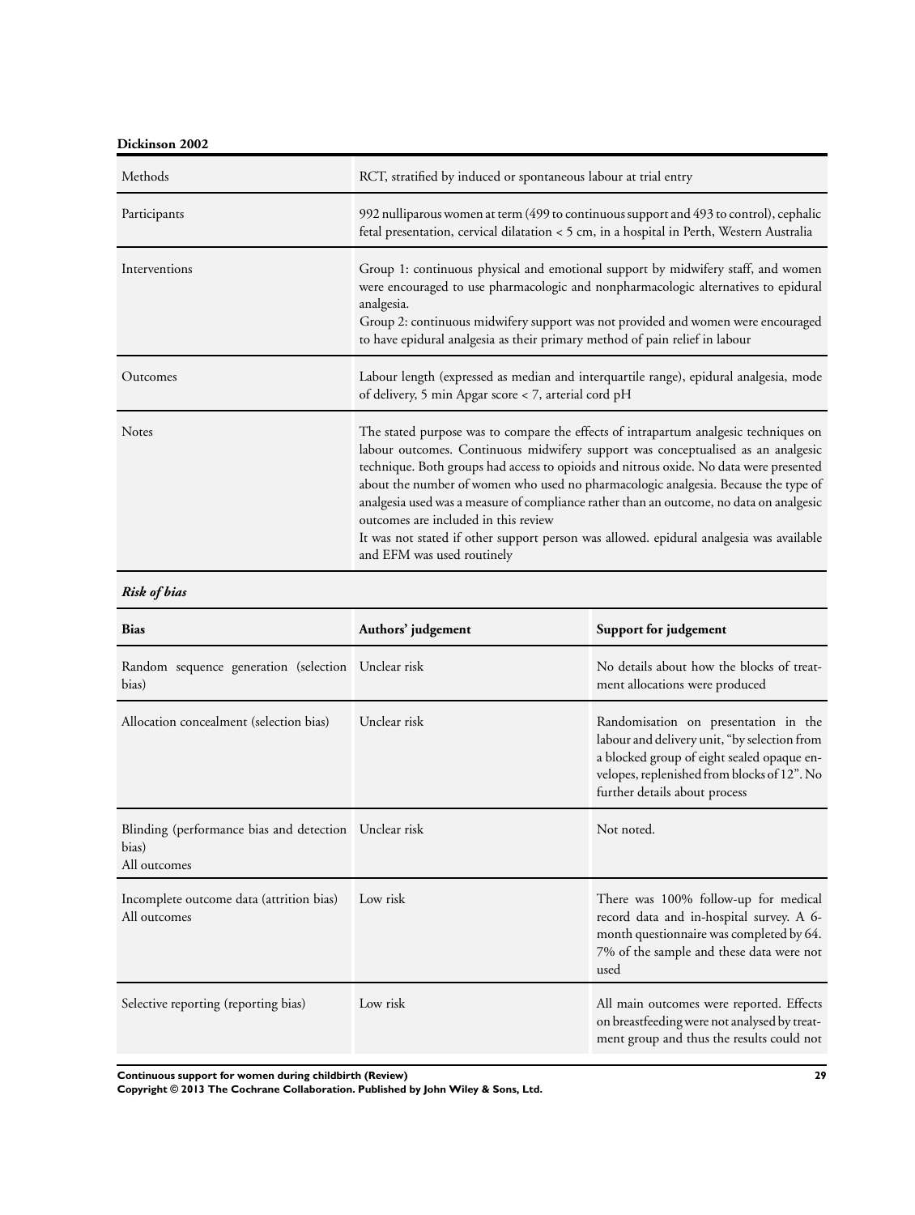**Dickinson 2002**

| | |
|---|---|
| Methods | RCT, stratified by induced or spontaneous labour at trial entry |
| Participants | 992 nulliparous women at term (499 to continuous support and 493 to control), cephalic fetal presentation, cervical dilatation < 5 cm, in a hospital in Perth, Western Australia |
| Interventions | Group 1: continuous physical and emotional support by midwifery staff, and women were encouraged to use pharmacologic and nonpharmacologic alternatives to epidural analgesia.<br>Group 2: continuous midwifery support was not provided and women were encouraged to have epidural analgesia as their primary method of pain relief in labour |
| Outcomes | Labour length (expressed as median and interquartile range), epidural analgesia, mode of delivery, 5 min Apgar score < 7, arterial cord pH |
| Notes | The stated purpose was to compare the effects of intrapartum analgesic techniques on labour outcomes. Continuous midwifery support was conceptualised as an analgesic technique. Both groups had access to opioids and nitrous oxide. No data were presented about the number of women who used no pharmacologic analgesia. Because the type of analgesia used was a measure of compliance rather than an outcome, no data on analgesic outcomes are included in this review<br>It was not stated if other support person was allowed. epidural analgesia was available and EFM was used routinely |

***Risk of bias***

| Bias | Authors' judgement | Support for judgement |
|---|---|---|
| Random sequence generation (selection bias) | Unclear risk | No details about how the blocks of treatment allocations were produced |
| Allocation concealment (selection bias) | Unclear risk | Randomisation on presentation in the labour and delivery unit, "by selection from a blocked group of eight sealed opaque envelopes, replenished from blocks of 12". No further details about process |
| Blinding (performance bias and detection bias)<br>All outcomes | Unclear risk | Not noted. |
| Incomplete outcome data (attrition bias)<br>All outcomes | Low risk | There was 100% follow-up for medical record data and in-hospital survey. A 6-month questionnaire was completed by 64.7% of the sample and these data were not used |
| Selective reporting (reporting bias) | Low risk | All main outcomes were reported. Effects on breastfeeding were not analysed by treatment group and thus the results could not |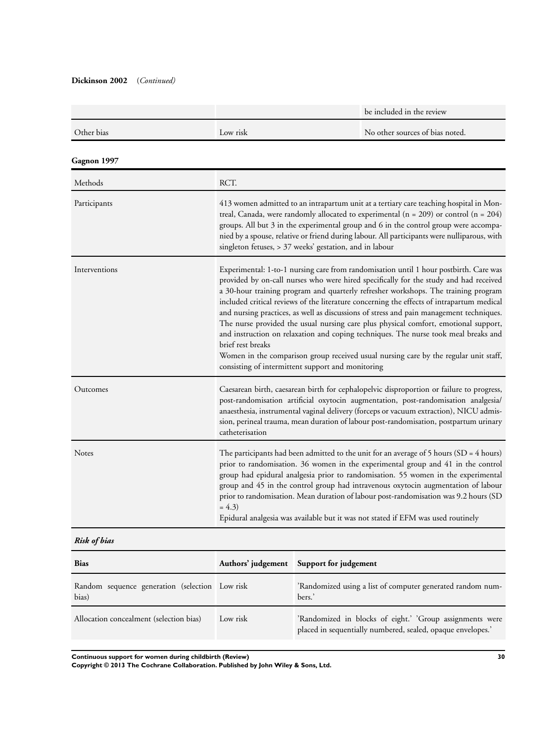**Dickinson 2002** (*Continued*)

| | | |
|---|---|---|
| | | be included in the review |
| Other bias | Low risk | No other sources of bias noted. |

**Gagnon 1997**

| | |
|---|---|
| Methods | RCT. |
| Participants | 413 women admitted to an intrapartum unit at a tertiary care teaching hospital in Montreal, Canada, were randomly allocated to experimental (n = 209) or control (n = 204) groups. All but 3 in the experimental group and 6 in the control group were accompanied by a spouse, relative or friend during labour. All participants were nulliparous, with singleton fetuses, > 37 weeks' gestation, and in labour |
| Interventions | Experimental: 1-to-1 nursing care from randomisation until 1 hour postbirth. Care was provided by on-call nurses who were hired specifically for the study and had received a 30-hour training program and quarterly refresher workshops. The training program included critical reviews of the literature concerning the effects of intrapartum medical and nursing practices, as well as discussions of stress and pain management techniques. The nurse provided the usual nursing care plus physical comfort, emotional support, and instruction on relaxation and coping techniques. The nurse took meal breaks and brief rest breaks<br>Women in the comparison group received usual nursing care by the regular unit staff, consisting of intermittent support and monitoring |
| Outcomes | Caesarean birth, caesarean birth for cephalopelvic disproportion or failure to progress, post-randomisation artificial oxytocin augmentation, post-randomisation analgesia/anaesthesia, instrumental vaginal delivery (forceps or vacuum extraction), NICU admission, perineal trauma, mean duration of labour post-randomisation, postpartum urinary catheterisation |
| Notes | The participants had been admitted to the unit for an average of 5 hours (SD = 4 hours) prior to randomisation. 36 women in the experimental group and 41 in the control group had epidural analgesia prior to randomisation. 55 women in the experimental group and 45 in the control group had intravenous oxytocin augmentation of labour prior to randomisation. Mean duration of labour post-randomisation was 9.2 hours (SD = 4.3)<br>Epidural analgesia was available but it was not stated if EFM was used routinely |

***Risk of bias***

| Bias | Authors' judgement | Support for judgement |
|---|---|---|
| Random sequence generation (selection bias) | Low risk | 'Randomized using a list of computer generated random numbers.' |
| Allocation concealment (selection bias) | Low risk | 'Randomized in blocks of eight.' 'Group assignments were placed in sequentially numbered, sealed, opaque envelopes.' |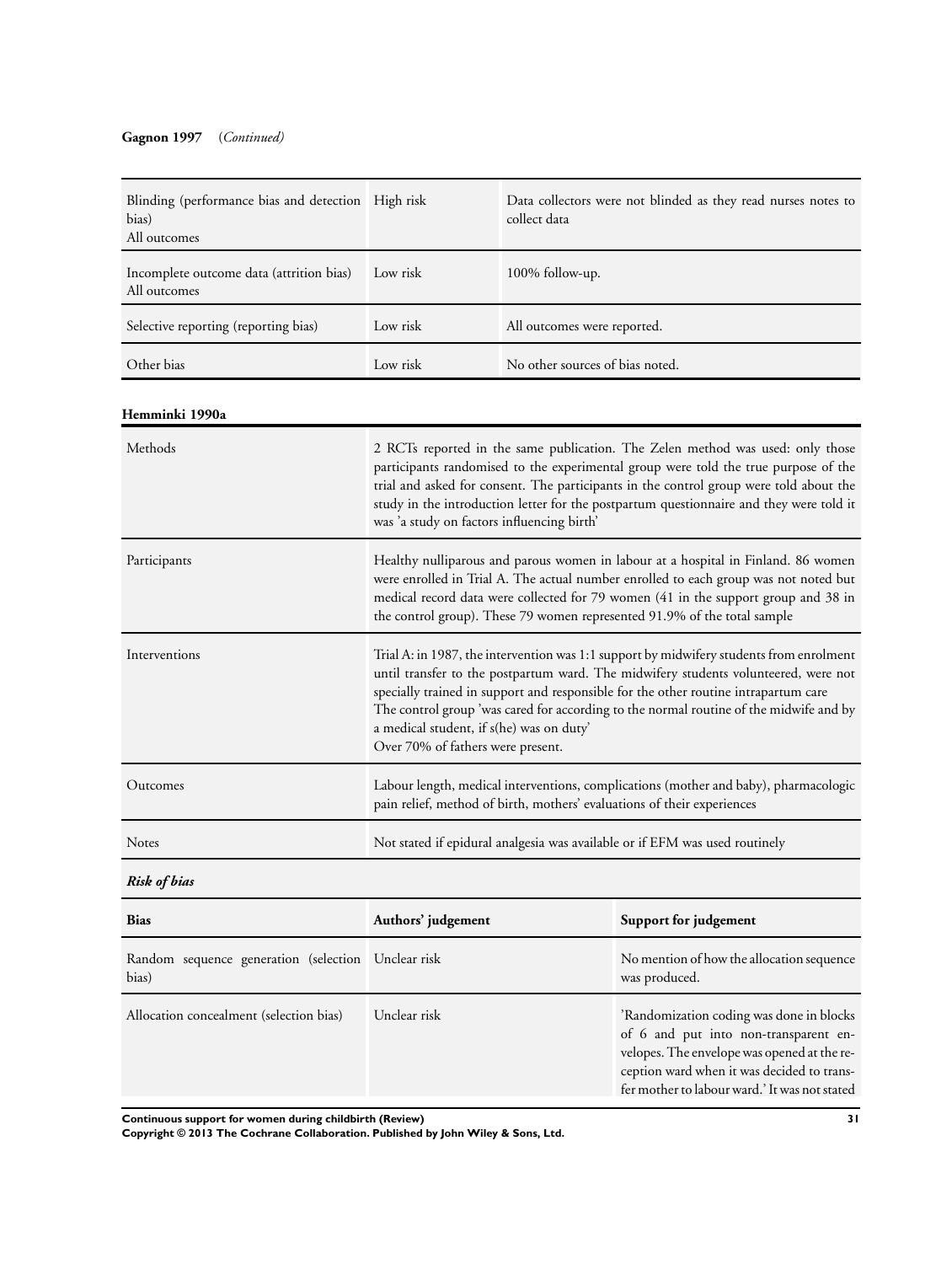**Gagnon 1997** (*Continued*)

| | | |
|---|---|---|
| Blinding (performance bias and detection bias)<br>All outcomes | High risk | Data collectors were not blinded as they read nurses notes to collect data |
| Incomplete outcome data (attrition bias)<br>All outcomes | Low risk | 100% follow-up. |
| Selective reporting (reporting bias) | Low risk | All outcomes were reported. |
| Other bias | Low risk | No other sources of bias noted. |

**Hemminki 1990a**

| | |
|---|---|
| Methods | 2 RCTs reported in the same publication. The Zelen method was used: only those participants randomised to the experimental group were told the true purpose of the trial and asked for consent. The participants in the control group were told about the study in the introduction letter for the postpartum questionnaire and they were told it was 'a study on factors influencing birth' |
| Participants | Healthy nulliparous and parous women in labour at a hospital in Finland. 86 women were enrolled in Trial A. The actual number enrolled to each group was not noted but medical record data were collected for 79 women (41 in the support group and 38 in the control group). These 79 women represented 91.9% of the total sample |
| Interventions | Trial A: in 1987, the intervention was 1:1 support by midwifery students from enrolment until transfer to the postpartum ward. The midwifery students volunteered, were not specially trained in support and responsible for the other routine intrapartum care<br>The control group 'was cared for according to the normal routine of the midwife and by a medical student, if s(he) was on duty'<br>Over 70% of fathers were present. |
| Outcomes | Labour length, medical interventions, complications (mother and baby), pharmacologic pain relief, method of birth, mothers' evaluations of their experiences |
| Notes | Not stated if epidural analgesia was available or if EFM was used routinely |

***Risk of bias***

| Bias | Authors' judgement | Support for judgement |
|---|---|---|
| Random sequence generation (selection bias) | Unclear risk | No mention of how the allocation sequence was produced. |
| Allocation concealment (selection bias) | Unclear risk | 'Randomization coding was done in blocks of 6 and put into non-transparent envelopes. The envelope was opened at the reception ward when it was decided to transfer mother to labour ward.' It was not stated |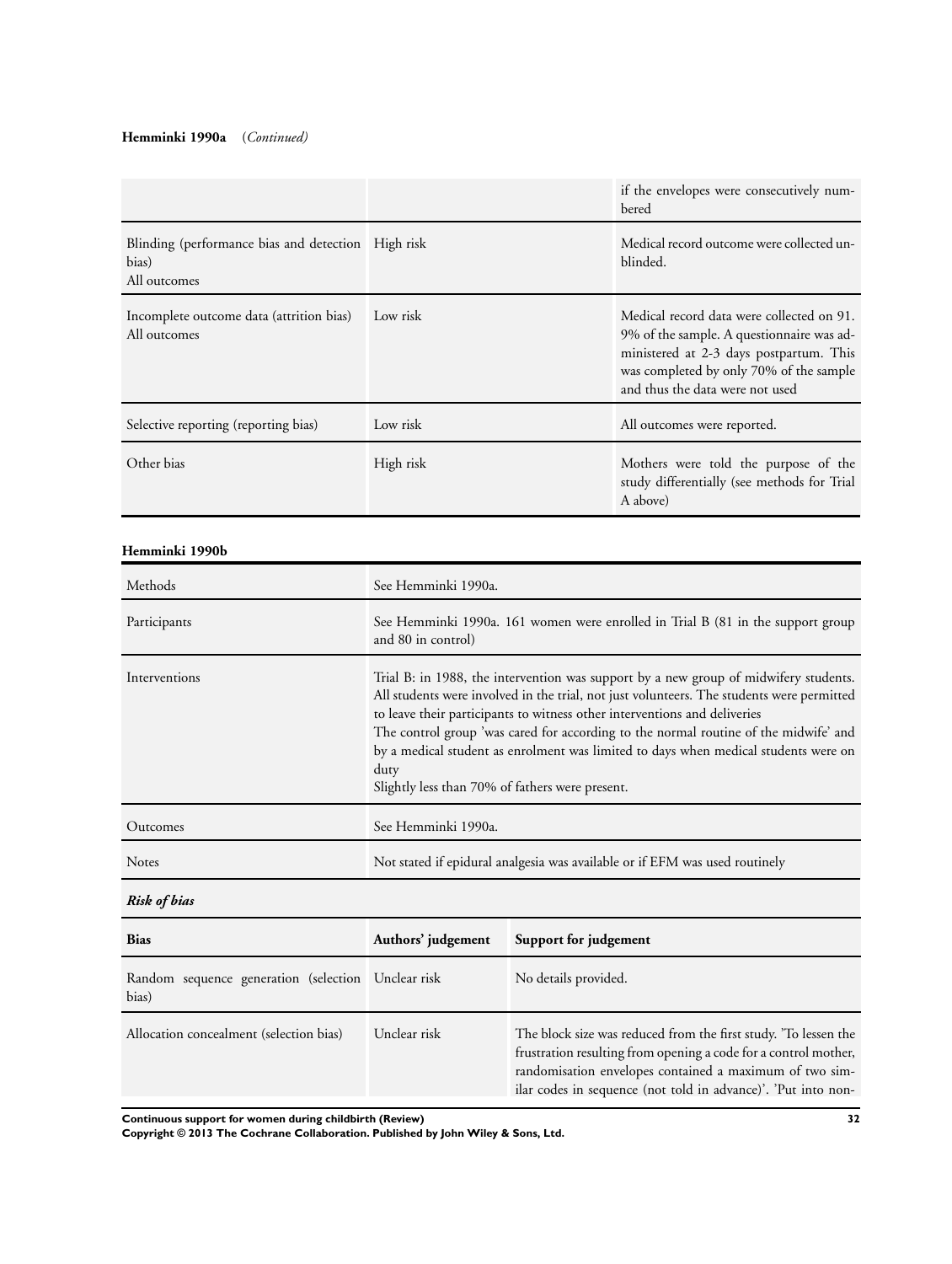**Hemminki 1990a** (*Continued*)

| | | |
|---|---|---|
| | | if the envelopes were consecutively numbered |
| Blinding (performance bias and detection bias)<br>All outcomes | High risk | Medical record outcome were collected unblinded. |
| Incomplete outcome data (attrition bias)<br>All outcomes | Low risk | Medical record data were collected on 91.9% of the sample. A questionnaire was administered at 2-3 days postpartum. This was completed by only 70% of the sample and thus the data were not used |
| Selective reporting (reporting bias) | Low risk | All outcomes were reported. |
| Other bias | High risk | Mothers were told the purpose of the study differentially (see methods for Trial A above) |

**Hemminki 1990b**

| | |
|---|---|
| Methods | See Hemminki 1990a. |
| Participants | See Hemminki 1990a. 161 women were enrolled in Trial B (81 in the support group and 80 in control) |
| Interventions | Trial B: in 1988, the intervention was support by a new group of midwifery students. All students were involved in the trial, not just volunteers. The students were permitted to leave their participants to witness other interventions and deliveries<br>The control group 'was cared for according to the normal routine of the midwife' and by a medical student as enrolment was limited to days when medical students were on duty<br>Slightly less than 70% of fathers were present. |
| Outcomes | See Hemminki 1990a. |
| Notes | Not stated if epidural analgesia was available or if EFM was used routinely |

***Risk of bias***

| Bias | Authors' judgement | Support for judgement |
|---|---|---|
| Random sequence generation (selection bias) | Unclear risk | No details provided. |
| Allocation concealment (selection bias) | Unclear risk | The block size was reduced from the first study. 'To lessen the frustration resulting from opening a code for a control mother, randomisation envelopes contained a maximum of two similar codes in sequence (not told in advance)'. 'Put into non- |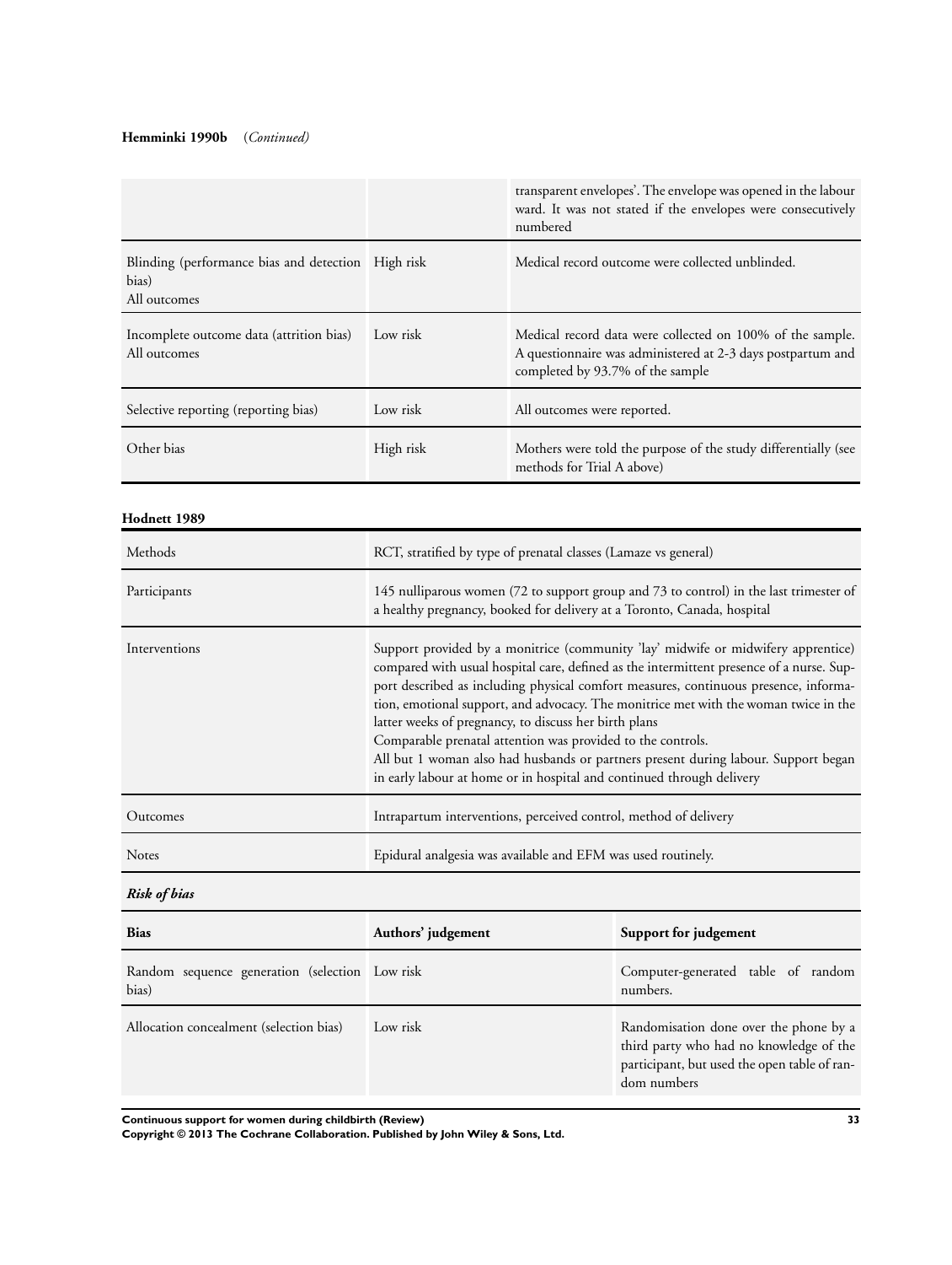**Hemminki 1990b** (*Continued*)

| | | |
|---|---|---|
| | | transparent envelopes'. The envelope was opened in the labour ward. It was not stated if the envelopes were consecutively numbered |
| Blinding (performance bias and detection bias)<br>All outcomes | High risk | Medical record outcome were collected unblinded. |
| Incomplete outcome data (attrition bias)<br>All outcomes | Low risk | Medical record data were collected on 100% of the sample. A questionnaire was administered at 2-3 days postpartum and completed by 93.7% of the sample |
| Selective reporting (reporting bias) | Low risk | All outcomes were reported. |
| Other bias | High risk | Mothers were told the purpose of the study differentially (see methods for Trial A above) |

**Hodnett 1989**

| | |
|---|---|
| Methods | RCT, stratified by type of prenatal classes (Lamaze vs general) |
| Participants | 145 nulliparous women (72 to support group and 73 to control) in the last trimester of a healthy pregnancy, booked for delivery at a Toronto, Canada, hospital |
| Interventions | Support provided by a monitrice (community 'lay' midwife or midwifery apprentice) compared with usual hospital care, defined as the intermittent presence of a nurse. Support described as including physical comfort measures, continuous presence, information, emotional support, and advocacy. The monitrice met with the woman twice in the latter weeks of pregnancy, to discuss her birth plans<br>Comparable prenatal attention was provided to the controls.<br>All but 1 woman also had husbands or partners present during labour. Support began in early labour at home or in hospital and continued through delivery |
| Outcomes | Intrapartum interventions, perceived control, method of delivery |
| Notes | Epidural analgesia was available and EFM was used routinely. |

***Risk of bias***

| Bias | Authors' judgement | Support for judgement |
|---|---|---|
| Random sequence generation (selection bias) | Low risk | Computer-generated table of random numbers. |
| Allocation concealment (selection bias) | Low risk | Randomisation done over the phone by a third party who had no knowledge of the participant, but used the open table of random numbers |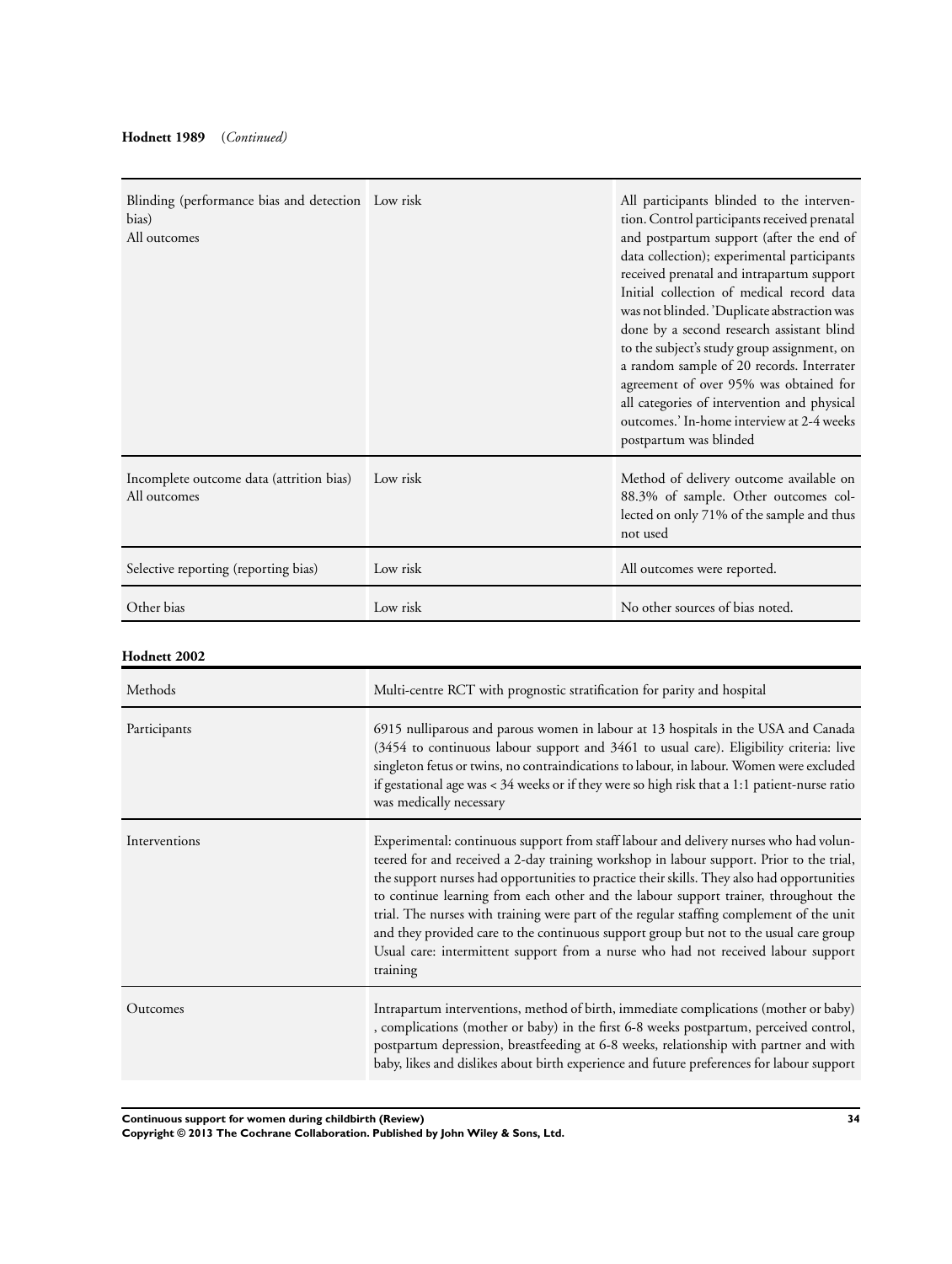**Hodnett 1989** *(Continued)*

| | | |
|---|---|---|
| Blinding (performance bias and detection bias)<br>All outcomes | Low risk | All participants blinded to the intervention. Control participants received prenatal and postpartum support (after the end of data collection); experimental participants received prenatal and intrapartum support Initial collection of medical record data was not blinded. 'Duplicate abstraction was done by a second research assistant blind to the subject's study group assignment, on a random sample of 20 records. Interrater agreement of over 95% was obtained for all categories of intervention and physical outcomes.' In-home interview at 2-4 weeks postpartum was blinded |
| Incomplete outcome data (attrition bias)<br>All outcomes | Low risk | Method of delivery outcome available on 88.3% of sample. Other outcomes collected on only 71% of the sample and thus not used |
| Selective reporting (reporting bias) | Low risk | All outcomes were reported. |
| Other bias | Low risk | No other sources of bias noted. |

**Hodnett 2002**

| | |
|---|---|
| Methods | Multi-centre RCT with prognostic stratification for parity and hospital |
| Participants | 6915 nulliparous and parous women in labour at 13 hospitals in the USA and Canada (3454 to continuous labour support and 3461 to usual care). Eligibility criteria: live singleton fetus or twins, no contraindications to labour, in labour. Women were excluded if gestational age was < 34 weeks or if they were so high risk that a 1:1 patient-nurse ratio was medically necessary |
| Interventions | Experimental: continuous support from staff labour and delivery nurses who had volunteered for and received a 2-day training workshop in labour support. Prior to the trial, the support nurses had opportunities to practice their skills. They also had opportunities to continue learning from each other and the labour support trainer, throughout the trial. The nurses with training were part of the regular staffing complement of the unit and they provided care to the continuous support group but not to the usual care group Usual care: intermittent support from a nurse who had not received labour support training |
| Outcomes | Intrapartum interventions, method of birth, immediate complications (mother or baby), complications (mother or baby) in the first 6-8 weeks postpartum, perceived control, postpartum depression, breastfeeding at 6-8 weeks, relationship with partner and with baby, likes and dislikes about birth experience and future preferences for labour support |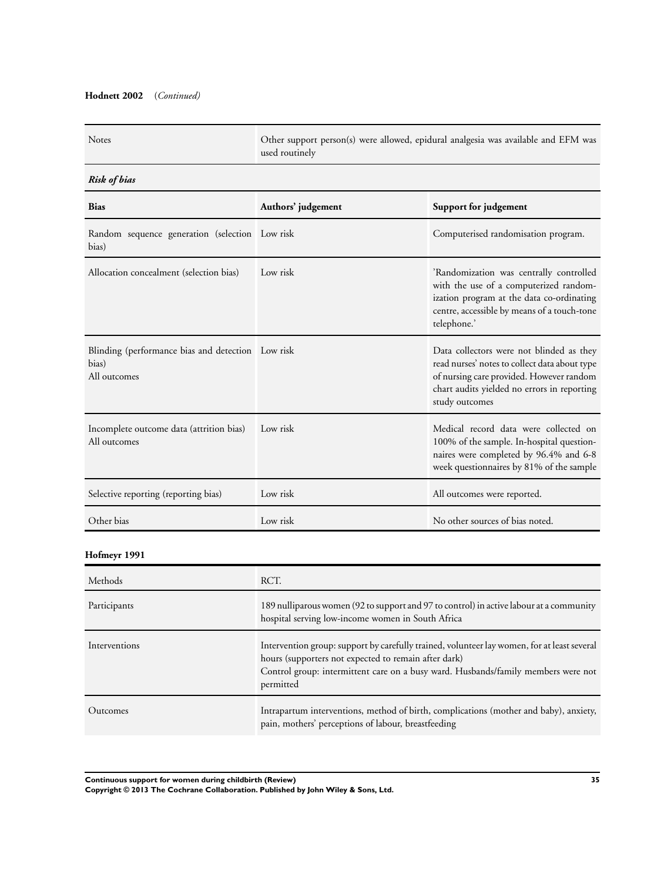**Hodnett 2002** (*Continued*)

| Notes | Other support person(s) were allowed, epidural analgesia was available and EFM was used routinely |
|---|---|

***Risk of bias***

| Bias | Authors' judgement | Support for judgement |
|---|---|---|
| Random sequence generation (selection bias) | Low risk | Computerised randomisation program. |
| Allocation concealment (selection bias) | Low risk | 'Randomization was centrally controlled with the use of a computerized randomization program at the data co-ordinating centre, accessible by means of a touch-tone telephone.' |
| Blinding (performance bias and detection bias)<br>All outcomes | Low risk | Data collectors were not blinded as they read nurses' notes to collect data about type of nursing care provided. However random chart audits yielded no errors in reporting study outcomes |
| Incomplete outcome data (attrition bias)<br>All outcomes | Low risk | Medical record data were collected on 100% of the sample. In-hospital questionnaires were completed by 96.4% and 6-8 week questionnaires by 81% of the sample |
| Selective reporting (reporting bias) | Low risk | All outcomes were reported. |
| Other bias | Low risk | No other sources of bias noted. |

**Hofmeyr 1991**

| Methods | RCT. |
|---|---|
| Participants | 189 nulliparous women (92 to support and 97 to control) in active labour at a community hospital serving low-income women in South Africa |
| Interventions | Intervention group: support by carefully trained, volunteer lay women, for at least several hours (supporters not expected to remain after dark)<br>Control group: intermittent care on a busy ward. Husbands/family members were not permitted |
| Outcomes | Intrapartum interventions, method of birth, complications (mother and baby), anxiety, pain, mothers' perceptions of labour, breastfeeding |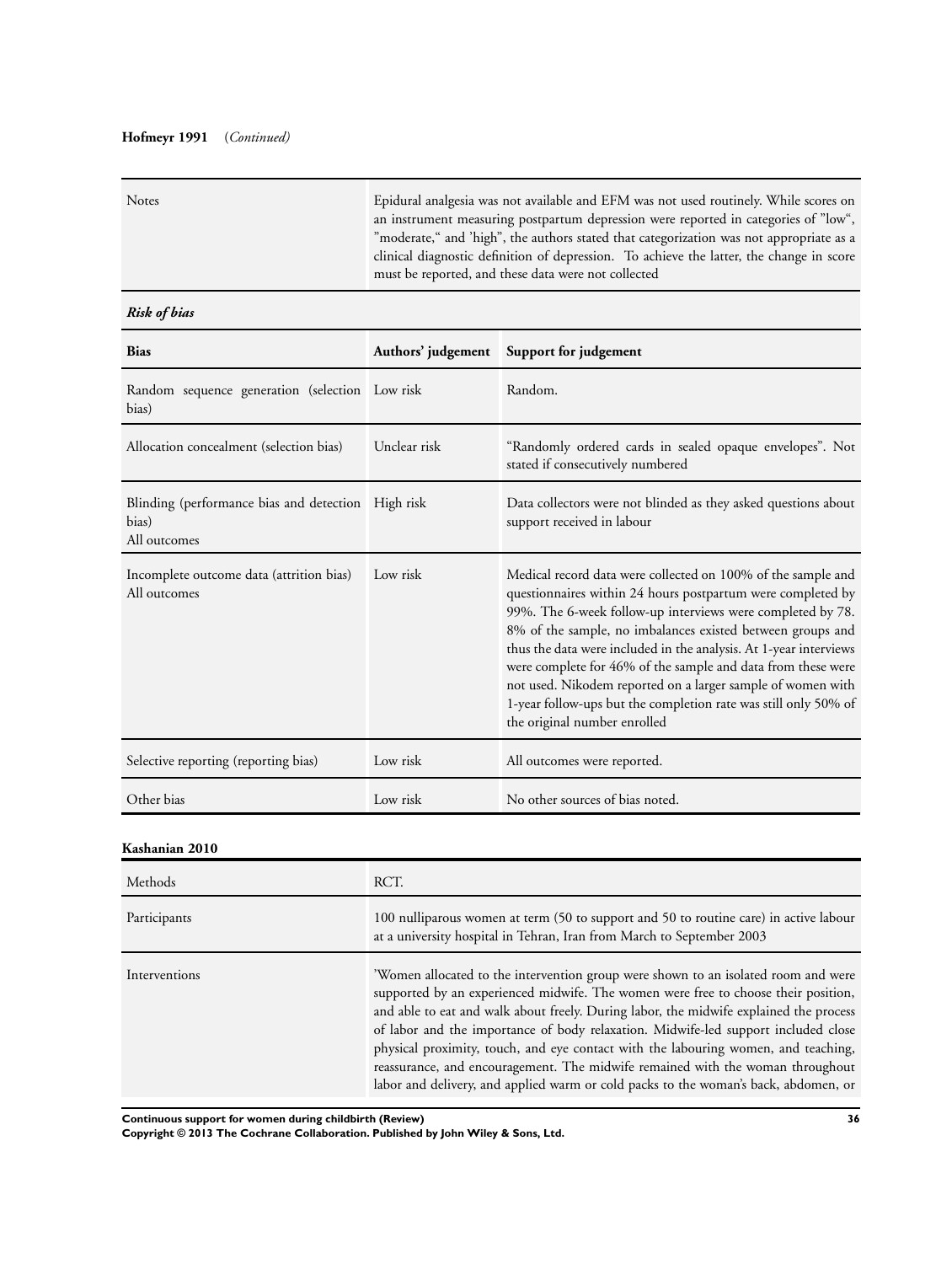**Hofmeyr 1991** (*Continued*)

| | |
|---|---|
| Notes | Epidural analgesia was not available and EFM was not used routinely. While scores on an instrument measuring postpartum depression were reported in categories of "low", "moderate," and 'high", the authors stated that categorization was not appropriate as a clinical diagnostic definition of depression. To achieve the latter, the change in score must be reported, and these data were not collected |

***Risk of bias***

| Bias | Authors' judgement | Support for judgement |
|---|---|---|
| Random sequence generation (selection bias) | Low risk | Random. |
| Allocation concealment (selection bias) | Unclear risk | "Randomly ordered cards in sealed opaque envelopes". Not stated if consecutively numbered |
| Blinding (performance bias and detection bias)<br>All outcomes | High risk | Data collectors were not blinded as they asked questions about support received in labour |
| Incomplete outcome data (attrition bias)<br>All outcomes | Low risk | Medical record data were collected on 100% of the sample and questionnaires within 24 hours postpartum were completed by 99%. The 6-week follow-up interviews were completed by 78.8% of the sample, no imbalances existed between groups and thus the data were included in the analysis. At 1-year interviews were complete for 46% of the sample and data from these were not used. Nikodem reported on a larger sample of women with 1-year follow-ups but the completion rate was still only 50% of the original number enrolled |
| Selective reporting (reporting bias) | Low risk | All outcomes were reported. |
| Other bias | Low risk | No other sources of bias noted. |

**Kashanian 2010**

| | |
|---|---|
| Methods | RCT. |
| Participants | 100 nulliparous women at term (50 to support and 50 to routine care) in active labour at a university hospital in Tehran, Iran from March to September 2003 |
| Interventions | 'Women allocated to the intervention group were shown to an isolated room and were supported by an experienced midwife. The women were free to choose their position, and able to eat and walk about freely. During labor, the midwife explained the process of labor and the importance of body relaxation. Midwife-led support included close physical proximity, touch, and eye contact with the labouring women, and teaching, reassurance, and encouragement. The midwife remained with the woman throughout labor and delivery, and applied warm or cold packs to the woman's back, abdomen, or |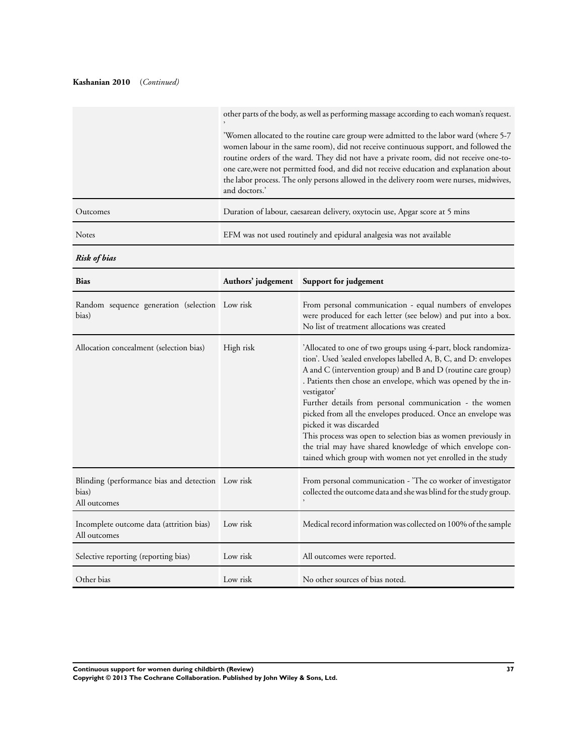**Kashanian 2010** (*Continued*)

| | |
|---|---|
| | other parts of the body, as well as performing massage according to each woman's request. ' 'Women allocated to the routine care group were admitted to the labor ward (where 5-7 women labour in the same room), did not receive continuous support, and followed the routine orders of the ward. They did not have a private room, did not receive one-to-one care,were not permitted food, and did not receive education and explanation about the labor process. The only persons allowed in the delivery room were nurses, midwives, and doctors.' |
| Outcomes | Duration of labour, caesarean delivery, oxytocin use, Apgar score at 5 mins |
| Notes | EFM was not used routinely and epidural analgesia was not available |

***Risk of bias***

| Bias | Authors' judgement | Support for judgement |
|---|---|---|
| Random sequence generation (selection bias) | Low risk | From personal communication - equal numbers of envelopes were produced for each letter (see below) and put into a box. No list of treatment allocations was created |
| Allocation concealment (selection bias) | High risk | 'Allocated to one of two groups using 4-part, block randomization'. Used 'sealed envelopes labelled A, B, C, and D: envelopes A and C (intervention group) and B and D (routine care group). Patients then chose an envelope, which was opened by the investigator' Further details from personal communication - the women picked from all the envelopes produced. Once an envelope was picked it was discarded This process was open to selection bias as women previously in the trial may have shared knowledge of which envelope contained which group with women not yet enrolled in the study |
| Blinding (performance bias and detection bias) All outcomes | Low risk | From personal communication - 'The co worker of investigator collected the outcome data and she was blind for the study group. ' |
| Incomplete outcome data (attrition bias) All outcomes | Low risk | Medical record information was collected on 100% of the sample |
| Selective reporting (reporting bias) | Low risk | All outcomes were reported. |
| Other bias | Low risk | No other sources of bias noted. |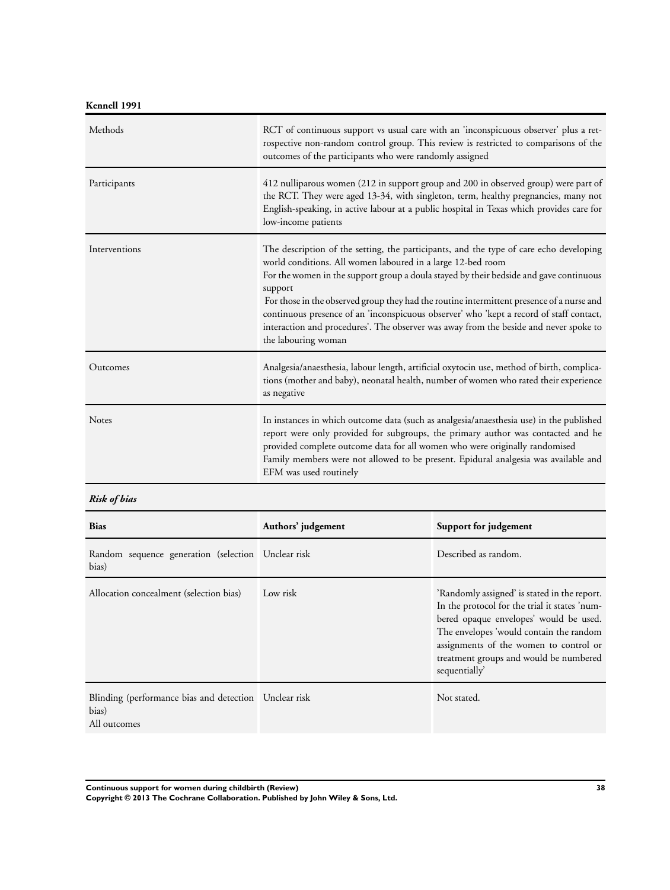**Kennell 1991**

| | |
|---|---|
| Methods | RCT of continuous support vs usual care with an 'inconspicuous observer' plus a retrospective non-random control group. This review is restricted to comparisons of the outcomes of the participants who were randomly assigned |
| Participants | 412 nulliparous women (212 in support group and 200 in observed group) were part of the RCT. They were aged 13-34, with singleton, term, healthy pregnancies, many not English-speaking, in active labour at a public hospital in Texas which provides care for low-income patients |
| Interventions | The description of the setting, the participants, and the type of care echo developing world conditions. All women laboured in a large 12-bed room<br>For the women in the support group a doula stayed by their bedside and gave continuous support<br>For those in the observed group they had the routine intermittent presence of a nurse and continuous presence of an 'inconspicuous observer' who 'kept a record of staff contact, interaction and procedures'. The observer was away from the beside and never spoke to the labouring woman |
| Outcomes | Analgesia/anaesthesia, labour length, artificial oxytocin use, method of birth, complications (mother and baby), neonatal health, number of women who rated their experience as negative |
| Notes | In instances in which outcome data (such as analgesia/anaesthesia use) in the published report were only provided for subgroups, the primary author was contacted and he provided complete outcome data for all women who were originally randomised<br>Family members were not allowed to be present. Epidural analgesia was available and EFM was used routinely |

***Risk of bias***

| Bias | Authors' judgement | Support for judgement |
|---|---|---|
| Random sequence generation (selection bias) | Unclear risk | Described as random. |
| Allocation concealment (selection bias) | Low risk | 'Randomly assigned' is stated in the report. In the protocol for the trial it states 'numbered opaque envelopes' would be used. The envelopes 'would contain the random assignments of the women to control or treatment groups and would be numbered sequentially' |
| Blinding (performance bias and detection bias)<br>All outcomes | Unclear risk | Not stated. |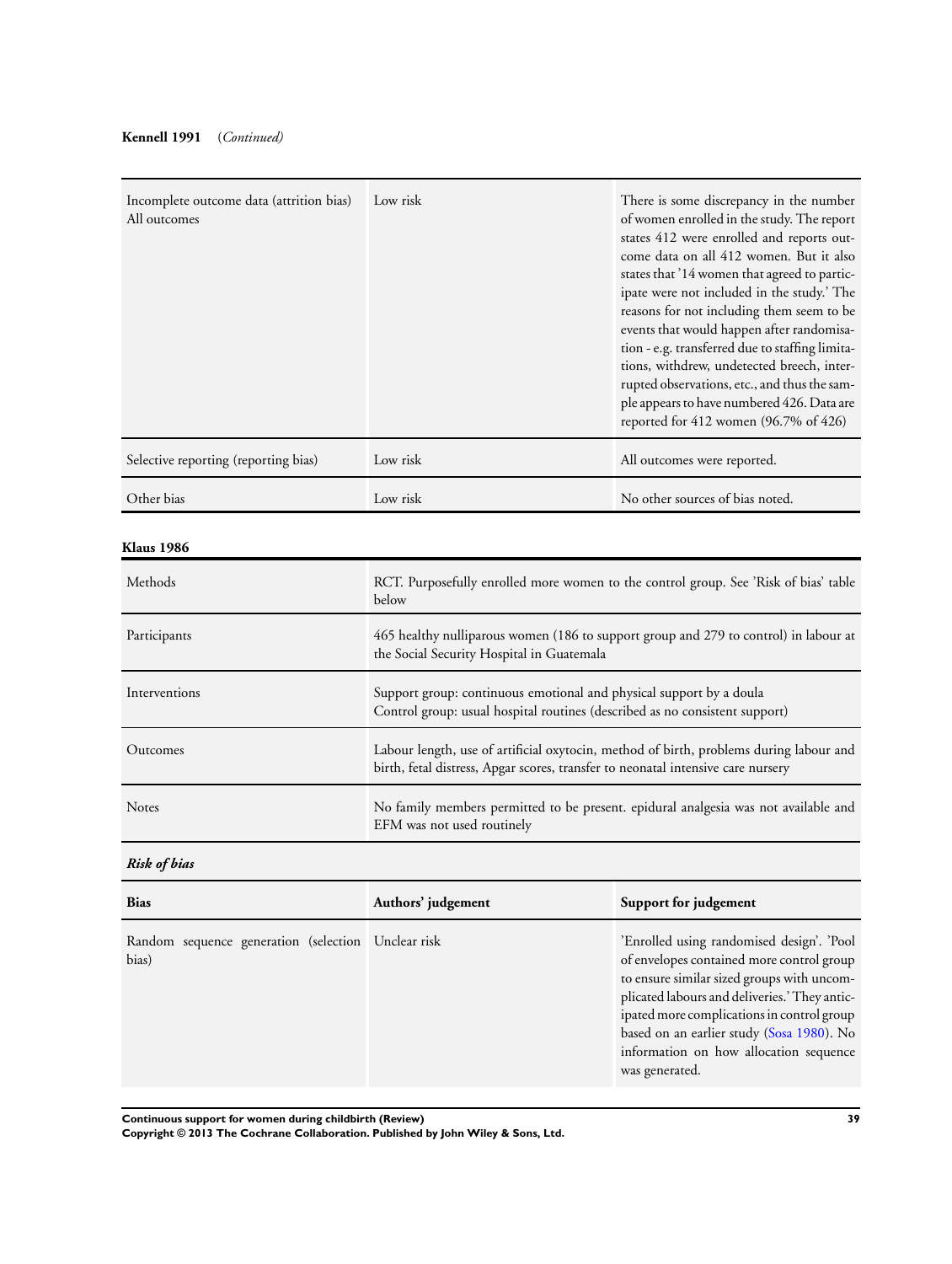**Kennell 1991** *(Continued)*

| | | |
|---|---|---|
| Incomplete outcome data (attrition bias) All outcomes | Low risk | There is some discrepancy in the number of women enrolled in the study. The report states 412 were enrolled and reports outcome data on all 412 women. But it also states that '14 women that agreed to participate were not included in the study.' The reasons for not including them seem to be events that would happen after randomisation - e.g. transferred due to staffing limitations, withdrew, undetected breech, interrupted observations, etc., and thus the sample appears to have numbered 426. Data are reported for 412 women (96.7% of 426) |
| Selective reporting (reporting bias) | Low risk | All outcomes were reported. |
| Other bias | Low risk | No other sources of bias noted. |

**Klaus 1986**

| | |
|---|---|
| Methods | RCT. Purposefully enrolled more women to the control group. See 'Risk of bias' table below |
| Participants | 465 healthy nulliparous women (186 to support group and 279 to control) in labour at the Social Security Hospital in Guatemala |
| Interventions | Support group: continuous emotional and physical support by a doula<br>Control group: usual hospital routines (described as no consistent support) |
| Outcomes | Labour length, use of artificial oxytocin, method of birth, problems during labour and birth, fetal distress, Apgar scores, transfer to neonatal intensive care nursery |
| Notes | No family members permitted to be present. epidural analgesia was not available and EFM was not used routinely |

***Risk of bias***

| Bias | Authors' judgement | Support for judgement |
|---|---|---|
| Random sequence generation (selection bias) | Unclear risk | 'Enrolled using randomised design'. 'Pool of envelopes contained more control group to ensure similar sized groups with uncomplicated labours and deliveries.' They anticipated more complications in control group based on an earlier study (Sosa 1980). No information on how allocation sequence was generated. |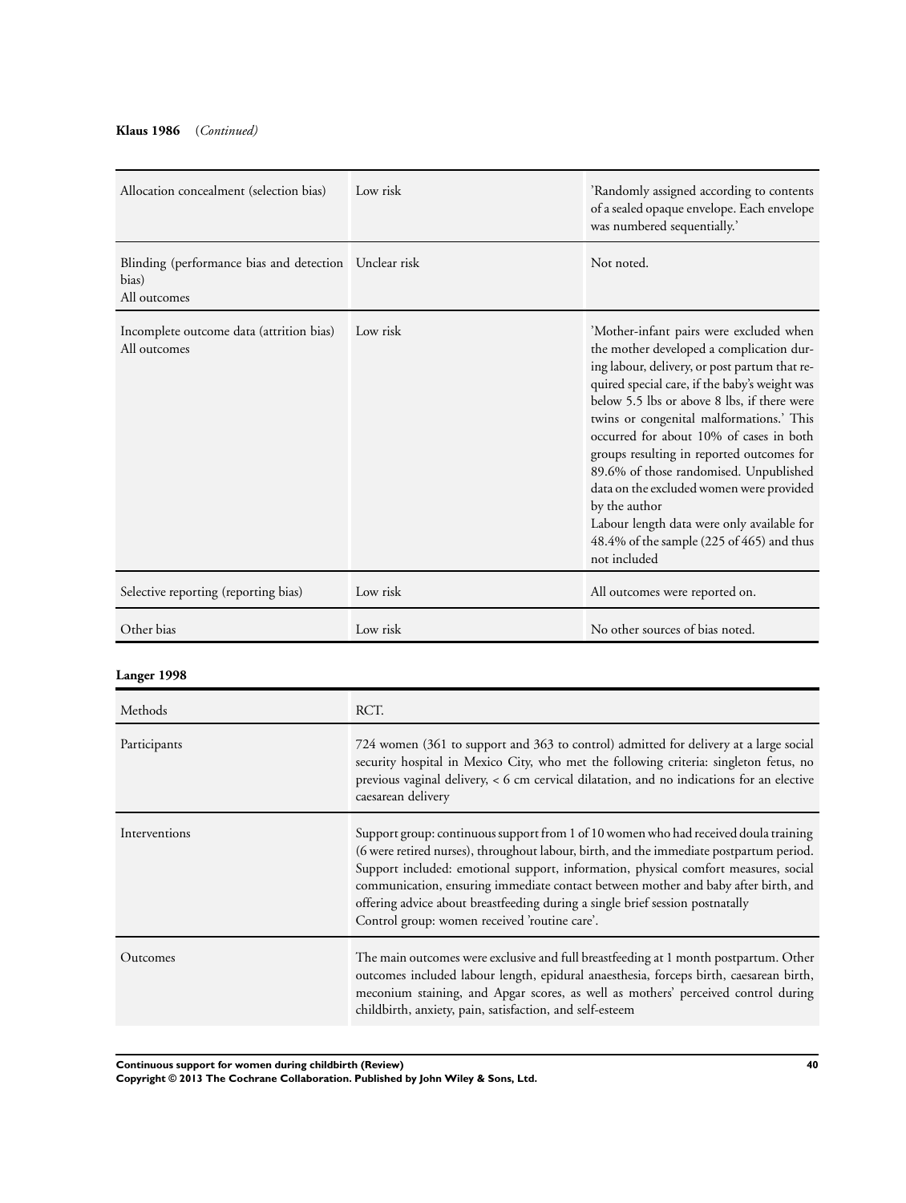**Klaus 1986** (*Continued)*

| | | |
|---|---|---|
| Allocation concealment (selection bias) | Low risk | 'Randomly assigned according to contents of a sealed opaque envelope. Each envelope was numbered sequentially.' |
| Blinding (performance bias and detection bias)<br>All outcomes | Unclear risk | Not noted. |
| Incomplete outcome data (attrition bias)<br>All outcomes | Low risk | 'Mother-infant pairs were excluded when the mother developed a complication during labour, delivery, or post partum that required special care, if the baby's weight was below 5.5 lbs or above 8 lbs, if there were twins or congenital malformations.' This occurred for about 10% of cases in both groups resulting in reported outcomes for 89.6% of those randomised. Unpublished data on the excluded women were provided by the author<br>Labour length data were only available for 48.4% of the sample (225 of 465) and thus not included |
| Selective reporting (reporting bias) | Low risk | All outcomes were reported on. |
| Other bias | Low risk | No other sources of bias noted. |

**Langer 1998**

| | |
|---|---|
| Methods | RCT. |
| Participants | 724 women (361 to support and 363 to control) admitted for delivery at a large social security hospital in Mexico City, who met the following criteria: singleton fetus, no previous vaginal delivery, < 6 cm cervical dilatation, and no indications for an elective caesarean delivery |
| Interventions | Support group: continuous support from 1 of 10 women who had received doula training (6 were retired nurses), throughout labour, birth, and the immediate postpartum period. Support included: emotional support, information, physical comfort measures, social communication, ensuring immediate contact between mother and baby after birth, and offering advice about breastfeeding during a single brief session postnatally<br>Control group: women received 'routine care'. |
| Outcomes | The main outcomes were exclusive and full breastfeeding at 1 month postpartum. Other outcomes included labour length, epidural anaesthesia, forceps birth, caesarean birth, meconium staining, and Apgar scores, as well as mothers' perceived control during childbirth, anxiety, pain, satisfaction, and self-esteem |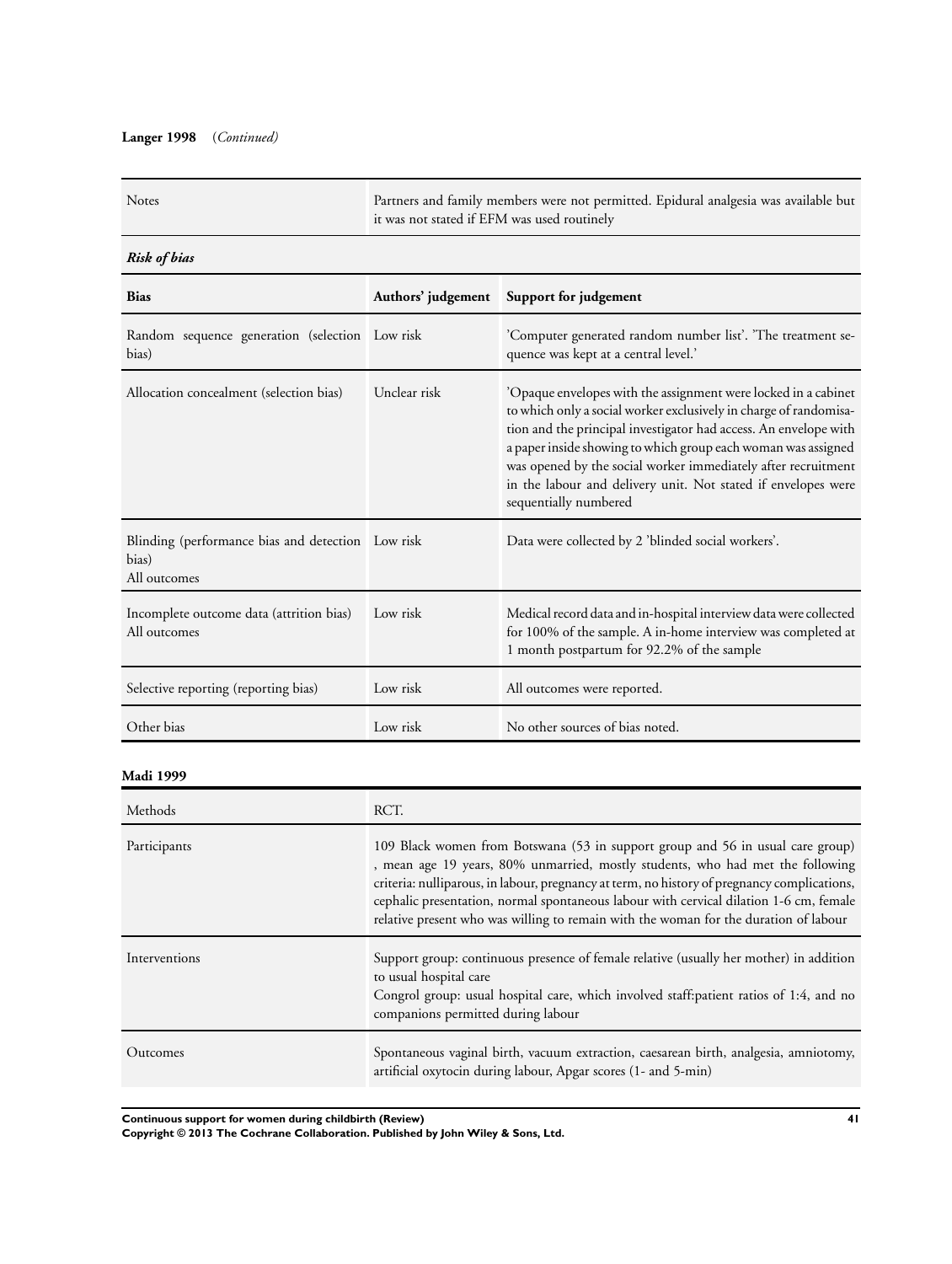**Langer 1998** (*Continued*)

| Notes | Partners and family members were not permitted. Epidural analgesia was available but it was not stated if EFM was used routinely |
|---|---|

***Risk of bias***

| Bias | Authors' judgement | Support for judgement |
|---|---|---|
| Random sequence generation (selection bias) | Low risk | 'Computer generated random number list'. 'The treatment sequence was kept at a central level.' |
| Allocation concealment (selection bias) | Unclear risk | 'Opaque envelopes with the assignment were locked in a cabinet to which only a social worker exclusively in charge of randomisation and the principal investigator had access. An envelope with a paper inside showing to which group each woman was assigned was opened by the social worker immediately after recruitment in the labour and delivery unit. Not stated if envelopes were sequentially numbered |
| Blinding (performance bias and detection bias)<br>All outcomes | Low risk | Data were collected by 2 'blinded social workers'. |
| Incomplete outcome data (attrition bias)<br>All outcomes | Low risk | Medical record data and in-hospital interview data were collected for 100% of the sample. A in-home interview was completed at 1 month postpartum for 92.2% of the sample |
| Selective reporting (reporting bias) | Low risk | All outcomes were reported. |
| Other bias | Low risk | No other sources of bias noted. |

**Madi 1999**

| Methods | RCT. |
|---|---|
| Participants | 109 Black women from Botswana (53 in support group and 56 in usual care group), mean age 19 years, 80% unmarried, mostly students, who had met the following criteria: nulliparous, in labour, pregnancy at term, no history of pregnancy complications, cephalic presentation, normal spontaneous labour with cervical dilation 1-6 cm, female relative present who was willing to remain with the woman for the duration of labour |
| Interventions | Support group: continuous presence of female relative (usually her mother) in addition to usual hospital care<br>Congrol group: usual hospital care, which involved staff:patient ratios of 1:4, and no companions permitted during labour |
| Outcomes | Spontaneous vaginal birth, vacuum extraction, caesarean birth, analgesia, amniotomy, artificial oxytocin during labour, Apgar scores (1- and 5-min) |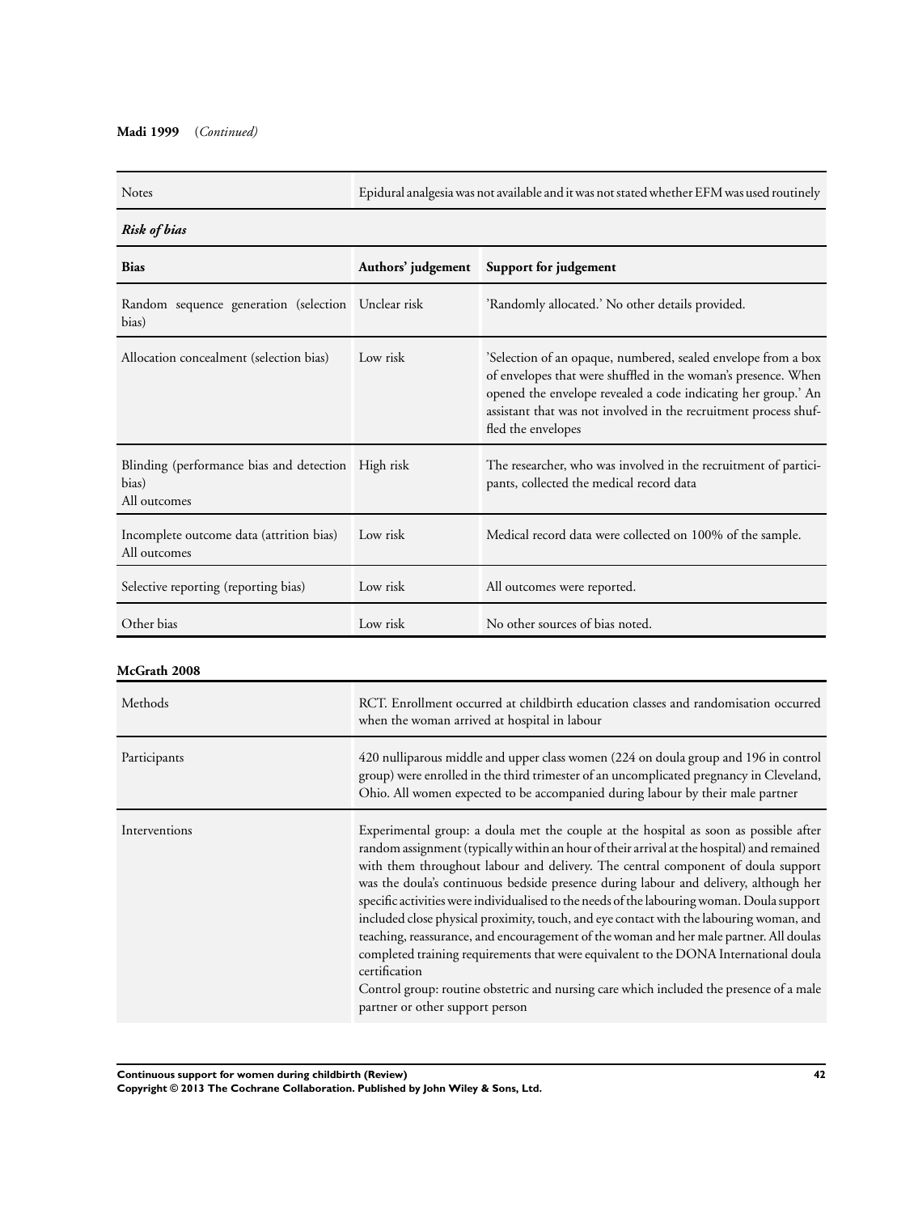**Madi 1999** (*Continued*)

| Notes | Epidural analgesia was not available and it was not stated whether EFM was used routinely |
|---|---|

***Risk of bias***

| Bias | Authors' judgement | Support for judgement |
|---|---|---|
| Random sequence generation (selection bias) | Unclear risk | 'Randomly allocated.' No other details provided. |
| Allocation concealment (selection bias) | Low risk | 'Selection of an opaque, numbered, sealed envelope from a box of envelopes that were shuffled in the woman's presence. When opened the envelope revealed a code indicating her group.' An assistant that was not involved in the recruitment process shuffled the envelopes |
| Blinding (performance bias and detection bias)<br>All outcomes | High risk | The researcher, who was involved in the recruitment of participants, collected the medical record data |
| Incomplete outcome data (attrition bias)<br>All outcomes | Low risk | Medical record data were collected on 100% of the sample. |
| Selective reporting (reporting bias) | Low risk | All outcomes were reported. |
| Other bias | Low risk | No other sources of bias noted. |

**McGrath 2008**

| Methods | RCT. Enrollment occurred at childbirth education classes and randomisation occurred when the woman arrived at hospital in labour |
|---|---|
| Participants | 420 nulliparous middle and upper class women (224 on doula group and 196 in control group) were enrolled in the third trimester of an uncomplicated pregnancy in Cleveland, Ohio. All women expected to be accompanied during labour by their male partner |
| Interventions | Experimental group: a doula met the couple at the hospital as soon as possible after random assignment (typically within an hour of their arrival at the hospital) and remained with them throughout labour and delivery. The central component of doula support was the doula's continuous bedside presence during labour and delivery, although her specific activities were individualised to the needs of the labouring woman. Doula support included close physical proximity, touch, and eye contact with the labouring woman, and teaching, reassurance, and encouragement of the woman and her male partner. All doulas completed training requirements that were equivalent to the DONA International doula certification<br>Control group: routine obstetric and nursing care which included the presence of a male partner or other support person |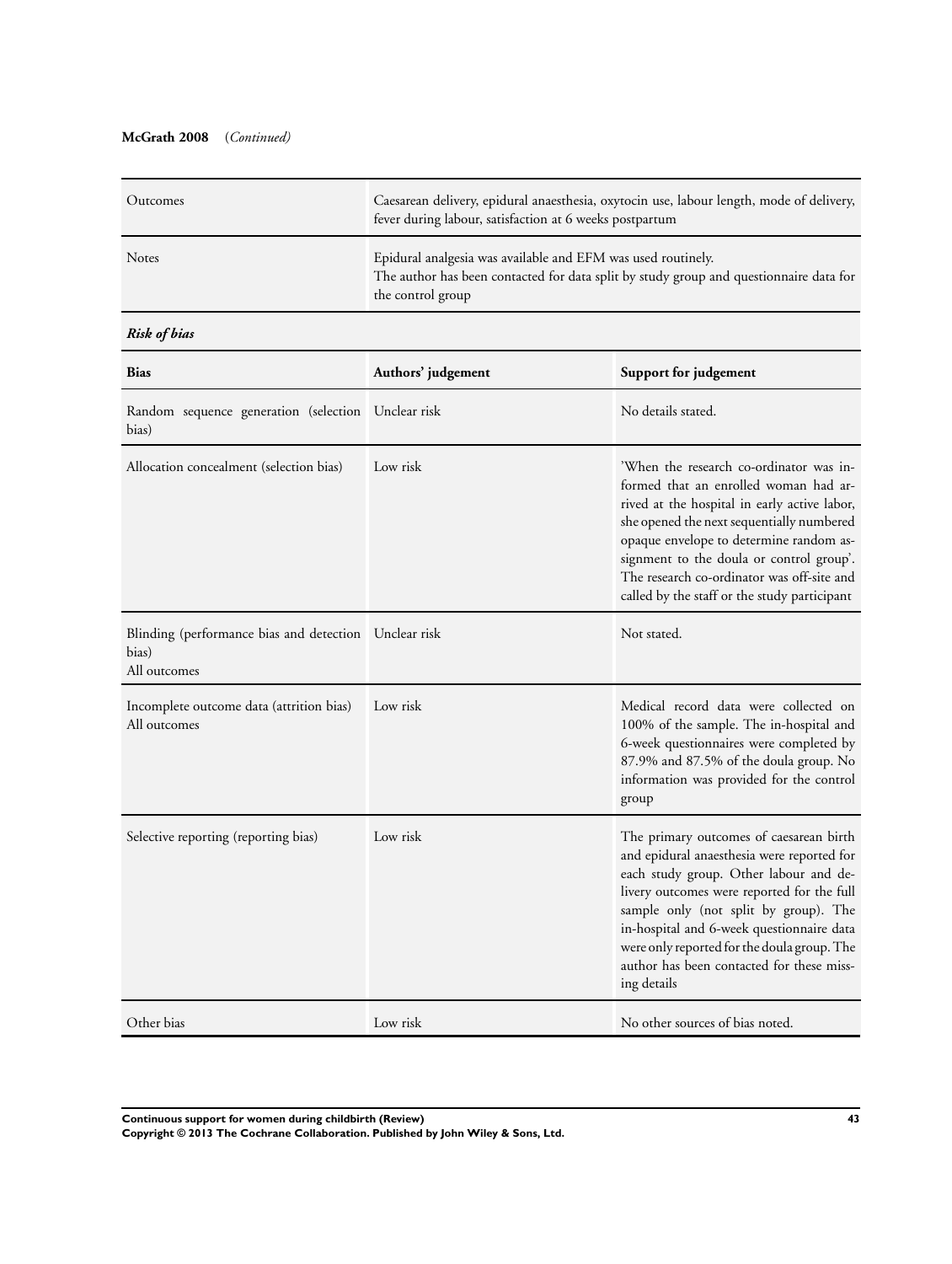**McGrath 2008** (*Continued*)

| | |
|---|---|
| Outcomes | Caesarean delivery, epidural anaesthesia, oxytocin use, labour length, mode of delivery, fever during labour, satisfaction at 6 weeks postpartum |
| Notes | Epidural analgesia was available and EFM was used routinely.<br>The author has been contacted for data split by study group and questionnaire data for the control group |

***Risk of bias***

| **Bias** | **Authors' judgement** | **Support for judgement** |
|---|---|---|
| Random sequence generation (selection bias) | Unclear risk | No details stated. |
| Allocation concealment (selection bias) | Low risk | 'When the research co-ordinator was informed that an enrolled woman had arrived at the hospital in early active labor, she opened the next sequentially numbered opaque envelope to determine random assignment to the doula or control group'. The research co-ordinator was off-site and called by the staff or the study participant |
| Blinding (performance bias and detection bias)<br>All outcomes | Unclear risk | Not stated. |
| Incomplete outcome data (attrition bias)<br>All outcomes | Low risk | Medical record data were collected on 100% of the sample. The in-hospital and 6-week questionnaires were completed by 87.9% and 87.5% of the doula group. No information was provided for the control group |
| Selective reporting (reporting bias) | Low risk | The primary outcomes of caesarean birth and epidural anaesthesia were reported for each study group. Other labour and delivery outcomes were reported for the full sample only (not split by group). The in-hospital and 6-week questionnaire data were only reported for the doula group. The author has been contacted for these missing details |
| Other bias | Low risk | No other sources of bias noted. |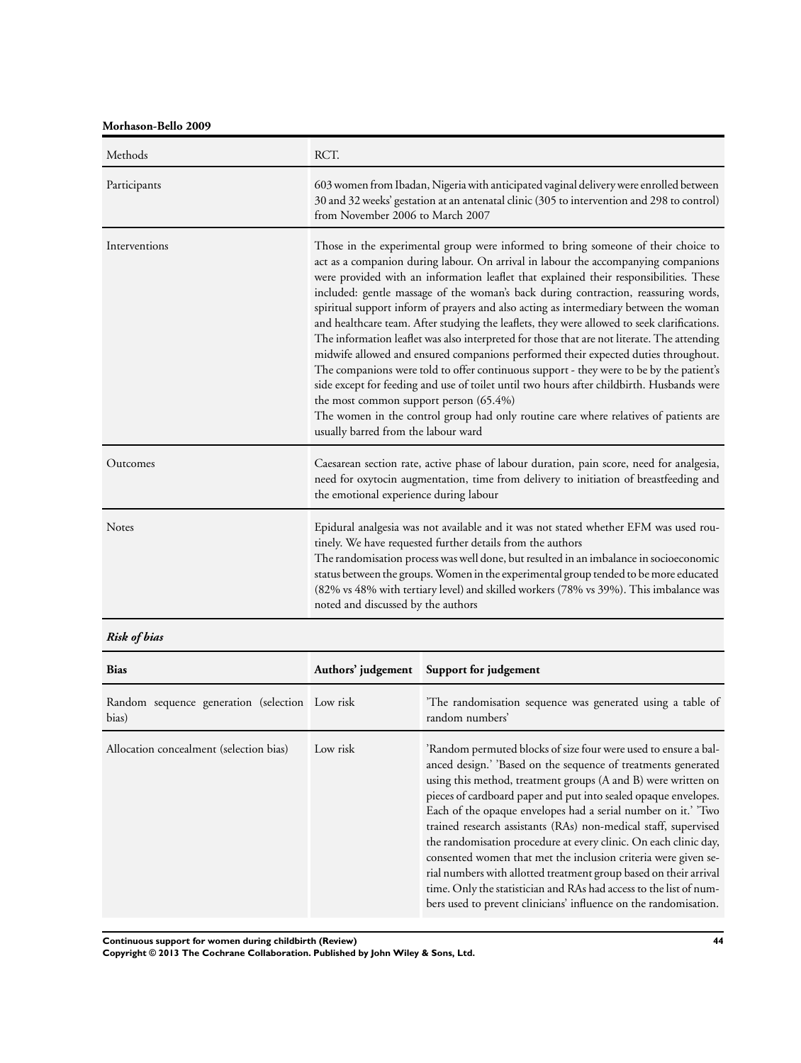**Morhason-Bello 2009**

| Methods | RCT. |
|---|---|
| Participants | 603 women from Ibadan, Nigeria with anticipated vaginal delivery were enrolled between 30 and 32 weeks' gestation at an antenatal clinic (305 to intervention and 298 to control) from November 2006 to March 2007 |
| Interventions | Those in the experimental group were informed to bring someone of their choice to act as a companion during labour. On arrival in labour the accompanying companions were provided with an information leaflet that explained their responsibilities. These included: gentle massage of the woman's back during contraction, reassuring words, spiritual support inform of prayers and also acting as intermediary between the woman and healthcare team. After studying the leaflets, they were allowed to seek clarifications. The information leaflet was also interpreted for those that are not literate. The attending midwife allowed and ensured companions performed their expected duties throughout. The companions were told to offer continuous support - they were to be by the patient's side except for feeding and use of toilet until two hours after childbirth. Husbands were the most common support person (65.4%)<br>The women in the control group had only routine care where relatives of patients are usually barred from the labour ward |
| Outcomes | Caesarean section rate, active phase of labour duration, pain score, need for analgesia, need for oxytocin augmentation, time from delivery to initiation of breastfeeding and the emotional experience during labour |
| Notes | Epidural analgesia was not available and it was not stated whether EFM was used routinely. We have requested further details from the authors<br>The randomisation process was well done, but resulted in an imbalance in socioeconomic status between the groups. Women in the experimental group tended to be more educated (82% vs 48% with tertiary level) and skilled workers (78% vs 39%). This imbalance was noted and discussed by the authors |

***Risk of bias***

| Bias | Authors' judgement | Support for judgement |
|---|---|---|
| Random sequence generation (selection bias) | Low risk | 'The randomisation sequence was generated using a table of random numbers' |
| Allocation concealment (selection bias) | Low risk | 'Random permuted blocks of size four were used to ensure a balanced design.' 'Based on the sequence of treatments generated using this method, treatment groups (A and B) were written on pieces of cardboard paper and put into sealed opaque envelopes. Each of the opaque envelopes had a serial number on it.' 'Two trained research assistants (RAs) non-medical staff, supervised the randomisation procedure at every clinic. On each clinic day, consented women that met the inclusion criteria were given serial numbers with allotted treatment group based on their arrival time. Only the statistician and RAs had access to the list of numbers used to prevent clinicians' influence on the randomisation. |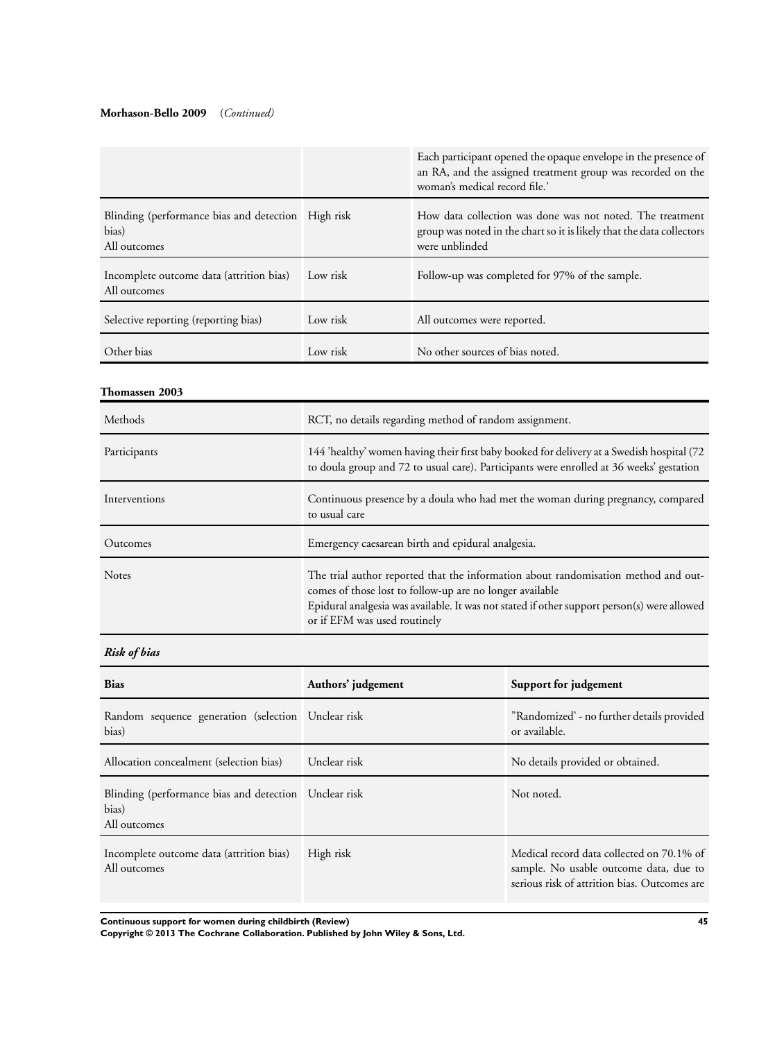**Morhason-Bello 2009** (*Continued*)

| | | |
|---|---|---|
| | | Each participant opened the opaque envelope in the presence of an RA, and the assigned treatment group was recorded on the woman's medical record file.' |
| Blinding (performance bias and detection bias)<br>All outcomes | High risk | How data collection was done was not noted. The treatment group was noted in the chart so it is likely that the data collectors were unblinded |
| Incomplete outcome data (attrition bias)<br>All outcomes | Low risk | Follow-up was completed for 97% of the sample. |
| Selective reporting (reporting bias) | Low risk | All outcomes were reported. |
| Other bias | Low risk | No other sources of bias noted. |

**Thomassen 2003**

| | |
|---|---|
| Methods | RCT, no details regarding method of random assignment. |
| Participants | 144 'healthy' women having their first baby booked for delivery at a Swedish hospital (72 to doula group and 72 to usual care). Participants were enrolled at 36 weeks' gestation |
| Interventions | Continuous presence by a doula who had met the woman during pregnancy, compared to usual care |
| Outcomes | Emergency caesarean birth and epidural analgesia. |
| Notes | The trial author reported that the information about randomisation method and outcomes of those lost to follow-up are no longer available<br>Epidural analgesia was available. It was not stated if other support person(s) were allowed or if EFM was used routinely |

***Risk of bias***

| Bias | Authors' judgement | Support for judgement |
|---|---|---|
| Random sequence generation (selection bias) | Unclear risk | "Randomized' - no further details provided or available. |
| Allocation concealment (selection bias) | Unclear risk | No details provided or obtained. |
| Blinding (performance bias and detection bias)<br>All outcomes | Unclear risk | Not noted. |
| Incomplete outcome data (attrition bias)<br>All outcomes | High risk | Medical record data collected on 70.1% of sample. No usable outcome data, due to serious risk of attrition bias. Outcomes are |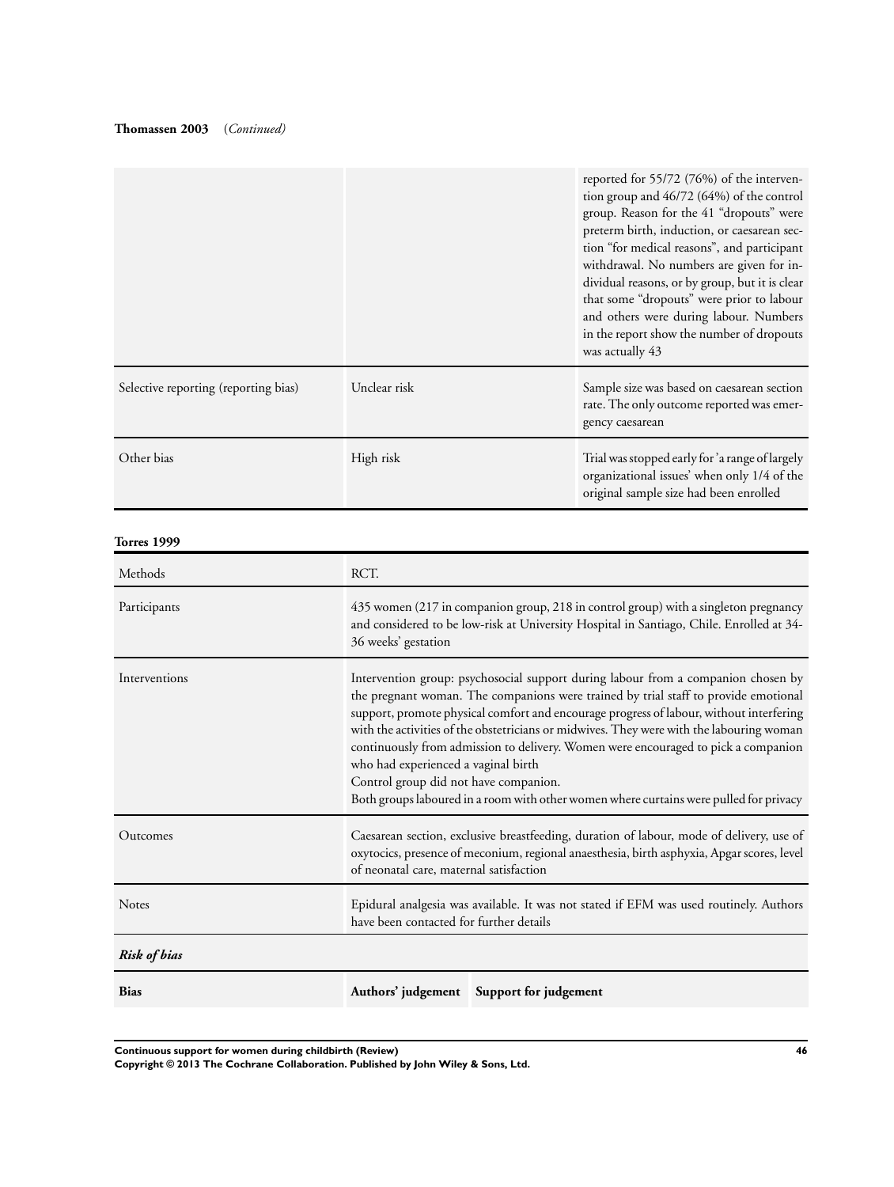**Thomassen 2003** (*Continued*)

| | | |
|---|---|---|
| | | reported for 55/72 (76%) of the intervention group and 46/72 (64%) of the control group. Reason for the 41 "dropouts" were preterm birth, induction, or caesarean section "for medical reasons", and participant withdrawal. No numbers are given for individual reasons, or by group, but it is clear that some "dropouts" were prior to labour and others were during labour. Numbers in the report show the number of dropouts was actually 43 |
| Selective reporting (reporting bias) | Unclear risk | Sample size was based on caesarean section rate. The only outcome reported was emergency caesarean |
| Other bias | High risk | Trial was stopped early for 'a range of largely organizational issues' when only 1/4 of the original sample size had been enrolled |

**Torres 1999**

| | |
|---|---|
| Methods | RCT. |
| Participants | 435 women (217 in companion group, 218 in control group) with a singleton pregnancy and considered to be low-risk at University Hospital in Santiago, Chile. Enrolled at 34-36 weeks' gestation |
| Interventions | Intervention group: psychosocial support during labour from a companion chosen by the pregnant woman. The companions were trained by trial staff to provide emotional support, promote physical comfort and encourage progress of labour, without interfering with the activities of the obstetricians or midwives. They were with the labouring woman continuously from admission to delivery. Women were encouraged to pick a companion who had experienced a vaginal birth<br>Control group did not have companion.<br>Both groups laboured in a room with other women where curtains were pulled for privacy |
| Outcomes | Caesarean section, exclusive breastfeeding, duration of labour, mode of delivery, use of oxytocics, presence of meconium, regional anaesthesia, birth asphyxia, Apgar scores, level of neonatal care, maternal satisfaction |
| Notes | Epidural analgesia was available. It was not stated if EFM was used routinely. Authors have been contacted for further details |

***Risk of bias***

| **Bias** | **Authors' judgement** | **Support for judgement** |
|---|---|---|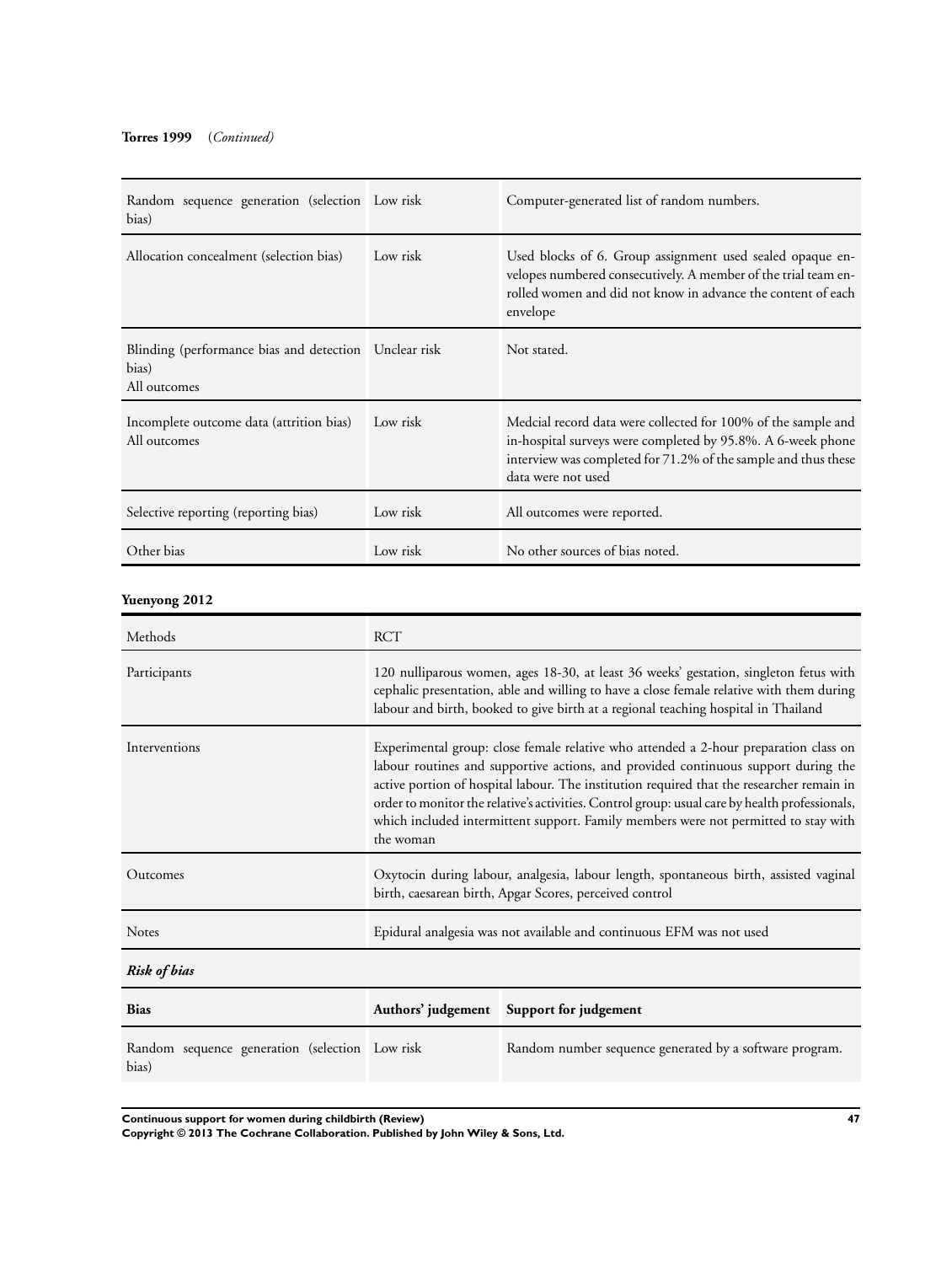**Torres 1999** (*Continued*)

| Bias | Authors' judgement | Support for judgement |
|---|---|---|
| Random sequence generation (selection bias) | Low risk | Computer-generated list of random numbers. |
| Allocation concealment (selection bias) | Low risk | Used blocks of 6. Group assignment used sealed opaque envelopes numbered consecutively. A member of the trial team enrolled women and did not know in advance the content of each envelope |
| Blinding (performance bias and detection bias) All outcomes | Unclear risk | Not stated. |
| Incomplete outcome data (attrition bias) All outcomes | Low risk | Medcial record data were collected for 100% of the sample and in-hospital surveys were completed by 95.8%. A 6-week phone interview was completed for 71.2% of the sample and thus these data were not used |
| Selective reporting (reporting bias) | Low risk | All outcomes were reported. |
| Other bias | Low risk | No other sources of bias noted. |

**Yuenyong 2012**

| | |
|---|---|
| Methods | RCT |
| Participants | 120 nulliparous women, ages 18-30, at least 36 weeks' gestation, singleton fetus with cephalic presentation, able and willing to have a close female relative with them during labour and birth, booked to give birth at a regional teaching hospital in Thailand |
| Interventions | Experimental group: close female relative who attended a 2-hour preparation class on labour routines and supportive actions, and provided continuous support during the active portion of hospital labour. The institution required that the researcher remain in order to monitor the relative's activities. Control group: usual care by health professionals, which included intermittent support. Family members were not permitted to stay with the woman |
| Outcomes | Oxytocin during labour, analgesia, labour length, spontaneous birth, assisted vaginal birth, caesarean birth, Apgar Scores, perceived control |
| Notes | Epidural analgesia was not available and continuous EFM was not used |

***Risk of bias***

| Bias | Authors' judgement | Support for judgement |
|---|---|---|
| Random sequence generation (selection bias) | Low risk | Random number sequence generated by a software program. |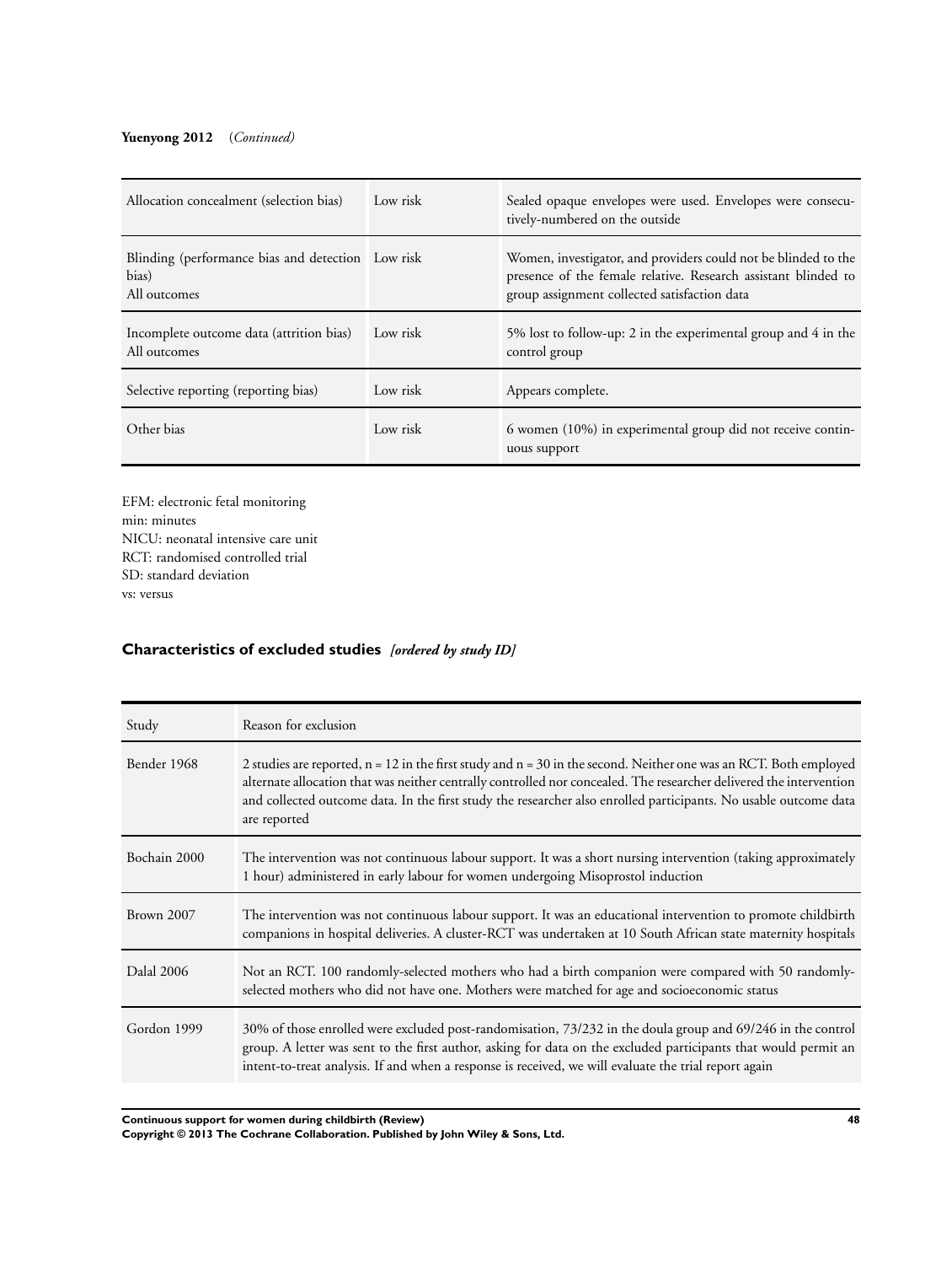**Yuenyong 2012** (*Continued*)

| | | |
|---|---|---|
| Allocation concealment (selection bias) | Low risk | Sealed opaque envelopes were used. Envelopes were consecutively-numbered on the outside |
| Blinding (performance bias and detection bias)<br>All outcomes | Low risk | Women, investigator, and providers could not be blinded to the presence of the female relative. Research assistant blinded to group assignment collected satisfaction data |
| Incomplete outcome data (attrition bias)<br>All outcomes | Low risk | 5% lost to follow-up: 2 in the experimental group and 4 in the control group |
| Selective reporting (reporting bias) | Low risk | Appears complete. |
| Other bias | Low risk | 6 women (10%) in experimental group did not receive continuous support |

EFM: electronic fetal monitoring
min: minutes
NICU: neonatal intensive care unit
RCT: randomised controlled trial
SD: standard deviation
vs: versus

## Characteristics of excluded studies *[ordered by study ID]*

| Study | Reason for exclusion |
|---|---|
| Bender 1968 | 2 studies are reported, n = 12 in the first study and n = 30 in the second. Neither one was an RCT. Both employed alternate allocation that was neither centrally controlled nor concealed. The researcher delivered the intervention and collected outcome data. In the first study the researcher also enrolled participants. No usable outcome data are reported |
| Bochain 2000 | The intervention was not continuous labour support. It was a short nursing intervention (taking approximately 1 hour) administered in early labour for women undergoing Misoprostol induction |
| Brown 2007 | The intervention was not continuous labour support. It was an educational intervention to promote childbirth companions in hospital deliveries. A cluster-RCT was undertaken at 10 South African state maternity hospitals |
| Dalal 2006 | Not an RCT. 100 randomly-selected mothers who had a birth companion were compared with 50 randomly-selected mothers who did not have one. Mothers were matched for age and socioeconomic status |
| Gordon 1999 | 30% of those enrolled were excluded post-randomisation, 73/232 in the doula group and 69/246 in the control group. A letter was sent to the first author, asking for data on the excluded participants that would permit an intent-to-treat analysis. If and when a response is received, we will evaluate the trial report again |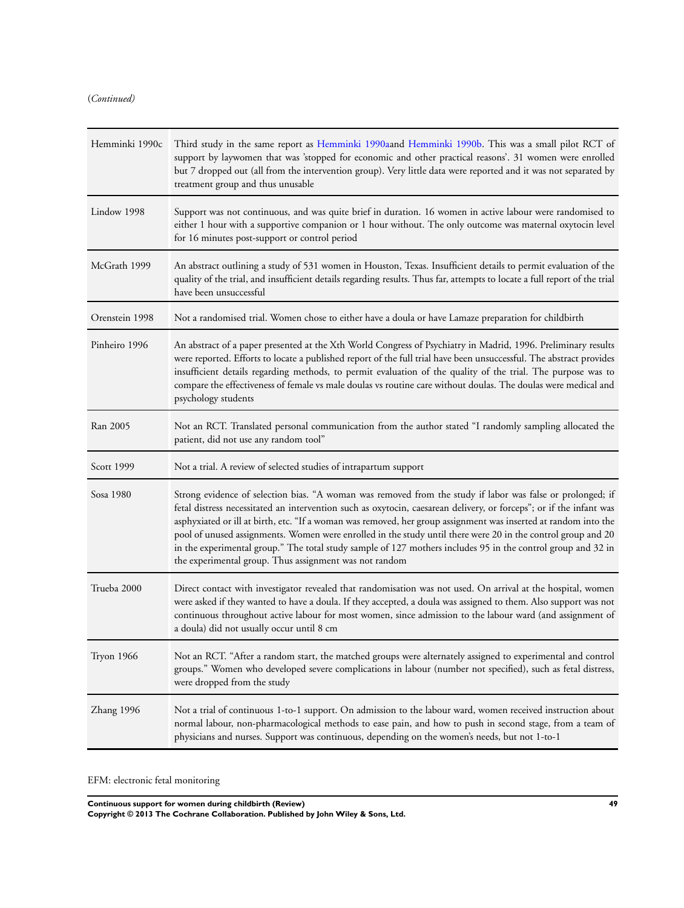(*Continued*)

| | |
|---|---|
| Hemminki 1990c | Third study in the same report as Hemminki 1990aand Hemminki 1990b. This was a small pilot RCT of support by laywomen that was 'stopped for economic and other practical reasons'. 31 women were enrolled but 7 dropped out (all from the intervention group). Very little data were reported and it was not separated by treatment group and thus unusable |
| Lindow 1998 | Support was not continuous, and was quite brief in duration. 16 women in active labour were randomised to either 1 hour with a supportive companion or 1 hour without. The only outcome was maternal oxytocin level for 16 minutes post-support or control period |
| McGrath 1999 | An abstract outlining a study of 531 women in Houston, Texas. Insufficient details to permit evaluation of the quality of the trial, and insufficient details regarding results. Thus far, attempts to locate a full report of the trial have been unsuccessful |
| Orenstein 1998 | Not a randomised trial. Women chose to either have a doula or have Lamaze preparation for childbirth |
| Pinheiro 1996 | An abstract of a paper presented at the Xth World Congress of Psychiatry in Madrid, 1996. Preliminary results were reported. Efforts to locate a published report of the full trial have been unsuccessful. The abstract provides insufficient details regarding methods, to permit evaluation of the quality of the trial. The purpose was to compare the effectiveness of female vs male doulas vs routine care without doulas. The doulas were medical and psychology students |
| Ran 2005 | Not an RCT. Translated personal communication from the author stated "I randomly sampling allocated the patient, did not use any random tool" |
| Scott 1999 | Not a trial. A review of selected studies of intrapartum support |
| Sosa 1980 | Strong evidence of selection bias. "A woman was removed from the study if labor was false or prolonged; if fetal distress necessitated an intervention such as oxytocin, caesarean delivery, or forceps"; or if the infant was asphyxiated or ill at birth, etc. "If a woman was removed, her group assignment was inserted at random into the pool of unused assignments. Women were enrolled in the study until there were 20 in the control group and 20 in the experimental group." The total study sample of 127 mothers includes 95 in the control group and 32 in the experimental group. Thus assignment was not random |
| Trueba 2000 | Direct contact with investigator revealed that randomisation was not used. On arrival at the hospital, women were asked if they wanted to have a doula. If they accepted, a doula was assigned to them. Also support was not continuous throughout active labour for most women, since admission to the labour ward (and assignment of a doula) did not usually occur until 8 cm |
| Tryon 1966 | Not an RCT. "After a random start, the matched groups were alternately assigned to experimental and control groups." Women who developed severe complications in labour (number not specified), such as fetal distress, were dropped from the study |
| Zhang 1996 | Not a trial of continuous 1-to-1 support. On admission to the labour ward, women received instruction about normal labour, non-pharmacological methods to ease pain, and how to push in second stage, from a team of physicians and nurses. Support was continuous, depending on the women's needs, but not 1-to-1 |

EFM: electronic fetal monitoring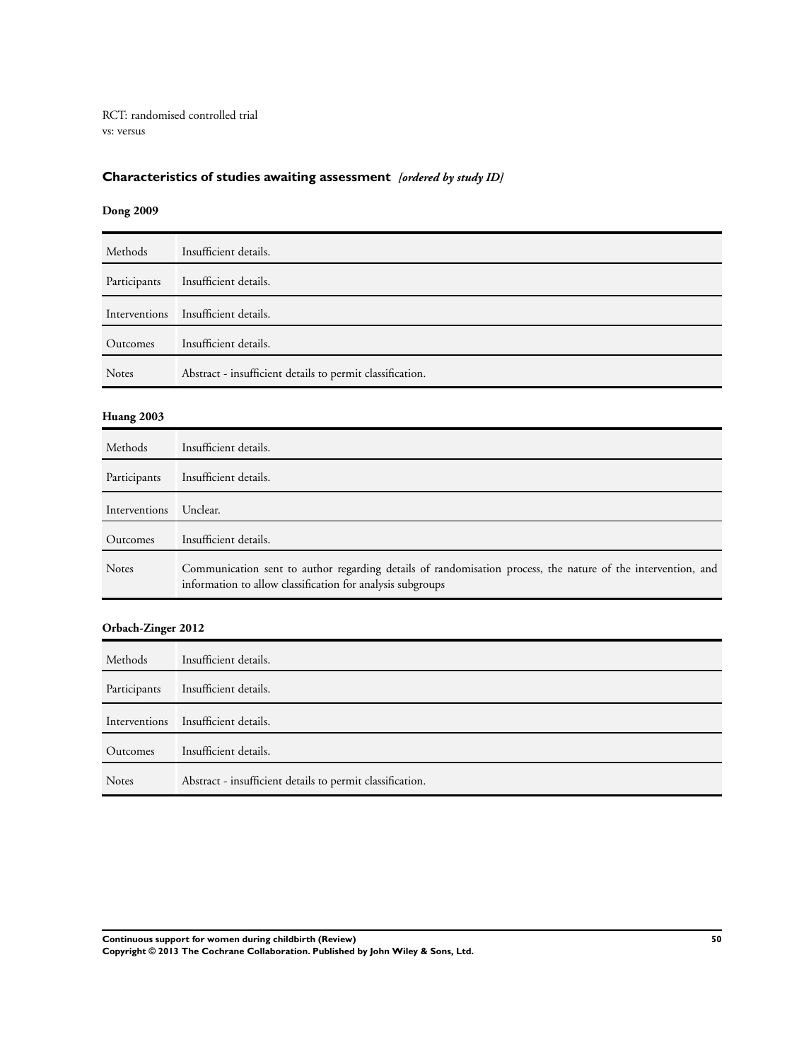RCT: randomised controlled trial
vs: versus

## Characteristics of studies awaiting assessment *[ordered by study ID]*

### Dong 2009

| | |
|---|---|
| Methods | Insufficient details. |
| Participants | Insufficient details. |
| Interventions | Insufficient details. |
| Outcomes | Insufficient details. |
| Notes | Abstract - insufficient details to permit classification. |

### Huang 2003

| | |
|---|---|
| Methods | Insufficient details. |
| Participants | Insufficient details. |
| Interventions | Unclear. |
| Outcomes | Insufficient details. |
| Notes | Communication sent to author regarding details of randomisation process, the nature of the intervention, and information to allow classification for analysis subgroups |

### Orbach-Zinger 2012

| | |
|---|---|
| Methods | Insufficient details. |
| Participants | Insufficient details. |
| Interventions | Insufficient details. |
| Outcomes | Insufficient details. |
| Notes | Abstract - insufficient details to permit classification. |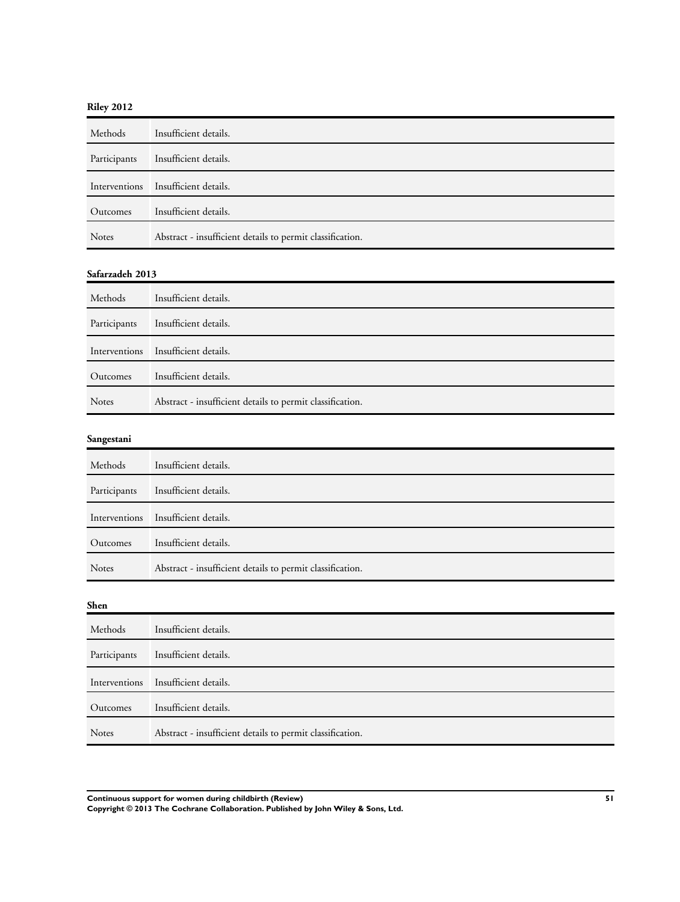**Riley 2012**

| | |
|---|---|
| Methods | Insufficient details. |
| Participants | Insufficient details. |
| Interventions | Insufficient details. |
| Outcomes | Insufficient details. |
| Notes | Abstract - insufficient details to permit classification. |

**Safarzadeh 2013**

| | |
|---|---|
| Methods | Insufficient details. |
| Participants | Insufficient details. |
| Interventions | Insufficient details. |
| Outcomes | Insufficient details. |
| Notes | Abstract - insufficient details to permit classification. |

**Sangestani**

| | |
|---|---|
| Methods | Insufficient details. |
| Participants | Insufficient details. |
| Interventions | Insufficient details. |
| Outcomes | Insufficient details. |
| Notes | Abstract - insufficient details to permit classification. |

**Shen**

| | |
|---|---|
| Methods | Insufficient details. |
| Participants | Insufficient details. |
| Interventions | Insufficient details. |
| Outcomes | Insufficient details. |
| Notes | Abstract - insufficient details to permit classification. |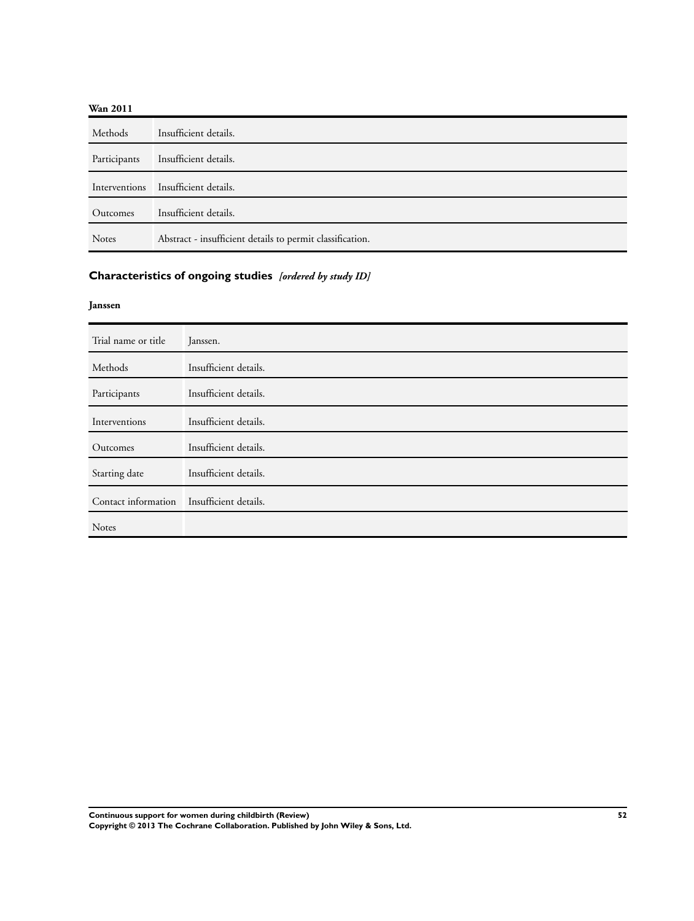**Wan 2011**

| | |
|---|---|
| Methods | Insufficient details. |
| Participants | Insufficient details. |
| Interventions | Insufficient details. |
| Outcomes | Insufficient details. |
| Notes | Abstract - insufficient details to permit classification. |

## Characteristics of ongoing studies *[ordered by study ID]*

**Janssen**

| | |
|---|---|
| Trial name or title | Janssen. |
| Methods | Insufficient details. |
| Participants | Insufficient details. |
| Interventions | Insufficient details. |
| Outcomes | Insufficient details. |
| Starting date | Insufficient details. |
| Contact information | Insufficient details. |
| Notes | |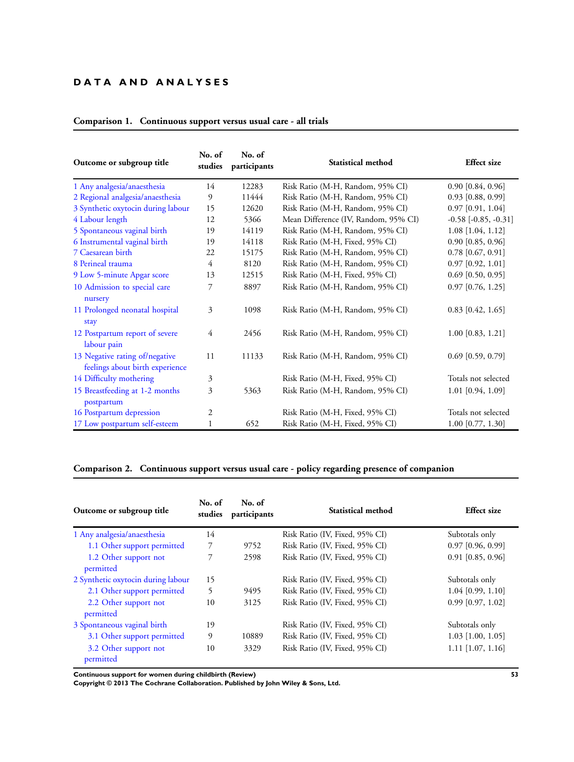# DATA AND ANALYSES

### Comparison 1. Continuous support versus usual care - all trials

| Outcome or subgroup title | No. of studies | No. of participants | Statistical method | Effect size |
|---|---|---|---|---|
| 1 Any analgesia/anaesthesia | 14 | 12283 | Risk Ratio (M-H, Random, 95% CI) | 0.90 [0.84, 0.96] |
| 2 Regional analgesia/anaesthesia | 9 | 11444 | Risk Ratio (M-H, Random, 95% CI) | 0.93 [0.88, 0.99] |
| 3 Synthetic oxytocin during labour | 15 | 12620 | Risk Ratio (M-H, Random, 95% CI) | 0.97 [0.91, 1.04] |
| 4 Labour length | 12 | 5366 | Mean Difference (IV, Random, 95% CI) | -0.58 [-0.85, -0.31] |
| 5 Spontaneous vaginal birth | 19 | 14119 | Risk Ratio (M-H, Random, 95% CI) | 1.08 [1.04, 1.12] |
| 6 Instrumental vaginal birth | 19 | 14118 | Risk Ratio (M-H, Fixed, 95% CI) | 0.90 [0.85, 0.96] |
| 7 Caesarean birth | 22 | 15175 | Risk Ratio (M-H, Random, 95% CI) | 0.78 [0.67, 0.91] |
| 8 Perineal trauma | 4 | 8120 | Risk Ratio (M-H, Random, 95% CI) | 0.97 [0.92, 1.01] |
| 9 Low 5-minute Apgar score | 13 | 12515 | Risk Ratio (M-H, Fixed, 95% CI) | 0.69 [0.50, 0.95] |
| 10 Admission to special care nursery | 7 | 8897 | Risk Ratio (M-H, Random, 95% CI) | 0.97 [0.76, 1.25] |
| 11 Prolonged neonatal hospital stay | 3 | 1098 | Risk Ratio (M-H, Random, 95% CI) | 0.83 [0.42, 1.65] |
| 12 Postpartum report of severe labour pain | 4 | 2456 | Risk Ratio (M-H, Random, 95% CI) | 1.00 [0.83, 1.21] |
| 13 Negative rating of/negative feelings about birth experience | 11 | 11133 | Risk Ratio (M-H, Random, 95% CI) | 0.69 [0.59, 0.79] |
| 14 Difficulty mothering | 3 | | Risk Ratio (M-H, Fixed, 95% CI) | Totals not selected |
| 15 Breastfeeding at 1-2 months postpartum | 3 | 5363 | Risk Ratio (M-H, Random, 95% CI) | 1.01 [0.94, 1.09] |
| 16 Postpartum depression | 2 | | Risk Ratio (M-H, Fixed, 95% CI) | Totals not selected |
| 17 Low postpartum self-esteem | 1 | 652 | Risk Ratio (M-H, Fixed, 95% CI) | 1.00 [0.77, 1.30] |

### Comparison 2. Continuous support versus usual care - policy regarding presence of companion

| Outcome or subgroup title | No. of studies | No. of participants | Statistical method | Effect size |
|---|---|---|---|---|
| 1 Any analgesia/anaesthesia | 14 | | Risk Ratio (IV, Fixed, 95% CI) | Subtotals only |
| 1.1 Other support permitted | 7 | 9752 | Risk Ratio (IV, Fixed, 95% CI) | 0.97 [0.96, 0.99] |
| 1.2 Other support not permitted | 7 | 2598 | Risk Ratio (IV, Fixed, 95% CI) | 0.91 [0.85, 0.96] |
| 2 Synthetic oxytocin during labour | 15 | | Risk Ratio (IV, Fixed, 95% CI) | Subtotals only |
| 2.1 Other support permitted | 5 | 9495 | Risk Ratio (IV, Fixed, 95% CI) | 1.04 [0.99, 1.10] |
| 2.2 Other support not permitted | 10 | 3125 | Risk Ratio (IV, Fixed, 95% CI) | 0.99 [0.97, 1.02] |
| 3 Spontaneous vaginal birth | 19 | | Risk Ratio (IV, Fixed, 95% CI) | Subtotals only |
| 3.1 Other support permitted | 9 | 10889 | Risk Ratio (IV, Fixed, 95% CI) | 1.03 [1.00, 1.05] |
| 3.2 Other support not permitted | 10 | 3329 | Risk Ratio (IV, Fixed, 95% CI) | 1.11 [1.07, 1.16] |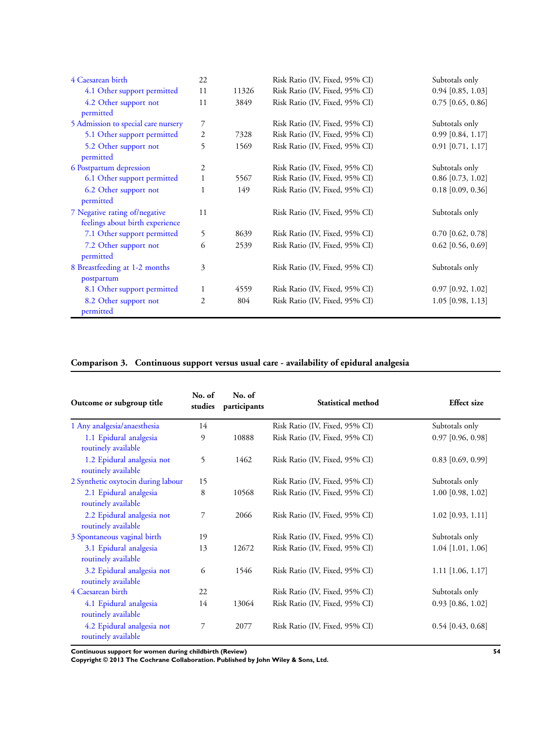| | | | | |
|---|---|---|---|---|
| 4 Caesarean birth | 22 | | Risk Ratio (IV, Fixed, 95% CI) | Subtotals only |
| 4.1 Other support permitted | 11 | 11326 | Risk Ratio (IV, Fixed, 95% CI) | 0.94 [0.85, 1.03] |
| 4.2 Other support not permitted | 11 | 3849 | Risk Ratio (IV, Fixed, 95% CI) | 0.75 [0.65, 0.86] |
| 5 Admission to special care nursery | 7 | | Risk Ratio (IV, Fixed, 95% CI) | Subtotals only |
| 5.1 Other support permitted | 2 | 7328 | Risk Ratio (IV, Fixed, 95% CI) | 0.99 [0.84, 1.17] |
| 5.2 Other support not permitted | 5 | 1569 | Risk Ratio (IV, Fixed, 95% CI) | 0.91 [0.71, 1.17] |
| 6 Postpartum depression | 2 | | Risk Ratio (IV, Fixed, 95% CI) | Subtotals only |
| 6.1 Other support permitted | 1 | 5567 | Risk Ratio (IV, Fixed, 95% CI) | 0.86 [0.73, 1.02] |
| 6.2 Other support not permitted | 1 | 149 | Risk Ratio (IV, Fixed, 95% CI) | 0.18 [0.09, 0.36] |
| 7 Negative rating of/negative feelings about birth experience | 11 | | Risk Ratio (IV, Fixed, 95% CI) | Subtotals only |
| 7.1 Other support permitted | 5 | 8639 | Risk Ratio (IV, Fixed, 95% CI) | 0.70 [0.62, 0.78] |
| 7.2 Other support not permitted | 6 | 2539 | Risk Ratio (IV, Fixed, 95% CI) | 0.62 [0.56, 0.69] |
| 8 Breastfeeding at 1-2 months postpartum | 3 | | Risk Ratio (IV, Fixed, 95% CI) | Subtotals only |
| 8.1 Other support permitted | 1 | 4559 | Risk Ratio (IV, Fixed, 95% CI) | 0.97 [0.92, 1.02] |
| 8.2 Other support not permitted | 2 | 804 | Risk Ratio (IV, Fixed, 95% CI) | 1.05 [0.98, 1.13] |

### Comparison 3. Continuous support versus usual care - availability of epidural analgesia

| Outcome or subgroup title | No. of studies | No. of participants | Statistical method | Effect size |
|---|---|---|---|---|
| 1 Any analgesia/anaesthesia | 14 | | Risk Ratio (IV, Fixed, 95% CI) | Subtotals only |
| 1.1 Epidural analgesia routinely available | 9 | 10888 | Risk Ratio (IV, Fixed, 95% CI) | 0.97 [0.96, 0.98] |
| 1.2 Epidural analgesia not routinely available | 5 | 1462 | Risk Ratio (IV, Fixed, 95% CI) | 0.83 [0.69, 0.99] |
| 2 Synthetic oxytocin during labour | 15 | | Risk Ratio (IV, Fixed, 95% CI) | Subtotals only |
| 2.1 Epidural analgesia routinely available | 8 | 10568 | Risk Ratio (IV, Fixed, 95% CI) | 1.00 [0.98, 1.02] |
| 2.2 Epidural analgesia not routinely available | 7 | 2066 | Risk Ratio (IV, Fixed, 95% CI) | 1.02 [0.93, 1.11] |
| 3 Spontaneous vaginal birth | 19 | | Risk Ratio (IV, Fixed, 95% CI) | Subtotals only |
| 3.1 Epidural analgesia routinely available | 13 | 12672 | Risk Ratio (IV, Fixed, 95% CI) | 1.04 [1.01, 1.06] |
| 3.2 Epidural analgesia not routinely available | 6 | 1546 | Risk Ratio (IV, Fixed, 95% CI) | 1.11 [1.06, 1.17] |
| 4 Caesarean birth | 22 | | Risk Ratio (IV, Fixed, 95% CI) | Subtotals only |
| 4.1 Epidural analgesia routinely available | 14 | 13064 | Risk Ratio (IV, Fixed, 95% CI) | 0.93 [0.86, 1.02] |
| 4.2 Epidural analgesia not routinely available | 7 | 2077 | Risk Ratio (IV, Fixed, 95% CI) | 0.54 [0.43, 0.68] |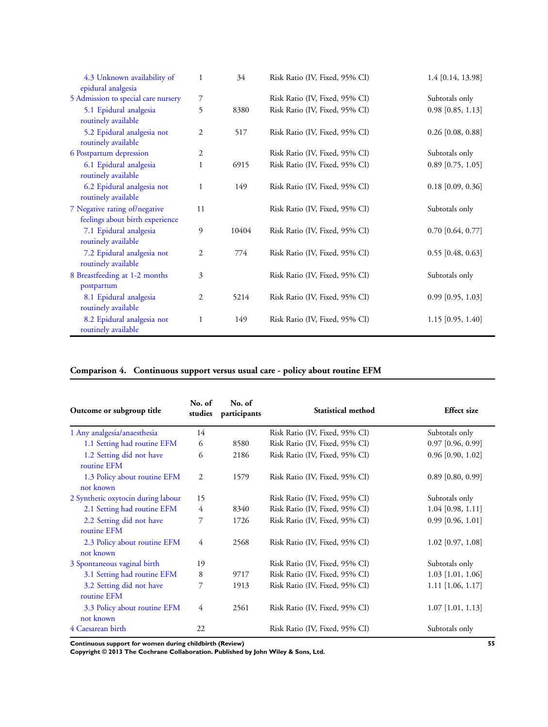| Outcome or subgroup title | No. of studies | No. of participants | Statistical method | Effect size |
|---|---|---|---|---|
| 4.3 Unknown availability of epidural analgesia | 1 | 34 | Risk Ratio (IV, Fixed, 95% CI) | 1.4 [0.14, 13.98] |
| 5 Admission to special care nursery | 7 | | Risk Ratio (IV, Fixed, 95% CI) | Subtotals only |
| 5.1 Epidural analgesia routinely available | 5 | 8380 | Risk Ratio (IV, Fixed, 95% CI) | 0.98 [0.85, 1.13] |
| 5.2 Epidural analgesia not routinely available | 2 | 517 | Risk Ratio (IV, Fixed, 95% CI) | 0.26 [0.08, 0.88] |
| 6 Postpartum depression | 2 | | Risk Ratio (IV, Fixed, 95% CI) | Subtotals only |
| 6.1 Epidural analgesia routinely available | 1 | 6915 | Risk Ratio (IV, Fixed, 95% CI) | 0.89 [0.75, 1.05] |
| 6.2 Epidural analgesia not routinely available | 1 | 149 | Risk Ratio (IV, Fixed, 95% CI) | 0.18 [0.09, 0.36] |
| 7 Negative rating of/negative feelings about birth experience | 11 | | Risk Ratio (IV, Fixed, 95% CI) | Subtotals only |
| 7.1 Epidural analgesia routinely available | 9 | 10404 | Risk Ratio (IV, Fixed, 95% CI) | 0.70 [0.64, 0.77] |
| 7.2 Epidural analgesia not routinely available | 2 | 774 | Risk Ratio (IV, Fixed, 95% CI) | 0.55 [0.48, 0.63] |
| 8 Breastfeeding at 1-2 months postpartum | 3 | | Risk Ratio (IV, Fixed, 95% CI) | Subtotals only |
| 8.1 Epidural analgesia routinely available | 2 | 5214 | Risk Ratio (IV, Fixed, 95% CI) | 0.99 [0.95, 1.03] |
| 8.2 Epidural analgesia not routinely available | 1 | 149 | Risk Ratio (IV, Fixed, 95% CI) | 1.15 [0.95, 1.40] |

### Comparison 4. Continuous support versus usual care - policy about routine EFM

| Outcome or subgroup title | No. of studies | No. of participants | Statistical method | Effect size |
|---|---|---|---|---|
| 1 Any analgesia/anaesthesia | 14 | | Risk Ratio (IV, Fixed, 95% CI) | Subtotals only |
| 1.1 Setting had routine EFM | 6 | 8580 | Risk Ratio (IV, Fixed, 95% CI) | 0.97 [0.96, 0.99] |
| 1.2 Setting did not have routine EFM | 6 | 2186 | Risk Ratio (IV, Fixed, 95% CI) | 0.96 [0.90, 1.02] |
| 1.3 Policy about routine EFM not known | 2 | 1579 | Risk Ratio (IV, Fixed, 95% CI) | 0.89 [0.80, 0.99] |
| 2 Synthetic oxytocin during labour | 15 | | Risk Ratio (IV, Fixed, 95% CI) | Subtotals only |
| 2.1 Setting had routine EFM | 4 | 8340 | Risk Ratio (IV, Fixed, 95% CI) | 1.04 [0.98, 1.11] |
| 2.2 Setting did not have routine EFM | 7 | 1726 | Risk Ratio (IV, Fixed, 95% CI) | 0.99 [0.96, 1.01] |
| 2.3 Policy about routine EFM not known | 4 | 2568 | Risk Ratio (IV, Fixed, 95% CI) | 1.02 [0.97, 1.08] |
| 3 Spontaneous vaginal birth | 19 | | Risk Ratio (IV, Fixed, 95% CI) | Subtotals only |
| 3.1 Setting had routine EFM | 8 | 9717 | Risk Ratio (IV, Fixed, 95% CI) | 1.03 [1.01, 1.06] |
| 3.2 Setting did not have routine EFM | 7 | 1913 | Risk Ratio (IV, Fixed, 95% CI) | 1.11 [1.06, 1.17] |
| 3.3 Policy about routine EFM not known | 4 | 2561 | Risk Ratio (IV, Fixed, 95% CI) | 1.07 [1.01, 1.13] |
| 4 Caesarean birth | 22 | | Risk Ratio (IV, Fixed, 95% CI) | Subtotals only |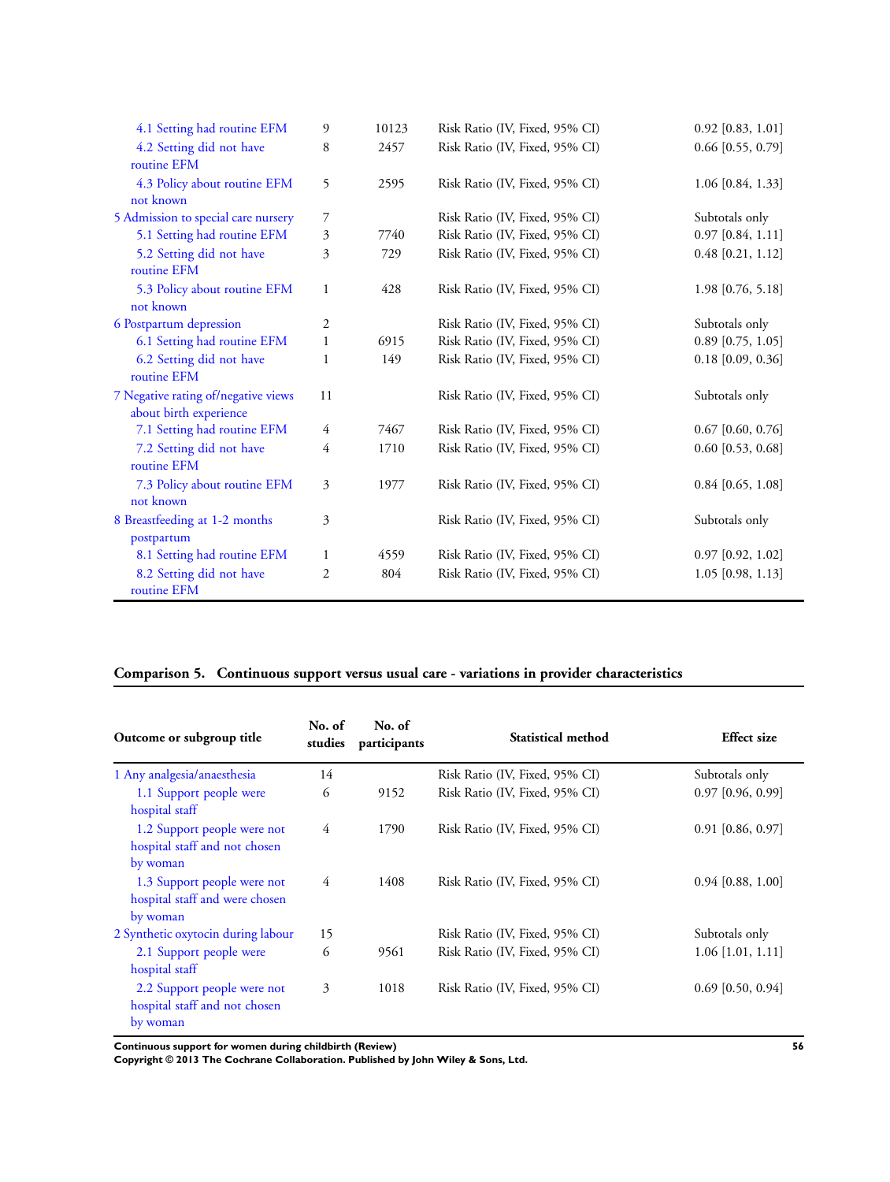| | | | | |
|---|---|---|---|---|
| 4.1 Setting had routine EFM | 9 | 10123 | Risk Ratio (IV, Fixed, 95% CI) | 0.92 [0.83, 1.01] |
| 4.2 Setting did not have routine EFM | 8 | 2457 | Risk Ratio (IV, Fixed, 95% CI) | 0.66 [0.55, 0.79] |
| 4.3 Policy about routine EFM not known | 5 | 2595 | Risk Ratio (IV, Fixed, 95% CI) | 1.06 [0.84, 1.33] |
| 5 Admission to special care nursery | 7 | | Risk Ratio (IV, Fixed, 95% CI) | Subtotals only |
| 5.1 Setting had routine EFM | 3 | 7740 | Risk Ratio (IV, Fixed, 95% CI) | 0.97 [0.84, 1.11] |
| 5.2 Setting did not have routine EFM | 3 | 729 | Risk Ratio (IV, Fixed, 95% CI) | 0.48 [0.21, 1.12] |
| 5.3 Policy about routine EFM not known | 1 | 428 | Risk Ratio (IV, Fixed, 95% CI) | 1.98 [0.76, 5.18] |
| 6 Postpartum depression | 2 | | Risk Ratio (IV, Fixed, 95% CI) | Subtotals only |
| 6.1 Setting had routine EFM | 1 | 6915 | Risk Ratio (IV, Fixed, 95% CI) | 0.89 [0.75, 1.05] |
| 6.2 Setting did not have routine EFM | 1 | 149 | Risk Ratio (IV, Fixed, 95% CI) | 0.18 [0.09, 0.36] |
| 7 Negative rating of/negative views about birth experience | 11 | | Risk Ratio (IV, Fixed, 95% CI) | Subtotals only |
| 7.1 Setting had routine EFM | 4 | 7467 | Risk Ratio (IV, Fixed, 95% CI) | 0.67 [0.60, 0.76] |
| 7.2 Setting did not have routine EFM | 4 | 1710 | Risk Ratio (IV, Fixed, 95% CI) | 0.60 [0.53, 0.68] |
| 7.3 Policy about routine EFM not known | 3 | 1977 | Risk Ratio (IV, Fixed, 95% CI) | 0.84 [0.65, 1.08] |
| 8 Breastfeeding at 1-2 months postpartum | 3 | | Risk Ratio (IV, Fixed, 95% CI) | Subtotals only |
| 8.1 Setting had routine EFM | 1 | 4559 | Risk Ratio (IV, Fixed, 95% CI) | 0.97 [0.92, 1.02] |
| 8.2 Setting did not have routine EFM | 2 | 804 | Risk Ratio (IV, Fixed, 95% CI) | 1.05 [0.98, 1.13] |

### Comparison 5. Continuous support versus usual care - variations in provider characteristics

| Outcome or subgroup title | No. of studies | No. of participants | Statistical method | Effect size |
|---|---|---|---|---|
| 1 Any analgesia/anaesthesia | 14 | | Risk Ratio (IV, Fixed, 95% CI) | Subtotals only |
| 1.1 Support people were hospital staff | 6 | 9152 | Risk Ratio (IV, Fixed, 95% CI) | 0.97 [0.96, 0.99] |
| 1.2 Support people were not hospital staff and not chosen by woman | 4 | 1790 | Risk Ratio (IV, Fixed, 95% CI) | 0.91 [0.86, 0.97] |
| 1.3 Support people were not hospital staff and were chosen by woman | 4 | 1408 | Risk Ratio (IV, Fixed, 95% CI) | 0.94 [0.88, 1.00] |
| 2 Synthetic oxytocin during labour | 15 | | Risk Ratio (IV, Fixed, 95% CI) | Subtotals only |
| 2.1 Support people were hospital staff | 6 | 9561 | Risk Ratio (IV, Fixed, 95% CI) | 1.06 [1.01, 1.11] |
| 2.2 Support people were not hospital staff and not chosen by woman | 3 | 1018 | Risk Ratio (IV, Fixed, 95% CI) | 0.69 [0.50, 0.94] |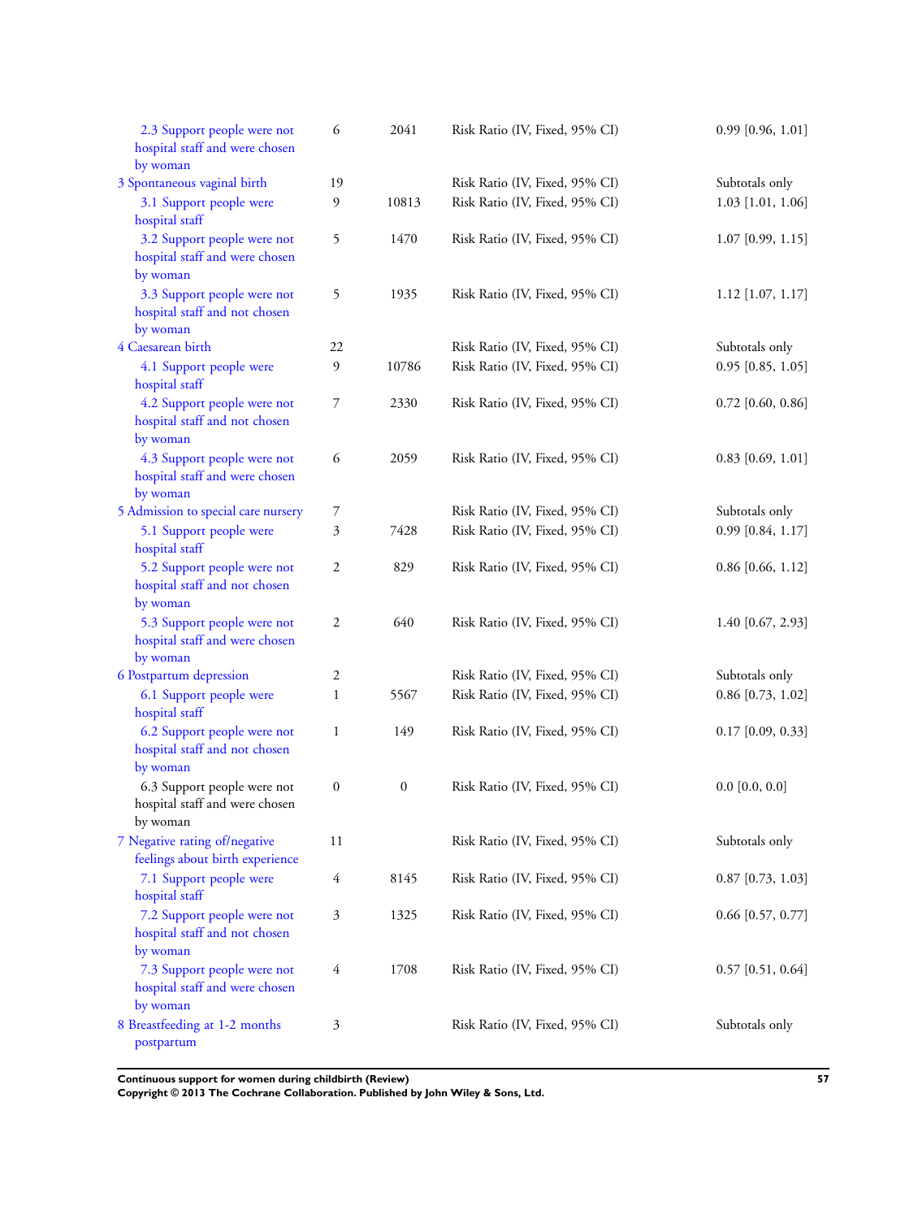| | | | | |
|---|---|---|---|---|
| 2.3 Support people were not hospital staff and were chosen by woman | 6 | 2041 | Risk Ratio (IV, Fixed, 95% CI) | 0.99 [0.96, 1.01] |
| 3 Spontaneous vaginal birth | 19 | | Risk Ratio (IV, Fixed, 95% CI) | Subtotals only |
| 3.1 Support people were hospital staff | 9 | 10813 | Risk Ratio (IV, Fixed, 95% CI) | 1.03 [1.01, 1.06] |
| 3.2 Support people were not hospital staff and were chosen by woman | 5 | 1470 | Risk Ratio (IV, Fixed, 95% CI) | 1.07 [0.99, 1.15] |
| 3.3 Support people were not hospital staff and not chosen by woman | 5 | 1935 | Risk Ratio (IV, Fixed, 95% CI) | 1.12 [1.07, 1.17] |
| 4 Caesarean birth | 22 | | Risk Ratio (IV, Fixed, 95% CI) | Subtotals only |
| 4.1 Support people were hospital staff | 9 | 10786 | Risk Ratio (IV, Fixed, 95% CI) | 0.95 [0.85, 1.05] |
| 4.2 Support people were not hospital staff and not chosen by woman | 7 | 2330 | Risk Ratio (IV, Fixed, 95% CI) | 0.72 [0.60, 0.86] |
| 4.3 Support people were not hospital staff and were chosen by woman | 6 | 2059 | Risk Ratio (IV, Fixed, 95% CI) | 0.83 [0.69, 1.01] |
| 5 Admission to special care nursery | 7 | | Risk Ratio (IV, Fixed, 95% CI) | Subtotals only |
| 5.1 Support people were hospital staff | 3 | 7428 | Risk Ratio (IV, Fixed, 95% CI) | 0.99 [0.84, 1.17] |
| 5.2 Support people were not hospital staff and not chosen by woman | 2 | 829 | Risk Ratio (IV, Fixed, 95% CI) | 0.86 [0.66, 1.12] |
| 5.3 Support people were not hospital staff and were chosen by woman | 2 | 640 | Risk Ratio (IV, Fixed, 95% CI) | 1.40 [0.67, 2.93] |
| 6 Postpartum depression | 2 | | Risk Ratio (IV, Fixed, 95% CI) | Subtotals only |
| 6.1 Support people were hospital staff | 1 | 5567 | Risk Ratio (IV, Fixed, 95% CI) | 0.86 [0.73, 1.02] |
| 6.2 Support people were not hospital staff and not chosen by woman | 1 | 149 | Risk Ratio (IV, Fixed, 95% CI) | 0.17 [0.09, 0.33] |
| 6.3 Support people were not hospital staff and were chosen by woman | 0 | 0 | Risk Ratio (IV, Fixed, 95% CI) | 0.0 [0.0, 0.0] |
| 7 Negative rating of/negative feelings about birth experience | 11 | | Risk Ratio (IV, Fixed, 95% CI) | Subtotals only |
| 7.1 Support people were hospital staff | 4 | 8145 | Risk Ratio (IV, Fixed, 95% CI) | 0.87 [0.73, 1.03] |
| 7.2 Support people were not hospital staff and not chosen by woman | 3 | 1325 | Risk Ratio (IV, Fixed, 95% CI) | 0.66 [0.57, 0.77] |
| 7.3 Support people were not hospital staff and were chosen by woman | 4 | 1708 | Risk Ratio (IV, Fixed, 95% CI) | 0.57 [0.51, 0.64] |
| 8 Breastfeeding at 1-2 months postpartum | 3 | | Risk Ratio (IV, Fixed, 95% CI) | Subtotals only |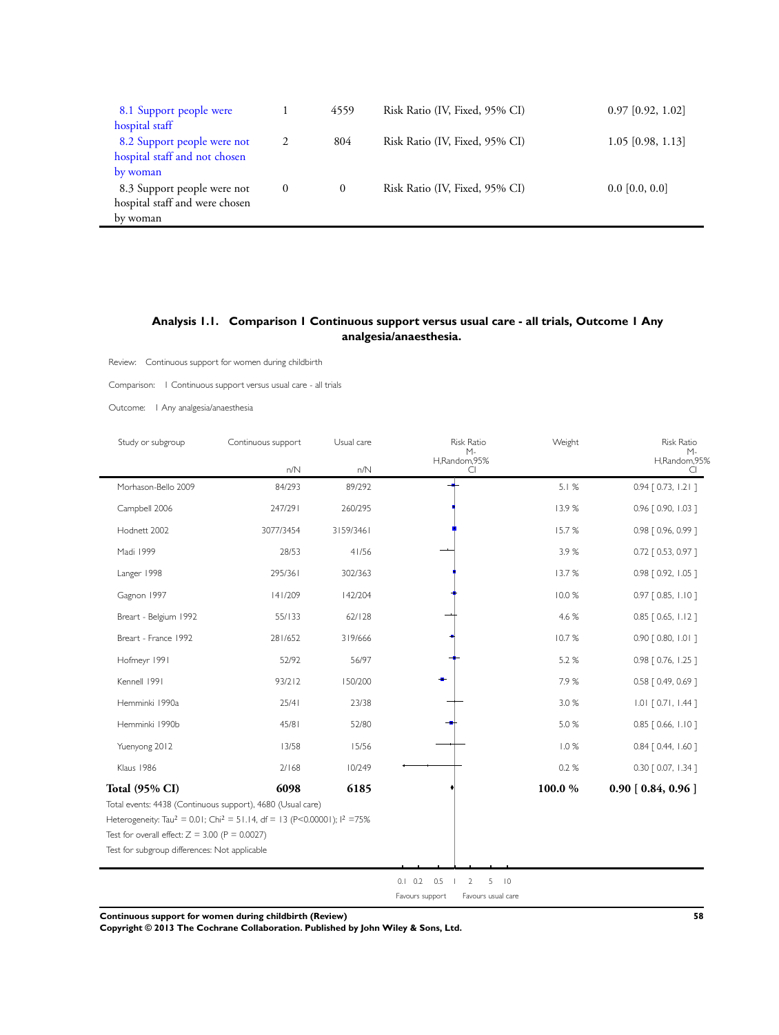| | | | | |
|---|---|---|---|---|
| 8.1 Support people were hospital staff | 1 | 4559 | Risk Ratio (IV, Fixed, 95% CI) | 0.97 [0.92, 1.02] |
| 8.2 Support people were not hospital staff and not chosen by woman | 2 | 804 | Risk Ratio (IV, Fixed, 95% CI) | 1.05 [0.98, 1.13] |
| 8.3 Support people were not hospital staff and were chosen by woman | 0 | 0 | Risk Ratio (IV, Fixed, 95% CI) | 0.0 [0.0, 0.0] |

## Analysis 1.1. Comparison 1 Continuous support versus usual care - all trials, Outcome 1 Any analgesia/anaesthesia.

Review: Continuous support for women during childbirth

Comparison: 1 Continuous support versus usual care - all trials

Outcome: 1 Any analgesia/anaesthesia

| Study or subgroup | Continuous support n/N | Usual care n/N | Weight | Risk Ratio M-H,Random,95% CI |
|---|---|---|---|---|
| Morhason-Bello 2009 | 84/293 | 89/292 | 5.1 % | 0.94 [ 0.73, 1.21 ] |
| Campbell 2006 | 247/291 | 260/295 | 13.9 % | 0.96 [ 0.90, 1.03 ] |
| Hodnett 2002 | 3077/3454 | 3159/3461 | 15.7 % | 0.98 [ 0.96, 0.99 ] |
| Madi 1999 | 28/53 | 41/56 | 3.9 % | 0.72 [ 0.53, 0.97 ] |
| Langer 1998 | 295/361 | 302/363 | 13.7 % | 0.98 [ 0.92, 1.05 ] |
| Gagnon 1997 | 141/209 | 142/204 | 10.0 % | 0.97 [ 0.85, 1.10 ] |
| Breart - Belgium 1992 | 55/133 | 62/128 | 4.6 % | 0.85 [ 0.65, 1.12 ] |
| Breart - France 1992 | 281/652 | 319/666 | 10.7 % | 0.90 [ 0.80, 1.01 ] |
| Hofmeyr 1991 | 52/92 | 56/97 | 5.2 % | 0.98 [ 0.76, 1.25 ] |
| Kennell 1991 | 93/212 | 150/200 | 7.9 % | 0.58 [ 0.49, 0.69 ] |
| Hemminki 1990a | 25/41 | 23/38 | 3.0 % | 1.01 [ 0.71, 1.44 ] |
| Hemminki 1990b | 45/81 | 52/80 | 5.0 % | 0.85 [ 0.66, 1.10 ] |
| Yuenyong 2012 | 13/58 | 15/56 | 1.0 % | 0.84 [ 0.44, 1.60 ] |
| Klaus 1986 | 2/168 | 10/249 | 0.2 % | 0.30 [ 0.07, 1.34 ] |
| **Total (95% CI)** | **6098** | **6185** | **100.0 %** | **0.90 [ 0.84, 0.96 ]** |

Total events: 4438 (Continuous support), 4680 (Usual care)

Heterogeneity: $Tau^2 = 0.01$; $Chi^2 = 51.14$, df = 13 ($P<0.00001$); $I^2 = 75\%$

Test for overall effect: Z = 3.00 (P = 0.0027)

Test for subgroup differences: Not applicable

0.1 0.2 0.5 1 2 5 10

Favours support | Favours usual care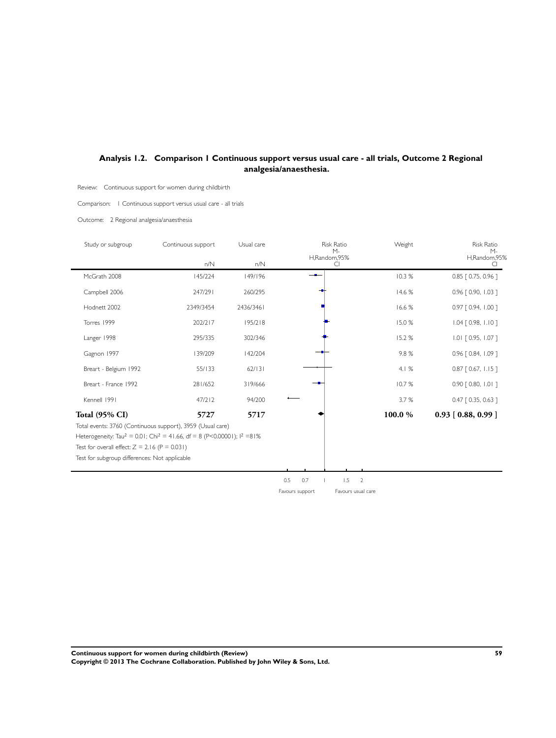## Analysis 1.2. Comparison 1 Continuous support versus usual care - all trials, Outcome 2 Regional analgesia/anaesthesia.

Review: Continuous support for women during childbirth

Comparison: 1 Continuous support versus usual care - all trials

Outcome: 2 Regional analgesia/anaesthesia

| Study or subgroup | Continuous support n/N | Usual care n/N | Risk Ratio M-H,Random,95% CI | Weight | Risk Ratio M-H,Random,95% CI |
|---|---|---|---|---|---|
| McGrath 2008 | 145/224 | 149/196 | | 10.3 % | 0.85 [ 0.75, 0.96 ] |
| Campbell 2006 | 247/291 | 260/295 | | 14.6 % | 0.96 [ 0.90, 1.03 ] |
| Hodnett 2002 | 2349/3454 | 2436/3461 | | 16.6 % | 0.97 [ 0.94, 1.00 ] |
| Torres 1999 | 202/217 | 195/218 | | 15.0 % | 1.04 [ 0.98, 1.10 ] |
| Langer 1998 | 295/335 | 302/346 | | 15.2 % | 1.01 [ 0.95, 1.07 ] |
| Gagnon 1997 | 139/209 | 142/204 | | 9.8 % | 0.96 [ 0.84, 1.09 ] |
| Breart - Belgium 1992 | 55/133 | 62/131 | | 4.1 % | 0.87 [ 0.67, 1.15 ] |
| Breart - France 1992 | 281/652 | 319/666 | | 10.7 % | 0.90 [ 0.80, 1.01 ] |
| Kennell 1991 | 47/212 | 94/200 | | 3.7 % | 0.47 [ 0.35, 0.63 ] |
| **Total (95% CI)** | **5727** | **5717** | | **100.0 %** | **0.93 [ 0.88, 0.99 ]** |

Total events: 3760 (Continuous support), 3959 (Usual care)

Heterogeneity: Tau² = 0.01; Chi² = 41.66, df = 8 (P<0.00001); I² =81%

Test for overall effect: Z = 2.16 (P = 0.031)

Test for subgroup differences: Not applicable

0.5 0.7 1 1.5 2

Favours support Favours usual care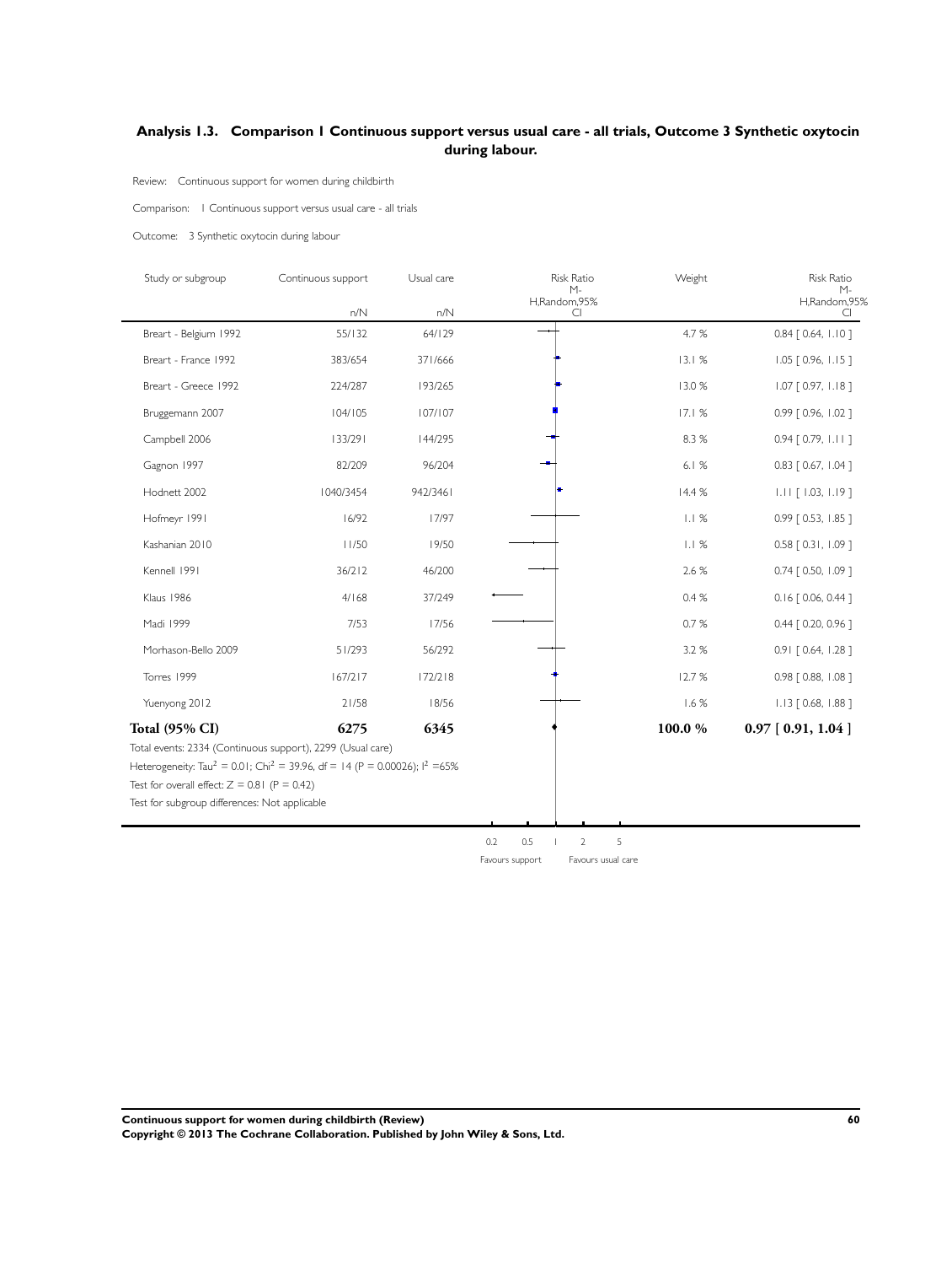## Analysis 1.3. Comparison 1 Continuous support versus usual care - all trials, Outcome 3 Synthetic oxytocin during labour.

Review: Continuous support for women during childbirth

Comparison: 1 Continuous support versus usual care - all trials

Outcome: 3 Synthetic oxytocin during labour

| Study or subgroup | Continuous support n/N | Usual care n/N | Risk Ratio M-H,Random,95% CI | Weight | Risk Ratio M-H,Random,95% CI |
|---|---|---|---|---|---|
| Breart - Belgium 1992 | 55/132 | 64/129 | | 4.7 % | 0.84 [ 0.64, 1.10 ] |
| Breart - France 1992 | 383/654 | 371/666 | | 13.1 % | 1.05 [ 0.96, 1.15 ] |
| Breart - Greece 1992 | 224/287 | 193/265 | | 13.0 % | 1.07 [ 0.97, 1.18 ] |
| Bruggemann 2007 | 104/105 | 107/107 | | 17.1 % | 0.99 [ 0.96, 1.02 ] |
| Campbell 2006 | 133/291 | 144/295 | | 8.3 % | 0.94 [ 0.79, 1.11 ] |
| Gagnon 1997 | 82/209 | 96/204 | | 6.1 % | 0.83 [ 0.67, 1.04 ] |
| Hodnett 2002 | 1040/3454 | 942/3461 | | 14.4 % | 1.11 [ 1.03, 1.19 ] |
| Hofmeyr 1991 | 16/92 | 17/97 | | 1.1 % | 0.99 [ 0.53, 1.85 ] |
| Kashanian 2010 | 11/50 | 19/50 | | 1.1 % | 0.58 [ 0.31, 1.09 ] |
| Kennell 1991 | 36/212 | 46/200 | | 2.6 % | 0.74 [ 0.50, 1.09 ] |
| Klaus 1986 | 4/168 | 37/249 | | 0.4 % | 0.16 [ 0.06, 0.44 ] |
| Madi 1999 | 7/53 | 17/56 | | 0.7 % | 0.44 [ 0.20, 0.96 ] |
| Morhason-Bello 2009 | 51/293 | 56/292 | | 3.2 % | 0.91 [ 0.64, 1.28 ] |
| Torres 1999 | 167/217 | 172/218 | | 12.7 % | 0.98 [ 0.88, 1.08 ] |
| Yuenyong 2012 | 21/58 | 18/56 | | 1.6 % | 1.13 [ 0.68, 1.88 ] |
| **Total (95% CI)** | **6275** | **6345** | | **100.0 %** | **0.97 [ 0.91, 1.04 ]** |

Total events: 2334 (Continuous support), 2299 (Usual care)

Heterogeneity: $Tau^2 = 0.01$; $Chi^2 = 39.96$, df = 14 (P = 0.00026); $I^2 = 65\%$

Test for overall effect: Z = 0.81 (P = 0.42)

Test for subgroup differences: Not applicable

0.2 0.5 1 2 5

Favours support Favours usual care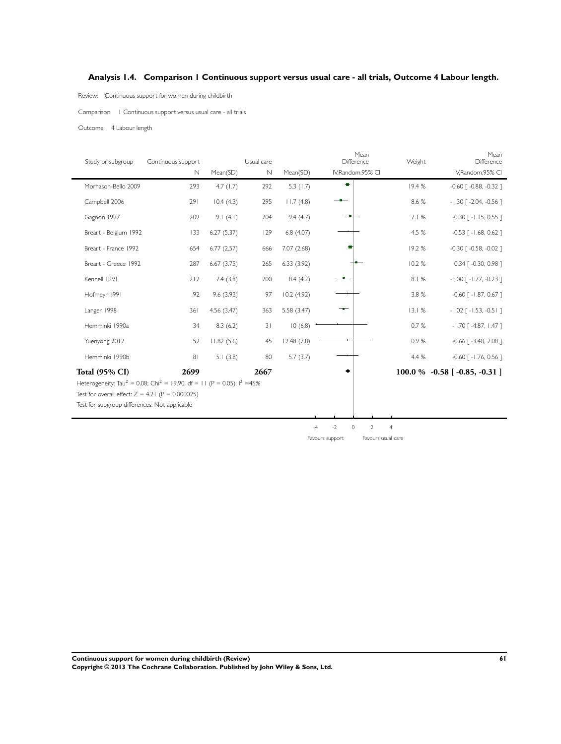### Analysis 1.4. Comparison 1 Continuous support versus usual care - all trials, Outcome 4 Labour length.

Review: Continuous support for women during childbirth

Comparison: 1 Continuous support versus usual care - all trials

Outcome: 4 Labour length

| Study or subgroup | Continuous support N | Mean(SD) | Usual care N | Mean(SD) | Mean Difference IV,Random,95% CI | Weight | Mean Difference IV,Random,95% CI |
|---|---|---|---|---|---|---|---|
| Morhason-Bello 2009 | 293 | 4.7 (1.7) | 292 | 5.3 (1.7) | | 19.4 % | -0.60 [ -0.88, -0.32 ] |
| Campbell 2006 | 291 | 10.4 (4.3) | 295 | 11.7 (4.8) | | 8.6 % | -1.30 [ -2.04, -0.56 ] |
| Gagnon 1997 | 209 | 9.1 (4.1) | 204 | 9.4 (4.7) | | 7.1 % | -0.30 [ -1.15, 0.55 ] |
| Breart - Belgium 1992 | 133 | 6.27 (5.37) | 129 | 6.8 (4.07) | | 4.5 % | -0.53 [ -1.68, 0.62 ] |
| Breart - France 1992 | 654 | 6.77 (2.57) | 666 | 7.07 (2.68) | | 19.2 % | -0.30 [ -0.58, -0.02 ] |
| Breart - Greece 1992 | 287 | 6.67 (3.75) | 265 | 6.33 (3.92) | | 10.2 % | 0.34 [ -0.30, 0.98 ] |
| Kennell 1991 | 212 | 7.4 (3.8) | 200 | 8.4 (4.2) | | 8.1 % | -1.00 [ -1.77, -0.23 ] |
| Hofmeyr 1991 | 92 | 9.6 (3.93) | 97 | 10.2 (4.92) | | 3.8 % | -0.60 [ -1.87, 0.67 ] |
| Langer 1998 | 361 | 4.56 (3.47) | 363 | 5.58 (3.47) | | 13.1 % | -1.02 [ -1.53, -0.51 ] |
| Hemminki 1990a | 34 | 8.3 (6.2) | 31 | 10 (6.8) | | 0.7 % | -1.70 [ -4.87, 1.47 ] |
| Yuenyong 2012 | 52 | 11.82 (5.6) | 45 | 12.48 (7.8) | | 0.9 % | -0.66 [ -3.40, 2.08 ] |
| Hemminki 1990b | 81 | 5.1 (3.8) | 80 | 5.7 (3.7) | | 4.4 % | -0.60 [ -1.76, 0.56 ] |
| **Total (95% CI)** | **2699** | | **2667** | | | **100.0 %** | **-0.58 [ -0.85, -0.31 ]** |

Heterogeneity: $Tau^2 = 0.08$; $Chi^2 = 19.90$, df = 11 (P = 0.05); $I^2 = 45\%$

Test for overall effect: Z = 4.21 (P = 0.000025)

Test for subgroup differences: Not applicable

-4 -2 0 2 4

Favours support Favours usual care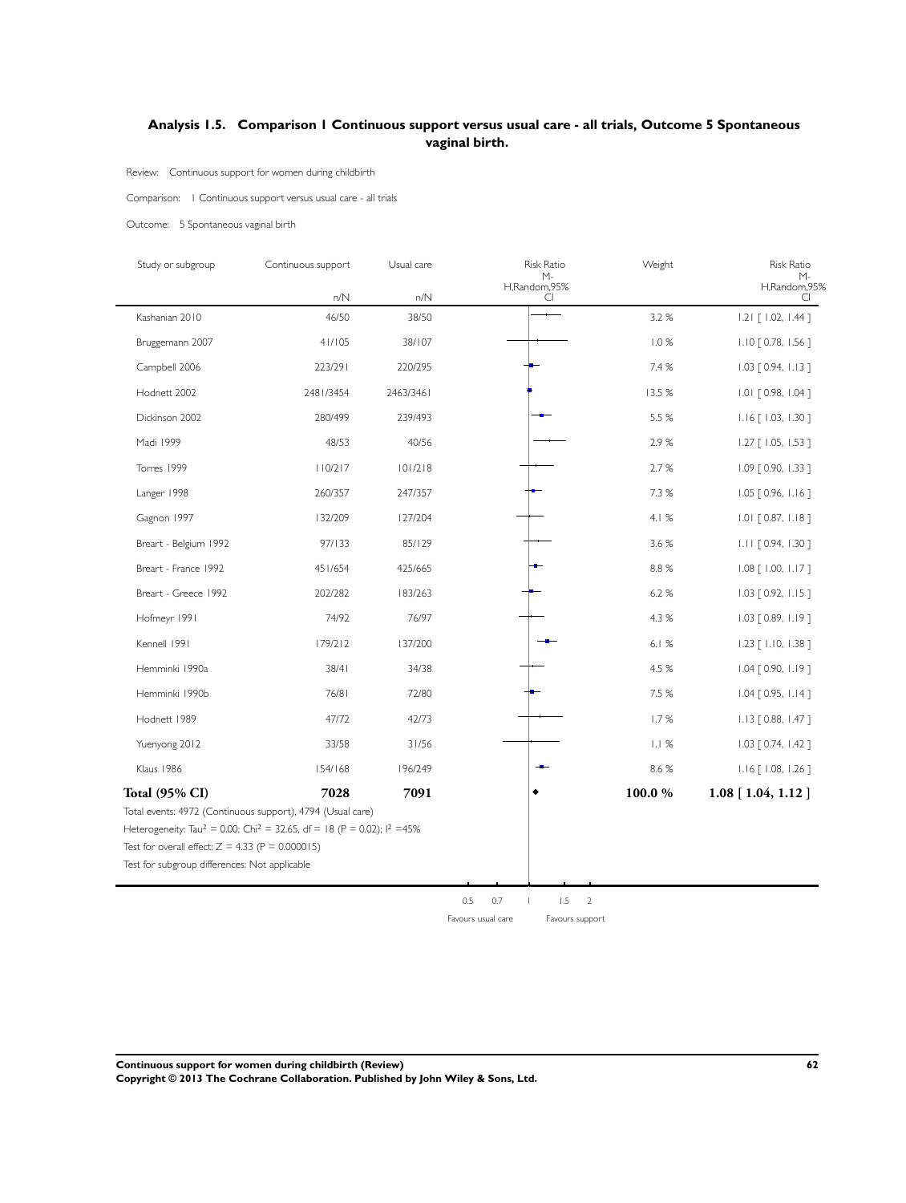## Analysis 1.5. Comparison 1 Continuous support versus usual care - all trials, Outcome 5 Spontaneous vaginal birth.

Review: Continuous support for women during childbirth

Comparison: 1 Continuous support versus usual care - all trials

Outcome: 5 Spontaneous vaginal birth

| Study or subgroup | Continuous support n/N | Usual care n/N | Weight | Risk Ratio M-H,Random,95% CI |
|---|---|---|---|---|
| Kashanian 2010 | 46/50 | 38/50 | 3.2 % | 1.21 [ 1.02, 1.44 ] |
| Bruggemann 2007 | 41/105 | 38/107 | 1.0 % | 1.10 [ 0.78, 1.56 ] |
| Campbell 2006 | 223/291 | 220/295 | 7.4 % | 1.03 [ 0.94, 1.13 ] |
| Hodnett 2002 | 2481/3454 | 2463/3461 | 13.5 % | 1.01 [ 0.98, 1.04 ] |
| Dickinson 2002 | 280/499 | 239/493 | 5.5 % | 1.16 [ 1.03, 1.30 ] |
| Madi 1999 | 48/53 | 40/56 | 2.9 % | 1.27 [ 1.05, 1.53 ] |
| Torres 1999 | 110/217 | 101/218 | 2.7 % | 1.09 [ 0.90, 1.33 ] |
| Langer 1998 | 260/357 | 247/357 | 7.3 % | 1.05 [ 0.96, 1.16 ] |
| Gagnon 1997 | 132/209 | 127/204 | 4.1 % | 1.01 [ 0.87, 1.18 ] |
| Breart - Belgium 1992 | 97/133 | 85/129 | 3.6 % | 1.11 [ 0.94, 1.30 ] |
| Breart - France 1992 | 451/654 | 425/665 | 8.8 % | 1.08 [ 1.00, 1.17 ] |
| Breart - Greece 1992 | 202/282 | 183/263 | 6.2 % | 1.03 [ 0.92, 1.15 ] |
| Hofmeyr 1991 | 74/92 | 76/97 | 4.3 % | 1.03 [ 0.89, 1.19 ] |
| Kennell 1991 | 179/212 | 137/200 | 6.1 % | 1.23 [ 1.10, 1.38 ] |
| Hemminki 1990a | 38/41 | 34/38 | 4.5 % | 1.04 [ 0.90, 1.19 ] |
| Hemminki 1990b | 76/81 | 72/80 | 7.5 % | 1.04 [ 0.95, 1.14 ] |
| Hodnett 1989 | 47/72 | 42/73 | 1.7 % | 1.13 [ 0.88, 1.47 ] |
| Yuenyong 2012 | 33/58 | 31/56 | 1.1 % | 1.03 [ 0.74, 1.42 ] |
| Klaus 1986 | 154/168 | 196/249 | 8.6 % | 1.16 [ 1.08, 1.26 ] |
| **Total (95% CI)** | **7028** | **7091** | **100.0 %** | **1.08 [ 1.04, 1.12 ]** |

Total events: 4972 (Continuous support), 4794 (Usual care)

Heterogeneity: $Tau^2 = 0.00$; $Chi^2 = 32.65$, df = 18 ($P = 0.02$); $I^2 = 45\%$

Test for overall effect: $Z = 4.33$ ($P = 0.000015$)

Test for subgroup differences: Not applicable

0.5 0.7 1 1.5 2

Favours usual care | Favours support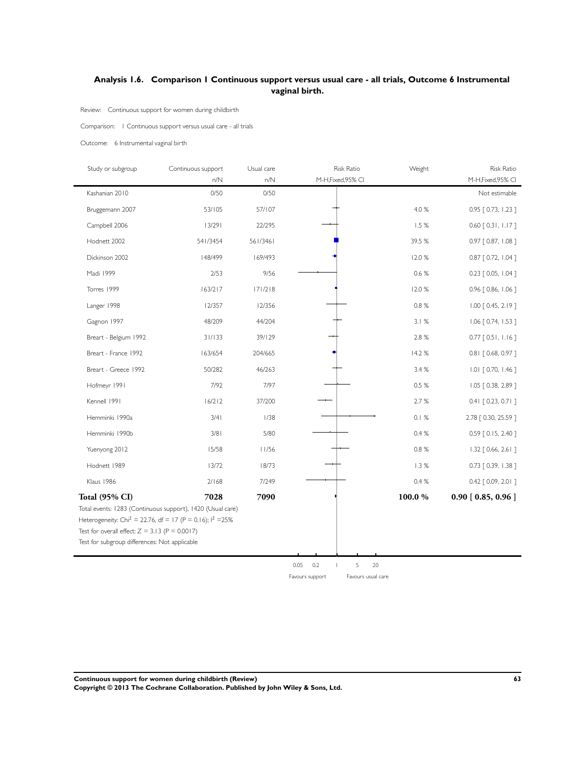## Analysis 1.6. Comparison 1 Continuous support versus usual care - all trials, Outcome 6 Instrumental vaginal birth.

Review: Continuous support for women during childbirth

Comparison: 1 Continuous support versus usual care - all trials

Outcome: 6 Instrumental vaginal birth

| Study or subgroup | Continuous support n/N | Usual care n/N | Risk Ratio M-H,Fixed,95% CI | Weight | Risk Ratio M-H,Fixed,95% CI |
|---|---|---|---|---|---|
| Kashanian 2010 | 0/50 | 0/50 | | | Not estimable |
| Bruggemann 2007 | 53/105 | 57/107 | | 4.0 % | 0.95 [ 0.73, 1.23 ] |
| Campbell 2006 | 13/291 | 22/295 | | 1.5 % | 0.60 [ 0.31, 1.17 ] |
| Hodnett 2002 | 541/3454 | 561/3461 | | 39.5 % | 0.97 [ 0.87, 1.08 ] |
| Dickinson 2002 | 148/499 | 169/493 | | 12.0 % | 0.87 [ 0.72, 1.04 ] |
| Madi 1999 | 2/53 | 9/56 | | 0.6 % | 0.23 [ 0.05, 1.04 ] |
| Torres 1999 | 163/217 | 171/218 | | 12.0 % | 0.96 [ 0.86, 1.06 ] |
| Langer 1998 | 12/357 | 12/356 | | 0.8 % | 1.00 [ 0.45, 2.19 ] |
| Gagnon 1997 | 48/209 | 44/204 | | 3.1 % | 1.06 [ 0.74, 1.53 ] |
| Breart - Belgium 1992 | 31/133 | 39/129 | | 2.8 % | 0.77 [ 0.51, 1.16 ] |
| Breart - France 1992 | 163/654 | 204/665 | | 14.2 % | 0.81 [ 0.68, 0.97 ] |
| Breart - Greece 1992 | 50/282 | 46/263 | | 3.4 % | 1.01 [ 0.70, 1.46 ] |
| Hofmeyr 1991 | 7/92 | 7/97 | | 0.5 % | 1.05 [ 0.38, 2.89 ] |
| Kennell 1991 | 16/212 | 37/200 | | 2.7 % | 0.41 [ 0.23, 0.71 ] |
| Hemminki 1990a | 3/41 | 1/38 | | 0.1 % | 2.78 [ 0.30, 25.59 ] |
| Hemminki 1990b | 3/81 | 5/80 | | 0.4 % | 0.59 [ 0.15, 2.40 ] |
| Yuenyong 2012 | 15/58 | 11/56 | | 0.8 % | 1.32 [ 0.66, 2.61 ] |
| Hodnett 1989 | 13/72 | 18/73 | | 1.3 % | 0.73 [ 0.39, 1.38 ] |
| Klaus 1986 | 2/168 | 7/249 | | 0.4 % | 0.42 [ 0.09, 2.01 ] |
| **Total (95% CI)** | **7028** | **7090** | | **100.0 %** | **0.90 [ 0.85, 0.96 ]** |

Total events: 1283 (Continuous support), 1420 (Usual care)

Heterogeneity: $Chi^2 = 22.76$, df = 17 ($P = 0.16$); $I^2 = 25\%$

Test for overall effect: $Z = 3.13$ ($P = 0.0017$)

Test for subgroup differences: Not applicable

0.05 0.2 1 5 20

Favours support Favours usual care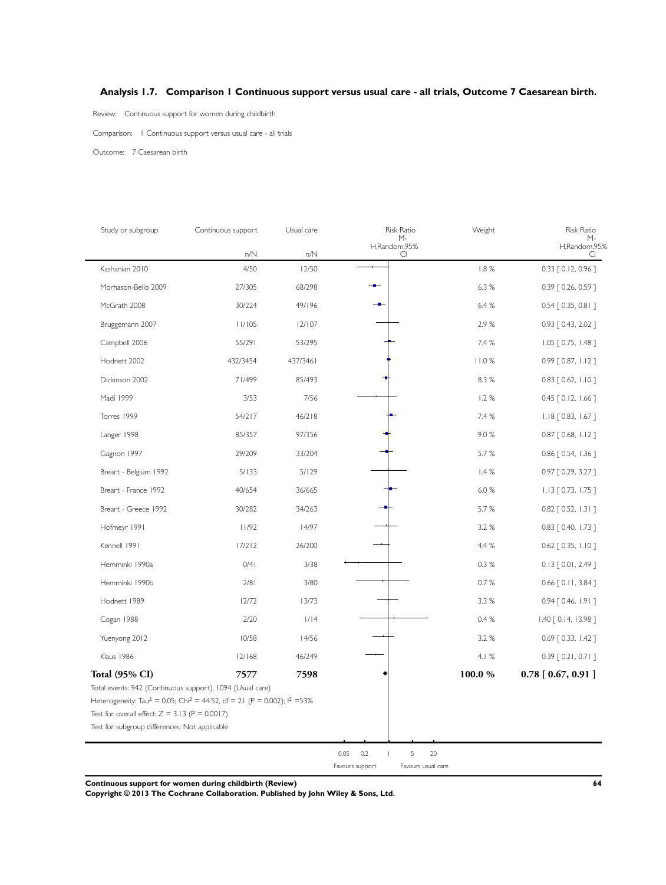## Analysis 1.7. Comparison 1 Continuous support versus usual care - all trials, Outcome 7 Caesarean birth.

Review: Continuous support for women during childbirth

Comparison: 1 Continuous support versus usual care - all trials

Outcome: 7 Caesarean birth

| Study or subgroup | Continuous support n/N | Usual care n/N | Risk Ratio M-H,Random,95% CI | Weight | Risk Ratio M-H,Random,95% CI |
|---|---|---|---|---|---|
| Kashanian 2010 | 4/50 | 12/50 | | 1.8 % | 0.33 [ 0.12, 0.96 ] |
| Morhason-Bello 2009 | 27/305 | 68/298 | | 6.3 % | 0.39 [ 0.26, 0.59 ] |
| McGrath 2008 | 30/224 | 49/196 | | 6.4 % | 0.54 [ 0.35, 0.81 ] |
| Bruggemann 2007 | 11/105 | 12/107 | | 2.9 % | 0.93 [ 0.43, 2.02 ] |
| Campbell 2006 | 55/291 | 53/295 | | 7.4 % | 1.05 [ 0.75, 1.48 ] |
| Hodnett 2002 | 432/3454 | 437/3461 | | 11.0 % | 0.99 [ 0.87, 1.12 ] |
| Dickinson 2002 | 71/499 | 85/493 | | 8.3 % | 0.83 [ 0.62, 1.10 ] |
| Madi 1999 | 3/53 | 7/56 | | 1.2 % | 0.45 [ 0.12, 1.66 ] |
| Torres 1999 | 54/217 | 46/218 | | 7.4 % | 1.18 [ 0.83, 1.67 ] |
| Langer 1998 | 85/357 | 97/356 | | 9.0 % | 0.87 [ 0.68, 1.12 ] |
| Gagnon 1997 | 29/209 | 33/204 | | 5.7 % | 0.86 [ 0.54, 1.36 ] |
| Breart - Belgium 1992 | 5/133 | 5/129 | | 1.4 % | 0.97 [ 0.29, 3.27 ] |
| Breart - France 1992 | 40/654 | 36/665 | | 6.0 % | 1.13 [ 0.73, 1.75 ] |
| Breart - Greece 1992 | 30/282 | 34/263 | | 5.7 % | 0.82 [ 0.52, 1.31 ] |
| Hofmeyr 1991 | 11/92 | 14/97 | | 3.2 % | 0.83 [ 0.40, 1.73 ] |
| Kennell 1991 | 17/212 | 26/200 | | 4.4 % | 0.62 [ 0.35, 1.10 ] |
| Hemminki 1990a | 0/41 | 3/38 | | 0.3 % | 0.13 [ 0.01, 2.49 ] |
| Hemminki 1990b | 2/81 | 3/80 | | 0.7 % | 0.66 [ 0.11, 3.84 ] |
| Hodnett 1989 | 12/72 | 13/73 | | 3.3 % | 0.94 [ 0.46, 1.91 ] |
| Cogan 1988 | 2/20 | 1/14 | | 0.4 % | 1.40 [ 0.14, 13.98 ] |
| Yuenyong 2012 | 10/58 | 14/56 | | 3.2 % | 0.69 [ 0.33, 1.42 ] |
| Klaus 1986 | 12/168 | 46/249 | | 4.1 % | 0.39 [ 0.21, 0.71 ] |
| **Total (95% CI)** | **7577** | **7598** | | **100.0 %** | **0.78 [ 0.67, 0.91 ]** |

Total events: 942 (Continuous support), 1094 (Usual care)

Heterogeneity: $Tau^2 = 0.05$; $Chi^2 = 44.52$, df = 21 ($P = 0.002$); $I^2 = 53\%$

Test for overall effect: $Z = 3.13$ ($P = 0.0017$)

Test for subgroup differences: Not applicable

0.05 0.2 1 5 20

Favours support | Favours usual care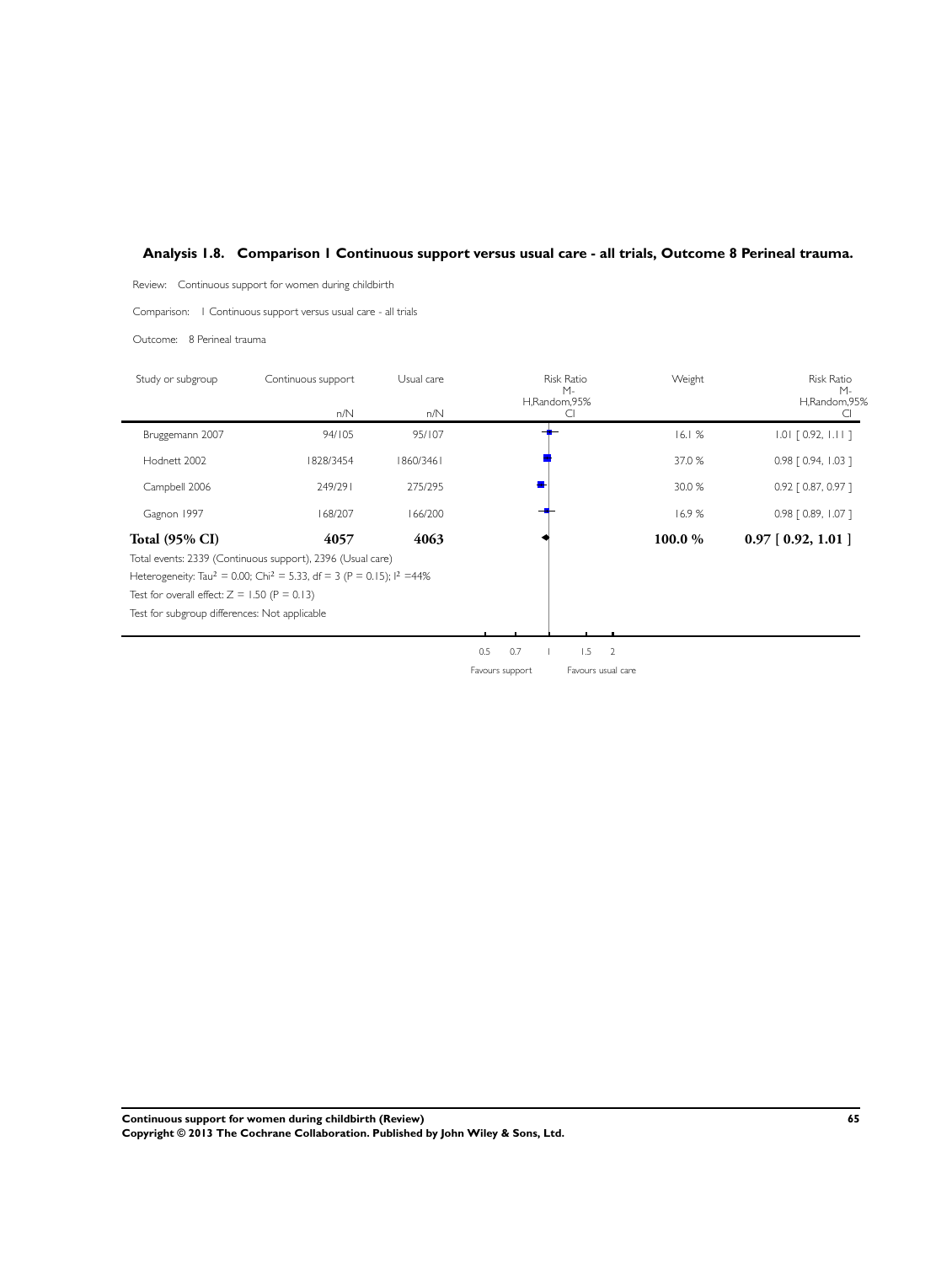## Analysis 1.8. Comparison 1 Continuous support versus usual care - all trials, Outcome 8 Perineal trauma.

Review: Continuous support for women during childbirth

Comparison: 1 Continuous support versus usual care - all trials

Outcome: 8 Perineal trauma

| Study or subgroup | Continuous support n/N | Usual care n/N | Risk Ratio M-H,Random,95% CI | Weight | Risk Ratio M-H,Random,95% CI |
|---|---|---|---|---|---|
| Bruggemann 2007 | 94/105 | 95/107 | | 16.1 % | 1.01 [ 0.92, 1.11 ] |
| Hodnett 2002 | 1828/3454 | 1860/3461 | | 37.0 % | 0.98 [ 0.94, 1.03 ] |
| Campbell 2006 | 249/291 | 275/295 | | 30.0 % | 0.92 [ 0.87, 0.97 ] |
| Gagnon 1997 | 168/207 | 166/200 | | 16.9 % | 0.98 [ 0.89, 1.07 ] |
| **Total (95% CI)** | **4057** | **4063** | | **100.0 %** | **0.97 [ 0.92, 1.01 ]** |

Total events: 2339 (Continuous support), 2396 (Usual care)

Heterogeneity: $Tau^2 = 0.00$; $Chi^2 = 5.33$, df = 3 (P = 0.15); $I^2 = 44\%$

Test for overall effect: Z = 1.50 (P = 0.13)

Test for subgroup differences: Not applicable

0.5 0.7 1 1.5 2

Favours support Favours usual care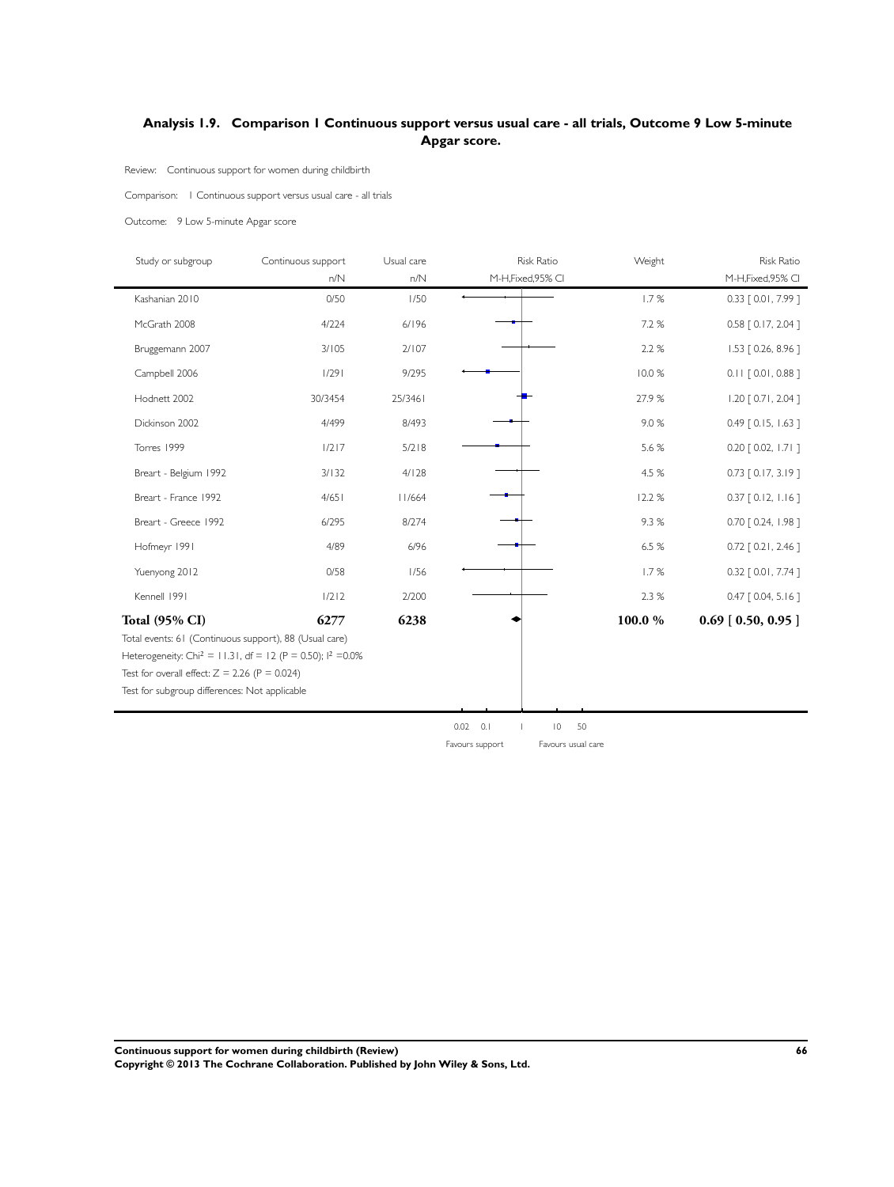## Analysis 1.9. Comparison 1 Continuous support versus usual care - all trials, Outcome 9 Low 5-minute Apgar score.

Review: Continuous support for women during childbirth

Comparison: 1 Continuous support versus usual care - all trials

Outcome: 9 Low 5-minute Apgar score

| Study or subgroup | Continuous support n/N | Usual care n/N | Risk Ratio M-H,Fixed,95% CI | Weight | Risk Ratio M-H,Fixed,95% CI |
|---|---|---|---|---|---|
| Kashanian 2010 | 0/50 | 1/50 | | 1.7 % | 0.33 [ 0.01, 7.99 ] |
| McGrath 2008 | 4/224 | 6/196 | | 7.2 % | 0.58 [ 0.17, 2.04 ] |
| Bruggemann 2007 | 3/105 | 2/107 | | 2.2 % | 1.53 [ 0.26, 8.96 ] |
| Campbell 2006 | 1/291 | 9/295 | | 10.0 % | 0.11 [ 0.01, 0.88 ] |
| Hodnett 2002 | 30/3454 | 25/3461 | | 27.9 % | 1.20 [ 0.71, 2.04 ] |
| Dickinson 2002 | 4/499 | 8/493 | | 9.0 % | 0.49 [ 0.15, 1.63 ] |
| Torres 1999 | 1/217 | 5/218 | | 5.6 % | 0.20 [ 0.02, 1.71 ] |
| Breart - Belgium 1992 | 3/132 | 4/128 | | 4.5 % | 0.73 [ 0.17, 3.19 ] |
| Breart - France 1992 | 4/651 | 11/664 | | 12.2 % | 0.37 [ 0.12, 1.16 ] |
| Breart - Greece 1992 | 6/295 | 8/274 | | 9.3 % | 0.70 [ 0.24, 1.98 ] |
| Hofmeyr 1991 | 4/89 | 6/96 | | 6.5 % | 0.72 [ 0.21, 2.46 ] |
| Yuenyong 2012 | 0/58 | 1/56 | | 1.7 % | 0.32 [ 0.01, 7.74 ] |
| Kennell 1991 | 1/212 | 2/200 | | 2.3 % | 0.47 [ 0.04, 5.16 ] |
| **Total (95% CI)** | **6277** | **6238** | | **100.0 %** | **0.69 [ 0.50, 0.95 ]** |

Total events: 61 (Continuous support), 88 (Usual care)

Heterogeneity: $Chi^2 = 11.31$, df = 12 (P = 0.50); $I^2 = 0.0\%$

Test for overall effect: Z = 2.26 (P = 0.024)

Test for subgroup differences: Not applicable

0.02 0.1 1 10 50

Favours support Favours usual care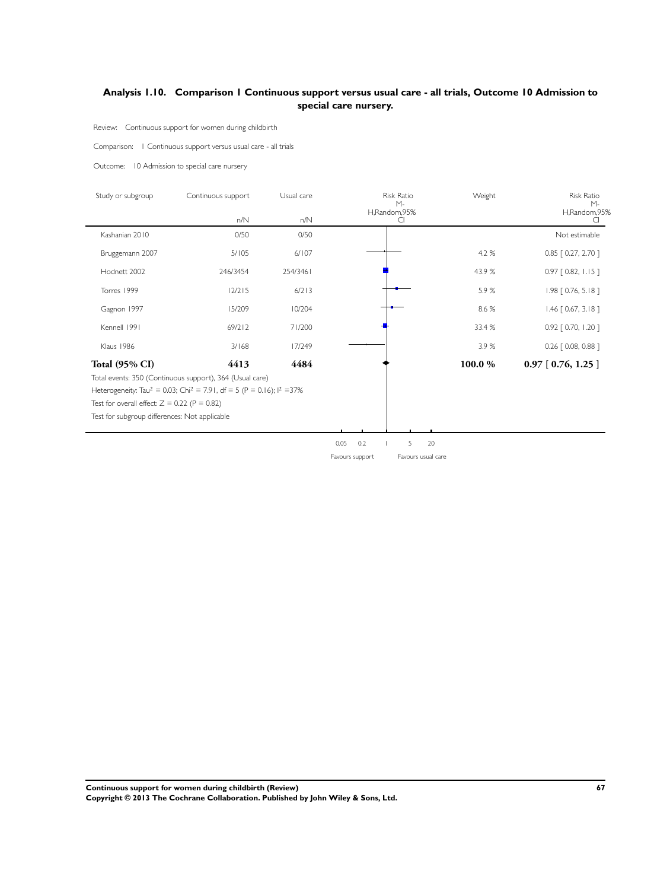## Analysis 1.10. Comparison 1 Continuous support versus usual care - all trials, Outcome 10 Admission to special care nursery.

Review: Continuous support for women during childbirth

Comparison: 1 Continuous support versus usual care - all trials

Outcome: 10 Admission to special care nursery

| Study or subgroup | Continuous support n/N | Usual care n/N | Risk Ratio M-H,Random,95% CI | Weight | Risk Ratio M-H,Random,95% CI |
|---|---|---|---|---|---|
| Kashanian 2010 | 0/50 | 0/50 | | | Not estimable |
| Bruggemann 2007 | 5/105 | 6/107 | | 4.2 % | 0.85 [ 0.27, 2.70 ] |
| Hodnett 2002 | 246/3454 | 254/3461 | | 43.9 % | 0.97 [ 0.82, 1.15 ] |
| Torres 1999 | 12/215 | 6/213 | | 5.9 % | 1.98 [ 0.76, 5.18 ] |
| Gagnon 1997 | 15/209 | 10/204 | | 8.6 % | 1.46 [ 0.67, 3.18 ] |
| Kennell 1991 | 69/212 | 71/200 | | 33.4 % | 0.92 [ 0.70, 1.20 ] |
| Klaus 1986 | 3/168 | 17/249 | | 3.9 % | 0.26 [ 0.08, 0.88 ] |
| **Total (95% CI)** | **4413** | **4484** | | **100.0 %** | **0.97 [ 0.76, 1.25 ]** |

Total events: 350 (Continuous support), 364 (Usual care)

Heterogeneity: $Tau^2 = 0.03$; $Chi^2 = 7.91$, df = 5 ($P = 0.16$); $I^2 = 37\%$

Test for overall effect: $Z = 0.22$ ($P = 0.82$)

Test for subgroup differences: Not applicable

0.05 0.2 1 5 20

Favours support Favours usual care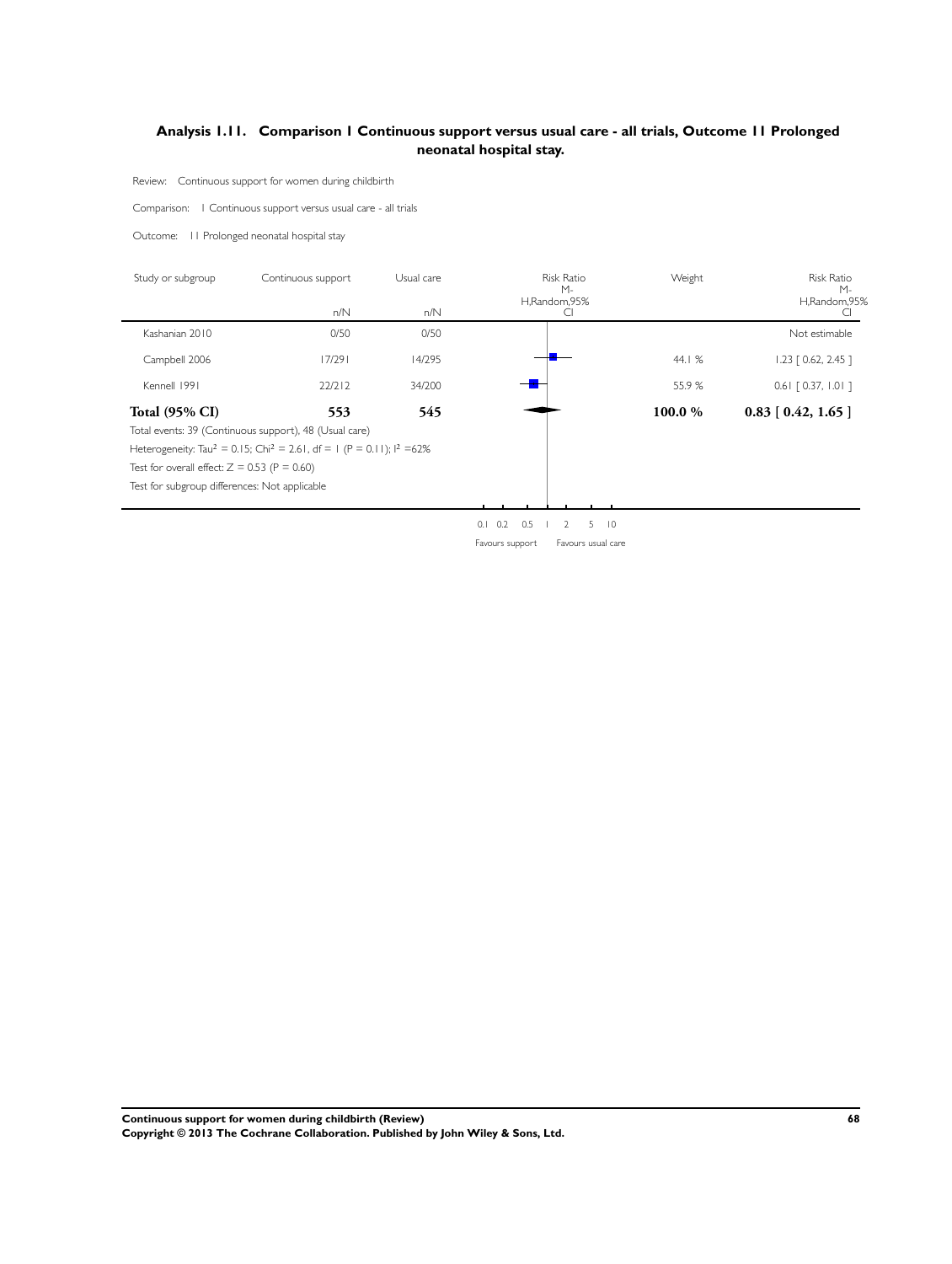## Analysis 1.11. Comparison 1 Continuous support versus usual care - all trials, Outcome 11 Prolonged neonatal hospital stay.

Review: Continuous support for women during childbirth

Comparison: 1 Continuous support versus usual care - all trials

Outcome: 11 Prolonged neonatal hospital stay

| Study or subgroup | Continuous support n/N | Usual care n/N | Risk Ratio M-H,Random,95% CI | Weight | Risk Ratio M-H,Random,95% CI |
|---|---|---|---|---|---|
| Kashanian 2010 | 0/50 | 0/50 | | | Not estimable |
| Campbell 2006 | 17/291 | 14/295 | | 44.1 % | 1.23 [ 0.62, 2.45 ] |
| Kennell 1991 | 22/212 | 34/200 | | 55.9 % | 0.61 [ 0.37, 1.01 ] |
| **Total (95% CI)** | **553** | **545** | | **100.0 %** | **0.83 [ 0.42, 1.65 ]** |

Total events: 39 (Continuous support), 48 (Usual care)

Heterogeneity: $Tau^2 = 0.15$; $Chi^2 = 2.61$, df = 1 ($P = 0.11$); $I^2 = 62\%$

Test for overall effect: $Z = 0.53$ ($P = 0.60$)

Test for subgroup differences: Not applicable

0.1 0.2 0.5 1 2 5 10

Favours support | Favours usual care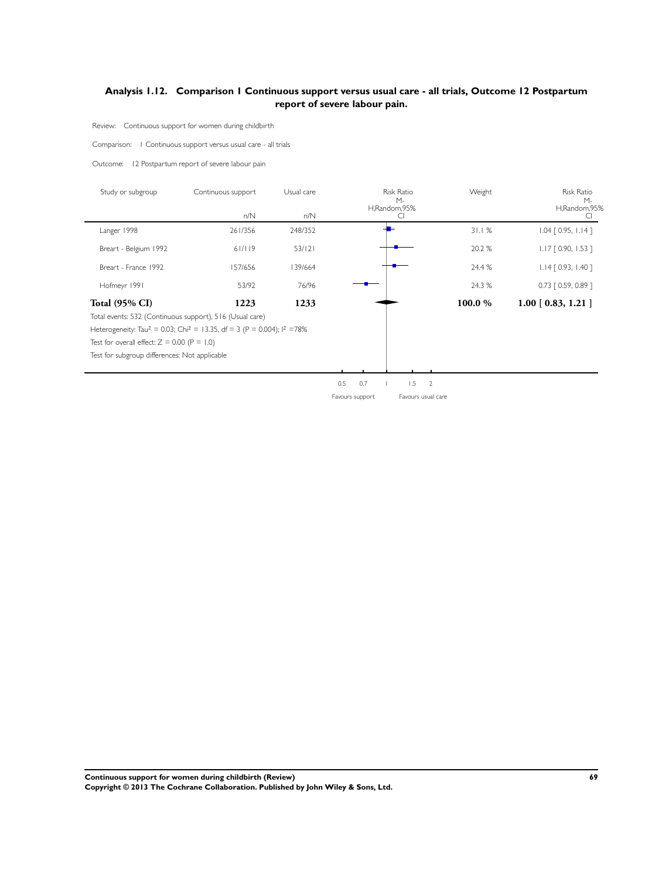## Analysis 1.12. Comparison 1 Continuous support versus usual care - all trials, Outcome 12 Postpartum report of severe labour pain.

Review: Continuous support for women during childbirth

Comparison: 1 Continuous support versus usual care - all trials

Outcome: 12 Postpartum report of severe labour pain

| Study or subgroup | Continuous support n/N | Usual care n/N | Risk Ratio M-H,Random,95% CI | Weight | Risk Ratio M-H,Random,95% CI |
|---|---|---|---|---|---|
| Langer 1998 | 261/356 | 248/352 | | 31.1 % | 1.04 [ 0.95, 1.14 ] |
| Breart - Belgium 1992 | 61/119 | 53/121 | | 20.2 % | 1.17 [ 0.90, 1.53 ] |
| Breart - France 1992 | 157/656 | 139/664 | | 24.4 % | 1.14 [ 0.93, 1.40 ] |
| Hofmeyr 1991 | 53/92 | 76/96 | | 24.3 % | 0.73 [ 0.59, 0.89 ] |
| **Total (95% CI)** | **1223** | **1233** | | **100.0 %** | **1.00 [ 0.83, 1.21 ]** |

Total events: 532 (Continuous support), 516 (Usual care)

Heterogeneity: $Tau^2 = 0.03$; $Chi^2 = 13.35$, df = 3 (P = 0.004); $I^2$ =78%

Test for overall effect: Z = 0.00 (P = 1.0)

Test for subgroup differences: Not applicable

0.5 0.7 1 1.5 2

Favours support Favours usual care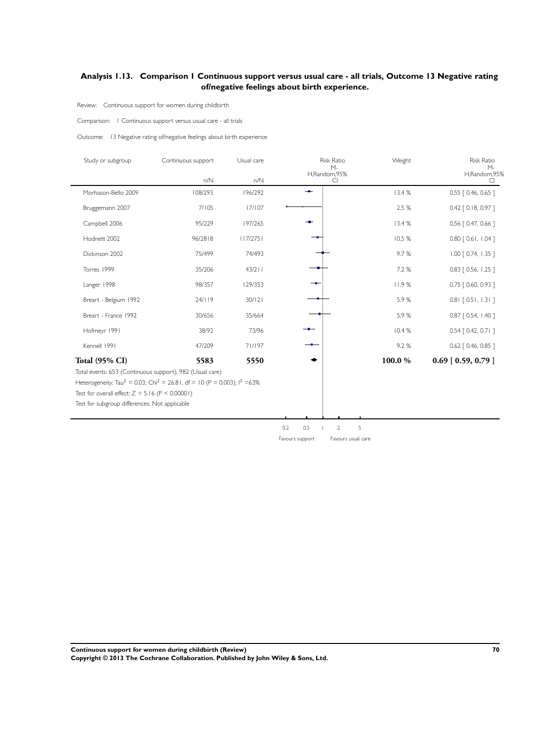## Analysis 1.13. Comparison 1 Continuous support versus usual care - all trials, Outcome 13 Negative rating of/negative feelings about birth experience.

Review: Continuous support for women during childbirth

Comparison: 1 Continuous support versus usual care - all trials

Outcome: 13 Negative rating of/negative feelings about birth experience

| Study or subgroup | Continuous support n/N | Usual care n/N | Risk Ratio M-H,Random,95% CI | Weight | Risk Ratio M-H,Random,95% CI |
|---|---|---|---|---|---|
| Morhason-Bello 2009 | 108/293 | 196/292 | | 13.4 % | 0.55 [ 0.46, 0.65 ] |
| Bruggemann 2007 | 7/105 | 17/107 | | 2.5 % | 0.42 [ 0.18, 0.97 ] |
| Campbell 2006 | 95/229 | 197/265 | | 13.4 % | 0.56 [ 0.47, 0.66 ] |
| Hodnett 2002 | 96/2818 | 117/2751 | | 10.5 % | 0.80 [ 0.61, 1.04 ] |
| Dickinson 2002 | 75/499 | 74/493 | | 9.7 % | 1.00 [ 0.74, 1.35 ] |
| Torres 1999 | 35/206 | 43/211 | | 7.2 % | 0.83 [ 0.56, 1.25 ] |
| Langer 1998 | 98/357 | 129/353 | | 11.9 % | 0.75 [ 0.60, 0.93 ] |
| Breart - Belgium 1992 | 24/119 | 30/121 | | 5.9 % | 0.81 [ 0.51, 1.31 ] |
| Breart - France 1992 | 30/656 | 35/664 | | 5.9 % | 0.87 [ 0.54, 1.40 ] |
| Hofmeyr 1991 | 38/92 | 73/96 | | 10.4 % | 0.54 [ 0.42, 0.71 ] |
| Kennell 1991 | 47/209 | 71/197 | | 9.2 % | 0.62 [ 0.46, 0.85 ] |
| **Total (95% CI)** | **5583** | **5550** | | **100.0 %** | **0.69 [ 0.59, 0.79 ]** |

Total events: 653 (Continuous support), 982 (Usual care)

Heterogeneity: $Tau^2 = 0.03$; $Chi^2 = 26.81$, df = 10 (P = 0.003); $I^2 = 63\%$

Test for overall effect: Z = 5.16 (P < 0.00001)

Test for subgroup differences: Not applicable

0.2 0.5 1 2 5

Favours support Favours usual care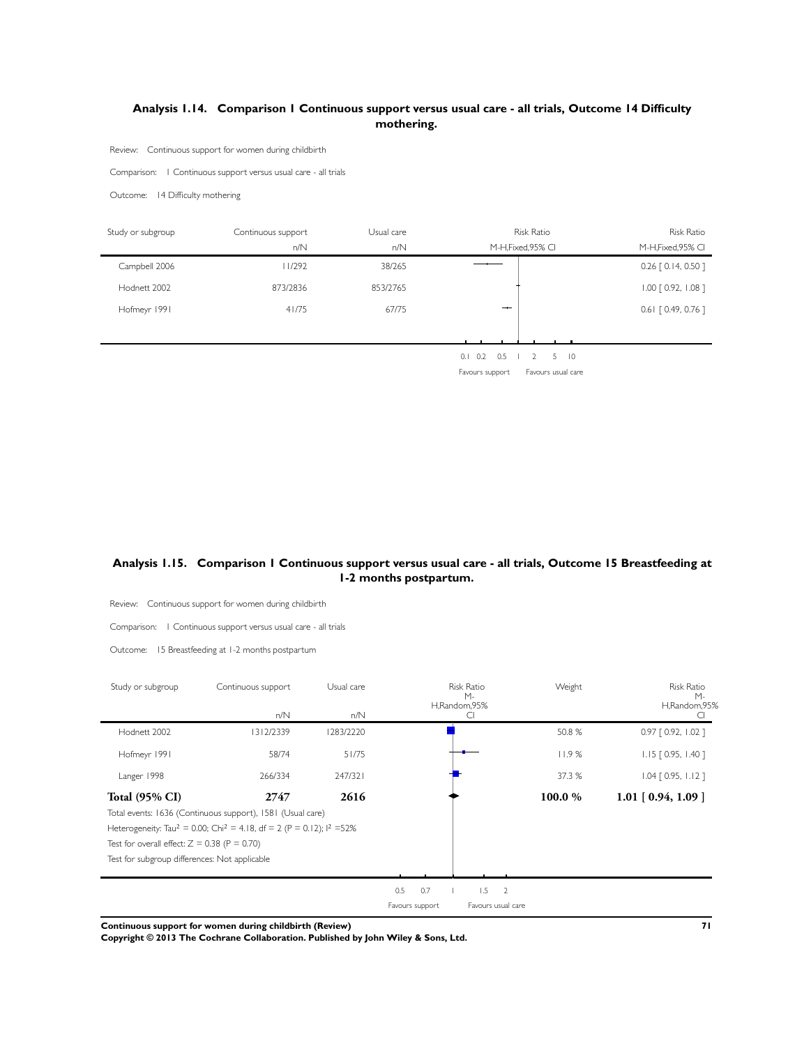### Analysis 1.14. Comparison 1 Continuous support versus usual care - all trials, Outcome 14 Difficulty mothering.

Review: Continuous support for women during childbirth

Comparison: 1 Continuous support versus usual care - all trials

Outcome: 14 Difficulty mothering

| Study or subgroup | Continuous support n/N | Usual care n/N | Risk Ratio M-H,Fixed,95% CI | Risk Ratio M-H,Fixed,95% CI |
|---|---|---|---|---|
| Campbell 2006 | 11/292 | 38/265 | | 0.26 [ 0.14, 0.50 ] |
| Hodnett 2002 | 873/2836 | 853/2765 | | 1.00 [ 0.92, 1.08 ] |
| Hofmeyr 1991 | 41/75 | 67/75 | | 0.61 [ 0.49, 0.76 ] |

0.1 0.2 0.5 1 2 5 10

Favours support Favours usual care

### Analysis 1.15. Comparison 1 Continuous support versus usual care - all trials, Outcome 15 Breastfeeding at 1-2 months postpartum.

Review: Continuous support for women during childbirth

Comparison: 1 Continuous support versus usual care - all trials

Outcome: 15 Breastfeeding at 1-2 months postpartum

| Study or subgroup | Continuous support n/N | Usual care n/N | Risk Ratio M-H,Random,95% CI | Weight | Risk Ratio M-H,Random,95% CI |
|---|---|---|---|---|---|
| Hodnett 2002 | 1312/2339 | 1283/2220 | | 50.8 % | 0.97 [ 0.92, 1.02 ] |
| Hofmeyr 1991 | 58/74 | 51/75 | | 11.9 % | 1.15 [ 0.95, 1.40 ] |
| Langer 1998 | 266/334 | 247/321 | | 37.3 % | 1.04 [ 0.95, 1.12 ] |
| **Total (95% CI)** | **2747** | **2616** | | **100.0 %** | **1.01 [ 0.94, 1.09 ]** |

Total events: 1636 (Continuous support), 1581 (Usual care)

Heterogeneity: $Tau^2 = 0.00$; $Chi^2 = 4.18$, df = 2 (P = 0.12); $I^2$ =52%

Test for overall effect: Z = 0.38 (P = 0.70)

Test for subgroup differences: Not applicable

0.5 0.7 1 1.5 2

Favours support Favours usual care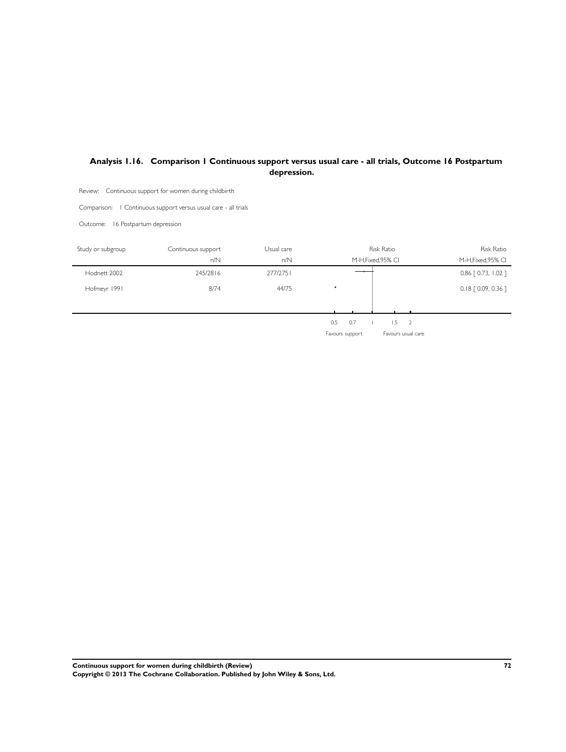## Analysis 1.16. Comparison 1 Continuous support versus usual care - all trials, Outcome 16 Postpartum depression.

Review: Continuous support for women during childbirth

Comparison: 1 Continuous support versus usual care - all trials

Outcome: 16 Postpartum depression

| Study or subgroup | Continuous support n/N | Usual care n/N | Risk Ratio M-H,Fixed,95% CI | Risk Ratio M-H,Fixed,95% CI |
|---|---|---|---|---|
| Hodnett 2002 | 245/2816 | 277/2751 | | 0.86 [ 0.73, 1.02 ] |
| Hofmeyr 1991 | 8/74 | 44/75 | | 0.18 [ 0.09, 0.36 ] |

0.5 0.7 1 1.5 2

Favours support Favours usual care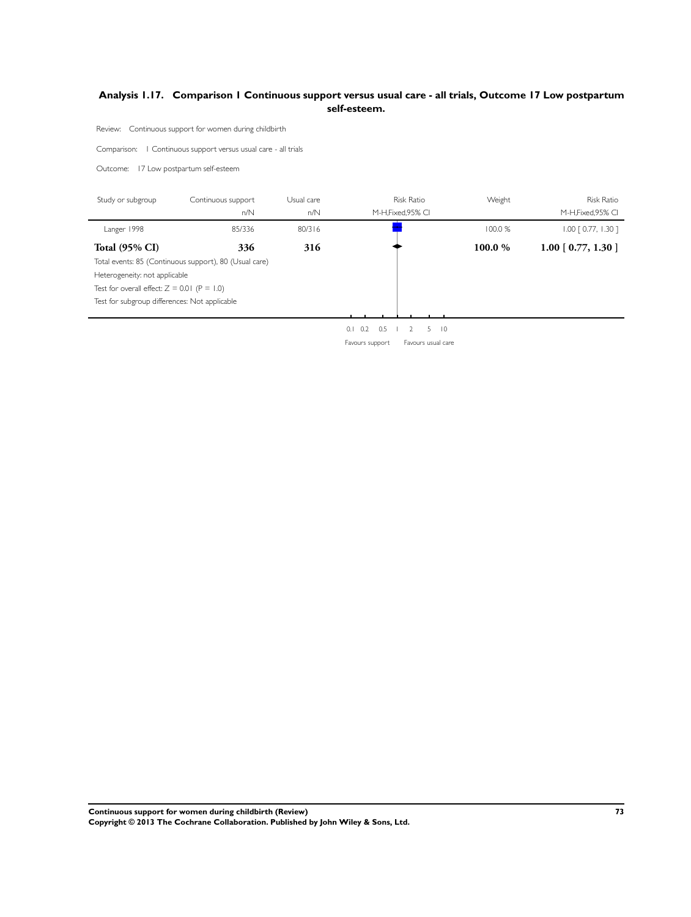## Analysis 1.17. Comparison 1 Continuous support versus usual care - all trials, Outcome 17 Low postpartum self-esteem.

Review: Continuous support for women during childbirth

Comparison: 1 Continuous support versus usual care - all trials

Outcome: 17 Low postpartum self-esteem

| Study or subgroup | Continuous support n/N | Usual care n/N | Risk Ratio M-H,Fixed,95% CI | Weight | Risk Ratio M-H,Fixed,95% CI |
|---|---|---|---|---|---|
| Langer 1998 | 85/336 | 80/316 | | 100.0 % | 1.00 [ 0.77, 1.30 ] |
| **Total (95% CI)** | **336** | **316** | | **100.0 %** | **1.00 [ 0.77, 1.30 ]** |

Total events: 85 (Continuous support), 80 (Usual care)

Heterogeneity: not applicable

Test for overall effect: Z = 0.01 (P = 1.0)

Test for subgroup differences: Not applicable

0.1 0.2 0.5 1 2 5 10

Favours support Favours usual care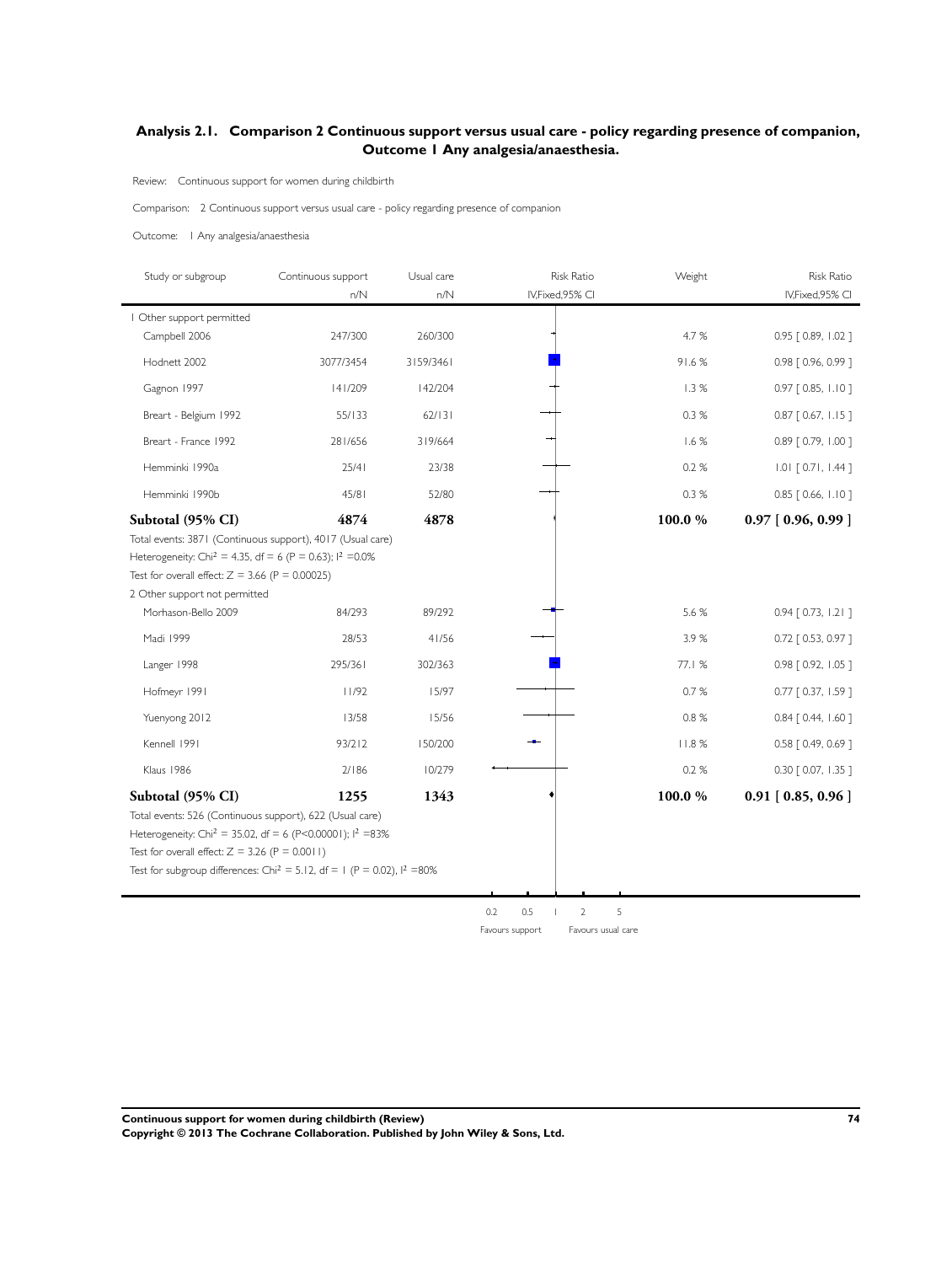## Analysis 2.1. Comparison 2 Continuous support versus usual care - policy regarding presence of companion, Outcome 1 Any analgesia/anaesthesia.

Review: Continuous support for women during childbirth

Comparison: 2 Continuous support versus usual care - policy regarding presence of companion

Outcome: 1 Any analgesia/anaesthesia

| Study or subgroup | Continuous support n/N | Usual care n/N | Weight | Risk Ratio IV,Fixed,95% CI |
|---|---|---|---|---|
| **1 Other support permitted** | | | | |
| Campbell 2006 | 247/300 | 260/300 | 4.7 % | 0.95 [ 0.89, 1.02 ] |
| Hodnett 2002 | 3077/3454 | 3159/3461 | 91.6 % | 0.98 [ 0.96, 0.99 ] |
| Gagnon 1997 | 141/209 | 142/204 | 1.3 % | 0.97 [ 0.85, 1.10 ] |
| Breart - Belgium 1992 | 55/133 | 62/131 | 0.3 % | 0.87 [ 0.67, 1.15 ] |
| Breart - France 1992 | 281/656 | 319/664 | 1.6 % | 0.89 [ 0.79, 1.00 ] |
| Hemminki 1990a | 25/41 | 23/38 | 0.2 % | 1.01 [ 0.71, 1.44 ] |
| Hemminki 1990b | 45/81 | 52/80 | 0.3 % | 0.85 [ 0.66, 1.10 ] |
| **Subtotal (95% CI)** | **4874** | **4878** | **100.0 %** | **0.97 [ 0.96, 0.99 ]** |

Total events: 3871 (Continuous support), 4017 (Usual care)
Heterogeneity: $Chi^2 = 4.35$, $df = 6$ ($P = 0.63$); $I^2 = 0.0\%$
Test for overall effect: $Z = 3.66$ ($P = 0.00025$)

| Study or subgroup | Continuous support n/N | Usual care n/N | Weight | Risk Ratio IV,Fixed,95% CI |
|---|---|---|---|---|
| **2 Other support not permitted** | | | | |
| Morhason-Bello 2009 | 84/293 | 89/292 | 5.6 % | 0.94 [ 0.73, 1.21 ] |
| Madi 1999 | 28/53 | 41/56 | 3.9 % | 0.72 [ 0.53, 0.97 ] |
| Langer 1998 | 295/361 | 302/363 | 77.1 % | 0.98 [ 0.92, 1.05 ] |
| Hofmeyr 1991 | 11/92 | 15/97 | 0.7 % | 0.77 [ 0.37, 1.59 ] |
| Yuenyong 2012 | 13/58 | 15/56 | 0.8 % | 0.84 [ 0.44, 1.60 ] |
| Kennell 1991 | 93/212 | 150/200 | 11.8 % | 0.58 [ 0.49, 0.69 ] |
| Klaus 1986 | 2/186 | 10/279 | 0.2 % | 0.30 [ 0.07, 1.35 ] |
| **Subtotal (95% CI)** | **1255** | **1343** | **100.0 %** | **0.91 [ 0.85, 0.96 ]** |

Total events: 526 (Continuous support), 622 (Usual care)
Heterogeneity: $Chi^2 = 35.02$, $df = 6$ ($P<0.00001$); $I^2 = 83\%$
Test for overall effect: $Z = 3.26$ ($P = 0.0011$)
Test for subgroup differences: $Chi^2 = 5.12$, $df = 1$ ($P = 0.02$), $I^2 = 80\%$

0.2 0.5 1 2 5

Favours support Favours usual care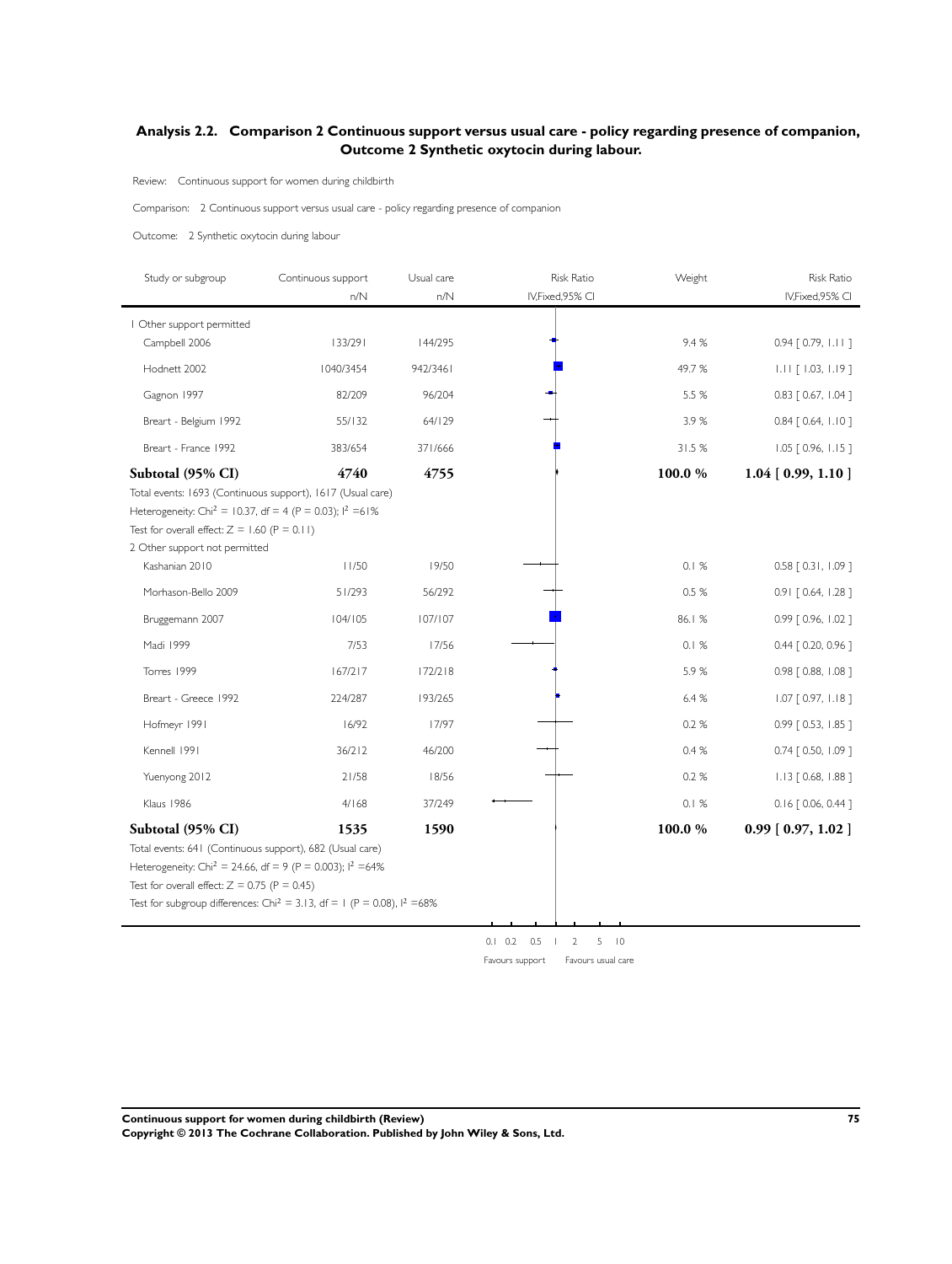## Analysis 2.2. Comparison 2 Continuous support versus usual care - policy regarding presence of companion, Outcome 2 Synthetic oxytocin during labour.

Review: Continuous support for women during childbirth

Comparison: 2 Continuous support versus usual care - policy regarding presence of companion

Outcome: 2 Synthetic oxytocin during labour

| Study or subgroup | Continuous support n/N | Usual care n/N | Weight | Risk Ratio IV,Fixed,95% CI |
|---|---|---|---|---|
| 1 Other support permitted | | | | |
| Campbell 2006 | 133/291 | 144/295 | 9.4 % | 0.94 [ 0.79, 1.11 ] |
| Hodnett 2002 | 1040/3454 | 942/3461 | 49.7 % | 1.11 [ 1.03, 1.19 ] |
| Gagnon 1997 | 82/209 | 96/204 | 5.5 % | 0.83 [ 0.67, 1.04 ] |
| Breart - Belgium 1992 | 55/132 | 64/129 | 3.9 % | 0.84 [ 0.64, 1.10 ] |
| Breart - France 1992 | 383/654 | 371/666 | 31.5 % | 1.05 [ 0.96, 1.15 ] |
| **Subtotal (95% CI)** | **4740** | **4755** | **100.0 %** | **1.04 [ 0.99, 1.10 ]** |
| Total events: 1693 (Continuous support), 1617 (Usual care) | | | | |
| Heterogeneity: $Chi^2 = 10.37$, df = 4 (P = 0.03); $I^2$ =61% | | | | |
| Test for overall effect: Z = 1.60 (P = 0.11) | | | | |
| 2 Other support not permitted | | | | |
| Kashanian 2010 | 11/50 | 19/50 | 0.1 % | 0.58 [ 0.31, 1.09 ] |
| Morhason-Bello 2009 | 51/293 | 56/292 | 0.5 % | 0.91 [ 0.64, 1.28 ] |
| Bruggemann 2007 | 104/105 | 107/107 | 86.1 % | 0.99 [ 0.96, 1.02 ] |
| Madi 1999 | 7/53 | 17/56 | 0.1 % | 0.44 [ 0.20, 0.96 ] |
| Torres 1999 | 167/217 | 172/218 | 5.9 % | 0.98 [ 0.88, 1.08 ] |
| Breart - Greece 1992 | 224/287 | 193/265 | 6.4 % | 1.07 [ 0.97, 1.18 ] |
| Hofmeyr 1991 | 16/92 | 17/97 | 0.2 % | 0.99 [ 0.53, 1.85 ] |
| Kennell 1991 | 36/212 | 46/200 | 0.4 % | 0.74 [ 0.50, 1.09 ] |
| Yuenyong 2012 | 21/58 | 18/56 | 0.2 % | 1.13 [ 0.68, 1.88 ] |
| Klaus 1986 | 4/168 | 37/249 | 0.1 % | 0.16 [ 0.06, 0.44 ] |
| **Subtotal (95% CI)** | **1535** | **1590** | **100.0 %** | **0.99 [ 0.97, 1.02 ]** |
| Total events: 641 (Continuous support), 682 (Usual care) | | | | |
| Heterogeneity: $Chi^2 = 24.66$, df = 9 (P = 0.003); $I^2$ =64% | | | | |
| Test for overall effect: Z = 0.75 (P = 0.45) | | | | |
| Test for subgroup differences: $Chi^2 = 3.13$, df = 1 (P = 0.08), $I^2$ =68% | | | | |

0.1 0.2 0.5 1 2 5 10

Favours support Favours usual care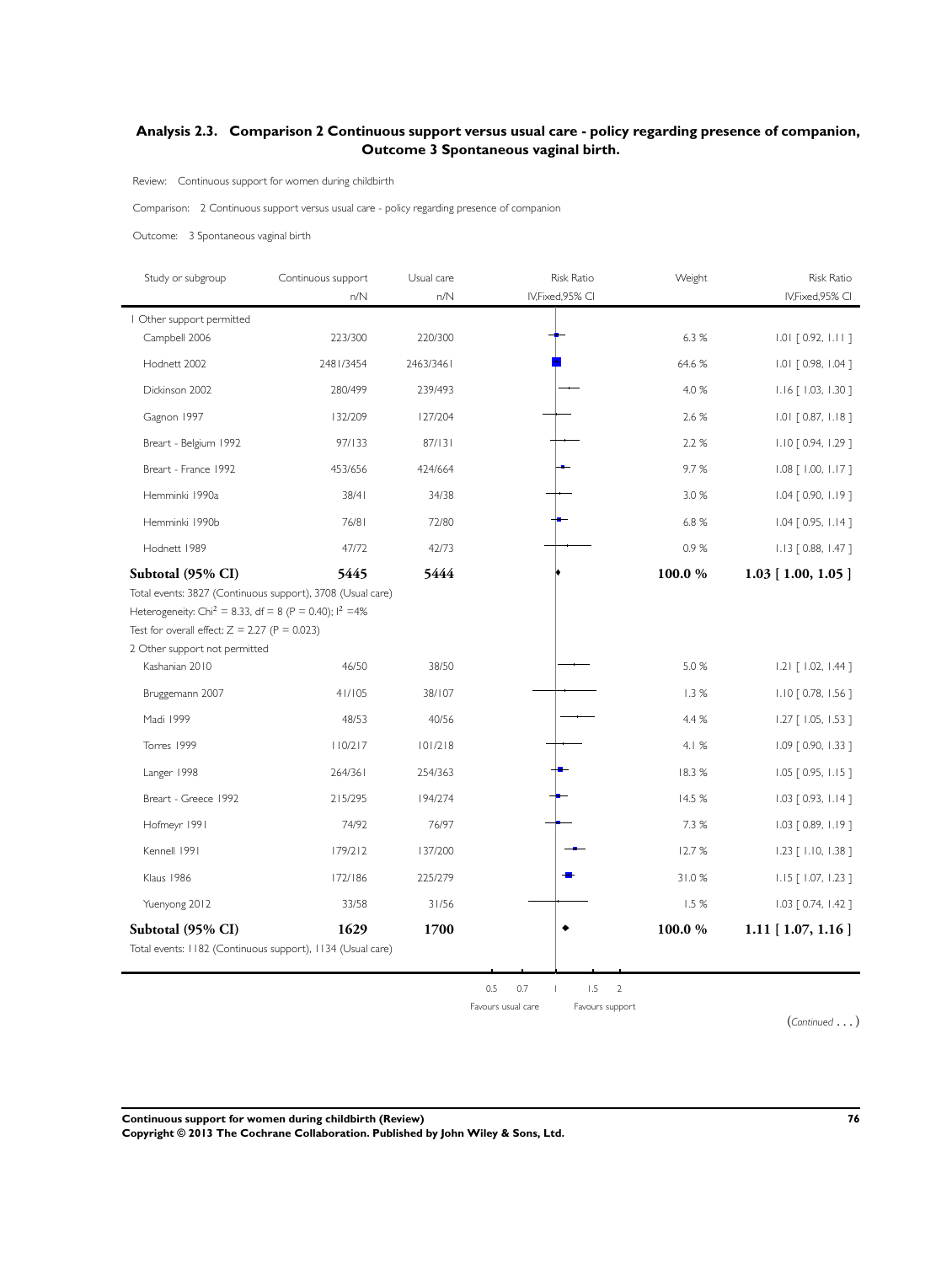## Analysis 2.3. Comparison 2 Continuous support versus usual care - policy regarding presence of companion, Outcome 3 Spontaneous vaginal birth.

Review: Continuous support for women during childbirth

Comparison: 2 Continuous support versus usual care - policy regarding presence of companion

Outcome: 3 Spontaneous vaginal birth

| Study or subgroup | Continuous support n/N | Usual care n/N | Risk Ratio IV,Fixed,95% CI | Weight | Risk Ratio IV,Fixed,95% CI |
|---|---|---|---|---|---|
| 1 Other support permitted | | | | | |
| Campbell 2006 | 223/300 | 220/300 | | 6.3 % | 1.01 [ 0.92, 1.11 ] |
| Hodnett 2002 | 2481/3454 | 2463/3461 | | 64.6 % | 1.01 [ 0.98, 1.04 ] |
| Dickinson 2002 | 280/499 | 239/493 | | 4.0 % | 1.16 [ 1.03, 1.30 ] |
| Gagnon 1997 | 132/209 | 127/204 | | 2.6 % | 1.01 [ 0.87, 1.18 ] |
| Breart - Belgium 1992 | 97/133 | 87/131 | | 2.2 % | 1.10 [ 0.94, 1.29 ] |
| Breart - France 1992 | 453/656 | 424/664 | | 9.7 % | 1.08 [ 1.00, 1.17 ] |
| Hemminki 1990a | 38/41 | 34/38 | | 3.0 % | 1.04 [ 0.90, 1.19 ] |
| Hemminki 1990b | 76/81 | 72/80 | | 6.8 % | 1.04 [ 0.95, 1.14 ] |
| Hodnett 1989 | 47/72 | 42/73 | | 0.9 % | 1.13 [ 0.88, 1.47 ] |
| **Subtotal (95% CI)** | **5445** | **5444** | | **100.0 %** | **1.03 [ 1.00, 1.05 ]** |
| Total events: 3827 (Continuous support), 3708 (Usual care) | | | | | |
| Heterogeneity: $Chi^2 = 8.33$, df = 8 (P = 0.40); $I^2$ =4% | | | | | |
| Test for overall effect: Z = 2.27 (P = 0.023) | | | | | |
| 2 Other support not permitted | | | | | |
| Kashanian 2010 | 46/50 | 38/50 | | 5.0 % | 1.21 [ 1.02, 1.44 ] |
| Bruggemann 2007 | 41/105 | 38/107 | | 1.3 % | 1.10 [ 0.78, 1.56 ] |
| Madi 1999 | 48/53 | 40/56 | | 4.4 % | 1.27 [ 1.05, 1.53 ] |
| Torres 1999 | 110/217 | 101/218 | | 4.1 % | 1.09 [ 0.90, 1.33 ] |
| Langer 1998 | 264/361 | 254/363 | | 18.3 % | 1.05 [ 0.95, 1.15 ] |
| Breart - Greece 1992 | 215/295 | 194/274 | | 14.5 % | 1.03 [ 0.93, 1.14 ] |
| Hofmeyr 1991 | 74/92 | 76/97 | | 7.3 % | 1.03 [ 0.89, 1.19 ] |
| Kennell 1991 | 179/212 | 137/200 | | 12.7 % | 1.23 [ 1.10, 1.38 ] |
| Klaus 1986 | 172/186 | 225/279 | | 31.0 % | 1.15 [ 1.07, 1.23 ] |
| Yuenyong 2012 | 33/58 | 31/56 | | 1.5 % | 1.03 [ 0.74, 1.42 ] |
| **Subtotal (95% CI)** | **1629** | **1700** | | **100.0 %** | **1.11 [ 1.07, 1.16 ]** |
| Total events: 1182 (Continuous support), 1134 (Usual care) | | | | | |

0.5 0.7 1 1.5 2

Favours usual care Favours support

(*Continued* . . . )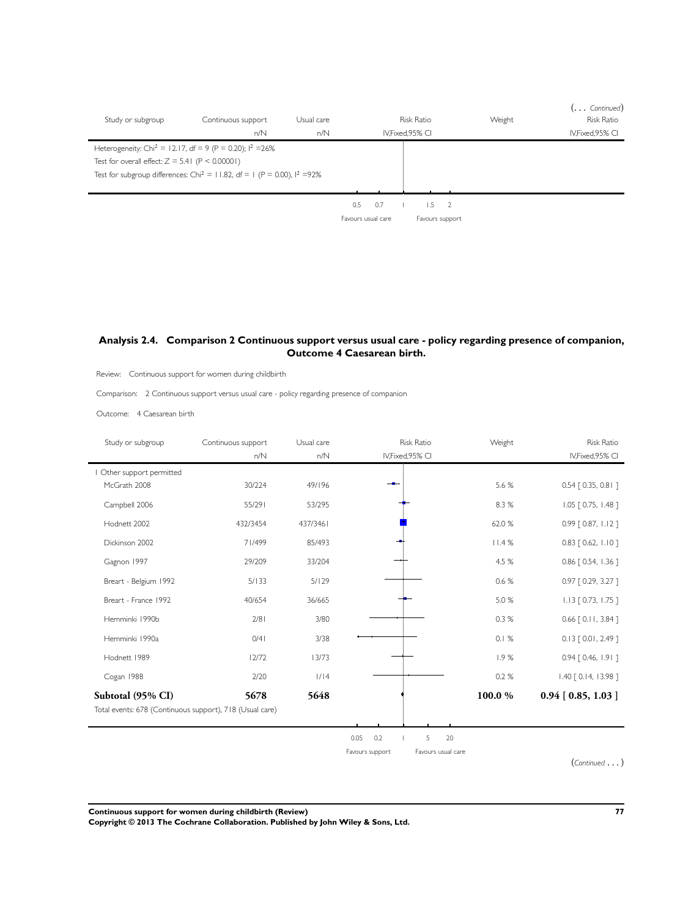(... *Continued*)

| Study or subgroup | Continuous support | Usual care | Risk Ratio | Weight | Risk Ratio |
|---|---|---|---|---|---|
| | n/N | n/N | IV,Fixed,95% CI | | IV,Fixed,95% CI |
| Heterogeneity: $Chi^2 = 12.17$, df = 9 (P = 0.20); $I^2$ =26% | | | | | |
| Test for overall effect: Z = 5.41 (P < 0.00001) | | | | | |
| Test for subgroup differences: $Chi^2 = 11.82$, df = 1 (P = 0.00), $I^2$ =92% | | | | | |

0.5 0.7 1 1.5 2

Favours usual care     Favours support

## Analysis 2.4. Comparison 2 Continuous support versus usual care - policy regarding presence of companion, Outcome 4 Caesarean birth.

Review: Continuous support for women during childbirth

Comparison: 2 Continuous support versus usual care - policy regarding presence of companion

Outcome: 4 Caesarean birth

| Study or subgroup | Continuous support | Usual care | Risk Ratio | Weight | Risk Ratio |
|---|---|---|---|---|---|
| | n/N | n/N | IV,Fixed,95% CI | | IV,Fixed,95% CI |
| 1 Other support permitted | | | | | |
| McGrath 2008 | 30/224 | 49/196 | | 5.6 % | 0.54 [ 0.35, 0.81 ] |
| Campbell 2006 | 55/291 | 53/295 | | 8.3 % | 1.05 [ 0.75, 1.48 ] |
| Hodnett 2002 | 432/3454 | 437/3461 | | 62.0 % | 0.99 [ 0.87, 1.12 ] |
| Dickinson 2002 | 71/499 | 85/493 | | 11.4 % | 0.83 [ 0.62, 1.10 ] |
| Gagnon 1997 | 29/209 | 33/204 | | 4.5 % | 0.86 [ 0.54, 1.36 ] |
| Breart - Belgium 1992 | 5/133 | 5/129 | | 0.6 % | 0.97 [ 0.29, 3.27 ] |
| Breart - France 1992 | 40/654 | 36/665 | | 5.0 % | 1.13 [ 0.73, 1.75 ] |
| Hemminki 1990b | 2/81 | 3/80 | | 0.3 % | 0.66 [ 0.11, 3.84 ] |
| Hemminki 1990a | 0/41 | 3/38 | | 0.1 % | 0.13 [ 0.01, 2.49 ] |
| Hodnett 1989 | 12/72 | 13/73 | | 1.9 % | 0.94 [ 0.46, 1.91 ] |
| Cogan 1988 | 2/20 | 1/14 | | 0.2 % | 1.40 [ 0.14, 13.98 ] |
| **Subtotal (95% CI)** | **5678** | **5648** | | **100.0 %** | **0.94 [ 0.85, 1.03 ]** |
| Total events: 678 (Continuous support), 718 (Usual care) | | | | | |

0.05 0.2 1 5 20

Favours support     Favours usual care

(*Continued* ...)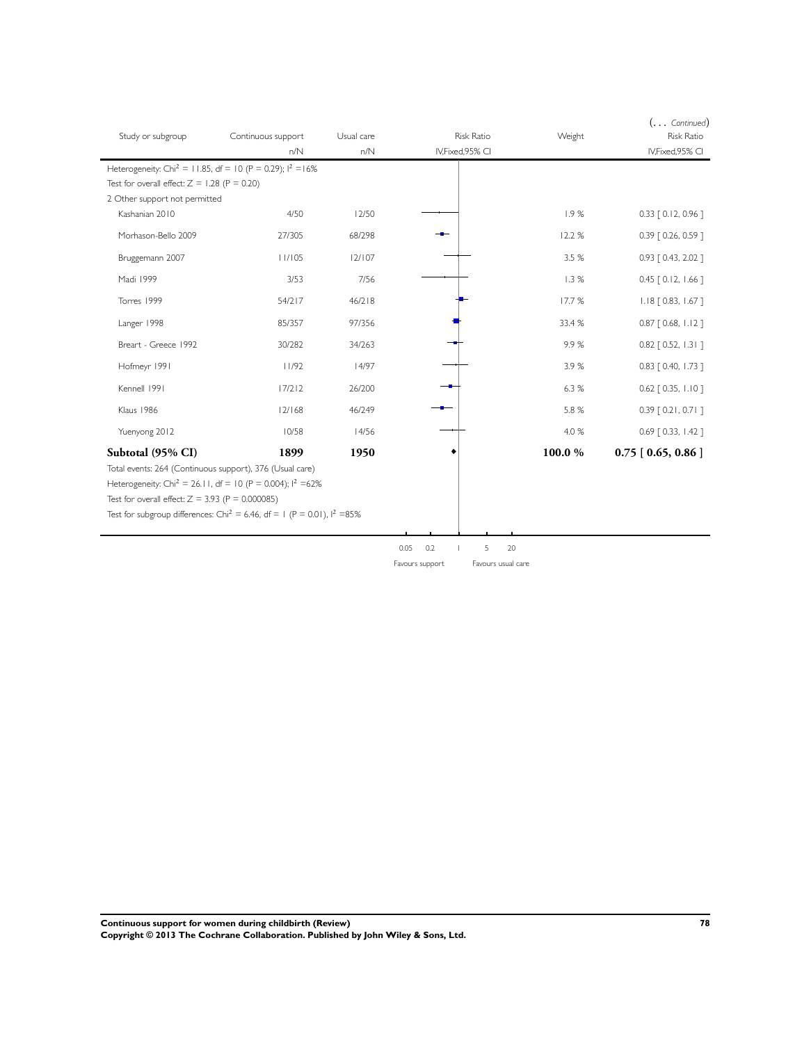(... *Continued*)

| Study or subgroup | Continuous support n/N | Usual care n/N | Risk Ratio IV,Fixed,95% CI | Weight | Risk Ratio IV,Fixed,95% CI |
|---|---|---|---|---|---|
| Heterogeneity: Chi² = 11.85, df = 10 (P = 0.29); I² =16% | | | | | |
| Test for overall effect: Z = 1.28 (P = 0.20) | | | | | |
| 2 Other support not permitted | | | | | |
| Kashanian 2010 | 4/50 | 12/50 | | 1.9 % | 0.33 [ 0.12, 0.96 ] |
| Morhason-Bello 2009 | 27/305 | 68/298 | | 12.2 % | 0.39 [ 0.26, 0.59 ] |
| Bruggemann 2007 | 11/105 | 12/107 | | 3.5 % | 0.93 [ 0.43, 2.02 ] |
| Madi 1999 | 3/53 | 7/56 | | 1.3 % | 0.45 [ 0.12, 1.66 ] |
| Torres 1999 | 54/217 | 46/218 | | 17.7 % | 1.18 [ 0.83, 1.67 ] |
| Langer 1998 | 85/357 | 97/356 | | 33.4 % | 0.87 [ 0.68, 1.12 ] |
| Breart - Greece 1992 | 30/282 | 34/263 | | 9.9 % | 0.82 [ 0.52, 1.31 ] |
| Hofmeyr 1991 | 11/92 | 14/97 | | 3.9 % | 0.83 [ 0.40, 1.73 ] |
| Kennell 1991 | 17/212 | 26/200 | | 6.3 % | 0.62 [ 0.35, 1.10 ] |
| Klaus 1986 | 12/168 | 46/249 | | 5.8 % | 0.39 [ 0.21, 0.71 ] |
| Yuenyong 2012 | 10/58 | 14/56 | | 4.0 % | 0.69 [ 0.33, 1.42 ] |
| **Subtotal (95% CI)** | **1899** | **1950** | | **100.0 %** | **0.75 [ 0.65, 0.86 ]** |
| Total events: 264 (Continuous support), 376 (Usual care) | | | | | |
| Heterogeneity: Chi² = 26.11, df = 10 (P = 0.004); I² =62% | | | | | |
| Test for overall effect: Z = 3.93 (P = 0.000085) | | | | | |
| Test for subgroup differences: Chi² = 6.46, df = 1 (P = 0.01), I² =85% | | | | | |

0.05 0.2 1 5 20

Favours support Favours usual care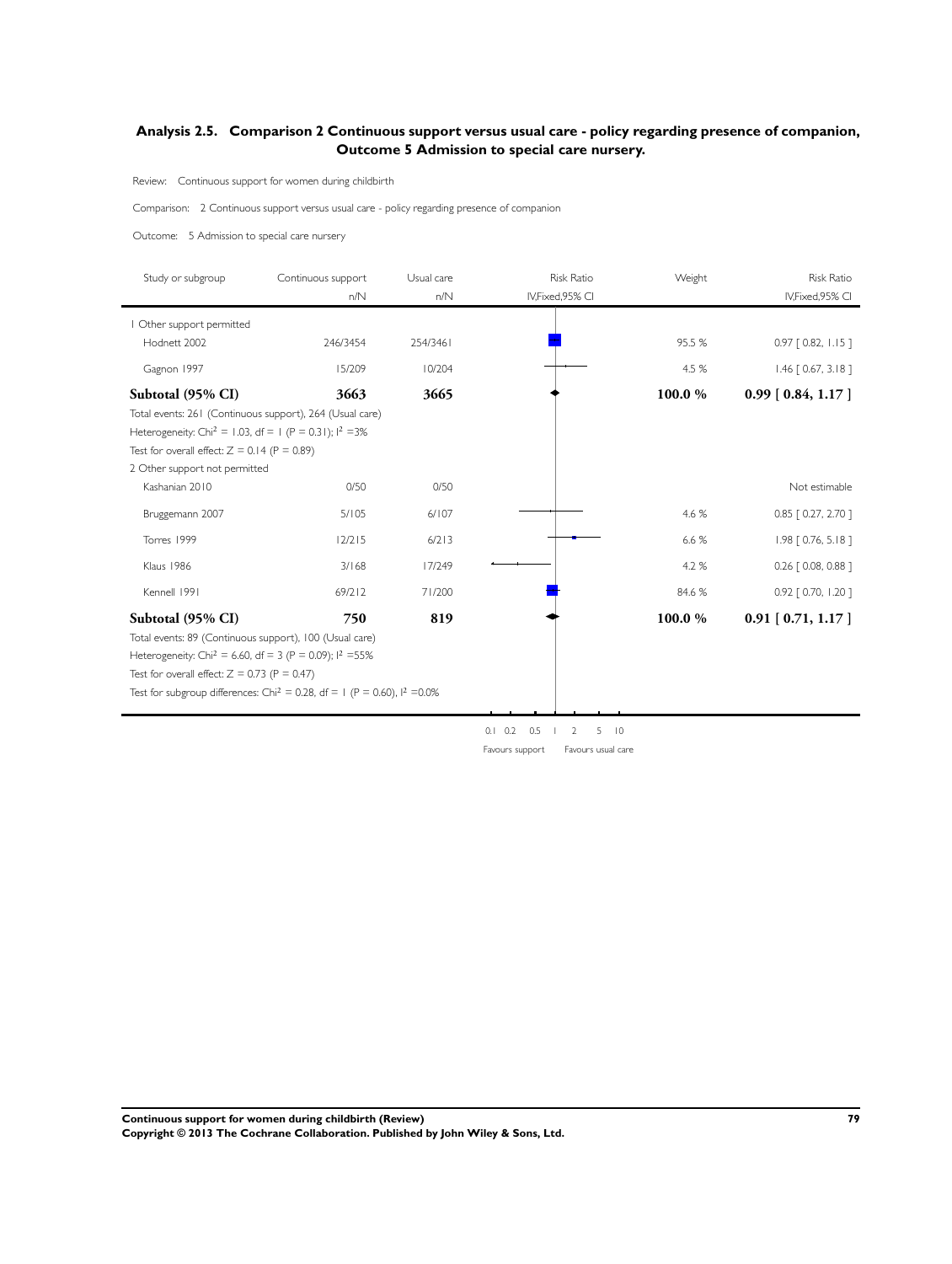## Analysis 2.5. Comparison 2 Continuous support versus usual care - policy regarding presence of companion, Outcome 5 Admission to special care nursery.

Review: Continuous support for women during childbirth

Comparison: 2 Continuous support versus usual care - policy regarding presence of companion

Outcome: 5 Admission to special care nursery

| Study or subgroup | Continuous support n/N | Usual care n/N | Risk Ratio IV,Fixed,95% CI | Weight | Risk Ratio IV,Fixed,95% CI |
|---|---|---|---|---|---|
| 1 Other support permitted | | | | | |
| Hodnett 2002 | 246/3454 | 254/3461 | | 95.5 % | 0.97 [ 0.82, 1.15 ] |
| Gagnon 1997 | 15/209 | 10/204 | | 4.5 % | 1.46 [ 0.67, 3.18 ] |
| **Subtotal (95% CI)** | **3663** | **3665** | | **100.0 %** | **0.99 [ 0.84, 1.17 ]** |
| Total events: 261 (Continuous support), 264 (Usual care) | | | | | |
| Heterogeneity: $Chi^2 = 1.03$, df = 1 (P = 0.31); $I^2 = 3\%$ | | | | | |
| Test for overall effect: Z = 0.14 (P = 0.89) | | | | | |
| 2 Other support not permitted | | | | | |
| Kashanian 2010 | 0/50 | 0/50 | | | Not estimable |
| Bruggemann 2007 | 5/105 | 6/107 | | 4.6 % | 0.85 [ 0.27, 2.70 ] |
| Torres 1999 | 12/215 | 6/213 | | 6.6 % | 1.98 [ 0.76, 5.18 ] |
| Klaus 1986 | 3/168 | 17/249 | | 4.2 % | 0.26 [ 0.08, 0.88 ] |
| Kennell 1991 | 69/212 | 71/200 | | 84.6 % | 0.92 [ 0.70, 1.20 ] |
| **Subtotal (95% CI)** | **750** | **819** | | **100.0 %** | **0.91 [ 0.71, 1.17 ]** |
| Total events: 89 (Continuous support), 100 (Usual care) | | | | | |
| Heterogeneity: $Chi^2 = 6.60$, df = 3 (P = 0.09); $I^2 = 55\%$ | | | | | |
| Test for overall effect: Z = 0.73 (P = 0.47) | | | | | |
| Test for subgroup differences: $Chi^2 = 0.28$, df = 1 (P = 0.60), $I^2 = 0.0\%$ | | | | | |

0.1 0.2 0.5 1 2 5 10

Favours support Favours usual care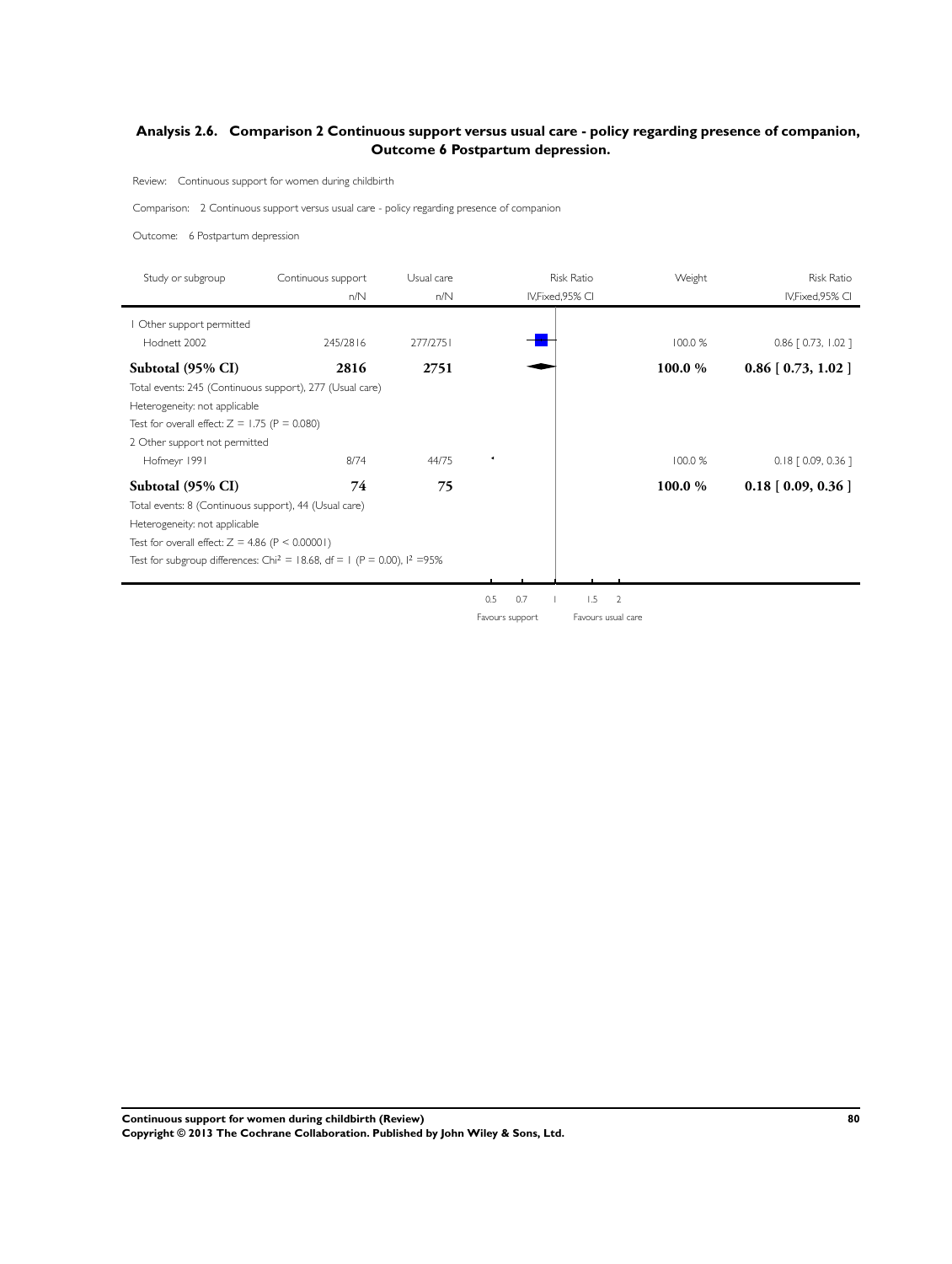## Analysis 2.6. Comparison 2 Continuous support versus usual care - policy regarding presence of companion, Outcome 6 Postpartum depression.

Review: Continuous support for women during childbirth

Comparison: 2 Continuous support versus usual care - policy regarding presence of companion

Outcome: 6 Postpartum depression

| Study or subgroup | Continuous support n/N | Usual care n/N | Risk Ratio IV,Fixed,95% CI | Weight | Risk Ratio IV,Fixed,95% CI |
|---|---|---|---|---|---|
| 1 Other support permitted | | | | | |
| Hodnett 2002 | 245/2816 | 277/2751 | | 100.0 % | 0.86 [ 0.73, 1.02 ] |
| **Subtotal (95% CI)** | **2816** | **2751** | | **100.0 %** | **0.86 [ 0.73, 1.02 ]** |
| Total events: 245 (Continuous support), 277 (Usual care) | | | | | |
| Heterogeneity: not applicable | | | | | |
| Test for overall effect: Z = 1.75 (P = 0.080) | | | | | |
| 2 Other support not permitted | | | | | |
| Hofmeyr 1991 | 8/74 | 44/75 | | 100.0 % | 0.18 [ 0.09, 0.36 ] |
| **Subtotal (95% CI)** | **74** | **75** | | **100.0 %** | **0.18 [ 0.09, 0.36 ]** |
| Total events: 8 (Continuous support), 44 (Usual care) | | | | | |
| Heterogeneity: not applicable | | | | | |
| Test for overall effect: Z = 4.86 (P < 0.00001) | | | | | |
| Test for subgroup differences: $Chi^2$ = 18.68, df = 1 (P = 0.00), $I^2$ =95% | | | | | |

0.5 0.7 1 1.5 2

Favours support Favours usual care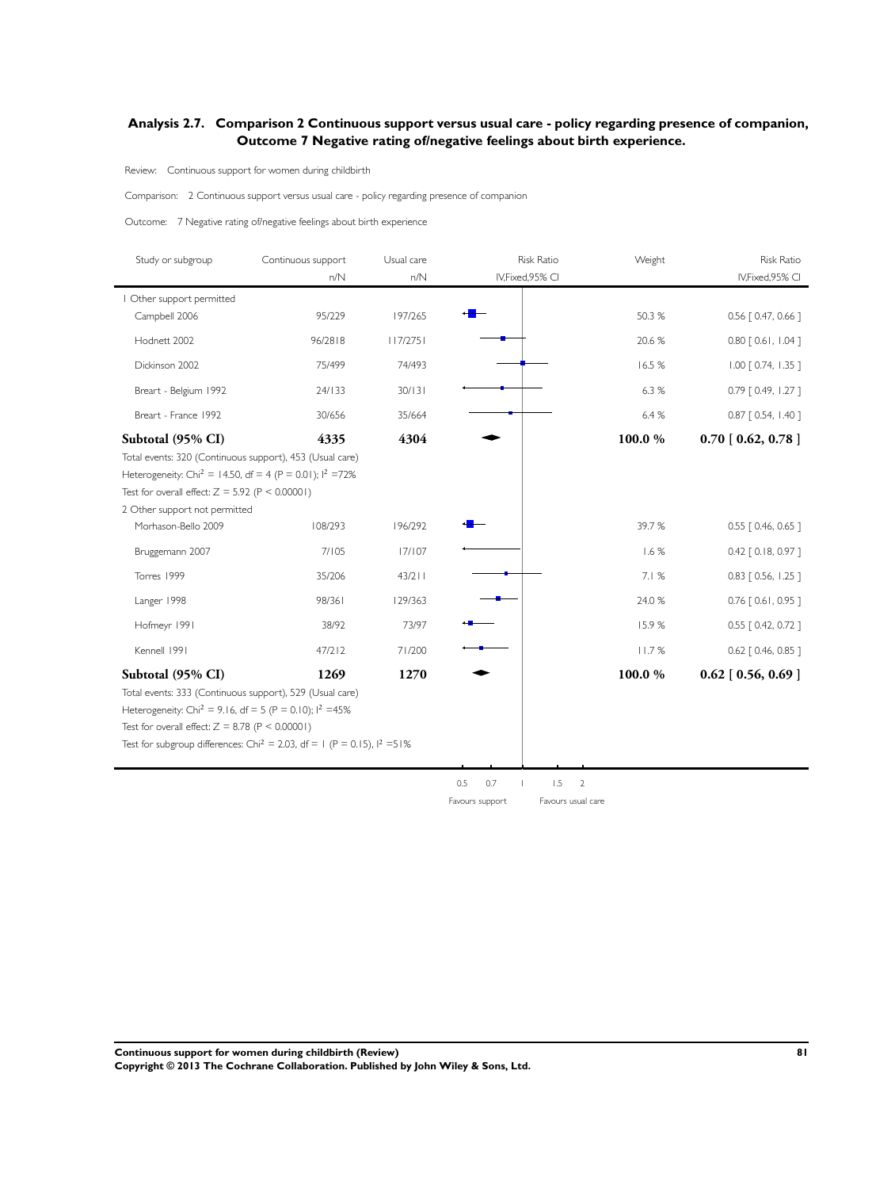## Analysis 2.7. Comparison 2 Continuous support versus usual care - policy regarding presence of companion, Outcome 7 Negative rating of/negative feelings about birth experience.

Review: Continuous support for women during childbirth

Comparison: 2 Continuous support versus usual care - policy regarding presence of companion

Outcome: 7 Negative rating of/negative feelings about birth experience

| Study or subgroup | Continuous support n/N | Usual care n/N | Risk Ratio IV,Fixed,95% CI | Weight | Risk Ratio IV,Fixed,95% CI |
|---|---|---|---|---|---|
| 1 Other support permitted | | | | | |
| Campbell 2006 | 95/229 | 197/265 | | 50.3 % | 0.56 [ 0.47, 0.66 ] |
| Hodnett 2002 | 96/2818 | 117/2751 | | 20.6 % | 0.80 [ 0.61, 1.04 ] |
| Dickinson 2002 | 75/499 | 74/493 | | 16.5 % | 1.00 [ 0.74, 1.35 ] |
| Breart - Belgium 1992 | 24/133 | 30/131 | | 6.3 % | 0.79 [ 0.49, 1.27 ] |
| Breart - France 1992 | 30/656 | 35/664 | | 6.4 % | 0.87 [ 0.54, 1.40 ] |
| **Subtotal (95% CI)** | **4335** | **4304** | | **100.0 %** | **0.70 [ 0.62, 0.78 ]** |
| Total events: 320 (Continuous support), 453 (Usual care) | | | | | |
| Heterogeneity: $Chi^2 = 14.50$, df = 4 (P = 0.01); $I^2 = 72\%$ | | | | | |
| Test for overall effect: Z = 5.92 (P < 0.00001) | | | | | |
| 2 Other support not permitted | | | | | |
| Morhason-Bello 2009 | 108/293 | 196/292 | | 39.7 % | 0.55 [ 0.46, 0.65 ] |
| Bruggemann 2007 | 7/105 | 17/107 | | 1.6 % | 0.42 [ 0.18, 0.97 ] |
| Torres 1999 | 35/206 | 43/211 | | 7.1 % | 0.83 [ 0.56, 1.25 ] |
| Langer 1998 | 98/361 | 129/363 | | 24.0 % | 0.76 [ 0.61, 0.95 ] |
| Hofmeyr 1991 | 38/92 | 73/97 | | 15.9 % | 0.55 [ 0.42, 0.72 ] |
| Kennell 1991 | 47/212 | 71/200 | | 11.7 % | 0.62 [ 0.46, 0.85 ] |
| **Subtotal (95% CI)** | **1269** | **1270** | | **100.0 %** | **0.62 [ 0.56, 0.69 ]** |
| Total events: 333 (Continuous support), 529 (Usual care) | | | | | |
| Heterogeneity: $Chi^2 = 9.16$, df = 5 (P = 0.10); $I^2 = 45\%$ | | | | | |
| Test for overall effect: Z = 8.78 (P < 0.00001) | | | | | |
| Test for subgroup differences: $Chi^2 = 2.03$, df = 1 (P = 0.15), $I^2 = 51\%$ | | | | | |

0.5 0.7 1 1.5 2

Favours support Favours usual care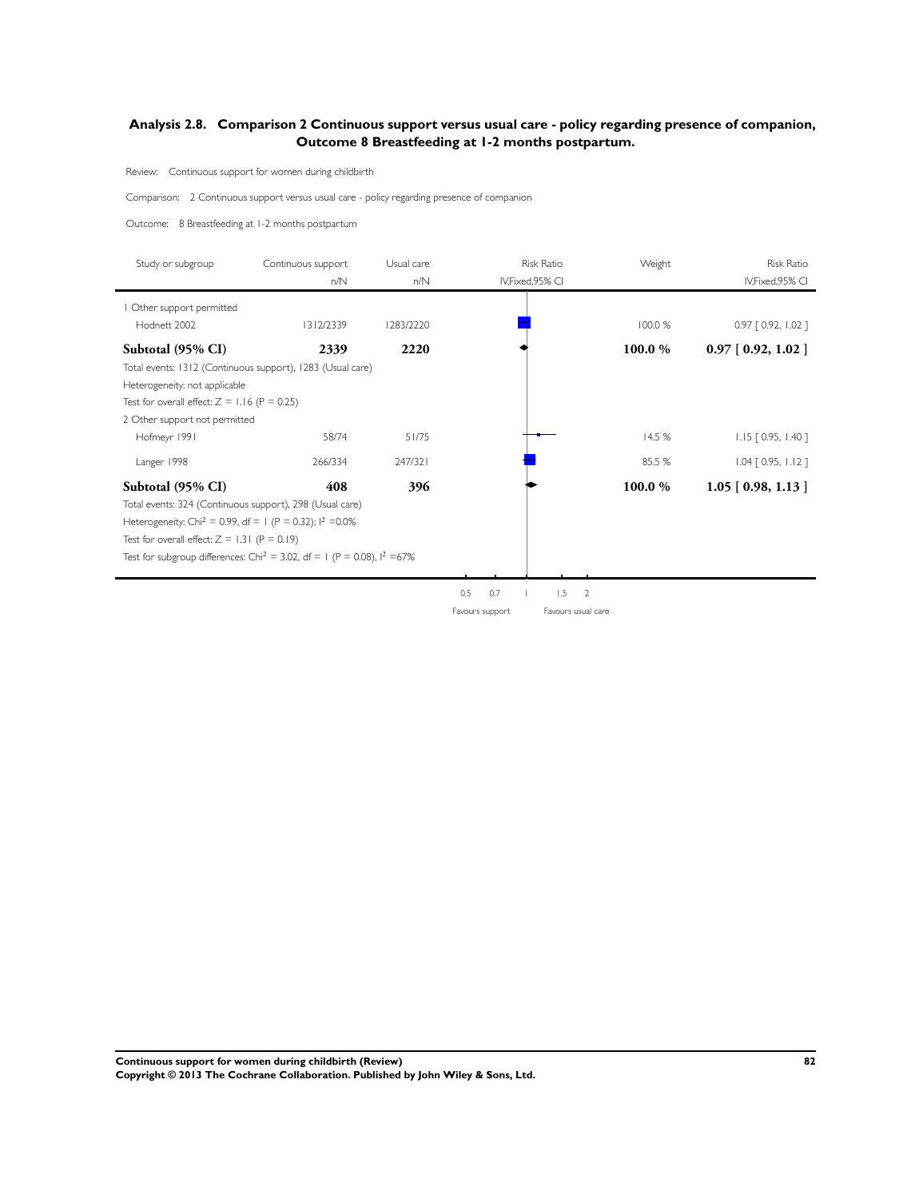## Analysis 2.8. Comparison 2 Continuous support versus usual care - policy regarding presence of companion, Outcome 8 Breastfeeding at 1-2 months postpartum.

Review: Continuous support for women during childbirth

Comparison: 2 Continuous support versus usual care - policy regarding presence of companion

Outcome: 8 Breastfeeding at 1-2 months postpartum

| Study or subgroup | Continuous support n/N | Usual care n/N | Risk Ratio IV,Fixed,95% CI | Weight | Risk Ratio IV,Fixed,95% CI |
|---|---|---|---|---|---|
| 1 Other support permitted | | | | | |
| Hodnett 2002 | 1312/2339 | 1283/2220 | | 100.0 % | 0.97 [ 0.92, 1.02 ] |
| **Subtotal (95% CI)** | **2339** | **2220** | | **100.0 %** | **0.97 [ 0.92, 1.02 ]** |
| Total events: 1312 (Continuous support), 1283 (Usual care) | | | | | |
| Heterogeneity: not applicable | | | | | |
| Test for overall effect: Z = 1.16 (P = 0.25) | | | | | |
| 2 Other support not permitted | | | | | |
| Hofmeyr 1991 | 58/74 | 51/75 | | 14.5 % | 1.15 [ 0.95, 1.40 ] |
| Langer 1998 | 266/334 | 247/321 | | 85.5 % | 1.04 [ 0.95, 1.12 ] |
| **Subtotal (95% CI)** | **408** | **396** | | **100.0 %** | **1.05 [ 0.98, 1.13 ]** |
| Total events: 324 (Continuous support), 298 (Usual care) | | | | | |
| Heterogeneity: Chi$^2$ = 0.99, df = 1 (P = 0.32); I$^2$ =0.0% | | | | | |
| Test for overall effect: Z = 1.31 (P = 0.19) | | | | | |
| Test for subgroup differences: Chi$^2$ = 3.02, df = 1 (P = 0.08), I$^2$ =67% | | | | | |

0.5 0.7 1 1.5 2

Favours support Favours usual care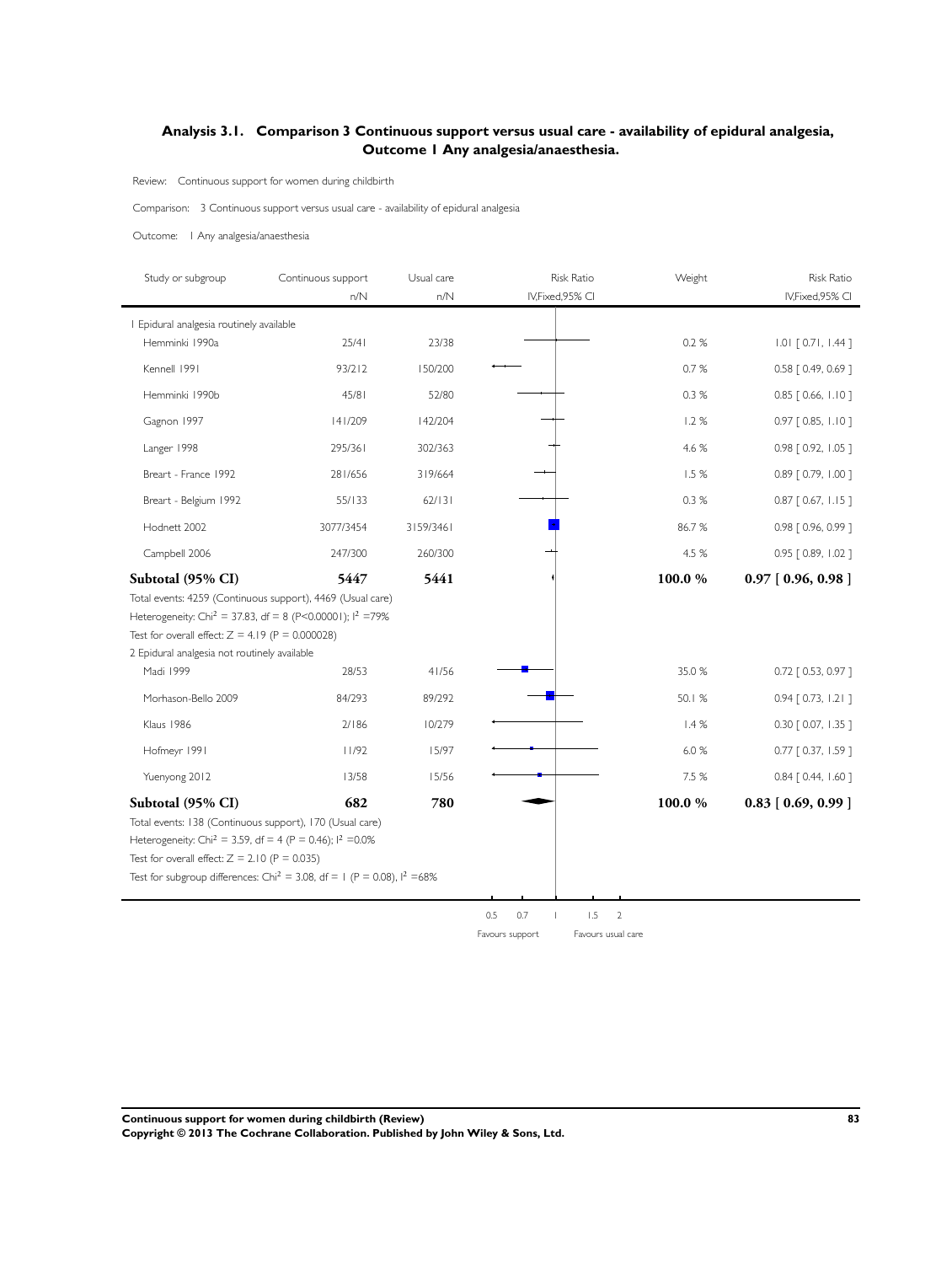## Analysis 3.1. Comparison 3 Continuous support versus usual care - availability of epidural analgesia, Outcome 1 Any analgesia/anaesthesia.

Review: Continuous support for women during childbirth

Comparison: 3 Continuous support versus usual care - availability of epidural analgesia

Outcome: 1 Any analgesia/anaesthesia

| Study or subgroup | Continuous support n/N | Usual care n/N | Weight | Risk Ratio IV,Fixed,95% CI |
|---|---|---|---|---|
| **1 Epidural analgesia routinely available** | | | | |
| Hemminki 1990a | 25/41 | 23/38 | 0.2 % | 1.01 [ 0.71, 1.44 ] |
| Kennell 1991 | 93/212 | 150/200 | 0.7 % | 0.58 [ 0.49, 0.69 ] |
| Hemminki 1990b | 45/81 | 52/80 | 0.3 % | 0.85 [ 0.66, 1.10 ] |
| Gagnon 1997 | 141/209 | 142/204 | 1.2 % | 0.97 [ 0.85, 1.10 ] |
| Langer 1998 | 295/361 | 302/363 | 4.6 % | 0.98 [ 0.92, 1.05 ] |
| Breart - France 1992 | 281/656 | 319/664 | 1.5 % | 0.89 [ 0.79, 1.00 ] |
| Breart - Belgium 1992 | 55/133 | 62/131 | 0.3 % | 0.87 [ 0.67, 1.15 ] |
| Hodnett 2002 | 3077/3454 | 3159/3461 | 86.7 % | 0.98 [ 0.96, 0.99 ] |
| Campbell 2006 | 247/300 | 260/300 | 4.5 % | 0.95 [ 0.89, 1.02 ] |
| **Subtotal (95% CI)** | **5447** | **5441** | **100.0 %** | **0.97 [ 0.96, 0.98 ]** |
| Total events: 4259 (Continuous support), 4469 (Usual care) | | | | |
| Heterogeneity: $Chi^2 = 37.83$, df = 8 (P<0.00001); $I^2$ =79% | | | | |
| Test for overall effect: Z = 4.19 (P = 0.000028) | | | | |
| **2 Epidural analgesia not routinely available** | | | | |
| Madi 1999 | 28/53 | 41/56 | 35.0 % | 0.72 [ 0.53, 0.97 ] |
| Morhason-Bello 2009 | 84/293 | 89/292 | 50.1 % | 0.94 [ 0.73, 1.21 ] |
| Klaus 1986 | 2/186 | 10/279 | 1.4 % | 0.30 [ 0.07, 1.35 ] |
| Hofmeyr 1991 | 11/92 | 15/97 | 6.0 % | 0.77 [ 0.37, 1.59 ] |
| Yuenyong 2012 | 13/58 | 15/56 | 7.5 % | 0.84 [ 0.44, 1.60 ] |
| **Subtotal (95% CI)** | **682** | **780** | **100.0 %** | **0.83 [ 0.69, 0.99 ]** |
| Total events: 138 (Continuous support), 170 (Usual care) | | | | |
| Heterogeneity: $Chi^2 = 3.59$, df = 4 (P = 0.46); $I^2$ =0.0% | | | | |
| Test for overall effect: Z = 2.10 (P = 0.035) | | | | |
| Test for subgroup differences: $Chi^2 = 3.08$, df = 1 (P = 0.08), $I^2$ =68% | | | | |

Axis: 0.5 0.7 1 1.5 2

Favours support — Favours usual care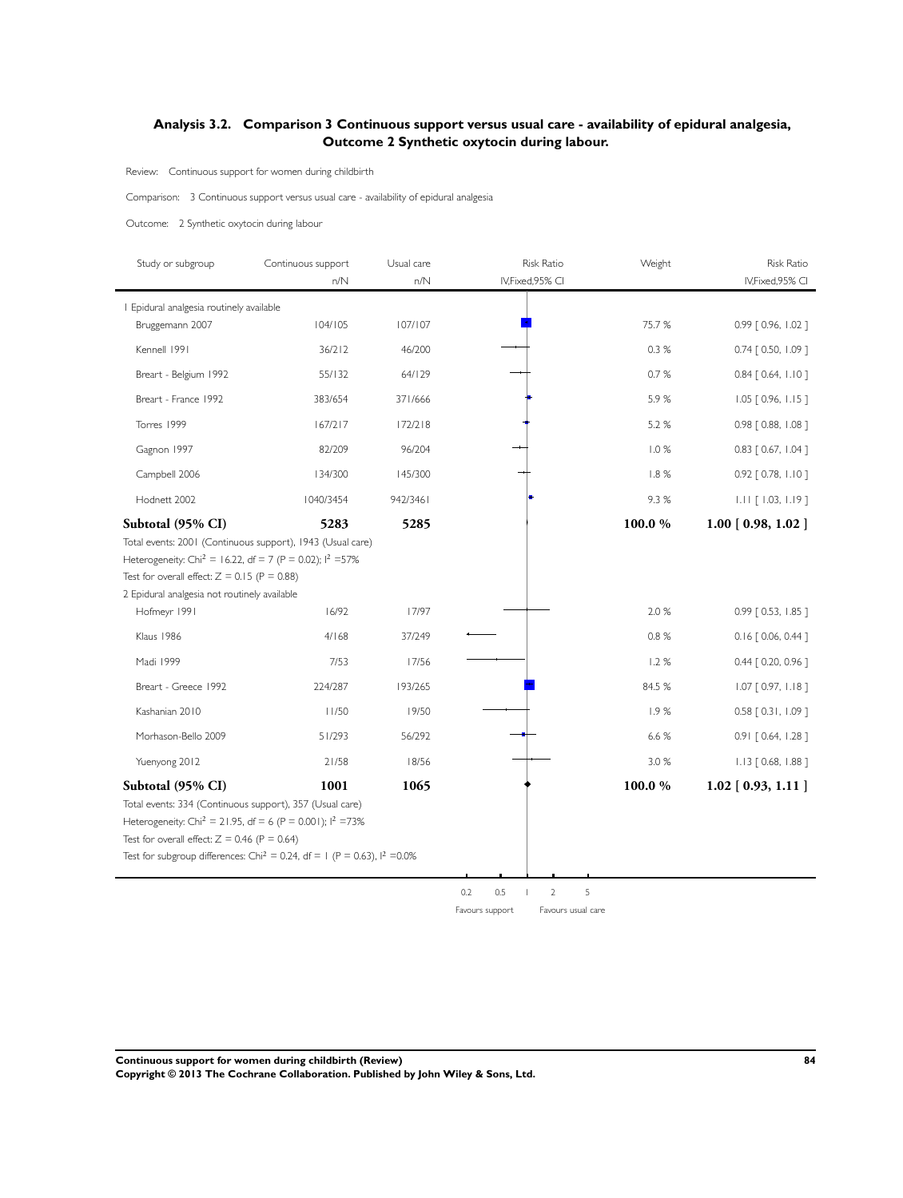## Analysis 3.2. Comparison 3 Continuous support versus usual care - availability of epidural analgesia, Outcome 2 Synthetic oxytocin during labour.

Review: Continuous support for women during childbirth

Comparison: 3 Continuous support versus usual care - availability of epidural analgesia

Outcome: 2 Synthetic oxytocin during labour

| Study or subgroup | Continuous support n/N | Usual care n/N | Weight | Risk Ratio IV,Fixed,95% CI |
|---|---|---|---|---|
| **1 Epidural analgesia routinely available** | | | | |
| Bruggemann 2007 | 104/105 | 107/107 | 75.7 % | 0.99 [ 0.96, 1.02 ] |
| Kennell 1991 | 36/212 | 46/200 | 0.3 % | 0.74 [ 0.50, 1.09 ] |
| Breart - Belgium 1992 | 55/132 | 64/129 | 0.7 % | 0.84 [ 0.64, 1.10 ] |
| Breart - France 1992 | 383/654 | 371/666 | 5.9 % | 1.05 [ 0.96, 1.15 ] |
| Torres 1999 | 167/217 | 172/218 | 5.2 % | 0.98 [ 0.88, 1.08 ] |
| Gagnon 1997 | 82/209 | 96/204 | 1.0 % | 0.83 [ 0.67, 1.04 ] |
| Campbell 2006 | 134/300 | 145/300 | 1.8 % | 0.92 [ 0.78, 1.10 ] |
| Hodnett 2002 | 1040/3454 | 942/3461 | 9.3 % | 1.11 [ 1.03, 1.19 ] |
| **Subtotal (95% CI)** | **5283** | **5285** | **100.0 %** | **1.00 [ 0.98, 1.02 ]** |

Total events: 2001 (Continuous support), 1943 (Usual care)
Heterogeneity: $Chi^2 = 16.22$, df = 7 (P = 0.02); $I^2 = 57\%$
Test for overall effect: Z = 0.15 (P = 0.88)

| Study or subgroup | Continuous support n/N | Usual care n/N | Weight | Risk Ratio IV,Fixed,95% CI |
|---|---|---|---|---|
| **2 Epidural analgesia not routinely available** | | | | |
| Hofmeyr 1991 | 16/92 | 17/97 | 2.0 % | 0.99 [ 0.53, 1.85 ] |
| Klaus 1986 | 4/168 | 37/249 | 0.8 % | 0.16 [ 0.06, 0.44 ] |
| Madi 1999 | 7/53 | 17/56 | 1.2 % | 0.44 [ 0.20, 0.96 ] |
| Breart - Greece 1992 | 224/287 | 193/265 | 84.5 % | 1.07 [ 0.97, 1.18 ] |
| Kashanian 2010 | 11/50 | 19/50 | 1.9 % | 0.58 [ 0.31, 1.09 ] |
| Morhason-Bello 2009 | 51/293 | 56/292 | 6.6 % | 0.91 [ 0.64, 1.28 ] |
| Yuenyong 2012 | 21/58 | 18/56 | 3.0 % | 1.13 [ 0.68, 1.88 ] |
| **Subtotal (95% CI)** | **1001** | **1065** | **100.0 %** | **1.02 [ 0.93, 1.11 ]** |

Total events: 334 (Continuous support), 357 (Usual care)
Heterogeneity: $Chi^2 = 21.95$, df = 6 (P = 0.001); $I^2 = 73\%$
Test for overall effect: Z = 0.46 (P = 0.64)
Test for subgroup differences: $Chi^2 = 0.24$, df = 1 (P = 0.63), $I^2 = 0.0\%$

0.2 0.5 1 2 5

Favours support Favours usual care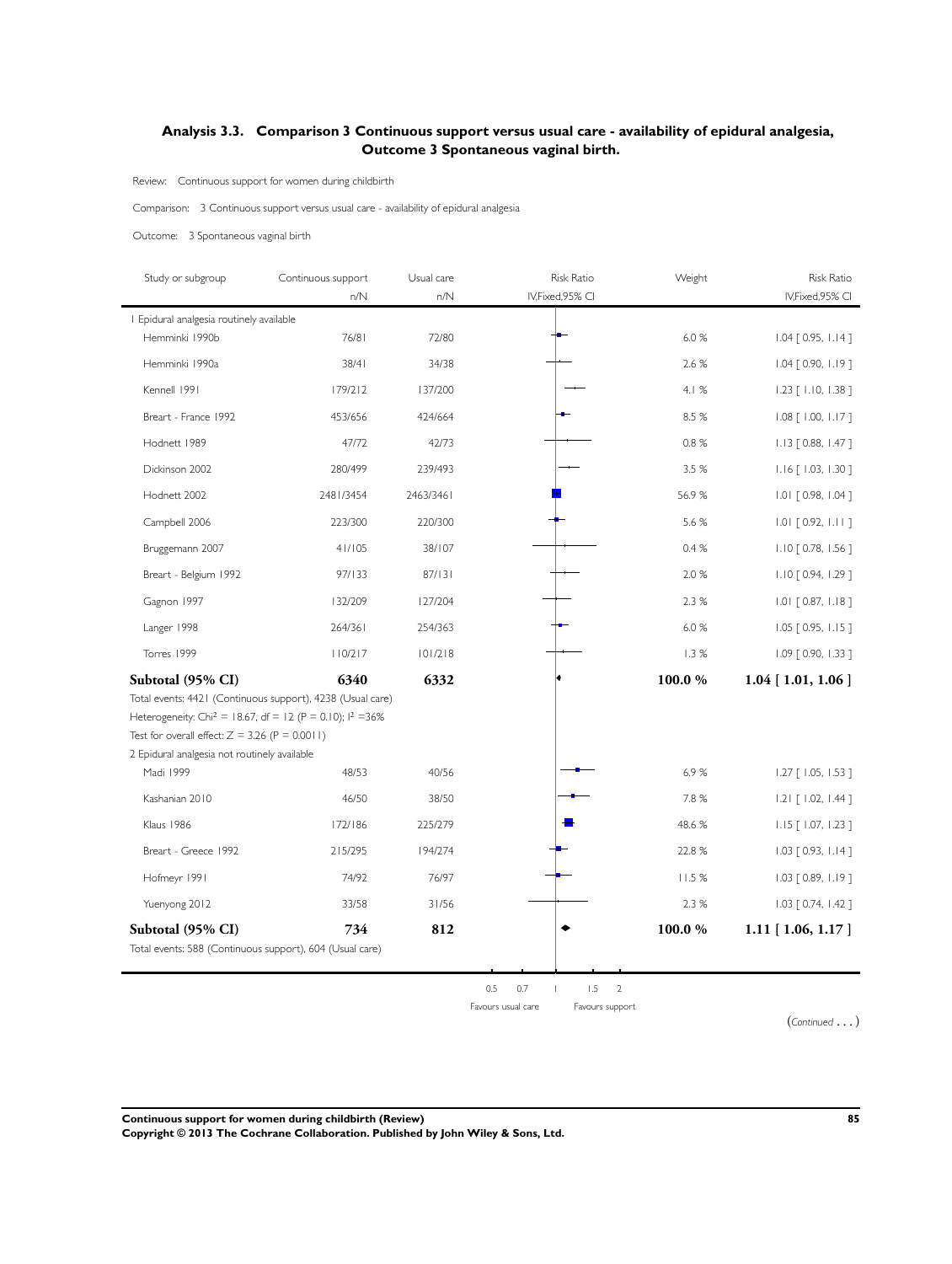## Analysis 3.3. Comparison 3 Continuous support versus usual care - availability of epidural analgesia, Outcome 3 Spontaneous vaginal birth.

Review: Continuous support for women during childbirth

Comparison: 3 Continuous support versus usual care - availability of epidural analgesia

Outcome: 3 Spontaneous vaginal birth

| Study or subgroup | Continuous support n/N | Usual care n/N | Risk Ratio IV,Fixed,95% CI | Weight | Risk Ratio IV,Fixed,95% CI |
|---|---|---|---|---|---|
| 1 Epidural analgesia routinely available | | | | | |
| Hemminki 1990b | 76/81 | 72/80 | | 6.0 % | 1.04 [ 0.95, 1.14 ] |
| Hemminki 1990a | 38/41 | 34/38 | | 2.6 % | 1.04 [ 0.90, 1.19 ] |
| Kennell 1991 | 179/212 | 137/200 | | 4.1 % | 1.23 [ 1.10, 1.38 ] |
| Breart - France 1992 | 453/656 | 424/664 | | 8.5 % | 1.08 [ 1.00, 1.17 ] |
| Hodnett 1989 | 47/72 | 42/73 | | 0.8 % | 1.13 [ 0.88, 1.47 ] |
| Dickinson 2002 | 280/499 | 239/493 | | 3.5 % | 1.16 [ 1.03, 1.30 ] |
| Hodnett 2002 | 2481/3454 | 2463/3461 | | 56.9 % | 1.01 [ 0.98, 1.04 ] |
| Campbell 2006 | 223/300 | 220/300 | | 5.6 % | 1.01 [ 0.92, 1.11 ] |
| Bruggemann 2007 | 41/105 | 38/107 | | 0.4 % | 1.10 [ 0.78, 1.56 ] |
| Breart - Belgium 1992 | 97/133 | 87/131 | | 2.0 % | 1.10 [ 0.94, 1.29 ] |
| Gagnon 1997 | 132/209 | 127/204 | | 2.3 % | 1.01 [ 0.87, 1.18 ] |
| Langer 1998 | 264/361 | 254/363 | | 6.0 % | 1.05 [ 0.95, 1.15 ] |
| Torres 1999 | 110/217 | 101/218 | | 1.3 % | 1.09 [ 0.90, 1.33 ] |
| **Subtotal (95% CI)** | **6340** | **6332** | | **100.0 %** | **1.04 [ 1.01, 1.06 ]** |
| Total events: 4421 (Continuous support), 4238 (Usual care) | | | | | |
| Heterogeneity: Chi$^2$ = 18.67, df = 12 (P = 0.10); I$^2$ =36% | | | | | |
| Test for overall effect: Z = 3.26 (P = 0.0011) | | | | | |
| 2 Epidural analgesia not routinely available | | | | | |
| Madi 1999 | 48/53 | 40/56 | | 6.9 % | 1.27 [ 1.05, 1.53 ] |
| Kashanian 2010 | 46/50 | 38/50 | | 7.8 % | 1.21 [ 1.02, 1.44 ] |
| Klaus 1986 | 172/186 | 225/279 | | 48.6 % | 1.15 [ 1.07, 1.23 ] |
| Breart - Greece 1992 | 215/295 | 194/274 | | 22.8 % | 1.03 [ 0.93, 1.14 ] |
| Hofmeyr 1991 | 74/92 | 76/97 | | 11.5 % | 1.03 [ 0.89, 1.19 ] |
| Yuenyong 2012 | 33/58 | 31/56 | | 2.3 % | 1.03 [ 0.74, 1.42 ] |
| **Subtotal (95% CI)** | **734** | **812** | | **100.0 %** | **1.11 [ 1.06, 1.17 ]** |
| Total events: 588 (Continuous support), 604 (Usual care) | | | | | |

0.5 0.7 1 1.5 2

Favours usual care Favours support

(*Continued . . .*)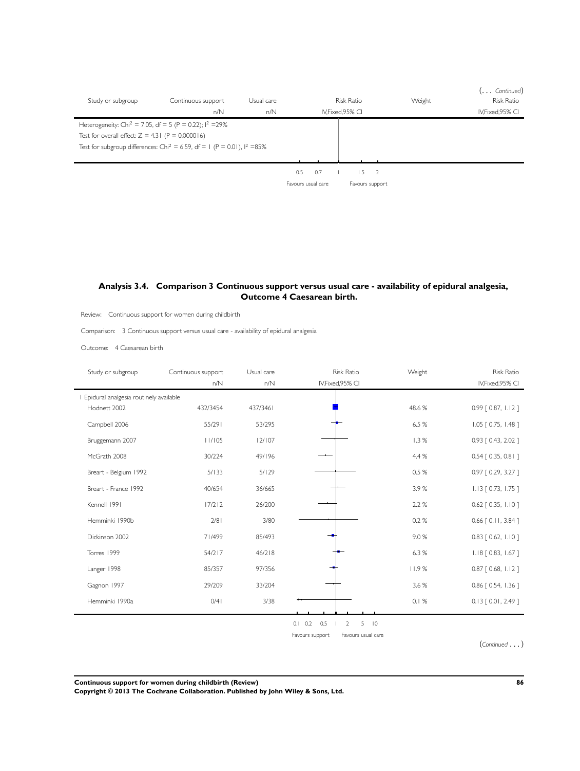(... *Continued*)

| Study or subgroup | Continuous support | Usual care | Risk Ratio | Weight | Risk Ratio |
|---|---|---|---|---|---|
| | n/N | n/N | IV,Fixed,95% CI | | IV,Fixed,95% CI |
| Heterogeneity: $Chi^2 = 7.05$, $df = 5$ ($P = 0.22$); $I^2 = 29\%$ | | | | | |
| Test for overall effect: $Z = 4.31$ ($P = 0.000016$) | | | | | |
| Test for subgroup differences: $Chi^2 = 6.59$, $df = 1$ ($P = 0.01$), $I^2 = 85\%$ | | | | | |

0.5 0.7 1 1.5 2

Favours usual care — Favours support

### Analysis 3.4. Comparison 3 Continuous support versus usual care - availability of epidural analgesia, Outcome 4 Caesarean birth.

Review: Continuous support for women during childbirth

Comparison: 3 Continuous support versus usual care - availability of epidural analgesia

Outcome: 4 Caesarean birth

| Study or subgroup | Continuous support | Usual care | Risk Ratio | Weight | Risk Ratio |
|---|---|---|---|---|---|
| | n/N | n/N | IV,Fixed,95% CI | | IV,Fixed,95% CI |
| 1 Epidural analgesia routinely available | | | | | |
| Hodnett 2002 | 432/3454 | 437/3461 | | 48.6 % | 0.99 [ 0.87, 1.12 ] |
| Campbell 2006 | 55/291 | 53/295 | | 6.5 % | 1.05 [ 0.75, 1.48 ] |
| Bruggemann 2007 | 11/105 | 12/107 | | 1.3 % | 0.93 [ 0.43, 2.02 ] |
| McGrath 2008 | 30/224 | 49/196 | | 4.4 % | 0.54 [ 0.35, 0.81 ] |
| Breart - Belgium 1992 | 5/133 | 5/129 | | 0.5 % | 0.97 [ 0.29, 3.27 ] |
| Breart - France 1992 | 40/654 | 36/665 | | 3.9 % | 1.13 [ 0.73, 1.75 ] |
| Kennell 1991 | 17/212 | 26/200 | | 2.2 % | 0.62 [ 0.35, 1.10 ] |
| Hemminki 1990b | 2/81 | 3/80 | | 0.2 % | 0.66 [ 0.11, 3.84 ] |
| Dickinson 2002 | 71/499 | 85/493 | | 9.0 % | 0.83 [ 0.62, 1.10 ] |
| Torres 1999 | 54/217 | 46/218 | | 6.3 % | 1.18 [ 0.83, 1.67 ] |
| Langer 1998 | 85/357 | 97/356 | | 11.9 % | 0.87 [ 0.68, 1.12 ] |
| Gagnon 1997 | 29/209 | 33/204 | | 3.6 % | 0.86 [ 0.54, 1.36 ] |
| Hemminki 1990a | 0/41 | 3/38 | | 0.1 % | 0.13 [ 0.01, 2.49 ] |

0.1 0.2 0.5 1 2 5 10

Favours support — Favours usual care

(*Continued* ...)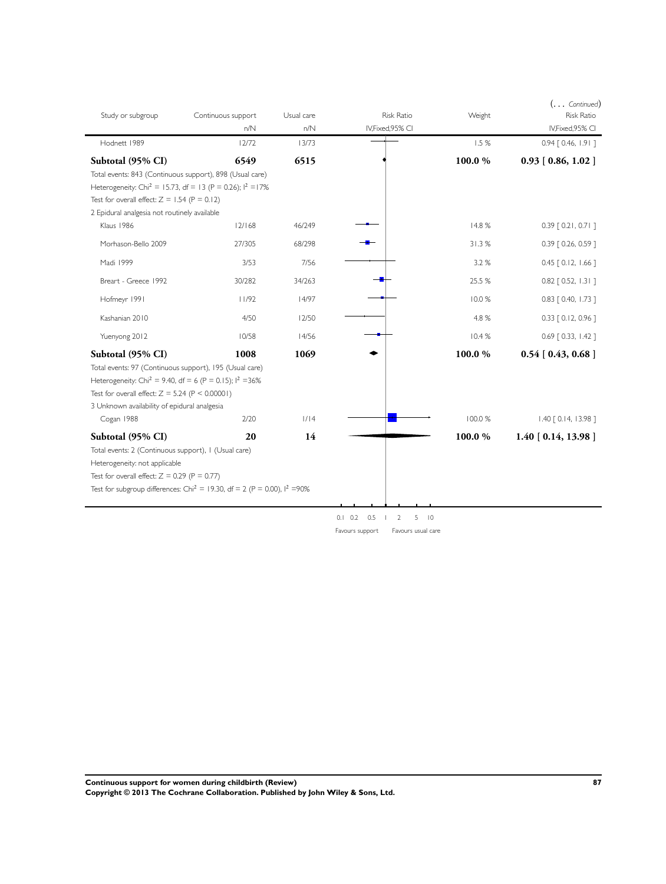(... *Continued*)

| Study or subgroup | Continuous support n/N | Usual care n/N | Risk Ratio IV,Fixed,95% CI | Weight | Risk Ratio IV,Fixed,95% CI |
|---|---|---|---|---|---|
| Hodnett 1989 | 12/72 | 13/73 | | 1.5 % | 0.94 [ 0.46, 1.91 ] |
| **Subtotal (95% CI)** | **6549** | **6515** | | **100.0 %** | **0.93 [ 0.86, 1.02 ]** |
| Total events: 843 (Continuous support), 898 (Usual care) | | | | | |
| Heterogeneity: $Chi^2 = 15.73$, df = 13 (P = 0.26); $I^2 = 17\%$ | | | | | |
| Test for overall effect: Z = 1.54 (P = 0.12) | | | | | |
| 2 Epidural analgesia not routinely available | | | | | |
| Klaus 1986 | 12/168 | 46/249 | | 14.8 % | 0.39 [ 0.21, 0.71 ] |
| Morhason-Bello 2009 | 27/305 | 68/298 | | 31.3 % | 0.39 [ 0.26, 0.59 ] |
| Madi 1999 | 3/53 | 7/56 | | 3.2 % | 0.45 [ 0.12, 1.66 ] |
| Breart - Greece 1992 | 30/282 | 34/263 | | 25.5 % | 0.82 [ 0.52, 1.31 ] |
| Hofmeyr 1991 | 11/92 | 14/97 | | 10.0 % | 0.83 [ 0.40, 1.73 ] |
| Kashanian 2010 | 4/50 | 12/50 | | 4.8 % | 0.33 [ 0.12, 0.96 ] |
| Yuenyong 2012 | 10/58 | 14/56 | | 10.4 % | 0.69 [ 0.33, 1.42 ] |
| **Subtotal (95% CI)** | **1008** | **1069** | | **100.0 %** | **0.54 [ 0.43, 0.68 ]** |
| Total events: 97 (Continuous support), 195 (Usual care) | | | | | |
| Heterogeneity: $Chi^2 = 9.40$, df = 6 (P = 0.15); $I^2 = 36\%$ | | | | | |
| Test for overall effect: Z = 5.24 (P < 0.00001) | | | | | |
| 3 Unknown availability of epidural analgesia | | | | | |
| Cogan 1988 | 2/20 | 1/14 | | 100.0 % | 1.40 [ 0.14, 13.98 ] |
| **Subtotal (95% CI)** | **20** | **14** | | **100.0 %** | **1.40 [ 0.14, 13.98 ]** |
| Total events: 2 (Continuous support), 1 (Usual care) | | | | | |
| Heterogeneity: not applicable | | | | | |
| Test for overall effect: Z = 0.29 (P = 0.77) | | | | | |
| Test for subgroup differences: $Chi^2 = 19.30$, df = 2 (P = 0.00), $I^2 = 90\%$ | | | | | |

0.1 0.2 0.5 1 2 5 10

Favours support Favours usual care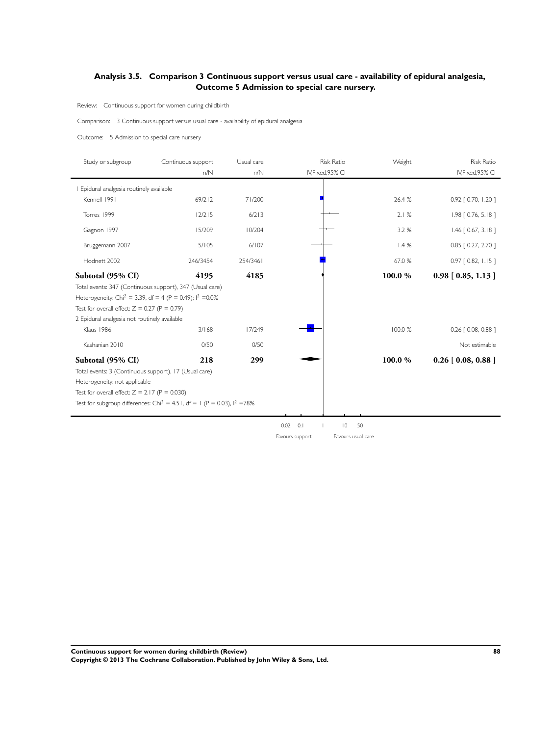## Analysis 3.5. Comparison 3 Continuous support versus usual care - availability of epidural analgesia, Outcome 5 Admission to special care nursery.

Review: Continuous support for women during childbirth

Comparison: 3 Continuous support versus usual care - availability of epidural analgesia

Outcome: 5 Admission to special care nursery

| Study or subgroup | Continuous support n/N | Usual care n/N | Risk Ratio IV,Fixed,95% CI | Weight | Risk Ratio IV,Fixed,95% CI |
|---|---|---|---|---|---|
| 1 Epidural analgesia routinely available | | | | | |
| Kennell 1991 | 69/212 | 71/200 | | 26.4 % | 0.92 [ 0.70, 1.20 ] |
| Torres 1999 | 12/215 | 6/213 | | 2.1 % | 1.98 [ 0.76, 5.18 ] |
| Gagnon 1997 | 15/209 | 10/204 | | 3.2 % | 1.46 [ 0.67, 3.18 ] |
| Bruggemann 2007 | 5/105 | 6/107 | | 1.4 % | 0.85 [ 0.27, 2.70 ] |
| Hodnett 2002 | 246/3454 | 254/3461 | | 67.0 % | 0.97 [ 0.82, 1.15 ] |
| **Subtotal (95% CI)** | **4195** | **4185** | | **100.0 %** | **0.98 [ 0.85, 1.13 ]** |
| Total events: 347 (Continuous support), 347 (Usual care) | | | | | |
| Heterogeneity: $Chi^2 = 3.39$, df = 4 (P = 0.49); $I^2 = 0.0\%$ | | | | | |
| Test for overall effect: Z = 0.27 (P = 0.79) | | | | | |
| 2 Epidural analgesia not routinely available | | | | | |
| Klaus 1986 | 3/168 | 17/249 | | 100.0 % | 0.26 [ 0.08, 0.88 ] |
| Kashanian 2010 | 0/50 | 0/50 | | | Not estimable |
| **Subtotal (95% CI)** | **218** | **299** | | **100.0 %** | **0.26 [ 0.08, 0.88 ]** |
| Total events: 3 (Continuous support), 17 (Usual care) | | | | | |
| Heterogeneity: not applicable | | | | | |
| Test for overall effect: Z = 2.17 (P = 0.030) | | | | | |
| Test for subgroup differences: $Chi^2 = 4.51$, df = 1 (P = 0.03), $I^2 = 78\%$ | | | | | |

0.02 0.1 1 10 50

Favours support Favours usual care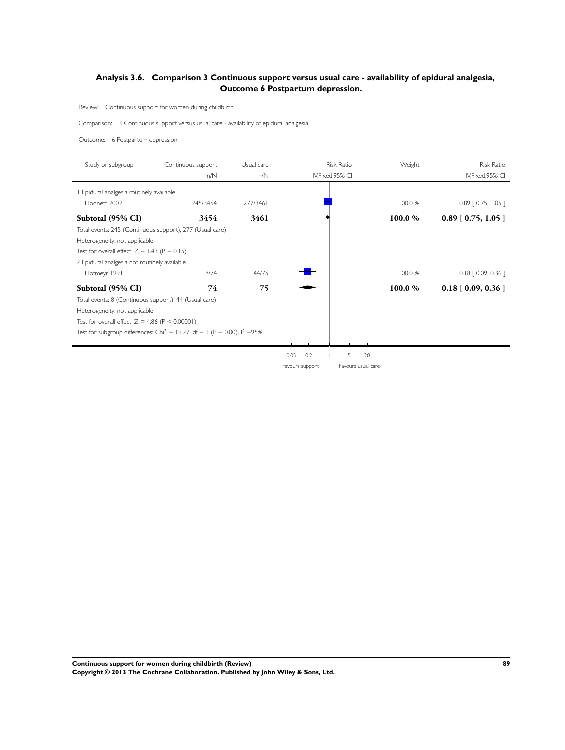## Analysis 3.6. Comparison 3 Continuous support versus usual care - availability of epidural analgesia, Outcome 6 Postpartum depression.

Review: Continuous support for women during childbirth

Comparison: 3 Continuous support versus usual care - availability of epidural analgesia

Outcome: 6 Postpartum depression

| Study or subgroup | Continuous support n/N | Usual care n/N | Risk Ratio IV,Fixed,95% CI | Weight | Risk Ratio IV,Fixed,95% CI |
|---|---|---|---|---|---|
| 1 Epidural analgesia routinely available | | | | | |
| Hodnett 2002 | 245/3454 | 277/3461 | | 100.0 % | 0.89 [ 0.75, 1.05 ] |
| **Subtotal (95% CI)** | **3454** | **3461** | | **100.0 %** | **0.89 [ 0.75, 1.05 ]** |
| Total events: 245 (Continuous support), 277 (Usual care) | | | | | |
| Heterogeneity: not applicable | | | | | |
| Test for overall effect: $Z = 1.43$ ($P = 0.15$) | | | | | |
| 2 Epidural analgesia not routinely available | | | | | |
| Hofmeyr 1991 | 8/74 | 44/75 | | 100.0 % | 0.18 [ 0.09, 0.36 ] |
| **Subtotal (95% CI)** | **74** | **75** | | **100.0 %** | **0.18 [ 0.09, 0.36 ]** |
| Total events: 8 (Continuous support), 44 (Usual care) | | | | | |
| Heterogeneity: not applicable | | | | | |
| Test for overall effect: $Z = 4.86$ ($P < 0.00001$) | | | | | |
| Test for subgroup differences: $Chi^2 = 19.27$, $df = 1$ ($P = 0.00$), $I^2 = 95\%$ | | | | | |

0.05 0.2 1 5 20

Favours support Favours usual care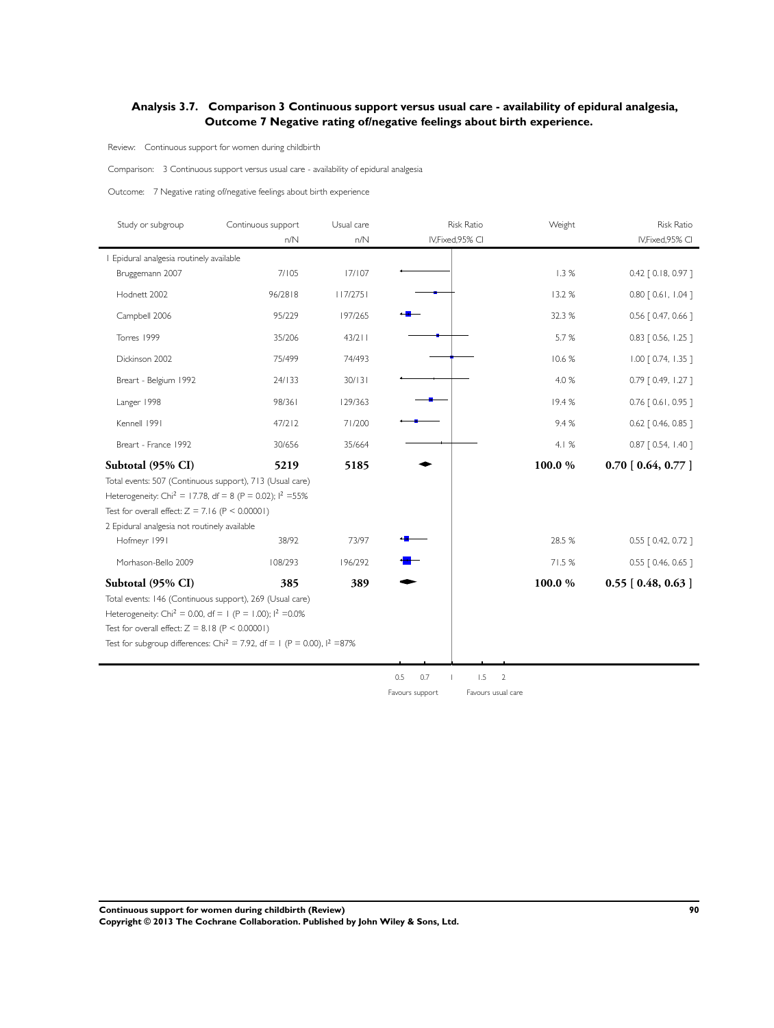## Analysis 3.7. Comparison 3 Continuous support versus usual care - availability of epidural analgesia, Outcome 7 Negative rating of/negative feelings about birth experience.

Review: Continuous support for women during childbirth

Comparison: 3 Continuous support versus usual care - availability of epidural analgesia

Outcome: 7 Negative rating of/negative feelings about birth experience

| Study or subgroup | Continuous support n/N | Usual care n/N | Weight | Risk Ratio IV,Fixed,95% CI |
|---|---|---|---|---|
| **1 Epidural analgesia routinely available** | | | | |
| Bruggemann 2007 | 7/105 | 17/107 | 1.3 % | 0.42 [ 0.18, 0.97 ] |
| Hodnett 2002 | 96/2818 | 117/2751 | 13.2 % | 0.80 [ 0.61, 1.04 ] |
| Campbell 2006 | 95/229 | 197/265 | 32.3 % | 0.56 [ 0.47, 0.66 ] |
| Torres 1999 | 35/206 | 43/211 | 5.7 % | 0.83 [ 0.56, 1.25 ] |
| Dickinson 2002 | 75/499 | 74/493 | 10.6 % | 1.00 [ 0.74, 1.35 ] |
| Breart - Belgium 1992 | 24/133 | 30/131 | 4.0 % | 0.79 [ 0.49, 1.27 ] |
| Langer 1998 | 98/361 | 129/363 | 19.4 % | 0.76 [ 0.61, 0.95 ] |
| Kennell 1991 | 47/212 | 71/200 | 9.4 % | 0.62 [ 0.46, 0.85 ] |
| Breart - France 1992 | 30/656 | 35/664 | 4.1 % | 0.87 [ 0.54, 1.40 ] |
| **Subtotal (95% CI)** | **5219** | **5185** | **100.0 %** | **0.70 [ 0.64, 0.77 ]** |
| **2 Epidural analgesia not routinely available** | | | | |
| Hofmeyr 1991 | 38/92 | 73/97 | 28.5 % | 0.55 [ 0.42, 0.72 ] |
| Morhason-Bello 2009 | 108/293 | 196/292 | 71.5 % | 0.55 [ 0.46, 0.65 ] |
| **Subtotal (95% CI)** | **385** | **389** | **100.0 %** | **0.55 [ 0.48, 0.63 ]** |

Subgroup 1: Total events: 507 (Continuous support), 713 (Usual care)

Heterogeneity: $Chi^2 = 17.78$, df = 8 ($P = 0.02$); $I^2 = 55\%$

Test for overall effect: $Z = 7.16$ ($P < 0.00001$)

Subgroup 2: Total events: 146 (Continuous support), 269 (Usual care)

Heterogeneity: $Chi^2 = 0.00$, df = 1 ($P = 1.00$); $I^2 = 0.0\%$

Test for overall effect: $Z = 8.18$ ($P < 0.00001$)

Test for subgroup differences: $Chi^2 = 7.92$, df = 1 ($P = 0.00$), $I^2 = 87\%$

0.5 0.7 1 1.5 2

Favours support Favours usual care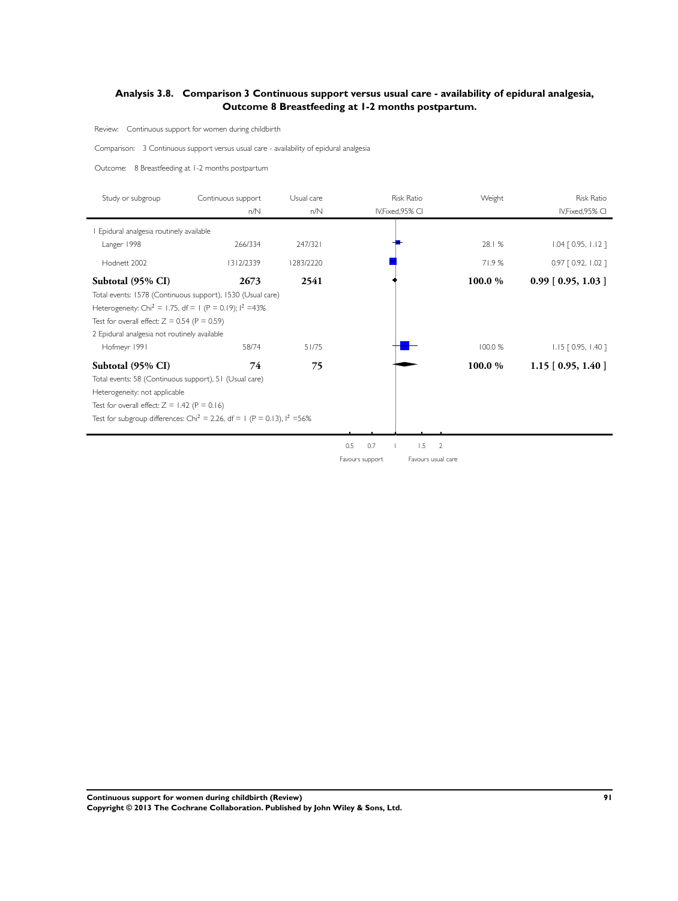## Analysis 3.8. Comparison 3 Continuous support versus usual care - availability of epidural analgesia, Outcome 8 Breastfeeding at 1-2 months postpartum.

Review: Continuous support for women during childbirth

Comparison: 3 Continuous support versus usual care - availability of epidural analgesia

Outcome: 8 Breastfeeding at 1-2 months postpartum

| Study or subgroup | Continuous support n/N | Usual care n/N | Risk Ratio IV,Fixed,95% CI | Weight | Risk Ratio IV,Fixed,95% CI |
|---|---|---|---|---|---|
| 1 Epidural analgesia routinely available | | | | | |
| Langer 1998 | 266/334 | 247/321 | | 28.1 % | 1.04 [ 0.95, 1.12 ] |
| Hodnett 2002 | 1312/2339 | 1283/2220 | | 71.9 % | 0.97 [ 0.92, 1.02 ] |
| **Subtotal (95% CI)** | **2673** | **2541** | | **100.0 %** | **0.99 [ 0.95, 1.03 ]** |
| Total events: 1578 (Continuous support), 1530 (Usual care) | | | | | |
| Heterogeneity: $Chi^2 = 1.75$, df = 1 (P = 0.19); $I^2$ =43% | | | | | |
| Test for overall effect: Z = 0.54 (P = 0.59) | | | | | |
| 2 Epidural analgesia not routinely available | | | | | |
| Hofmeyr 1991 | 58/74 | 51/75 | | 100.0 % | 1.15 [ 0.95, 1.40 ] |
| **Subtotal (95% CI)** | **74** | **75** | | **100.0 %** | **1.15 [ 0.95, 1.40 ]** |
| Total events: 58 (Continuous support), 51 (Usual care) | | | | | |
| Heterogeneity: not applicable | | | | | |
| Test for overall effect: Z = 1.42 (P = 0.16) | | | | | |
| Test for subgroup differences: $Chi^2 = 2.26$, df = 1 (P = 0.13), $I^2$ =56% | | | | | |

0.5 0.7 1 1.5 2

Favours support Favours usual care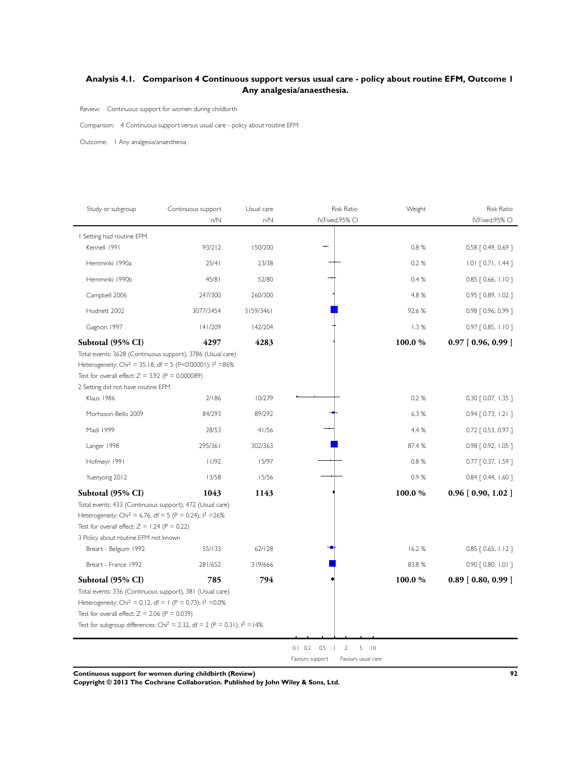## Analysis 4.1. Comparison 4 Continuous support versus usual care - policy about routine EFM, Outcome 1 Any analgesia/anaesthesia.

Review: Continuous support for women during childbirth

Comparison: 4 Continuous support versus usual care - policy about routine EFM

Outcome: 1 Any analgesia/anaesthesia

| Study or subgroup | Continuous support n/N | Usual care n/N | Risk Ratio IV,Fixed,95% CI | Weight | Risk Ratio IV,Fixed,95% CI |
|---|---|---|---|---|---|
| **1 Setting had routine EFM** | | | | | |
| Kennell 1991 | 93/212 | 150/200 | | 0.8 % | 0.58 [ 0.49, 0.69 ] |
| Hemminki 1990a | 25/41 | 23/38 | | 0.2 % | 1.01 [ 0.71, 1.44 ] |
| Hemminki 1990b | 45/81 | 52/80 | | 0.4 % | 0.85 [ 0.66, 1.10 ] |
| Campbell 2006 | 247/300 | 260/300 | | 4.8 % | 0.95 [ 0.89, 1.02 ] |
| Hodnett 2002 | 3077/3454 | 3159/3461 | | 92.6 % | 0.98 [ 0.96, 0.99 ] |
| Gagnon 1997 | 141/209 | 142/204 | | 1.3 % | 0.97 [ 0.85, 1.10 ] |
| **Subtotal (95% CI)** | **4297** | **4283** | | **100.0 %** | **0.97 [ 0.96, 0.99 ]** |
| Total events: 3628 (Continuous support), 3786 (Usual care) | | | | | |
| Heterogeneity: $Chi^2 = 35.18$, df = 5 ($P<0.00001$); $I^2 = 86\%$ | | | | | |
| Test for overall effect: $Z = 3.92$ ($P = 0.000089$) | | | | | |
| **2 Setting did not have routine EFM** | | | | | |
| Klaus 1986 | 2/186 | 10/279 | | 0.2 % | 0.30 [ 0.07, 1.35 ] |
| Morhason-Bello 2009 | 84/293 | 89/292 | | 6.3 % | 0.94 [ 0.73, 1.21 ] |
| Madi 1999 | 28/53 | 41/56 | | 4.4 % | 0.72 [ 0.53, 0.97 ] |
| Langer 1998 | 295/361 | 302/363 | | 87.4 % | 0.98 [ 0.92, 1.05 ] |
| Hofmeyr 1991 | 11/92 | 15/97 | | 0.8 % | 0.77 [ 0.37, 1.59 ] |
| Yuenyong 2012 | 13/58 | 15/56 | | 0.9 % | 0.84 [ 0.44, 1.60 ] |
| **Subtotal (95% CI)** | **1043** | **1143** | | **100.0 %** | **0.96 [ 0.90, 1.02 ]** |
| Total events: 433 (Continuous support), 472 (Usual care) | | | | | |
| Heterogeneity: $Chi^2 = 6.76$, df = 5 ($P = 0.24$); $I^2 = 26\%$ | | | | | |
| Test for overall effect: $Z = 1.24$ ($P = 0.22$) | | | | | |
| **3 Policy about routine EFM not known** | | | | | |
| Breart - Belgium 1992 | 55/133 | 62/128 | | 16.2 % | 0.85 [ 0.65, 1.12 ] |
| Breart - France 1992 | 281/652 | 319/666 | | 83.8 % | 0.90 [ 0.80, 1.01 ] |
| **Subtotal (95% CI)** | **785** | **794** | | **100.0 %** | **0.89 [ 0.80, 0.99 ]** |
| Total events: 336 (Continuous support), 381 (Usual care) | | | | | |
| Heterogeneity: $Chi^2 = 0.12$, df = 1 ($P = 0.73$); $I^2 = 0.0\%$ | | | | | |
| Test for overall effect: $Z = 2.06$ ($P = 0.039$) | | | | | |
| Test for subgroup differences: $Chi^2 = 2.32$, df = 2 ($P = 0.31$), $I^2 = 14\%$ | | | | | |

0.1 0.2 0.5 1 2 5 10

Favours support — Favours usual care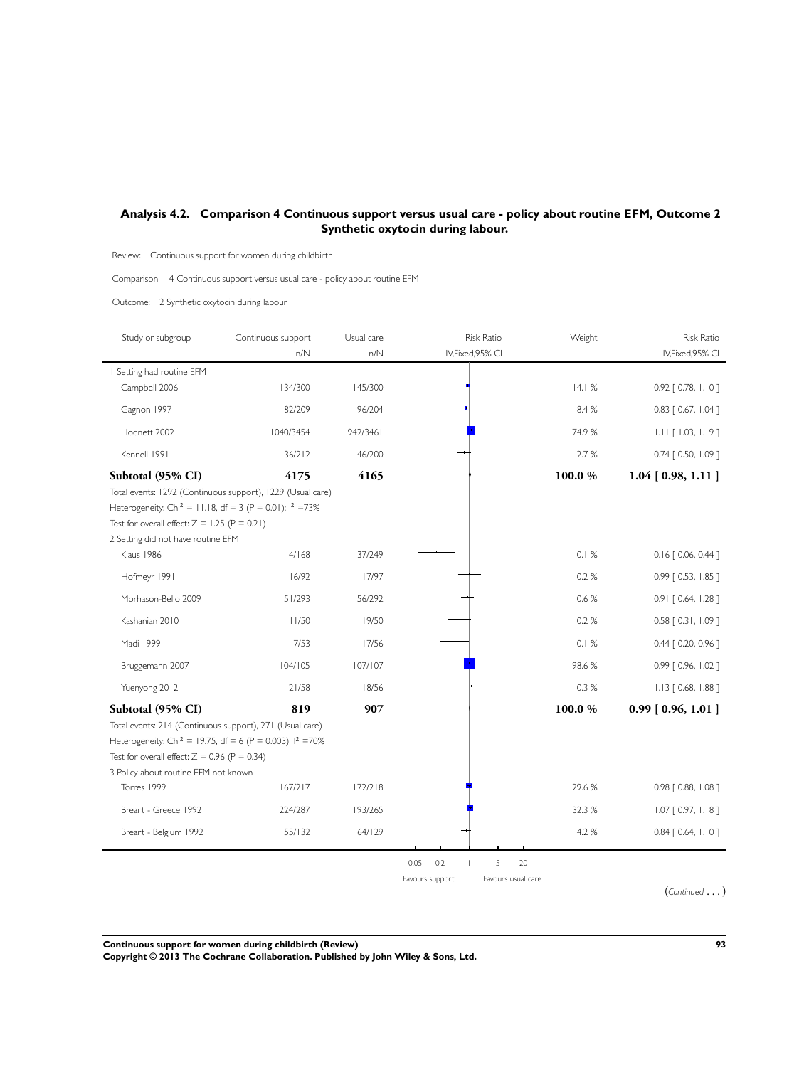## Analysis 4.2. Comparison 4 Continuous support versus usual care - policy about routine EFM, Outcome 2 Synthetic oxytocin during labour.

Review: Continuous support for women during childbirth

Comparison: 4 Continuous support versus usual care - policy about routine EFM

Outcome: 2 Synthetic oxytocin during labour

| Study or subgroup | Continuous support n/N | Usual care n/N | Risk Ratio IV,Fixed,95% CI | Weight | Risk Ratio IV,Fixed,95% CI |
|---|---|---|---|---|---|
| 1 Setting had routine EFM | | | | | |
| Campbell 2006 | 134/300 | 145/300 | | 14.1 % | 0.92 [ 0.78, 1.10 ] |
| Gagnon 1997 | 82/209 | 96/204 | | 8.4 % | 0.83 [ 0.67, 1.04 ] |
| Hodnett 2002 | 1040/3454 | 942/3461 | | 74.9 % | 1.11 [ 1.03, 1.19 ] |
| Kennell 1991 | 36/212 | 46/200 | | 2.7 % | 0.74 [ 0.50, 1.09 ] |
| **Subtotal (95% CI)** | **4175** | **4165** | | **100.0 %** | **1.04 [ 0.98, 1.11 ]** |
| Total events: 1292 (Continuous support), 1229 (Usual care) | | | | | |
| Heterogeneity: $Chi^2 = 11.18$, df = 3 (P = 0.01); $I^2$ =73% | | | | | |
| Test for overall effect: Z = 1.25 (P = 0.21) | | | | | |
| 2 Setting did not have routine EFM | | | | | |
| Klaus 1986 | 4/168 | 37/249 | | 0.1 % | 0.16 [ 0.06, 0.44 ] |
| Hofmeyr 1991 | 16/92 | 17/97 | | 0.2 % | 0.99 [ 0.53, 1.85 ] |
| Morhason-Bello 2009 | 51/293 | 56/292 | | 0.6 % | 0.91 [ 0.64, 1.28 ] |
| Kashanian 2010 | 11/50 | 19/50 | | 0.2 % | 0.58 [ 0.31, 1.09 ] |
| Madi 1999 | 7/53 | 17/56 | | 0.1 % | 0.44 [ 0.20, 0.96 ] |
| Bruggemann 2007 | 104/105 | 107/107 | | 98.6 % | 0.99 [ 0.96, 1.02 ] |
| Yuenyong 2012 | 21/58 | 18/56 | | 0.3 % | 1.13 [ 0.68, 1.88 ] |
| **Subtotal (95% CI)** | **819** | **907** | | **100.0 %** | **0.99 [ 0.96, 1.01 ]** |
| Total events: 214 (Continuous support), 271 (Usual care) | | | | | |
| Heterogeneity: $Chi^2 = 19.75$, df = 6 (P = 0.003); $I^2$ =70% | | | | | |
| Test for overall effect: Z = 0.96 (P = 0.34) | | | | | |
| 3 Policy about routine EFM not known | | | | | |
| Torres 1999 | 167/217 | 172/218 | | 29.6 % | 0.98 [ 0.88, 1.08 ] |
| Breart - Greece 1992 | 224/287 | 193/265 | | 32.3 % | 1.07 [ 0.97, 1.18 ] |
| Breart - Belgium 1992 | 55/132 | 64/129 | | 4.2 % | 0.84 [ 0.64, 1.10 ] |

0.05 0.2 1 5 20

Favours support Favours usual care

(*Continued . . .*)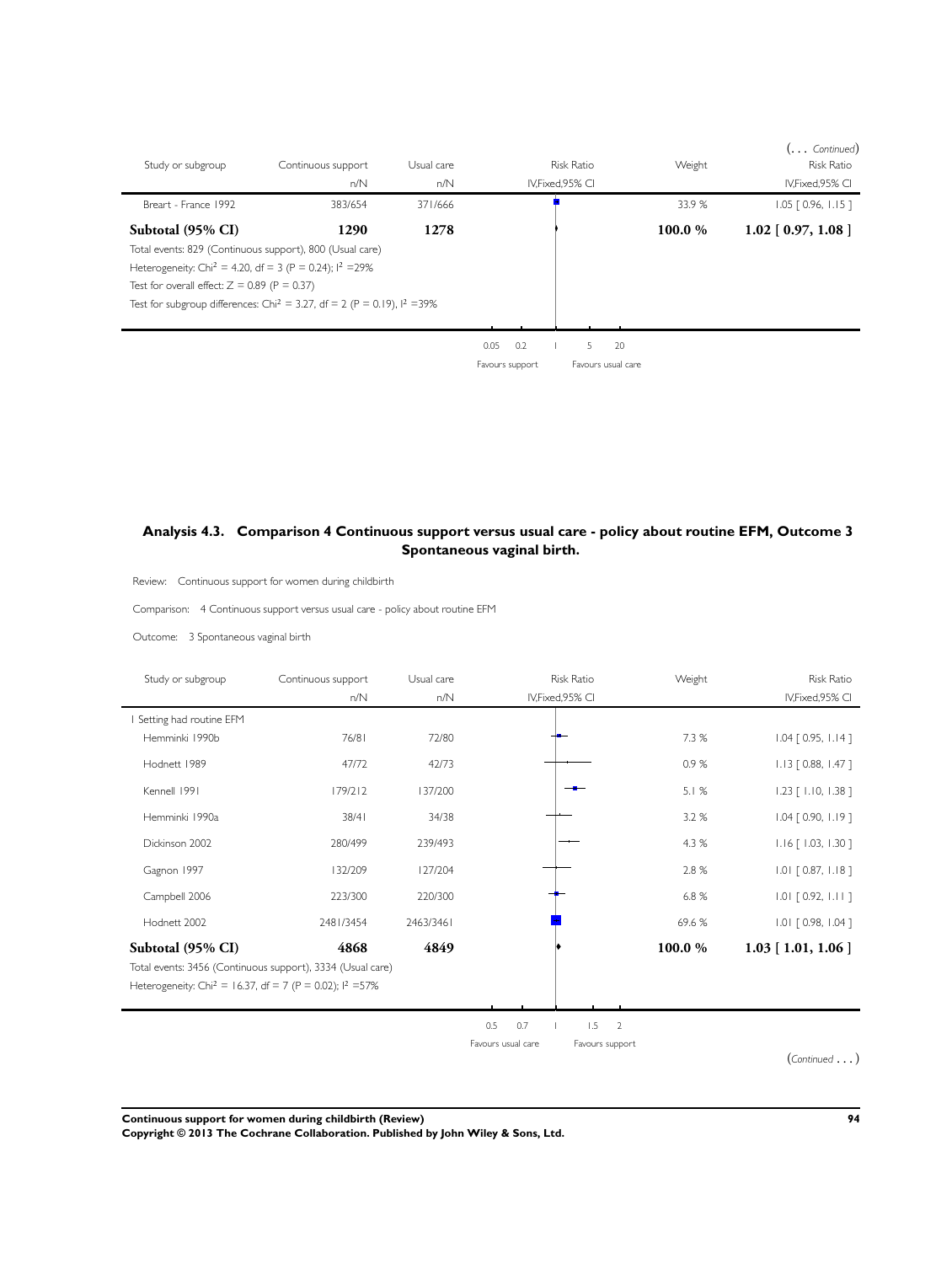(... *Continued*)

| Study or subgroup | Continuous support n/N | Usual care n/N | Risk Ratio IV,Fixed,95% CI | Weight | Risk Ratio IV,Fixed,95% CI |
|---|---|---|---|---|---|
| Breart - France 1992 | 383/654 | 371/666 | | 33.9 % | 1.05 [ 0.96, 1.15 ] |
| **Subtotal (95% CI)** | **1290** | **1278** | | **100.0 %** | **1.02 [ 0.97, 1.08 ]** |

Total events: 829 (Continuous support), 800 (Usual care)

Heterogeneity: $Chi^2 = 4.20$, df = 3 (P = 0.24); $I^2 = 29\%$

Test for overall effect: Z = 0.89 (P = 0.37)

Test for subgroup differences: $Chi^2 = 3.27$, df = 2 (P = 0.19), $I^2 = 39\%$

0.05 0.2 1 5 20

Favours support Favours usual care

## Analysis 4.3. Comparison 4 Continuous support versus usual care - policy about routine EFM, Outcome 3 Spontaneous vaginal birth.

Review: Continuous support for women during childbirth

Comparison: 4 Continuous support versus usual care - policy about routine EFM

Outcome: 3 Spontaneous vaginal birth

| Study or subgroup | Continuous support n/N | Usual care n/N | Risk Ratio IV,Fixed,95% CI | Weight | Risk Ratio IV,Fixed,95% CI |
|---|---|---|---|---|---|
| 1 Setting had routine EFM | | | | | |
| Hemminki 1990b | 76/81 | 72/80 | | 7.3 % | 1.04 [ 0.95, 1.14 ] |
| Hodnett 1989 | 47/72 | 42/73 | | 0.9 % | 1.13 [ 0.88, 1.47 ] |
| Kennell 1991 | 179/212 | 137/200 | | 5.1 % | 1.23 [ 1.10, 1.38 ] |
| Hemminki 1990a | 38/41 | 34/38 | | 3.2 % | 1.04 [ 0.90, 1.19 ] |
| Dickinson 2002 | 280/499 | 239/493 | | 4.3 % | 1.16 [ 1.03, 1.30 ] |
| Gagnon 1997 | 132/209 | 127/204 | | 2.8 % | 1.01 [ 0.87, 1.18 ] |
| Campbell 2006 | 223/300 | 220/300 | | 6.8 % | 1.01 [ 0.92, 1.11 ] |
| Hodnett 2002 | 2481/3454 | 2463/3461 | | 69.6 % | 1.01 [ 0.98, 1.04 ] |
| **Subtotal (95% CI)** | **4868** | **4849** | | **100.0 %** | **1.03 [ 1.01, 1.06 ]** |

Total events: 3456 (Continuous support), 3334 (Usual care)

Heterogeneity: $Chi^2 = 16.37$, df = 7 (P = 0.02); $I^2 = 57\%$

0.5 0.7 1 1.5 2

Favours usual care Favours support

(*Continued* ...)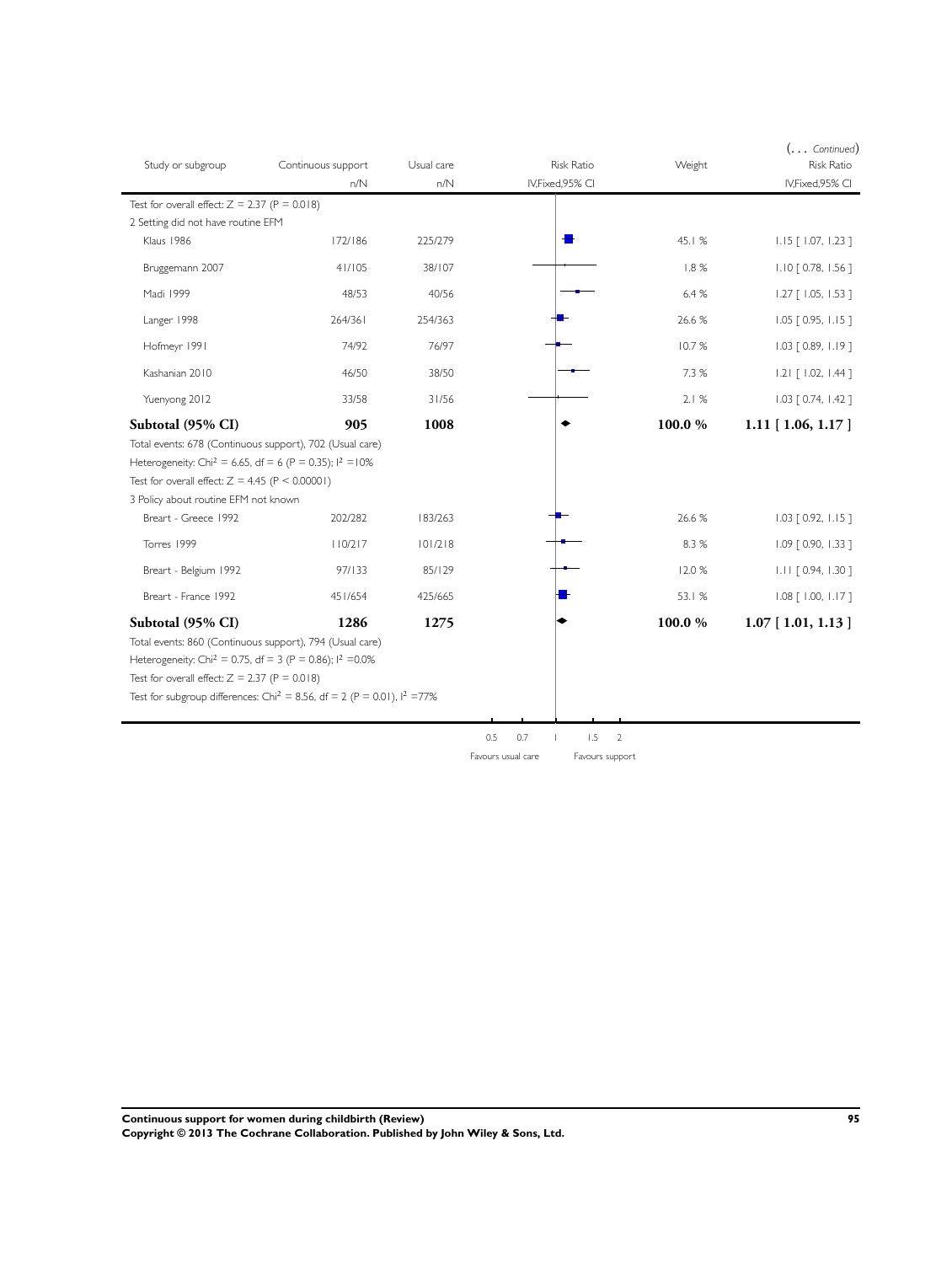(... *Continued*)

| Study or subgroup | Continuous support n/N | Usual care n/N | Risk Ratio IV,Fixed,95% CI | Weight | Risk Ratio IV,Fixed,95% CI |
|---|---|---|---|---|---|
| Test for overall effect: Z = 2.37 (P = 0.018) | | | | | |
| 2 Setting did not have routine EFM | | | | | |
| Klaus 1986 | 172/186 | 225/279 | | 45.1 % | 1.15 [ 1.07, 1.23 ] |
| Bruggemann 2007 | 41/105 | 38/107 | | 1.8 % | 1.10 [ 0.78, 1.56 ] |
| Madi 1999 | 48/53 | 40/56 | | 6.4 % | 1.27 [ 1.05, 1.53 ] |
| Langer 1998 | 264/361 | 254/363 | | 26.6 % | 1.05 [ 0.95, 1.15 ] |
| Hofmeyr 1991 | 74/92 | 76/97 | | 10.7 % | 1.03 [ 0.89, 1.19 ] |
| Kashanian 2010 | 46/50 | 38/50 | | 7.3 % | 1.21 [ 1.02, 1.44 ] |
| Yuenyong 2012 | 33/58 | 31/56 | | 2.1 % | 1.03 [ 0.74, 1.42 ] |
| **Subtotal (95% CI)** | **905** | **1008** | | **100.0 %** | **1.11 [ 1.06, 1.17 ]** |
| Total events: 678 (Continuous support), 702 (Usual care) | | | | | |
| Heterogeneity: Chi² = 6.65, df = 6 (P = 0.35); I² =10% | | | | | |
| Test for overall effect: Z = 4.45 (P < 0.00001) | | | | | |
| 3 Policy about routine EFM not known | | | | | |
| Breart - Greece 1992 | 202/282 | 183/263 | | 26.6 % | 1.03 [ 0.92, 1.15 ] |
| Torres 1999 | 110/217 | 101/218 | | 8.3 % | 1.09 [ 0.90, 1.33 ] |
| Breart - Belgium 1992 | 97/133 | 85/129 | | 12.0 % | 1.11 [ 0.94, 1.30 ] |
| Breart - France 1992 | 451/654 | 425/665 | | 53.1 % | 1.08 [ 1.00, 1.17 ] |
| **Subtotal (95% CI)** | **1286** | **1275** | | **100.0 %** | **1.07 [ 1.01, 1.13 ]** |
| Total events: 860 (Continuous support), 794 (Usual care) | | | | | |
| Heterogeneity: Chi² = 0.75, df = 3 (P = 0.86); I² =0.0% | | | | | |
| Test for overall effect: Z = 2.37 (P = 0.018) | | | | | |
| Test for subgroup differences: Chi² = 8.56, df = 2 (P = 0.01), I² =77% | | | | | |

0.5 0.7 1 1.5 2

Favours usual care | Favours support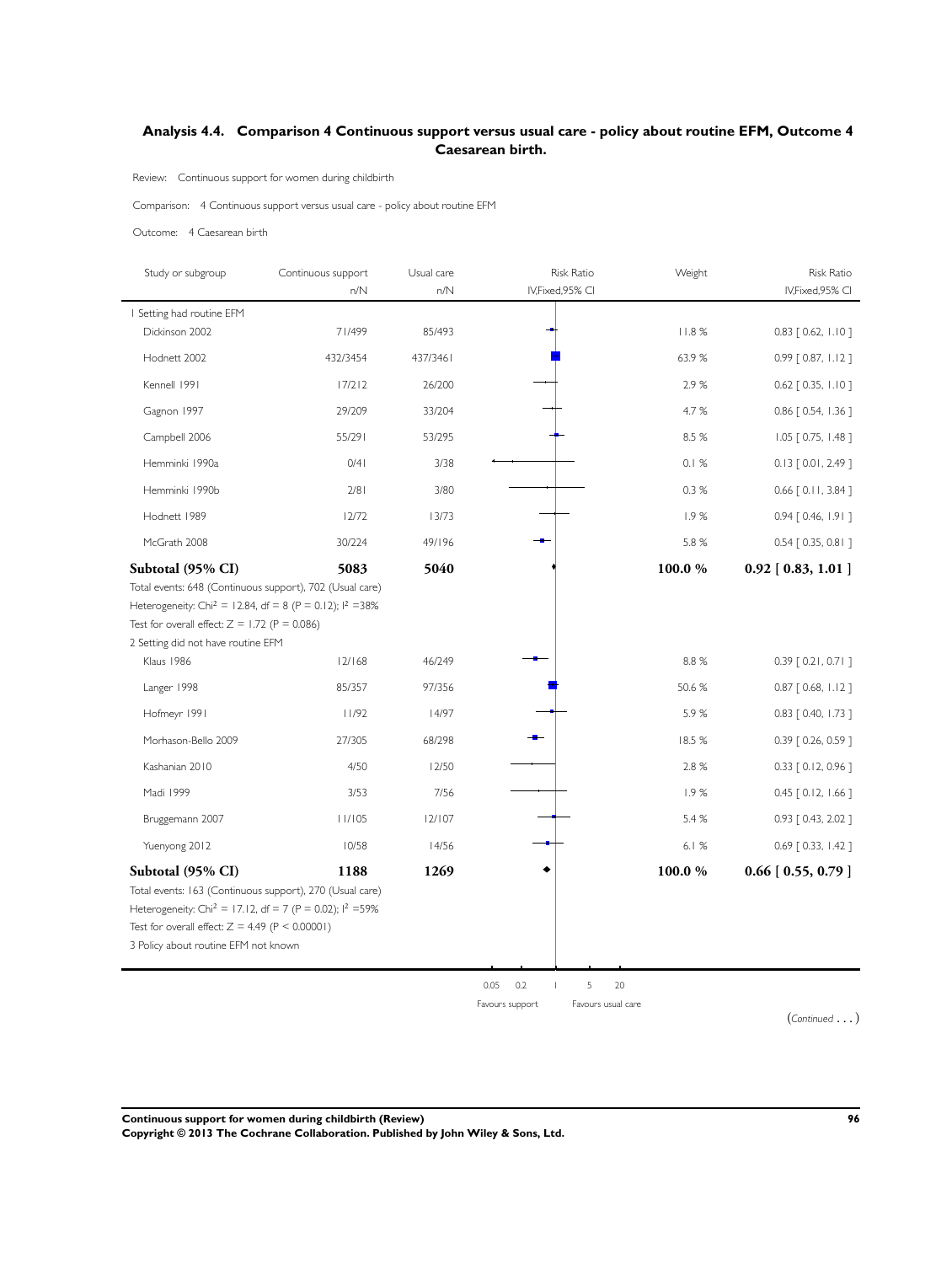### Analysis 4.4. Comparison 4 Continuous support versus usual care - policy about routine EFM, Outcome 4 Caesarean birth.

Review: Continuous support for women during childbirth

Comparison: 4 Continuous support versus usual care - policy about routine EFM

Outcome: 4 Caesarean birth

| Study or subgroup | Continuous support n/N | Usual care n/N | Risk Ratio IV,Fixed,95% CI | Weight | Risk Ratio IV,Fixed,95% CI |
|---|---|---|---|---|---|
| 1 Setting had routine EFM | | | | | |
| Dickinson 2002 | 71/499 | 85/493 | | 11.8 % | 0.83 [ 0.62, 1.10 ] |
| Hodnett 2002 | 432/3454 | 437/3461 | | 63.9 % | 0.99 [ 0.87, 1.12 ] |
| Kennell 1991 | 17/212 | 26/200 | | 2.9 % | 0.62 [ 0.35, 1.10 ] |
| Gagnon 1997 | 29/209 | 33/204 | | 4.7 % | 0.86 [ 0.54, 1.36 ] |
| Campbell 2006 | 55/291 | 53/295 | | 8.5 % | 1.05 [ 0.75, 1.48 ] |
| Hemminki 1990a | 0/41 | 3/38 | | 0.1 % | 0.13 [ 0.01, 2.49 ] |
| Hemminki 1990b | 2/81 | 3/80 | | 0.3 % | 0.66 [ 0.11, 3.84 ] |
| Hodnett 1989 | 12/72 | 13/73 | | 1.9 % | 0.94 [ 0.46, 1.91 ] |
| McGrath 2008 | 30/224 | 49/196 | | 5.8 % | 0.54 [ 0.35, 0.81 ] |
| **Subtotal (95% CI)** | **5083** | **5040** | | **100.0 %** | **0.92 [ 0.83, 1.01 ]** |
| Total events: 648 (Continuous support), 702 (Usual care) | | | | | |
| Heterogeneity: $Chi^2 = 12.84$, $df = 8$ ($P = 0.12$); $I^2 = 38\%$ | | | | | |
| Test for overall effect: $Z = 1.72$ ($P = 0.086$) | | | | | |
| 2 Setting did not have routine EFM | | | | | |
| Klaus 1986 | 12/168 | 46/249 | | 8.8 % | 0.39 [ 0.21, 0.71 ] |
| Langer 1998 | 85/357 | 97/356 | | 50.6 % | 0.87 [ 0.68, 1.12 ] |
| Hofmeyr 1991 | 11/92 | 14/97 | | 5.9 % | 0.83 [ 0.40, 1.73 ] |
| Morhason-Bello 2009 | 27/305 | 68/298 | | 18.5 % | 0.39 [ 0.26, 0.59 ] |
| Kashanian 2010 | 4/50 | 12/50 | | 2.8 % | 0.33 [ 0.12, 0.96 ] |
| Madi 1999 | 3/53 | 7/56 | | 1.9 % | 0.45 [ 0.12, 1.66 ] |
| Bruggemann 2007 | 11/105 | 12/107 | | 5.4 % | 0.93 [ 0.43, 2.02 ] |
| Yuenyong 2012 | 10/58 | 14/56 | | 6.1 % | 0.69 [ 0.33, 1.42 ] |
| **Subtotal (95% CI)** | **1188** | **1269** | | **100.0 %** | **0.66 [ 0.55, 0.79 ]** |
| Total events: 163 (Continuous support), 270 (Usual care) | | | | | |
| Heterogeneity: $Chi^2 = 17.12$, $df = 7$ ($P = 0.02$); $I^2 = 59\%$ | | | | | |
| Test for overall effect: $Z = 4.49$ ($P < 0.00001$) | | | | | |
| 3 Policy about routine EFM not known | | | | | |

0.05 0.2 1 5 20

Favours support Favours usual care

(*Continued . . .*)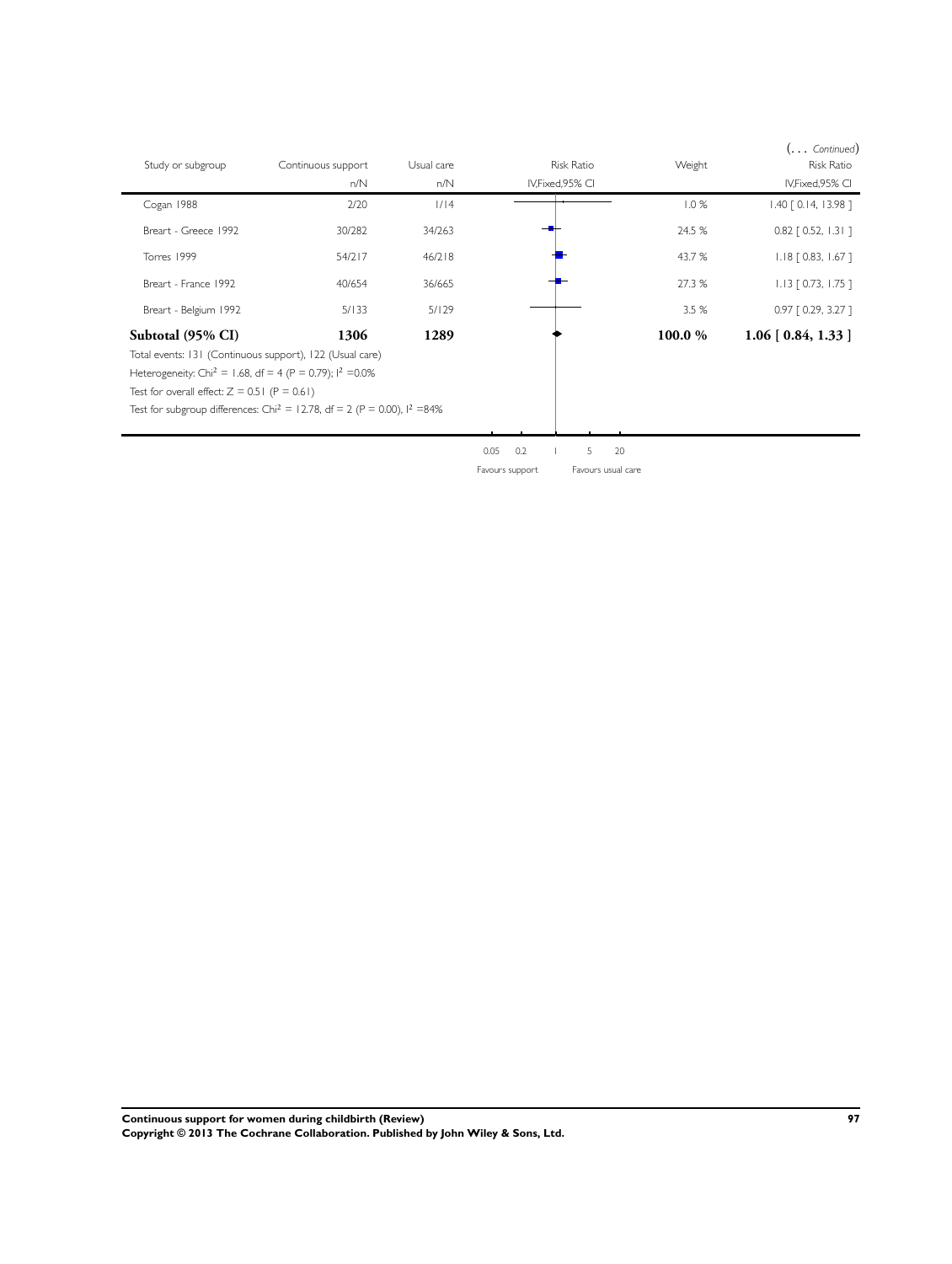(... *Continued*)

| Study or subgroup | Continuous support n/N | Usual care n/N | Risk Ratio IV,Fixed,95% CI | Weight | Risk Ratio IV,Fixed,95% CI |
|---|---|---|---|---|---|
| Cogan 1988 | 2/20 | 1/14 | | 1.0 % | 1.40 [ 0.14, 13.98 ] |
| Breart - Greece 1992 | 30/282 | 34/263 | | 24.5 % | 0.82 [ 0.52, 1.31 ] |
| Torres 1999 | 54/217 | 46/218 | | 43.7 % | 1.18 [ 0.83, 1.67 ] |
| Breart - France 1992 | 40/654 | 36/665 | | 27.3 % | 1.13 [ 0.73, 1.75 ] |
| Breart - Belgium 1992 | 5/133 | 5/129 | | 3.5 % | 0.97 [ 0.29, 3.27 ] |
| **Subtotal (95% CI)** | **1306** | **1289** | | **100.0 %** | **1.06 [ 0.84, 1.33 ]** |

Total events: 131 (Continuous support), 122 (Usual care)

Heterogeneity: $Chi^2 = 1.68$, $df = 4$ ($P = 0.79$); $I^2 = 0.0\%$

Test for overall effect: $Z = 0.51$ ($P = 0.61$)

Test for subgroup differences: $Chi^2 = 12.78$, $df = 2$ ($P = 0.00$), $I^2 = 84\%$

0.05 0.2 1 5 20

Favours support Favours usual care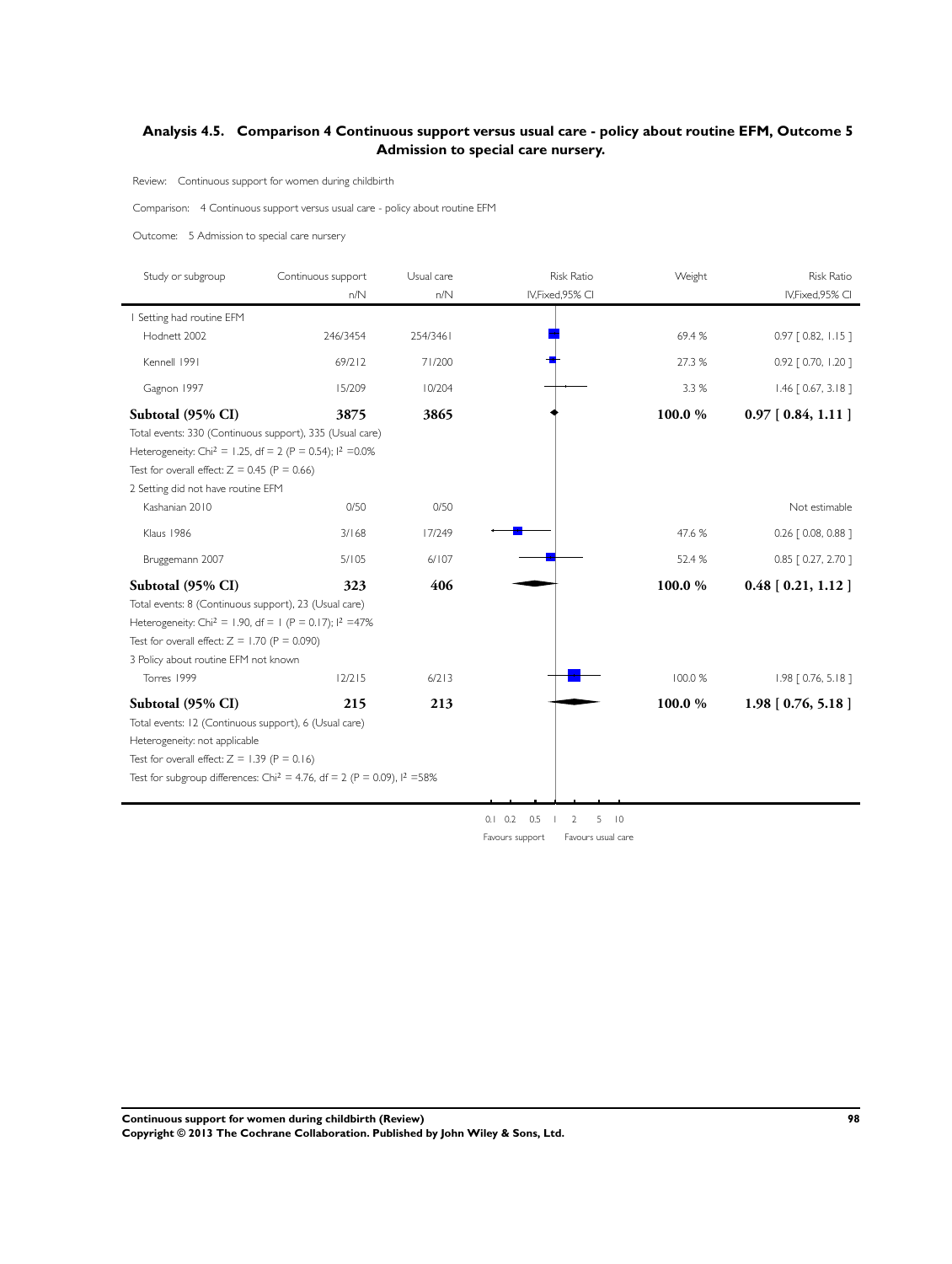## Analysis 4.5. Comparison 4 Continuous support versus usual care - policy about routine EFM, Outcome 5 Admission to special care nursery.

Review: Continuous support for women during childbirth

Comparison: 4 Continuous support versus usual care - policy about routine EFM

Outcome: 5 Admission to special care nursery

| Study or subgroup | Continuous support n/N | Usual care n/N | Risk Ratio IV,Fixed,95% CI | Weight | Risk Ratio IV,Fixed,95% CI |
|---|---|---|---|---|---|
| 1 Setting had routine EFM | | | | | |
| Hodnett 2002 | 246/3454 | 254/3461 | | 69.4 % | 0.97 [ 0.82, 1.15 ] |
| Kennell 1991 | 69/212 | 71/200 | | 27.3 % | 0.92 [ 0.70, 1.20 ] |
| Gagnon 1997 | 15/209 | 10/204 | | 3.3 % | 1.46 [ 0.67, 3.18 ] |
| **Subtotal (95% CI)** | **3875** | **3865** | | **100.0 %** | **0.97 [ 0.84, 1.11 ]** |
| Total events: 330 (Continuous support), 335 (Usual care) | | | | | |
| Heterogeneity: $Chi^2 = 1.25$, df = 2 (P = 0.54); $I^2 = 0.0\%$ | | | | | |
| Test for overall effect: Z = 0.45 (P = 0.66) | | | | | |
| 2 Setting did not have routine EFM | | | | | |
| Kashanian 2010 | 0/50 | 0/50 | | | Not estimable |
| Klaus 1986 | 3/168 | 17/249 | | 47.6 % | 0.26 [ 0.08, 0.88 ] |
| Bruggemann 2007 | 5/105 | 6/107 | | 52.4 % | 0.85 [ 0.27, 2.70 ] |
| **Subtotal (95% CI)** | **323** | **406** | | **100.0 %** | **0.48 [ 0.21, 1.12 ]** |
| Total events: 8 (Continuous support), 23 (Usual care) | | | | | |
| Heterogeneity: $Chi^2 = 1.90$, df = 1 (P = 0.17); $I^2 = 47\%$ | | | | | |
| Test for overall effect: Z = 1.70 (P = 0.090) | | | | | |
| 3 Policy about routine EFM not known | | | | | |
| Torres 1999 | 12/215 | 6/213 | | 100.0 % | 1.98 [ 0.76, 5.18 ] |
| **Subtotal (95% CI)** | **215** | **213** | | **100.0 %** | **1.98 [ 0.76, 5.18 ]** |
| Total events: 12 (Continuous support), 6 (Usual care) | | | | | |
| Heterogeneity: not applicable | | | | | |
| Test for overall effect: Z = 1.39 (P = 0.16) | | | | | |
| Test for subgroup differences: $Chi^2 = 4.76$, df = 2 (P = 0.09), $I^2 = 58\%$ | | | | | |

0.1 0.2 0.5 1 2 5 10

Favours support Favours usual care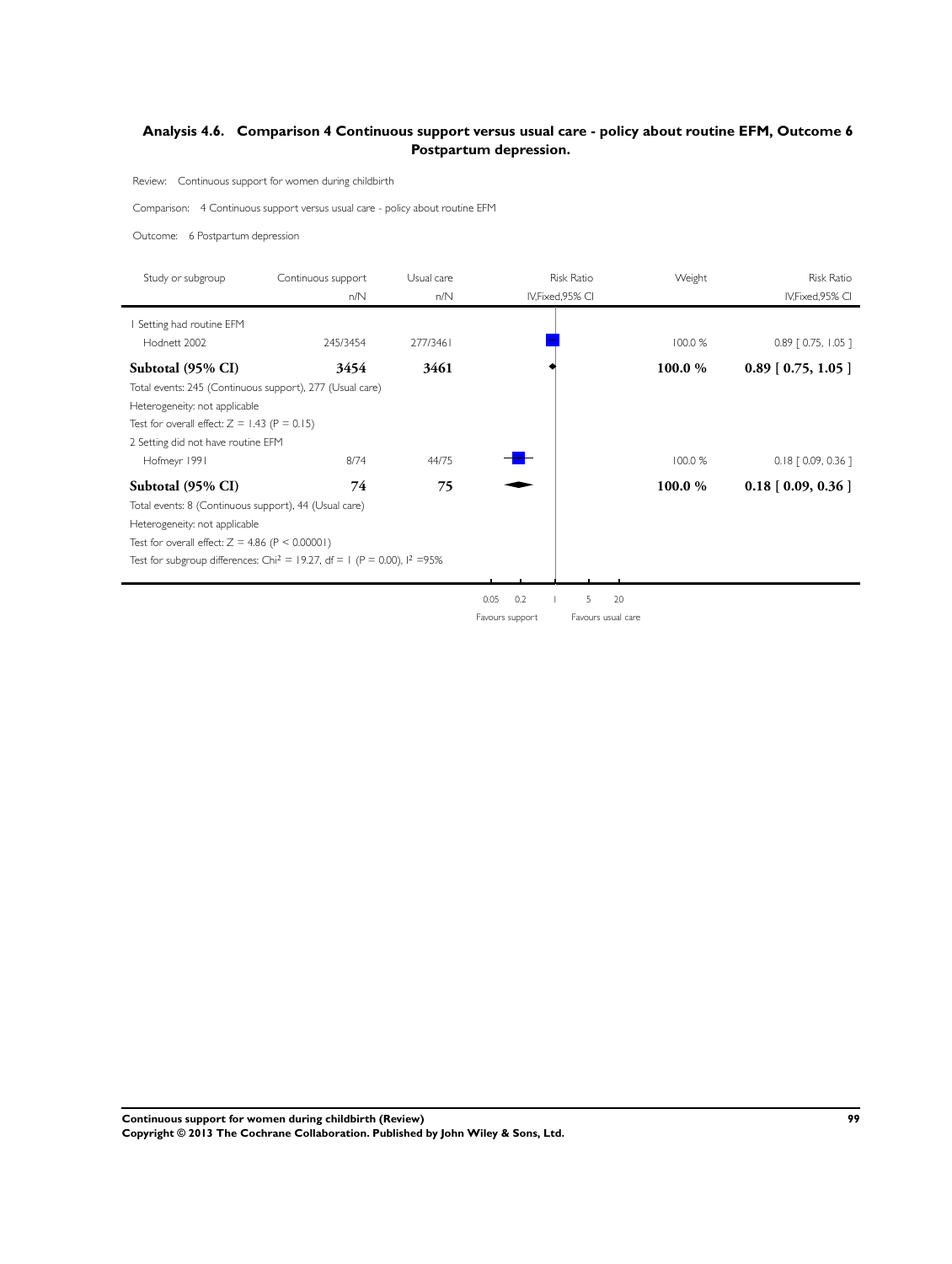### Analysis 4.6. Comparison 4 Continuous support versus usual care - policy about routine EFM, Outcome 6 Postpartum depression.

Review: Continuous support for women during childbirth

Comparison: 4 Continuous support versus usual care - policy about routine EFM

Outcome: 6 Postpartum depression

| Study or subgroup | Continuous support n/N | Usual care n/N | Risk Ratio IV,Fixed,95% CI | Weight | Risk Ratio IV,Fixed,95% CI |
|---|---|---|---|---|---|
| 1 Setting had routine EFM | | | | | |
| Hodnett 2002 | 245/3454 | 277/3461 | | 100.0 % | 0.89 [ 0.75, 1.05 ] |
| **Subtotal (95% CI)** | **3454** | **3461** | | **100.0 %** | **0.89 [ 0.75, 1.05 ]** |
| Total events: 245 (Continuous support), 277 (Usual care) | | | | | |
| Heterogeneity: not applicable | | | | | |
| Test for overall effect: $Z = 1.43$ ($P = 0.15$) | | | | | |
| 2 Setting did not have routine EFM | | | | | |
| Hofmeyr 1991 | 8/74 | 44/75 | | 100.0 % | 0.18 [ 0.09, 0.36 ] |
| **Subtotal (95% CI)** | **74** | **75** | | **100.0 %** | **0.18 [ 0.09, 0.36 ]** |
| Total events: 8 (Continuous support), 44 (Usual care) | | | | | |
| Heterogeneity: not applicable | | | | | |
| Test for overall effect: $Z = 4.86$ ($P < 0.00001$) | | | | | |
| Test for subgroup differences: $Chi^2 = 19.27$, $df = 1$ ($P = 0.00$), $I^2 = 95\%$ | | | | | |

0.05 0.2 1 5 20

Favours support Favours usual care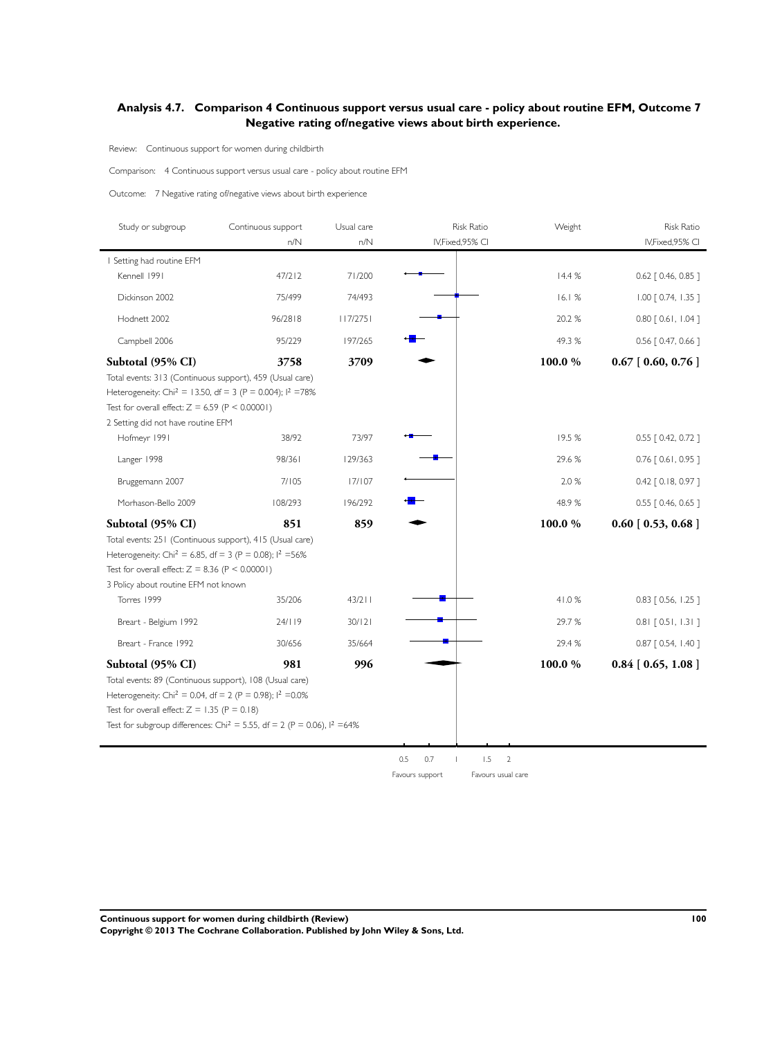### Analysis 4.7. Comparison 4 Continuous support versus usual care - policy about routine EFM, Outcome 7 Negative rating of/negative views about birth experience.

Review: Continuous support for women during childbirth

Comparison: 4 Continuous support versus usual care - policy about routine EFM

Outcome: 7 Negative rating of/negative views about birth experience

| Study or subgroup | Continuous support n/N | Usual care n/N | Weight | Risk Ratio IV,Fixed,95% CI |
|---|---|---|---|---|
| **1 Setting had routine EFM** | | | | |
| Kennell 1991 | 47/212 | 71/200 | 14.4 % | 0.62 [ 0.46, 0.85 ] |
| Dickinson 2002 | 75/499 | 74/493 | 16.1 % | 1.00 [ 0.74, 1.35 ] |
| Hodnett 2002 | 96/2818 | 117/2751 | 20.2 % | 0.80 [ 0.61, 1.04 ] |
| Campbell 2006 | 95/229 | 197/265 | 49.3 % | 0.56 [ 0.47, 0.66 ] |
| **Subtotal (95% CI)** | **3758** | **3709** | **100.0 %** | **0.67 [ 0.60, 0.76 ]** |

Total events: 313 (Continuous support), 459 (Usual care)
Heterogeneity: $Chi^2 = 13.50$, $df = 3$ ($P = 0.004$); $I^2 = 78\%$
Test for overall effect: $Z = 6.59$ ($P < 0.00001$)

| Study or subgroup | Continuous support n/N | Usual care n/N | Weight | Risk Ratio IV,Fixed,95% CI |
|---|---|---|---|---|
| **2 Setting did not have routine EFM** | | | | |
| Hofmeyr 1991 | 38/92 | 73/97 | 19.5 % | 0.55 [ 0.42, 0.72 ] |
| Langer 1998 | 98/361 | 129/363 | 29.6 % | 0.76 [ 0.61, 0.95 ] |
| Bruggemann 2007 | 7/105 | 17/107 | 2.0 % | 0.42 [ 0.18, 0.97 ] |
| Morhason-Bello 2009 | 108/293 | 196/292 | 48.9 % | 0.55 [ 0.46, 0.65 ] |
| **Subtotal (95% CI)** | **851** | **859** | **100.0 %** | **0.60 [ 0.53, 0.68 ]** |

Total events: 251 (Continuous support), 415 (Usual care)
Heterogeneity: $Chi^2 = 6.85$, $df = 3$ ($P = 0.08$); $I^2 = 56\%$
Test for overall effect: $Z = 8.36$ ($P < 0.00001$)

| Study or subgroup | Continuous support n/N | Usual care n/N | Weight | Risk Ratio IV,Fixed,95% CI |
|---|---|---|---|---|
| **3 Policy about routine EFM not known** | | | | |
| Torres 1999 | 35/206 | 43/211 | 41.0 % | 0.83 [ 0.56, 1.25 ] |
| Breart - Belgium 1992 | 24/119 | 30/121 | 29.7 % | 0.81 [ 0.51, 1.31 ] |
| Breart - France 1992 | 30/656 | 35/664 | 29.4 % | 0.87 [ 0.54, 1.40 ] |
| **Subtotal (95% CI)** | **981** | **996** | **100.0 %** | **0.84 [ 0.65, 1.08 ]** |

Total events: 89 (Continuous support), 108 (Usual care)
Heterogeneity: $Chi^2 = 0.04$, $df = 2$ ($P = 0.98$); $I^2 = 0.0\%$
Test for overall effect: $Z = 1.35$ ($P = 0.18$)
Test for subgroup differences: $Chi^2 = 5.55$, $df = 2$ ($P = 0.06$), $I^2 = 64\%$

0.5 0.7 1 1.5 2

Favours support — Favours usual care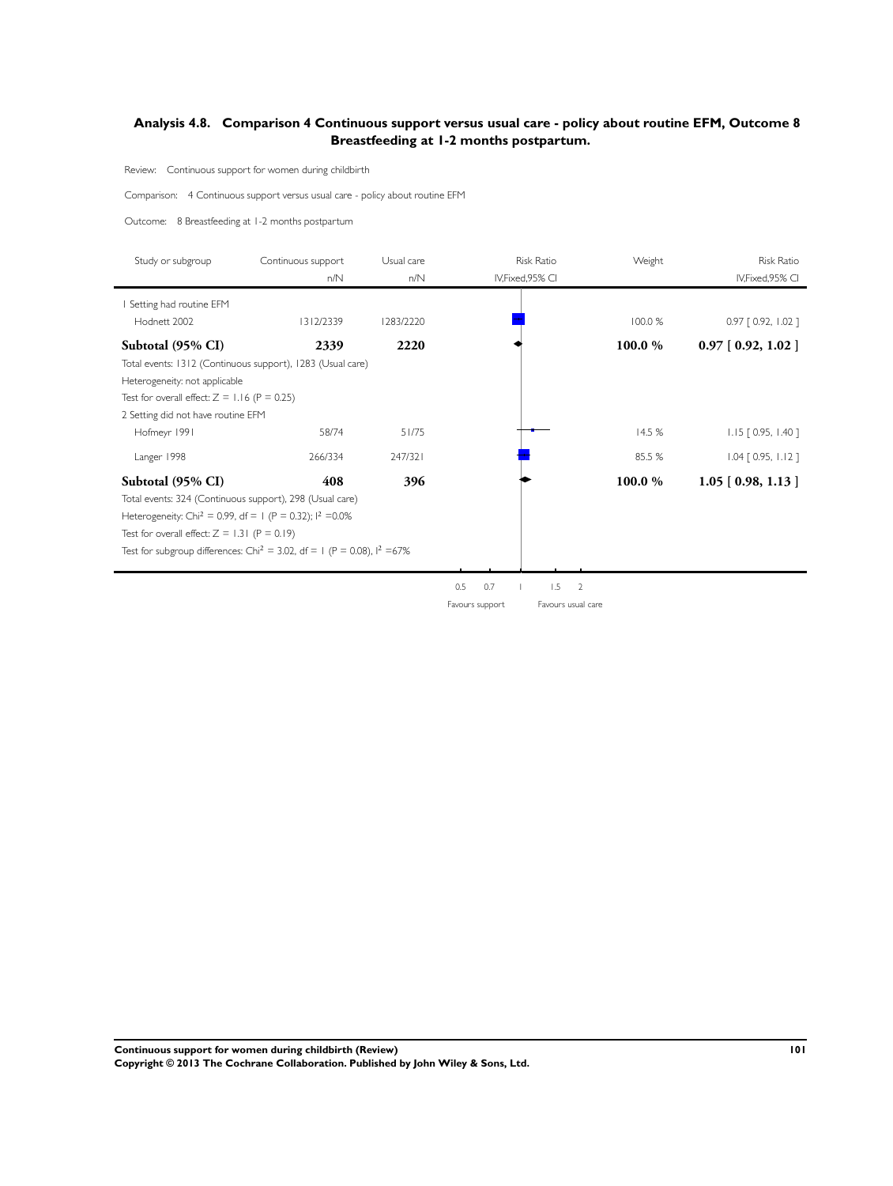## Analysis 4.8. Comparison 4 Continuous support versus usual care - policy about routine EFM, Outcome 8 Breastfeeding at 1-2 months postpartum.

Review: Continuous support for women during childbirth

Comparison: 4 Continuous support versus usual care - policy about routine EFM

Outcome: 8 Breastfeeding at 1-2 months postpartum

| Study or subgroup | Continuous support n/N | Usual care n/N | Risk Ratio IV,Fixed,95% CI | Weight | Risk Ratio IV,Fixed,95% CI |
|---|---|---|---|---|---|
| 1 Setting had routine EFM | | | | | |
| Hodnett 2002 | 1312/2339 | 1283/2220 | | 100.0 % | 0.97 [ 0.92, 1.02 ] |
| **Subtotal (95% CI)** | **2339** | **2220** | | **100.0 %** | **0.97 [ 0.92, 1.02 ]** |
| Total events: 1312 (Continuous support), 1283 (Usual care) | | | | | |
| Heterogeneity: not applicable | | | | | |
| Test for overall effect: $Z = 1.16$ ($P = 0.25$) | | | | | |
| 2 Setting did not have routine EFM | | | | | |
| Hofmeyr 1991 | 58/74 | 51/75 | | 14.5 % | 1.15 [ 0.95, 1.40 ] |
| Langer 1998 | 266/334 | 247/321 | | 85.5 % | 1.04 [ 0.95, 1.12 ] |
| **Subtotal (95% CI)** | **408** | **396** | | **100.0 %** | **1.05 [ 0.98, 1.13 ]** |
| Total events: 324 (Continuous support), 298 (Usual care) | | | | | |
| Heterogeneity: $Chi^2 = 0.99$, $df = 1$ ($P = 0.32$); $I^2 = 0.0\%$ | | | | | |
| Test for overall effect: $Z = 1.31$ ($P = 0.19$) | | | | | |
| Test for subgroup differences: $Chi^2 = 3.02$, $df = 1$ ($P = 0.08$), $I^2 = 67\%$ | | | | | |

0.5 0.7 1 1.5 2

Favours support Favours usual care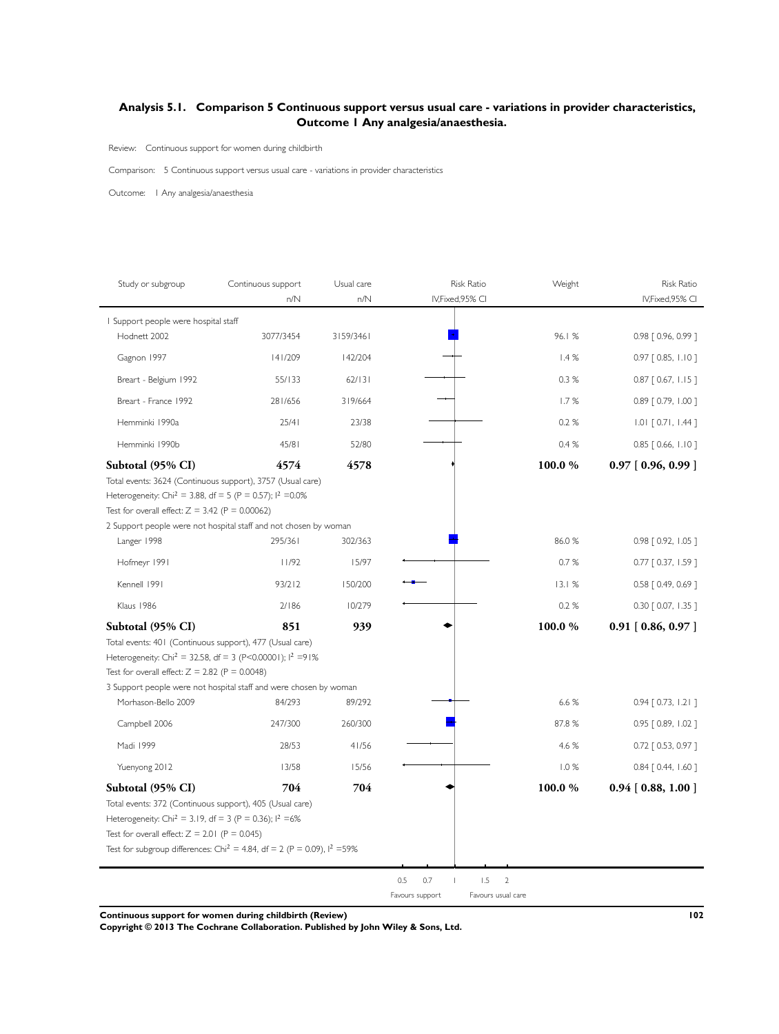## Analysis 5.1. Comparison 5 Continuous support versus usual care - variations in provider characteristics, Outcome 1 Any analgesia/anaesthesia.

Review: Continuous support for women during childbirth

Comparison: 5 Continuous support versus usual care - variations in provider characteristics

Outcome: 1 Any analgesia/anaesthesia

| Study or subgroup | Continuous support n/N | Usual care n/N | Weight | Risk Ratio IV,Fixed,95% CI |
|---|---|---|---|---|
| **1 Support people were hospital staff** | | | | |
| Hodnett 2002 | 3077/3454 | 3159/3461 | 96.1 % | 0.98 [ 0.96, 0.99 ] |
| Gagnon 1997 | 141/209 | 142/204 | 1.4 % | 0.97 [ 0.85, 1.10 ] |
| Breart - Belgium 1992 | 55/133 | 62/131 | 0.3 % | 0.87 [ 0.67, 1.15 ] |
| Breart - France 1992 | 281/656 | 319/664 | 1.7 % | 0.89 [ 0.79, 1.00 ] |
| Hemminki 1990a | 25/41 | 23/38 | 0.2 % | 1.01 [ 0.71, 1.44 ] |
| Hemminki 1990b | 45/81 | 52/80 | 0.4 % | 0.85 [ 0.66, 1.10 ] |
| **Subtotal (95% CI)** | **4574** | **4578** | **100.0 %** | **0.97 [ 0.96, 0.99 ]** |

Total events: 3624 (Continuous support), 3757 (Usual care)
Heterogeneity: $Chi^2 = 3.88$, df = 5 (P = 0.57); $I^2 = 0.0\%$
Test for overall effect: Z = 3.42 (P = 0.00062)

| Study or subgroup | Continuous support n/N | Usual care n/N | Weight | Risk Ratio IV,Fixed,95% CI |
|---|---|---|---|---|
| **2 Support people were not hospital staff and not chosen by woman** | | | | |
| Langer 1998 | 295/361 | 302/363 | 86.0 % | 0.98 [ 0.92, 1.05 ] |
| Hofmeyr 1991 | 11/92 | 15/97 | 0.7 % | 0.77 [ 0.37, 1.59 ] |
| Kennell 1991 | 93/212 | 150/200 | 13.1 % | 0.58 [ 0.49, 0.69 ] |
| Klaus 1986 | 2/186 | 10/279 | 0.2 % | 0.30 [ 0.07, 1.35 ] |
| **Subtotal (95% CI)** | **851** | **939** | **100.0 %** | **0.91 [ 0.86, 0.97 ]** |

Total events: 401 (Continuous support), 477 (Usual care)
Heterogeneity: $Chi^2 = 32.58$, df = 3 (P<0.00001); $I^2 = 91\%$
Test for overall effect: Z = 2.82 (P = 0.0048)

| Study or subgroup | Continuous support n/N | Usual care n/N | Weight | Risk Ratio IV,Fixed,95% CI |
|---|---|---|---|---|
| **3 Support people were not hospital staff and were chosen by woman** | | | | |
| Morhason-Bello 2009 | 84/293 | 89/292 | 6.6 % | 0.94 [ 0.73, 1.21 ] |
| Campbell 2006 | 247/300 | 260/300 | 87.8 % | 0.95 [ 0.89, 1.02 ] |
| Madi 1999 | 28/53 | 41/56 | 4.6 % | 0.72 [ 0.53, 0.97 ] |
| Yuenyong 2012 | 13/58 | 15/56 | 1.0 % | 0.84 [ 0.44, 1.60 ] |
| **Subtotal (95% CI)** | **704** | **704** | **100.0 %** | **0.94 [ 0.88, 1.00 ]** |

Total events: 372 (Continuous support), 405 (Usual care)
Heterogeneity: $Chi^2 = 3.19$, df = 3 (P = 0.36); $I^2 = 6\%$
Test for overall effect: Z = 2.01 (P = 0.045)
Test for subgroup differences: $Chi^2 = 4.84$, df = 2 (P = 0.09), $I^2 = 59\%$

Scale: 0.5 0.7 1 1.5 2
Favours support — Favours usual care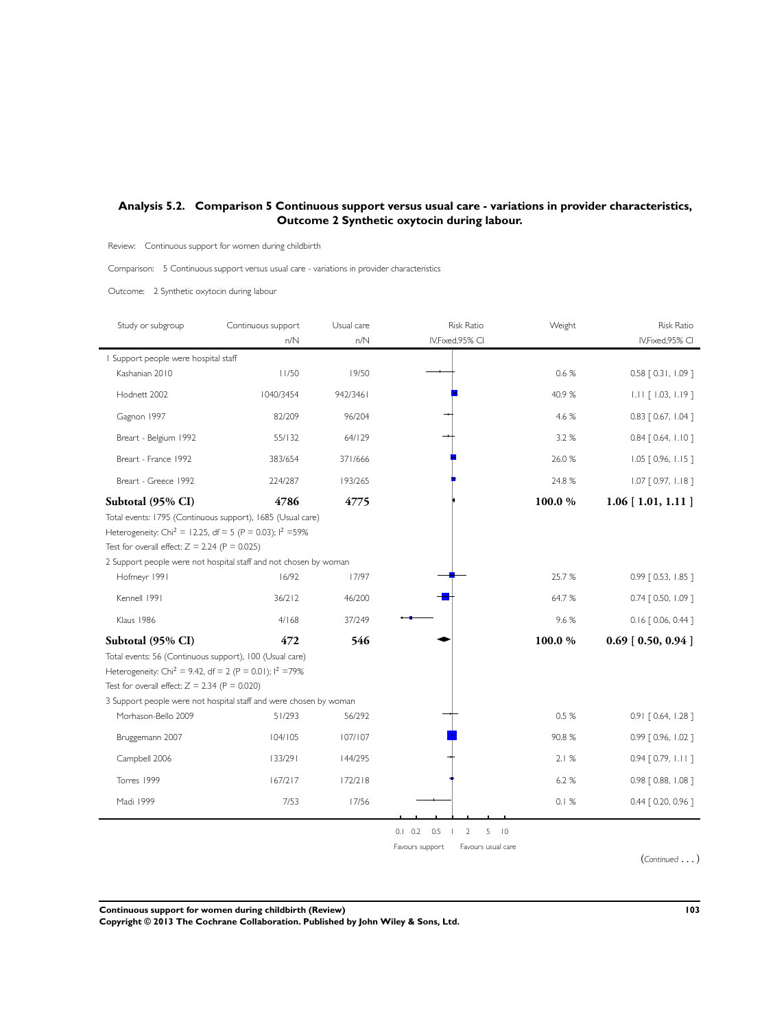### Analysis 5.2. Comparison 5 Continuous support versus usual care - variations in provider characteristics, Outcome 2 Synthetic oxytocin during labour.

Review: Continuous support for women during childbirth

Comparison: 5 Continuous support versus usual care - variations in provider characteristics

Outcome: 2 Synthetic oxytocin during labour

| Study or subgroup | Continuous support n/N | Usual care n/N | Risk Ratio IV,Fixed,95% CI | Weight | Risk Ratio IV,Fixed,95% CI |
|---|---|---|---|---|---|
| 1 Support people were hospital staff | | | | | |
| Kashanian 2010 | 11/50 | 19/50 | | 0.6 % | 0.58 [ 0.31, 1.09 ] |
| Hodnett 2002 | 1040/3454 | 942/3461 | | 40.9 % | 1.11 [ 1.03, 1.19 ] |
| Gagnon 1997 | 82/209 | 96/204 | | 4.6 % | 0.83 [ 0.67, 1.04 ] |
| Breart - Belgium 1992 | 55/132 | 64/129 | | 3.2 % | 0.84 [ 0.64, 1.10 ] |
| Breart - France 1992 | 383/654 | 371/666 | | 26.0 % | 1.05 [ 0.96, 1.15 ] |
| Breart - Greece 1992 | 224/287 | 193/265 | | 24.8 % | 1.07 [ 0.97, 1.18 ] |
| **Subtotal (95% CI)** | **4786** | **4775** | | **100.0 %** | **1.06 [ 1.01, 1.11 ]** |
| Total events: 1795 (Continuous support), 1685 (Usual care) | | | | | |
| Heterogeneity: $Chi^2 = 12.25$, df = 5 (P = 0.03); $I^2$ =59% | | | | | |
| Test for overall effect: Z = 2.24 (P = 0.025) | | | | | |
| 2 Support people were not hospital staff and not chosen by woman | | | | | |
| Hofmeyr 1991 | 16/92 | 17/97 | | 25.7 % | 0.99 [ 0.53, 1.85 ] |
| Kennell 1991 | 36/212 | 46/200 | | 64.7 % | 0.74 [ 0.50, 1.09 ] |
| Klaus 1986 | 4/168 | 37/249 | | 9.6 % | 0.16 [ 0.06, 0.44 ] |
| **Subtotal (95% CI)** | **472** | **546** | | **100.0 %** | **0.69 [ 0.50, 0.94 ]** |
| Total events: 56 (Continuous support), 100 (Usual care) | | | | | |
| Heterogeneity: $Chi^2 = 9.42$, df = 2 (P = 0.01); $I^2$ =79% | | | | | |
| Test for overall effect: Z = 2.34 (P = 0.020) | | | | | |
| 3 Support people were not hospital staff and were chosen by woman | | | | | |
| Morhason-Bello 2009 | 51/293 | 56/292 | | 0.5 % | 0.91 [ 0.64, 1.28 ] |
| Bruggemann 2007 | 104/105 | 107/107 | | 90.8 % | 0.99 [ 0.96, 1.02 ] |
| Campbell 2006 | 133/291 | 144/295 | | 2.1 % | 0.94 [ 0.79, 1.11 ] |
| Torres 1999 | 167/217 | 172/218 | | 6.2 % | 0.98 [ 0.88, 1.08 ] |
| Madi 1999 | 7/53 | 17/56 | | 0.1 % | 0.44 [ 0.20, 0.96 ] |

0.1 0.2 0.5 1 2 5 10

Favours support Favours usual care

(*Continued . . .* )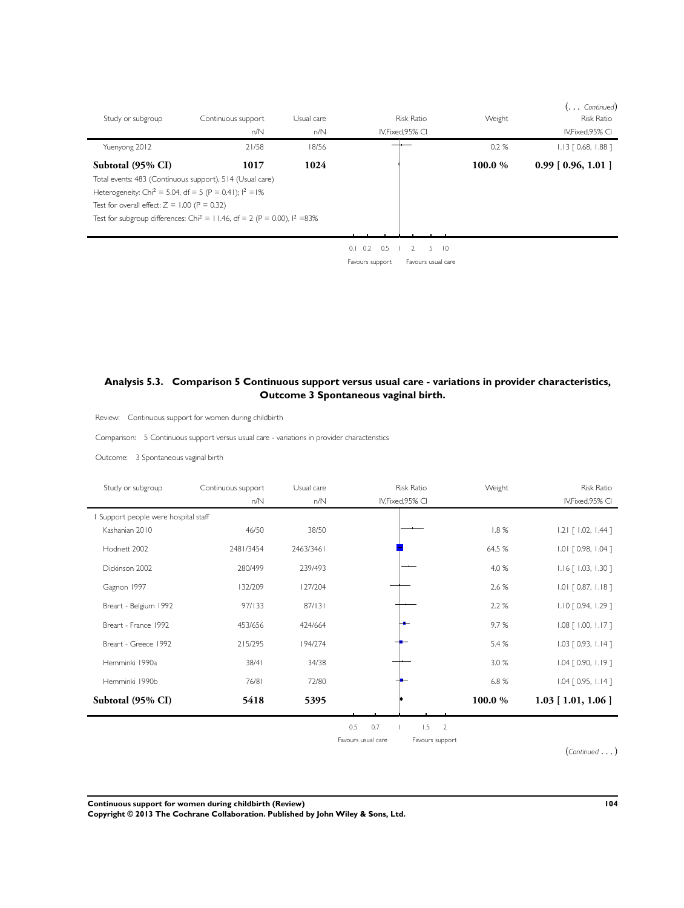(... *Continued*)

| Study or subgroup | Continuous support n/N | Usual care n/N | Risk Ratio IV,Fixed,95% CI | Weight | Risk Ratio IV,Fixed,95% CI |
|---|---|---|---|---|---|
| Yuenyong 2012 | 21/58 | 18/56 | | 0.2 % | 1.13 [ 0.68, 1.88 ] |
| **Subtotal (95% CI)** | **1017** | **1024** | | **100.0 %** | **0.99 [ 0.96, 1.01 ]** |

Total events: 483 (Continuous support), 514 (Usual care)

Heterogeneity: $Chi^2 = 5.04$, df = 5 (P = 0.41); $I^2 = 1\%$

Test for overall effect: Z = 1.00 (P = 0.32)

Test for subgroup differences: $Chi^2 = 11.46$, df = 2 (P = 0.00), $I^2 = 83\%$

0.1 0.2 0.5 1 2 5 10

Favours support — Favours usual care

## Analysis 5.3. Comparison 5 Continuous support versus usual care - variations in provider characteristics, Outcome 3 Spontaneous vaginal birth.

Review: Continuous support for women during childbirth

Comparison: 5 Continuous support versus usual care - variations in provider characteristics

Outcome: 3 Spontaneous vaginal birth

| Study or subgroup | Continuous support n/N | Usual care n/N | Risk Ratio IV,Fixed,95% CI | Weight | Risk Ratio IV,Fixed,95% CI |
|---|---|---|---|---|---|
| 1 Support people were hospital staff | | | | | |
| Kashanian 2010 | 46/50 | 38/50 | | 1.8 % | 1.21 [ 1.02, 1.44 ] |
| Hodnett 2002 | 2481/3454 | 2463/3461 | | 64.5 % | 1.01 [ 0.98, 1.04 ] |
| Dickinson 2002 | 280/499 | 239/493 | | 4.0 % | 1.16 [ 1.03, 1.30 ] |
| Gagnon 1997 | 132/209 | 127/204 | | 2.6 % | 1.01 [ 0.87, 1.18 ] |
| Breart - Belgium 1992 | 97/133 | 87/131 | | 2.2 % | 1.10 [ 0.94, 1.29 ] |
| Breart - France 1992 | 453/656 | 424/664 | | 9.7 % | 1.08 [ 1.00, 1.17 ] |
| Breart - Greece 1992 | 215/295 | 194/274 | | 5.4 % | 1.03 [ 0.93, 1.14 ] |
| Hemminki 1990a | 38/41 | 34/38 | | 3.0 % | 1.04 [ 0.90, 1.19 ] |
| Hemminki 1990b | 76/81 | 72/80 | | 6.8 % | 1.04 [ 0.95, 1.14 ] |
| **Subtotal (95% CI)** | **5418** | **5395** | | **100.0 %** | **1.03 [ 1.01, 1.06 ]** |

0.5 0.7 1 1.5 2

Favours usual care — Favours support

(*Continued* ...)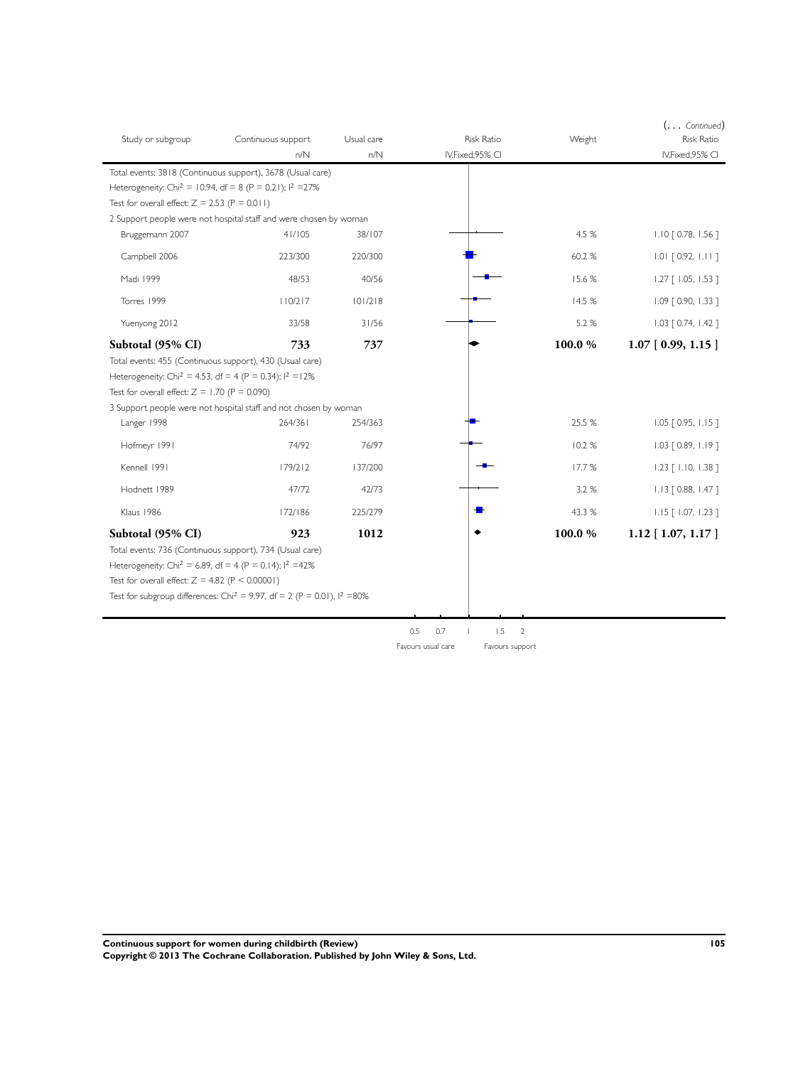(... *Continued*)

| Study or subgroup | Continuous support n/N | Usual care n/N | Risk Ratio IV,Fixed,95% CI | Weight | Risk Ratio IV,Fixed,95% CI |
|---|---|---|---|---|---|
| Total events: 3818 (Continuous support), 3678 (Usual care) | | | | | |
| Heterogeneity: Chi² = 10.94, df = 8 (P = 0.21); I² =27% | | | | | |
| Test for overall effect: Z = 2.53 (P = 0.011) | | | | | |
| 2 Support people were not hospital staff and were chosen by woman | | | | | |
| Bruggemann 2007 | 41/105 | 38/107 | | 4.5 % | 1.10 [ 0.78, 1.56 ] |
| Campbell 2006 | 223/300 | 220/300 | | 60.2 % | 1.01 [ 0.92, 1.11 ] |
| Madi 1999 | 48/53 | 40/56 | | 15.6 % | 1.27 [ 1.05, 1.53 ] |
| Torres 1999 | 110/217 | 101/218 | | 14.5 % | 1.09 [ 0.90, 1.33 ] |
| Yuenyong 2012 | 33/58 | 31/56 | | 5.2 % | 1.03 [ 0.74, 1.42 ] |
| **Subtotal (95% CI)** | **733** | **737** | | **100.0 %** | **1.07 [ 0.99, 1.15 ]** |
| Total events: 455 (Continuous support), 430 (Usual care) | | | | | |
| Heterogeneity: Chi² = 4.53, df = 4 (P = 0.34); I² =12% | | | | | |
| Test for overall effect: Z = 1.70 (P = 0.090) | | | | | |
| 3 Support people were not hospital staff and not chosen by woman | | | | | |
| Langer 1998 | 264/361 | 254/363 | | 25.5 % | 1.05 [ 0.95, 1.15 ] |
| Hofmeyr 1991 | 74/92 | 76/97 | | 10.2 % | 1.03 [ 0.89, 1.19 ] |
| Kennell 1991 | 179/212 | 137/200 | | 17.7 % | 1.23 [ 1.10, 1.38 ] |
| Hodnett 1989 | 47/72 | 42/73 | | 3.2 % | 1.13 [ 0.88, 1.47 ] |
| Klaus 1986 | 172/186 | 225/279 | | 43.3 % | 1.15 [ 1.07, 1.23 ] |
| **Subtotal (95% CI)** | **923** | **1012** | | **100.0 %** | **1.12 [ 1.07, 1.17 ]** |
| Total events: 736 (Continuous support), 734 (Usual care) | | | | | |
| Heterogeneity: Chi² = 6.89, df = 4 (P = 0.14); I² =42% | | | | | |
| Test for overall effect: Z = 4.82 (P < 0.00001) | | | | | |
| Test for subgroup differences: Chi² = 9.97, df = 2 (P = 0.01), I² =80% | | | | | |

0.5 0.7 1 1.5 2

Favours usual care Favours support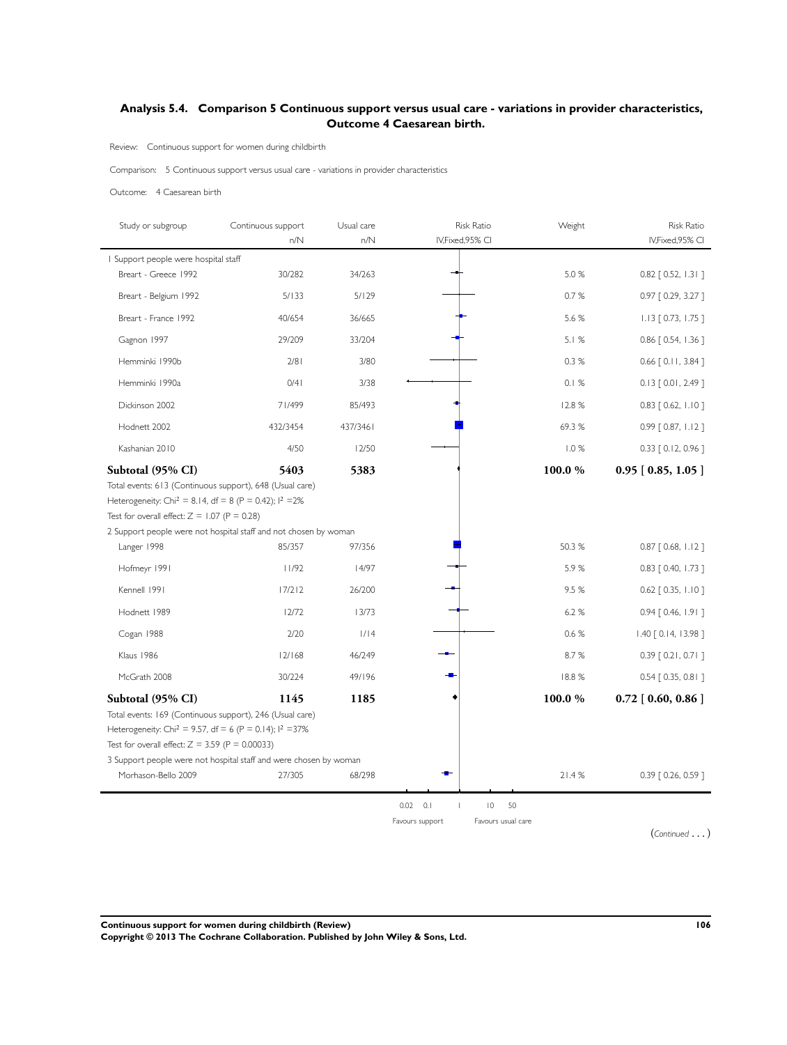## Analysis 5.4. Comparison 5 Continuous support versus usual care - variations in provider characteristics, Outcome 4 Caesarean birth.

Review: Continuous support for women during childbirth

Comparison: 5 Continuous support versus usual care - variations in provider characteristics

Outcome: 4 Caesarean birth

| Study or subgroup | Continuous support n/N | Usual care n/N | Risk Ratio IV,Fixed,95% CI | Weight | Risk Ratio IV,Fixed,95% CI |
|---|---|---|---|---|---|
| 1 Support people were hospital staff | | | | | |
| Breart - Greece 1992 | 30/282 | 34/263 | | 5.0 % | 0.82 [ 0.52, 1.31 ] |
| Breart - Belgium 1992 | 5/133 | 5/129 | | 0.7 % | 0.97 [ 0.29, 3.27 ] |
| Breart - France 1992 | 40/654 | 36/665 | | 5.6 % | 1.13 [ 0.73, 1.75 ] |
| Gagnon 1997 | 29/209 | 33/204 | | 5.1 % | 0.86 [ 0.54, 1.36 ] |
| Hemminki 1990b | 2/81 | 3/80 | | 0.3 % | 0.66 [ 0.11, 3.84 ] |
| Hemminki 1990a | 0/41 | 3/38 | | 0.1 % | 0.13 [ 0.01, 2.49 ] |
| Dickinson 2002 | 71/499 | 85/493 | | 12.8 % | 0.83 [ 0.62, 1.10 ] |
| Hodnett 2002 | 432/3454 | 437/3461 | | 69.3 % | 0.99 [ 0.87, 1.12 ] |
| Kashanian 2010 | 4/50 | 12/50 | | 1.0 % | 0.33 [ 0.12, 0.96 ] |
| **Subtotal (95% CI)** | **5403** | **5383** | | **100.0 %** | **0.95 [ 0.85, 1.05 ]** |
| Total events: 613 (Continuous support), 648 (Usual care) | | | | | |
| Heterogeneity: $Chi^2 = 8.14$, df = 8 (P = 0.42); $I^2$ =2% | | | | | |
| Test for overall effect: Z = 1.07 (P = 0.28) | | | | | |
| 2 Support people were not hospital staff and not chosen by woman | | | | | |
| Langer 1998 | 85/357 | 97/356 | | 50.3 % | 0.87 [ 0.68, 1.12 ] |
| Hofmeyr 1991 | 11/92 | 14/97 | | 5.9 % | 0.83 [ 0.40, 1.73 ] |
| Kennell 1991 | 17/212 | 26/200 | | 9.5 % | 0.62 [ 0.35, 1.10 ] |
| Hodnett 1989 | 12/72 | 13/73 | | 6.2 % | 0.94 [ 0.46, 1.91 ] |
| Cogan 1988 | 2/20 | 1/14 | | 0.6 % | 1.40 [ 0.14, 13.98 ] |
| Klaus 1986 | 12/168 | 46/249 | | 8.7 % | 0.39 [ 0.21, 0.71 ] |
| McGrath 2008 | 30/224 | 49/196 | | 18.8 % | 0.54 [ 0.35, 0.81 ] |
| **Subtotal (95% CI)** | **1145** | **1185** | | **100.0 %** | **0.72 [ 0.60, 0.86 ]** |
| Total events: 169 (Continuous support), 246 (Usual care) | | | | | |
| Heterogeneity: $Chi^2 = 9.57$, df = 6 (P = 0.14); $I^2$ =37% | | | | | |
| Test for overall effect: Z = 3.59 (P = 0.00033) | | | | | |
| 3 Support people were not hospital staff and were chosen by woman | | | | | |
| Morhason-Bello 2009 | 27/305 | 68/298 | | 21.4 % | 0.39 [ 0.26, 0.59 ] |

0.02 0.1 1 10 50

Favours support Favours usual care

(*Continued . . .* )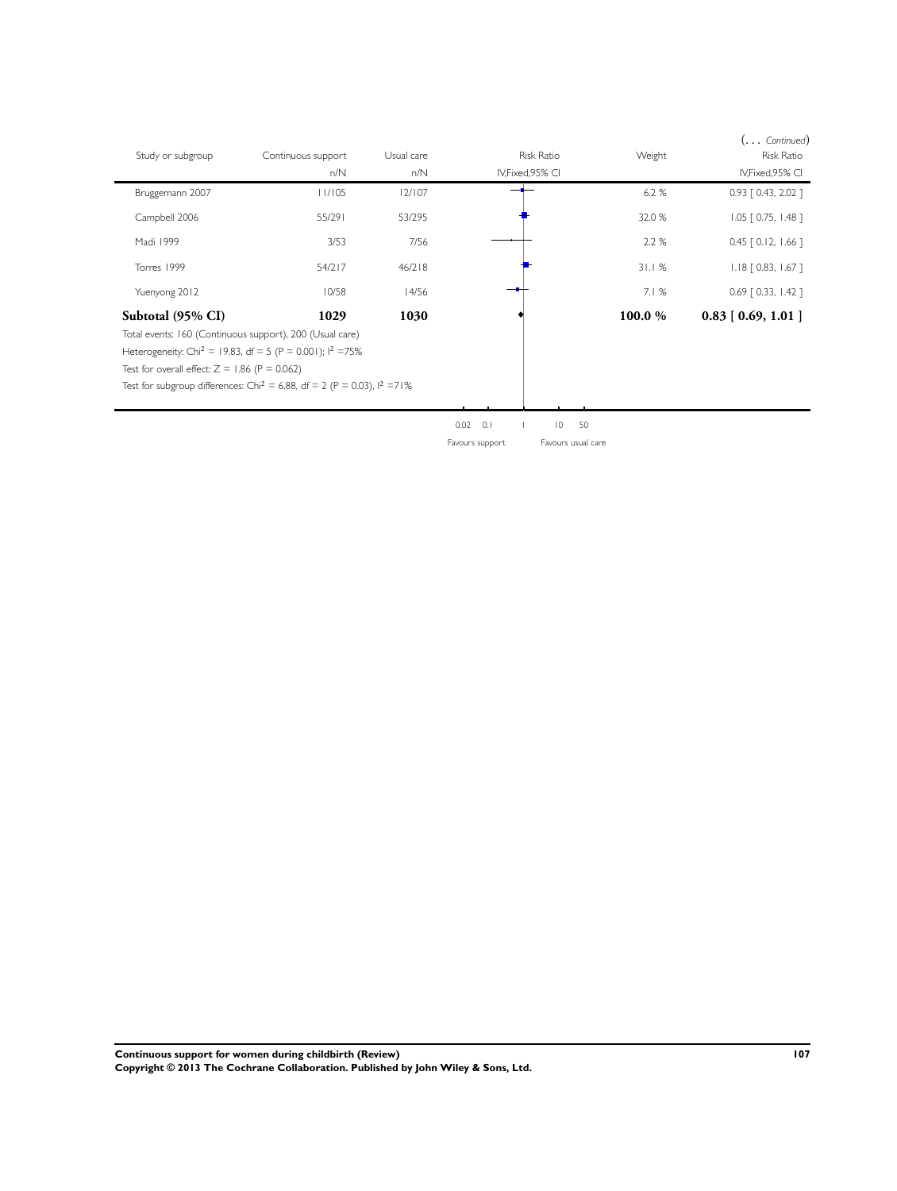(... *Continued*)

| Study or subgroup | Continuous support n/N | Usual care n/N | Risk Ratio IV,Fixed,95% CI | Weight | Risk Ratio IV,Fixed,95% CI |
|---|---|---|---|---|---|
| Bruggemann 2007 | 11/105 | 12/107 | | 6.2 % | 0.93 [ 0.43, 2.02 ] |
| Campbell 2006 | 55/291 | 53/295 | | 32.0 % | 1.05 [ 0.75, 1.48 ] |
| Madi 1999 | 3/53 | 7/56 | | 2.2 % | 0.45 [ 0.12, 1.66 ] |
| Torres 1999 | 54/217 | 46/218 | | 31.1 % | 1.18 [ 0.83, 1.67 ] |
| Yuenyong 2012 | 10/58 | 14/56 | | 7.1 % | 0.69 [ 0.33, 1.42 ] |
| **Subtotal (95% CI)** | **1029** | **1030** | | **100.0 %** | **0.83 [ 0.69, 1.01 ]** |

Total events: 160 (Continuous support), 200 (Usual care)

Heterogeneity: $Chi^2 = 19.83$, df = 5 (P = 0.001); $I^2 = 75\%$

Test for overall effect: Z = 1.86 (P = 0.062)

Test for subgroup differences: $Chi^2 = 6.88$, df = 2 (P = 0.03), $I^2 = 71\%$

0.02 0.1 1 10 50

Favours support Favours usual care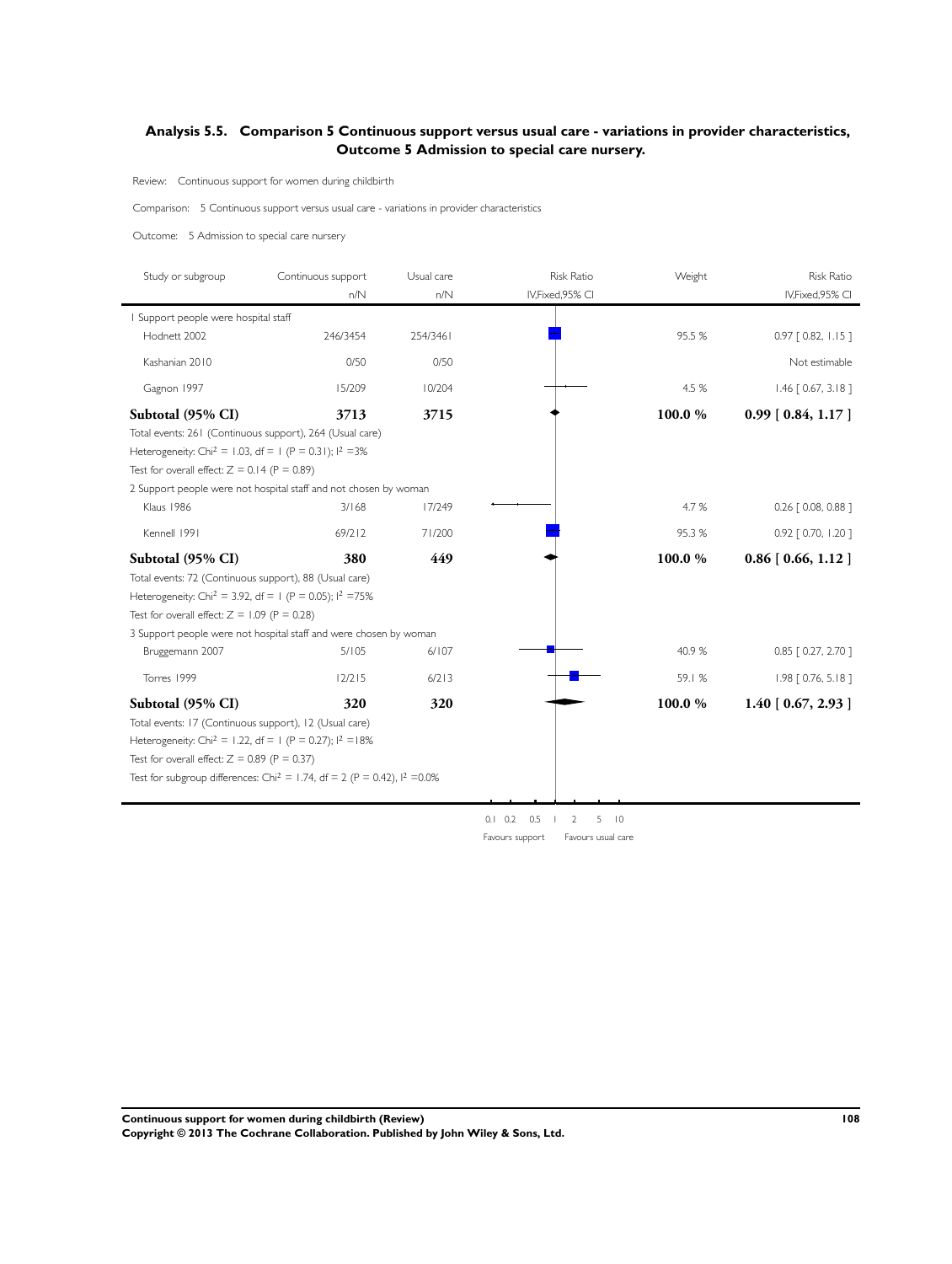## Analysis 5.5. Comparison 5 Continuous support versus usual care - variations in provider characteristics, Outcome 5 Admission to special care nursery.

Review: Continuous support for women during childbirth

Comparison: 5 Continuous support versus usual care - variations in provider characteristics

Outcome: 5 Admission to special care nursery

| Study or subgroup | Continuous support n/N | Usual care n/N | Risk Ratio IV,Fixed,95% CI | Weight | Risk Ratio IV,Fixed,95% CI |
|---|---|---|---|---|---|
| **1 Support people were hospital staff** | | | | | |
| Hodnett 2002 | 246/3454 | 254/3461 | | 95.5 % | 0.97 [ 0.82, 1.15 ] |
| Kashanian 2010 | 0/50 | 0/50 | | | Not estimable |
| Gagnon 1997 | 15/209 | 10/204 | | 4.5 % | 1.46 [ 0.67, 3.18 ] |
| **Subtotal (95% CI)** | **3713** | **3715** | | **100.0 %** | **0.99 [ 0.84, 1.17 ]** |
| Total events: 261 (Continuous support), 264 (Usual care) | | | | | |
| Heterogeneity: $Chi^2 = 1.03$, df = 1 (P = 0.31); $I^2$ =3% | | | | | |
| Test for overall effect: Z = 0.14 (P = 0.89) | | | | | |
| **2 Support people were not hospital staff and not chosen by woman** | | | | | |
| Klaus 1986 | 3/168 | 17/249 | | 4.7 % | 0.26 [ 0.08, 0.88 ] |
| Kennell 1991 | 69/212 | 71/200 | | 95.3 % | 0.92 [ 0.70, 1.20 ] |
| **Subtotal (95% CI)** | **380** | **449** | | **100.0 %** | **0.86 [ 0.66, 1.12 ]** |
| Total events: 72 (Continuous support), 88 (Usual care) | | | | | |
| Heterogeneity: $Chi^2 = 3.92$, df = 1 (P = 0.05); $I^2$ =75% | | | | | |
| Test for overall effect: Z = 1.09 (P = 0.28) | | | | | |
| **3 Support people were not hospital staff and were chosen by woman** | | | | | |
| Bruggemann 2007 | 5/105 | 6/107 | | 40.9 % | 0.85 [ 0.27, 2.70 ] |
| Torres 1999 | 12/215 | 6/213 | | 59.1 % | 1.98 [ 0.76, 5.18 ] |
| **Subtotal (95% CI)** | **320** | **320** | | **100.0 %** | **1.40 [ 0.67, 2.93 ]** |
| Total events: 17 (Continuous support), 12 (Usual care) | | | | | |
| Heterogeneity: $Chi^2 = 1.22$, df = 1 (P = 0.27); $I^2$ =18% | | | | | |
| Test for overall effect: Z = 0.89 (P = 0.37) | | | | | |
| Test for subgroup differences: $Chi^2 = 1.74$, df = 2 (P = 0.42), $I^2$ =0.0% | | | | | |

0.1 0.2 0.5 1 2 5 10

Favours support Favours usual care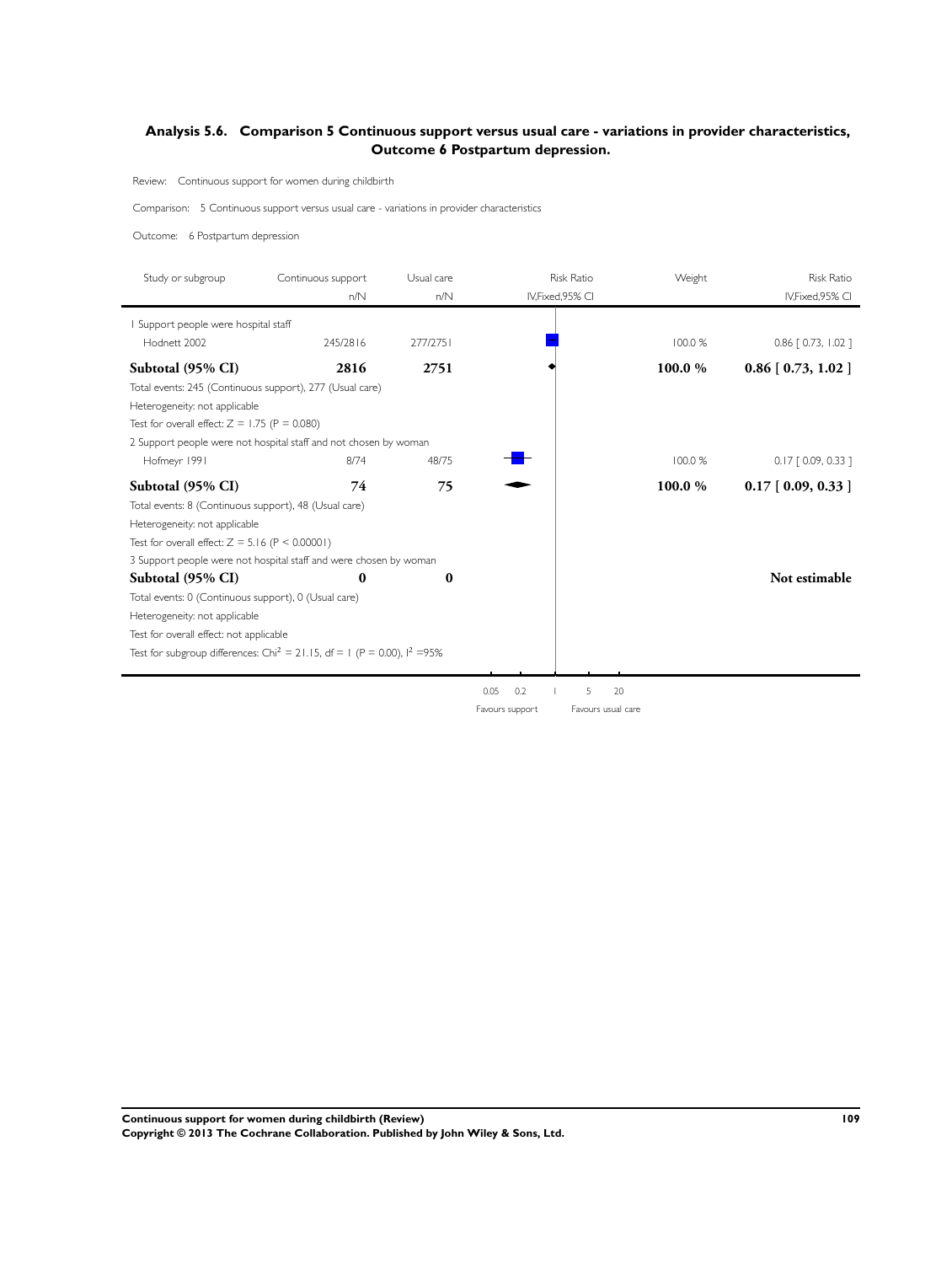## Analysis 5.6. Comparison 5 Continuous support versus usual care - variations in provider characteristics, Outcome 6 Postpartum depression.

Review: Continuous support for women during childbirth

Comparison: 5 Continuous support versus usual care - variations in provider characteristics

Outcome: 6 Postpartum depression

| Study or subgroup | Continuous support n/N | Usual care n/N | Risk Ratio IV,Fixed,95% CI | Weight | Risk Ratio IV,Fixed,95% CI |
|---|---|---|---|---|---|
| 1 Support people were hospital staff | | | | | |
| Hodnett 2002 | 245/2816 | 277/2751 | | 100.0 % | 0.86 [ 0.73, 1.02 ] |
| **Subtotal (95% CI)** | **2816** | **2751** | | **100.0 %** | **0.86 [ 0.73, 1.02 ]** |
| Total events: 245 (Continuous support), 277 (Usual care) | | | | | |
| Heterogeneity: not applicable | | | | | |
| Test for overall effect: Z = 1.75 (P = 0.080) | | | | | |
| 2 Support people were not hospital staff and not chosen by woman | | | | | |
| Hofmeyr 1991 | 8/74 | 48/75 | | 100.0 % | 0.17 [ 0.09, 0.33 ] |
| **Subtotal (95% CI)** | **74** | **75** | | **100.0 %** | **0.17 [ 0.09, 0.33 ]** |
| Total events: 8 (Continuous support), 48 (Usual care) | | | | | |
| Heterogeneity: not applicable | | | | | |
| Test for overall effect: Z = 5.16 (P < 0.00001) | | | | | |
| 3 Support people were not hospital staff and were chosen by woman | | | | | |
| **Subtotal (95% CI)** | **0** | **0** | | | **Not estimable** |
| Total events: 0 (Continuous support), 0 (Usual care) | | | | | |
| Heterogeneity: not applicable | | | | | |
| Test for overall effect: not applicable | | | | | |
| Test for subgroup differences: $Chi^2 = 21.15$, df = 1 (P = 0.00), $I^2$ =95% | | | | | |

0.05 0.2 1 5 20

Favours support Favours usual care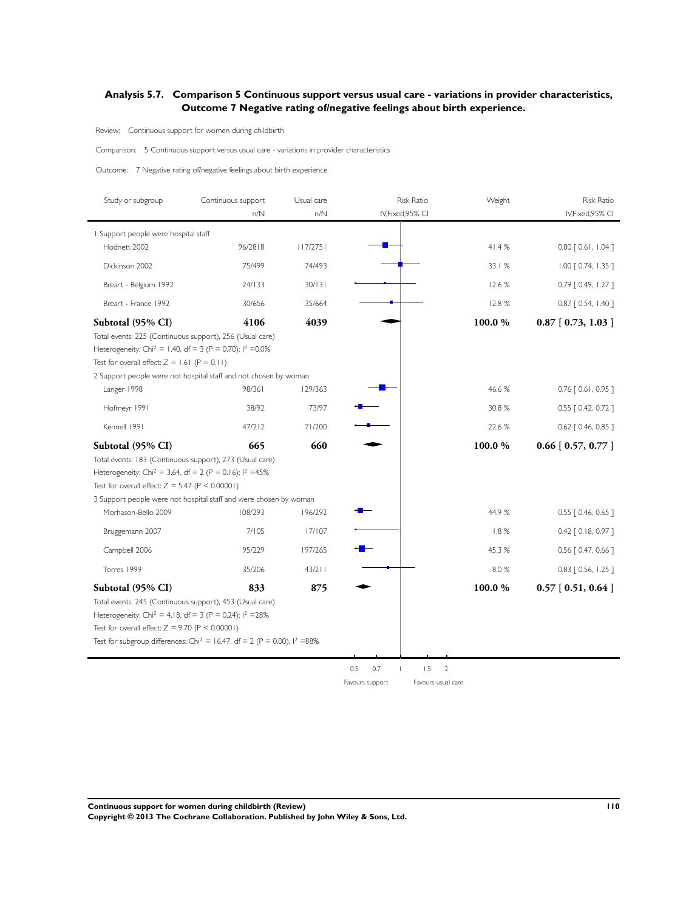## Analysis 5.7. Comparison 5 Continuous support versus usual care - variations in provider characteristics, Outcome 7 Negative rating of/negative feelings about birth experience.

Review: Continuous support for women during childbirth

Comparison: 5 Continuous support versus usual care - variations in provider characteristics

Outcome: 7 Negative rating of/negative feelings about birth experience

| Study or subgroup | Continuous support n/N | Usual care n/N | Weight | Risk Ratio IV,Fixed,95% CI |
|---|---|---|---|---|
| **1 Support people were hospital staff** | | | | |
| Hodnett 2002 | 96/2818 | 117/2751 | 41.4 % | 0.80 [ 0.61, 1.04 ] |
| Dickinson 2002 | 75/499 | 74/493 | 33.1 % | 1.00 [ 0.74, 1.35 ] |
| Breart - Belgium 1992 | 24/133 | 30/131 | 12.6 % | 0.79 [ 0.49, 1.27 ] |
| Breart - France 1992 | 30/656 | 35/664 | 12.8 % | 0.87 [ 0.54, 1.40 ] |
| **Subtotal (95% CI)** | **4106** | **4039** | **100.0 %** | **0.87 [ 0.73, 1.03 ]** |

Total events: 225 (Continuous support), 256 (Usual care)
Heterogeneity: $Chi^2 = 1.40$, df = 3 (P = 0.70); $I^2$ =0.0%
Test for overall effect: Z = 1.61 (P = 0.11)

| Study or subgroup | Continuous support n/N | Usual care n/N | Weight | Risk Ratio IV,Fixed,95% CI |
|---|---|---|---|---|
| **2 Support people were not hospital staff and not chosen by woman** | | | | |
| Langer 1998 | 98/361 | 129/363 | 46.6 % | 0.76 [ 0.61, 0.95 ] |
| Hofmeyr 1991 | 38/92 | 73/97 | 30.8 % | 0.55 [ 0.42, 0.72 ] |
| Kennell 1991 | 47/212 | 71/200 | 22.6 % | 0.62 [ 0.46, 0.85 ] |
| **Subtotal (95% CI)** | **665** | **660** | **100.0 %** | **0.66 [ 0.57, 0.77 ]** |

Total events: 183 (Continuous support), 273 (Usual care)
Heterogeneity: $Chi^2 = 3.64$, df = 2 (P = 0.16); $I^2$ =45%
Test for overall effect: Z = 5.47 (P < 0.00001)

| Study or subgroup | Continuous support n/N | Usual care n/N | Weight | Risk Ratio IV,Fixed,95% CI |
|---|---|---|---|---|
| **3 Support people were not hospital staff and were chosen by woman** | | | | |
| Morhason-Bello 2009 | 108/293 | 196/292 | 44.9 % | 0.55 [ 0.46, 0.65 ] |
| Bruggemann 2007 | 7/105 | 17/107 | 1.8 % | 0.42 [ 0.18, 0.97 ] |
| Campbell 2006 | 95/229 | 197/265 | 45.3 % | 0.56 [ 0.47, 0.66 ] |
| Torres 1999 | 35/206 | 43/211 | 8.0 % | 0.83 [ 0.56, 1.25 ] |
| **Subtotal (95% CI)** | **833** | **875** | **100.0 %** | **0.57 [ 0.51, 0.64 ]** |

Total events: 245 (Continuous support), 453 (Usual care)
Heterogeneity: $Chi^2 = 4.18$, df = 3 (P = 0.24); $I^2$ =28%
Test for overall effect: Z = 9.70 (P < 0.00001)
Test for subgroup differences: $Chi^2 = 16.47$, df = 2 (P = 0.00), $I^2$ =88%

0.5 0.7 1 1.5 2

Favours support — Favours usual care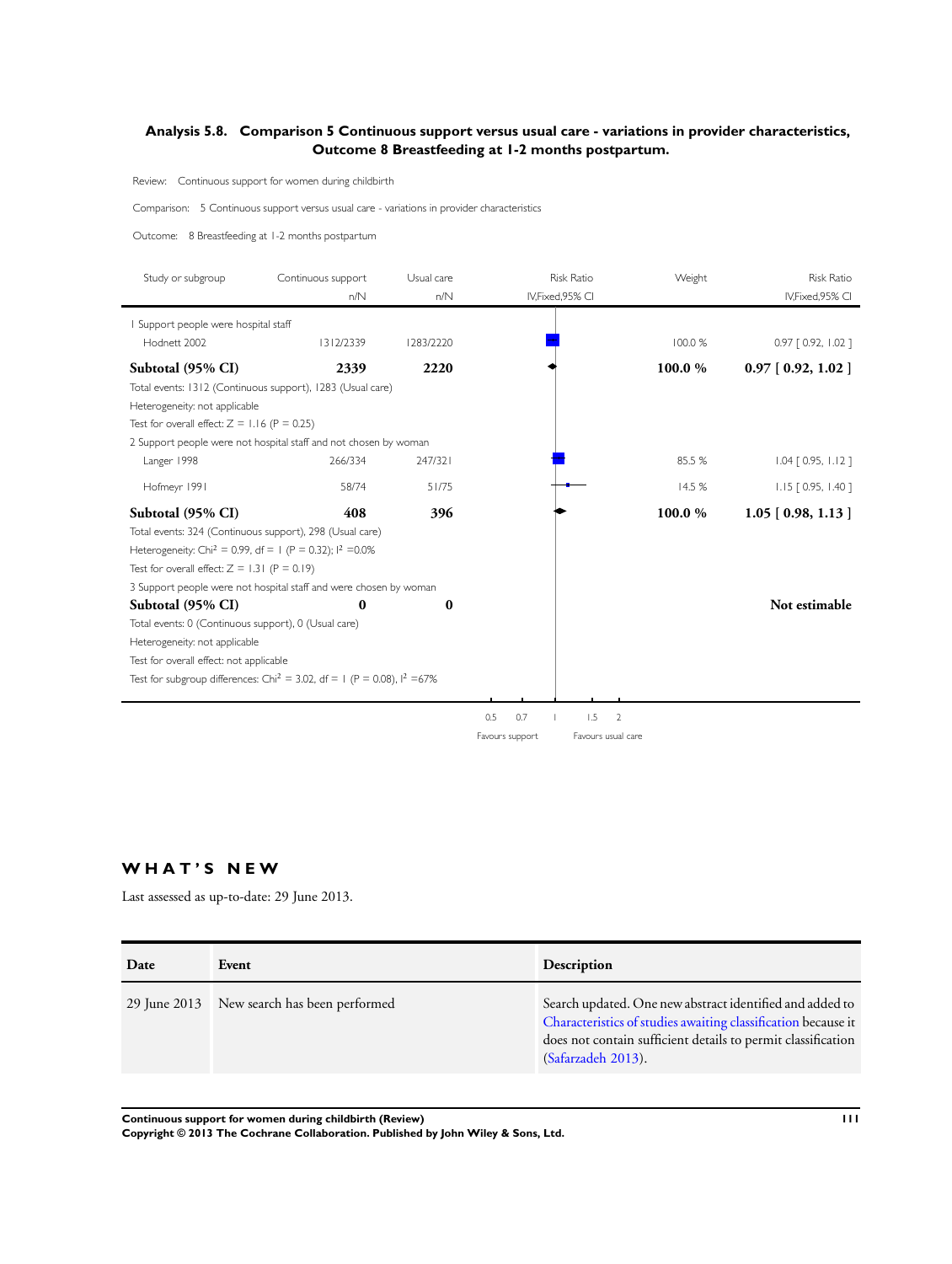### Analysis 5.8. Comparison 5 Continuous support versus usual care - variations in provider characteristics, Outcome 8 Breastfeeding at 1-2 months postpartum.

Review: Continuous support for women during childbirth

Comparison: 5 Continuous support versus usual care - variations in provider characteristics

Outcome: 8 Breastfeeding at 1-2 months postpartum

| Study or subgroup | Continuous support n/N | Usual care n/N | Risk Ratio IV,Fixed,95% CI | Weight | Risk Ratio IV,Fixed,95% CI |
|---|---|---|---|---|---|
| 1 Support people were hospital staff | | | | | |
| Hodnett 2002 | 1312/2339 | 1283/2220 | | 100.0 % | 0.97 [ 0.92, 1.02 ] |
| **Subtotal (95% CI)** | **2339** | **2220** | | **100.0 %** | **0.97 [ 0.92, 1.02 ]** |
| Total events: 1312 (Continuous support), 1283 (Usual care) | | | | | |
| Heterogeneity: not applicable | | | | | |
| Test for overall effect: Z = 1.16 (P = 0.25) | | | | | |
| 2 Support people were not hospital staff and not chosen by woman | | | | | |
| Langer 1998 | 266/334 | 247/321 | | 85.5 % | 1.04 [ 0.95, 1.12 ] |
| Hofmeyr 1991 | 58/74 | 51/75 | | 14.5 % | 1.15 [ 0.95, 1.40 ] |
| **Subtotal (95% CI)** | **408** | **396** | | **100.0 %** | **1.05 [ 0.98, 1.13 ]** |
| Total events: 324 (Continuous support), 298 (Usual care) | | | | | |
| Heterogeneity: Chi² = 0.99, df = 1 (P = 0.32); I² =0.0% | | | | | |
| Test for overall effect: Z = 1.31 (P = 0.19) | | | | | |
| 3 Support people were not hospital staff and were chosen by woman | | | | | |
| **Subtotal (95% CI)** | **0** | **0** | | | **Not estimable** |
| Total events: 0 (Continuous support), 0 (Usual care) | | | | | |
| Heterogeneity: not applicable | | | | | |
| Test for overall effect: not applicable | | | | | |
| Test for subgroup differences: Chi² = 3.02, df = 1 (P = 0.08), I² =67% | | | | | |

0.5 0.7 1 1.5 2

Favours support | Favours usual care

## WHAT'S NEW

Last assessed as up-to-date: 29 June 2013.

| Date | Event | Description |
|---|---|---|
| 29 June 2013 | New search has been performed | Search updated. One new abstract identified and added to Characteristics of studies awaiting classification because it does not contain sufficient details to permit classification (Safarzadeh 2013). |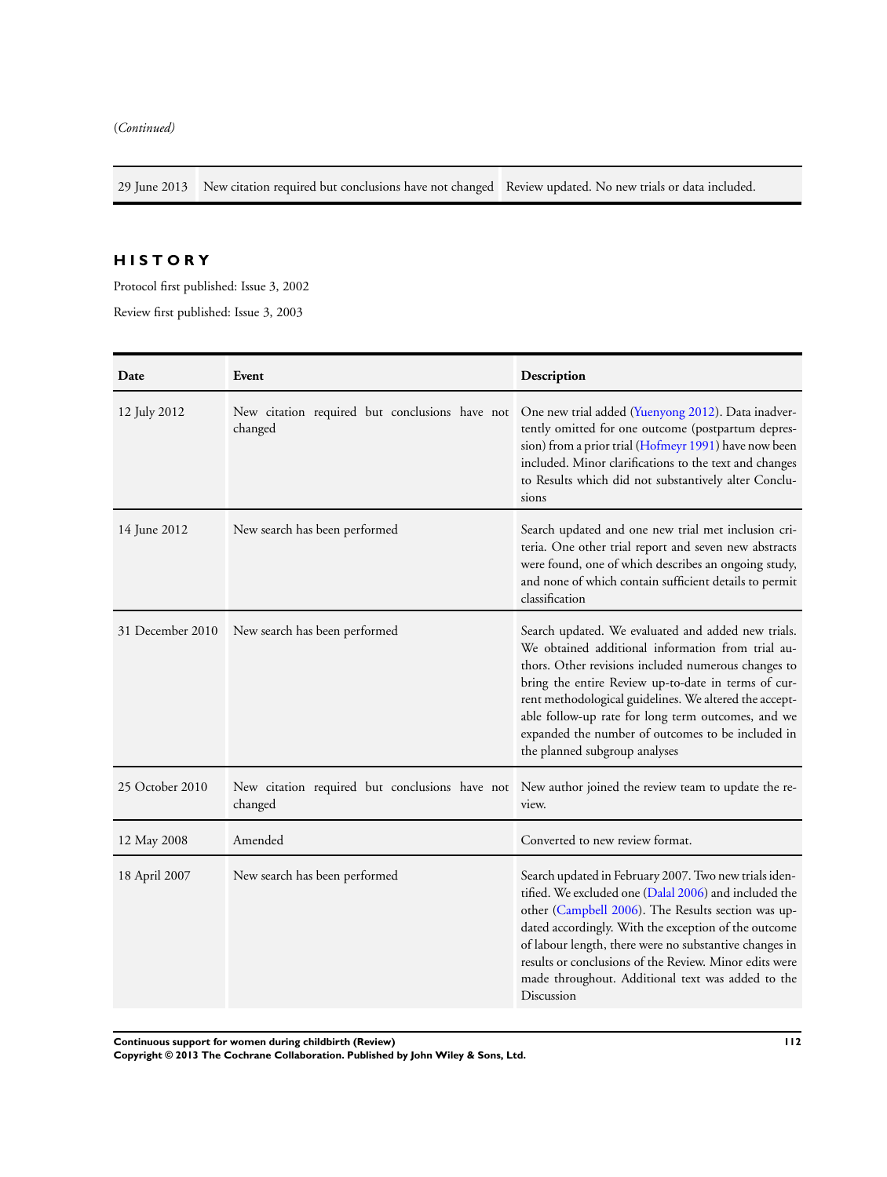(*Continued*)

| | | |
|---|---|---|
| 29 June 2013 | New citation required but conclusions have not changed | Review updated. No new trials or data included. |

# HISTORY

Protocol first published: Issue 3, 2002

Review first published: Issue 3, 2003

| Date | Event | Description |
|---|---|---|
| 12 July 2012 | New citation required but conclusions have not changed | One new trial added (Yuenyong 2012). Data inadvertently omitted for one outcome (postpartum depression) from a prior trial (Hofmeyr 1991) have now been included. Minor clarifications to the text and changes to Results which did not substantively alter Conclusions |
| 14 June 2012 | New search has been performed | Search updated and one new trial met inclusion criteria. One other trial report and seven new abstracts were found, one of which describes an ongoing study, and none of which contain sufficient details to permit classification |
| 31 December 2010 | New search has been performed | Search updated. We evaluated and added new trials. We obtained additional information from trial authors. Other revisions included numerous changes to bring the entire Review up-to-date in terms of current methodological guidelines. We altered the acceptable follow-up rate for long term outcomes, and we expanded the number of outcomes to be included in the planned subgroup analyses |
| 25 October 2010 | New citation required but conclusions have not changed | New author joined the review team to update the review. |
| 12 May 2008 | Amended | Converted to new review format. |
| 18 April 2007 | New search has been performed | Search updated in February 2007. Two new trials identified. We excluded one (Dalal 2006) and included the other (Campbell 2006). The Results section was updated accordingly. With the exception of the outcome of labour length, there were no substantive changes in results or conclusions of the Review. Minor edits were made throughout. Additional text was added to the Discussion |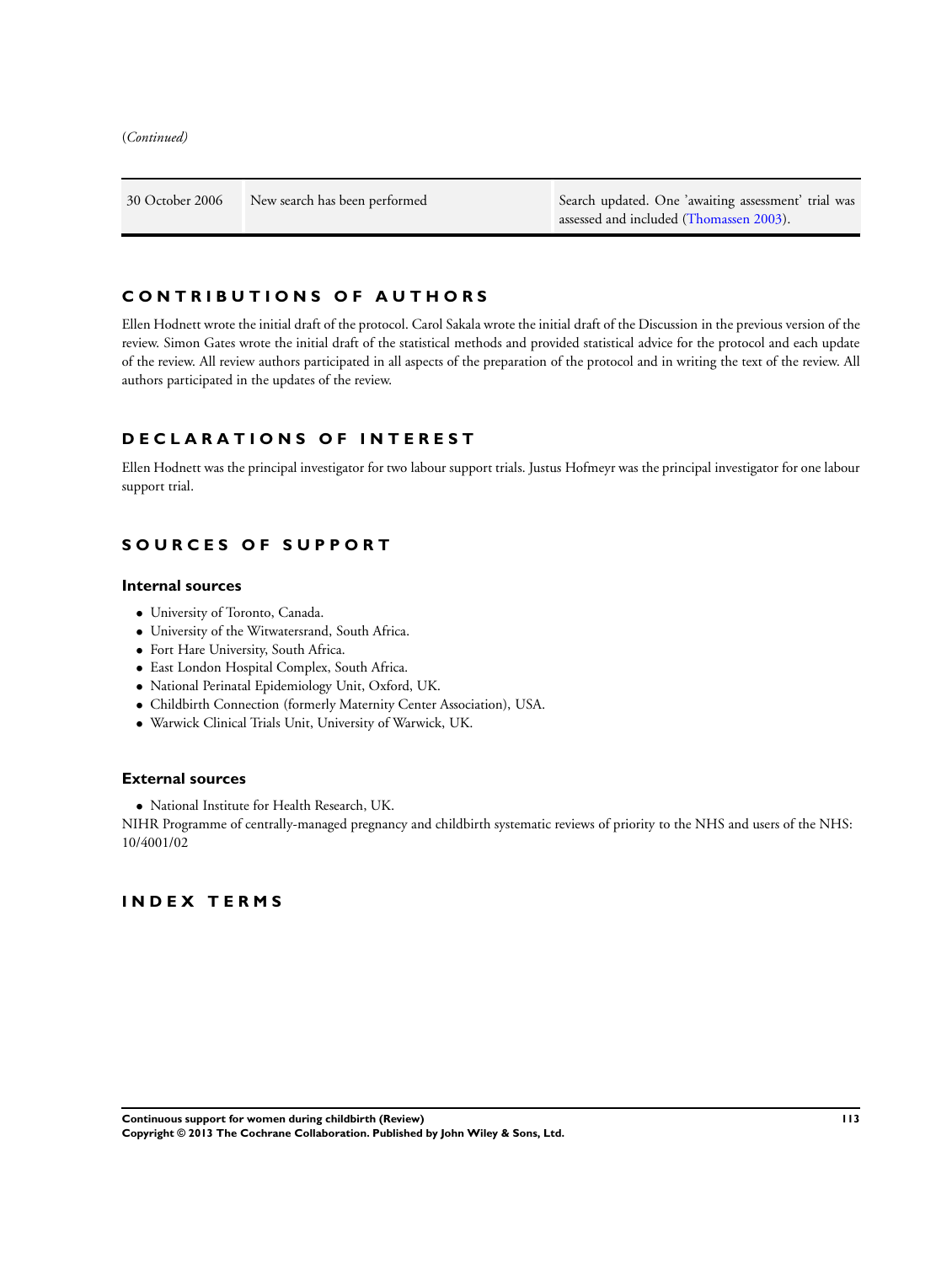(*Continued*)

| | | |
|---|---|---|
| 30 October 2006 | New search has been performed | Search updated. One 'awaiting assessment' trial was assessed and included (Thomassen 2003). |

# CONTRIBUTIONS OF AUTHORS

Ellen Hodnett wrote the initial draft of the protocol. Carol Sakala wrote the initial draft of the Discussion in the previous version of the review. Simon Gates wrote the initial draft of the statistical methods and provided statistical advice for the protocol and each update of the review. All review authors participated in all aspects of the preparation of the protocol and in writing the text of the review. All authors participated in the updates of the review.

# DECLARATIONS OF INTEREST

Ellen Hodnett was the principal investigator for two labour support trials. Justus Hofmeyr was the principal investigator for one labour support trial.

# SOURCES OF SUPPORT

## Internal sources

- University of Toronto, Canada.
- University of the Witwatersrand, South Africa.
- Fort Hare University, South Africa.
- East London Hospital Complex, South Africa.
- National Perinatal Epidemiology Unit, Oxford, UK.
- Childbirth Connection (formerly Maternity Center Association), USA.
- Warwick Clinical Trials Unit, University of Warwick, UK.

## External sources

- National Institute for Health Research, UK.

NIHR Programme of centrally-managed pregnancy and childbirth systematic reviews of priority to the NHS and users of the NHS: 10/4001/02

# INDEX TERMS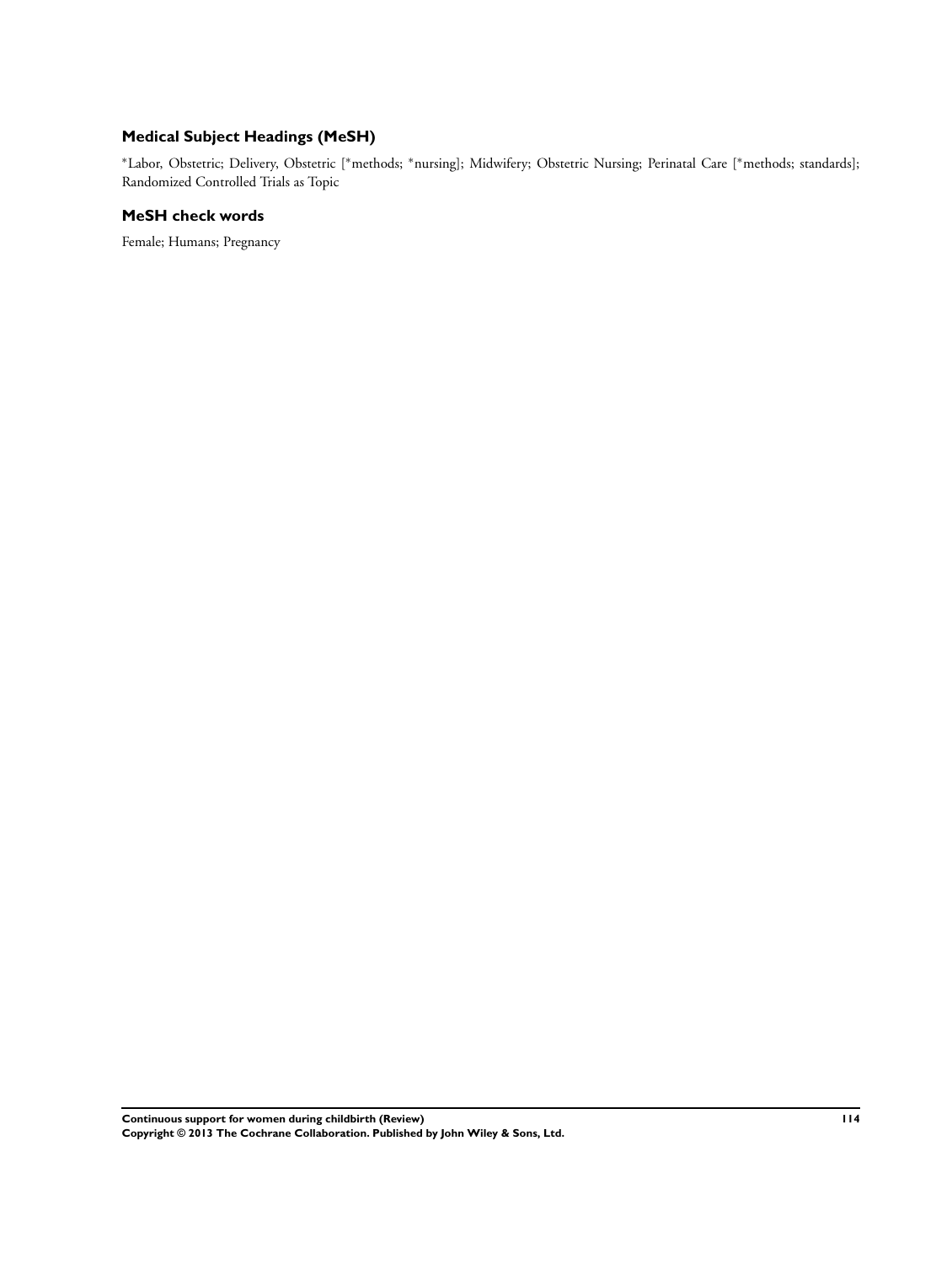### Medical Subject Headings (MeSH)

*Labor, Obstetric; Delivery, Obstetric [*methods; *nursing]; Midwifery; Obstetric Nursing; Perinatal Care [*methods; standards]; Randomized Controlled Trials as Topic

### MeSH check words

Female; Humans; Pregnancy